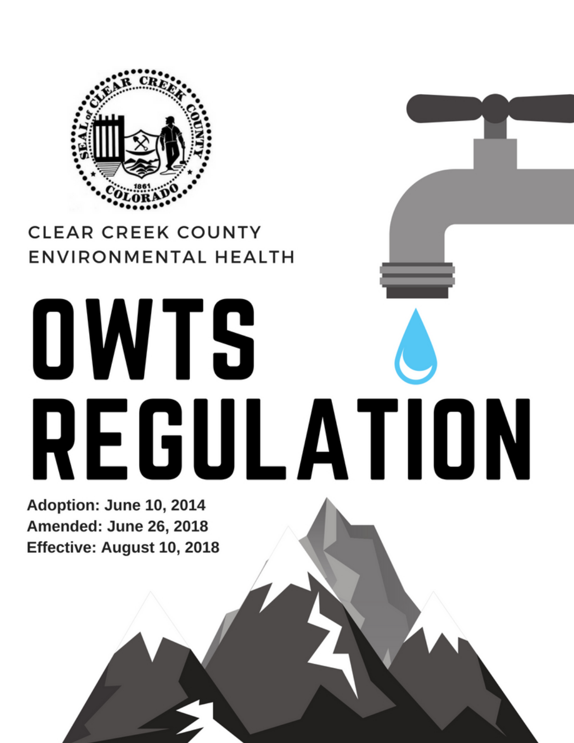CLEAR CREEK COUNTY
ENVIRONMENTAL HEALTH

# OWTS REGULATION

**Adoption: June 10, 2014**
**Amended: June 26, 2018**
**Effective: August 10, 2018**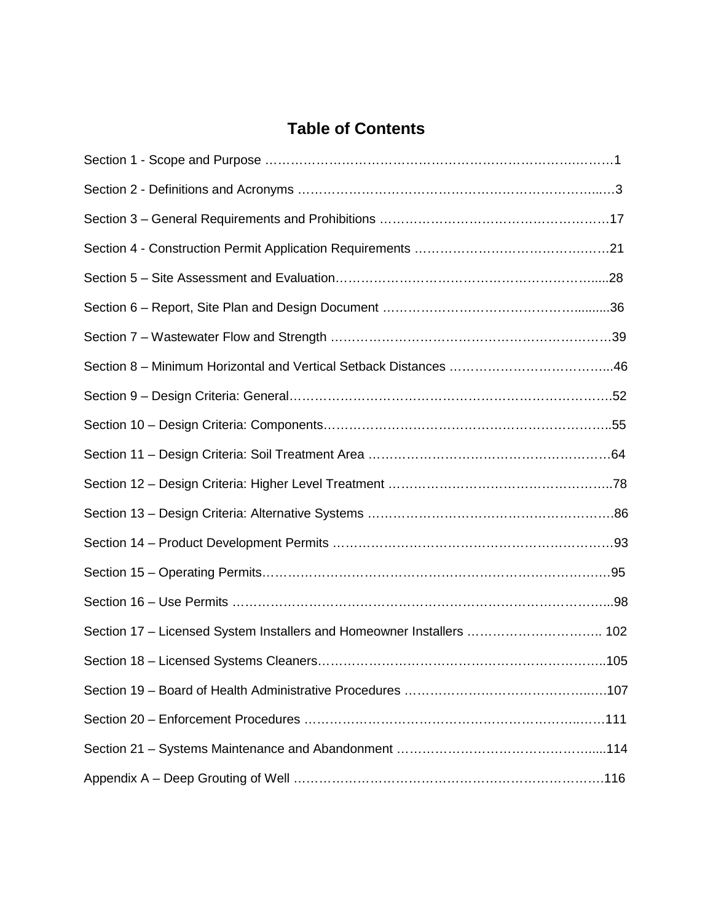# Table of Contents

Section 1 - Scope and Purpose ……………………………………………………………………1

Section 2 - Definitions and Acronyms ……………………………………………………………3

Section 3 – General Requirements and Prohibitions ………………………………………………17

Section 4 - Construction Permit Application Requirements ………………………………………21

Section 5 – Site Assessment and Evaluation…………………………………………………….....28

Section 6 – Report, Site Plan and Design Document ………………………………………..........36

Section 7 – Wastewater Flow and Strength …………………………………………………………39

Section 8 – Minimum Horizontal and Vertical Setback Distances ………………………………...46

Section 9 – Design Criteria: General…………………………………………………………………52

Section 10 – Design Criteria: Components…………………………………………………………..55

Section 11 – Design Criteria: Soil Treatment Area …………………………………………………64

Section 12 – Design Criteria: Higher Level Treatment ……………………………………………..78

Section 13 – Design Criteria: Alternative Systems ………………………………………………….86

Section 14 – Product Development Permits …………………………………………………………93

Section 15 – Operating Permits…………………………………………………………………………95

Section 16 – Use Permits ………………………………………………………………………………...98

Section 17 – Licensed System Installers and Homeowner Installers ………………………….. 102

Section 18 – Licensed Systems Cleaners……………………………………………………………..105

Section 19 – Board of Health Administrative Procedures ……………………………………..….107

Section 20 – Enforcement Procedures ……………………………………………………….……111

Section 21 – Systems Maintenance and Abandonment ……………………………………….....114

Appendix A – Deep Grouting of Well ……………………………………………………………….116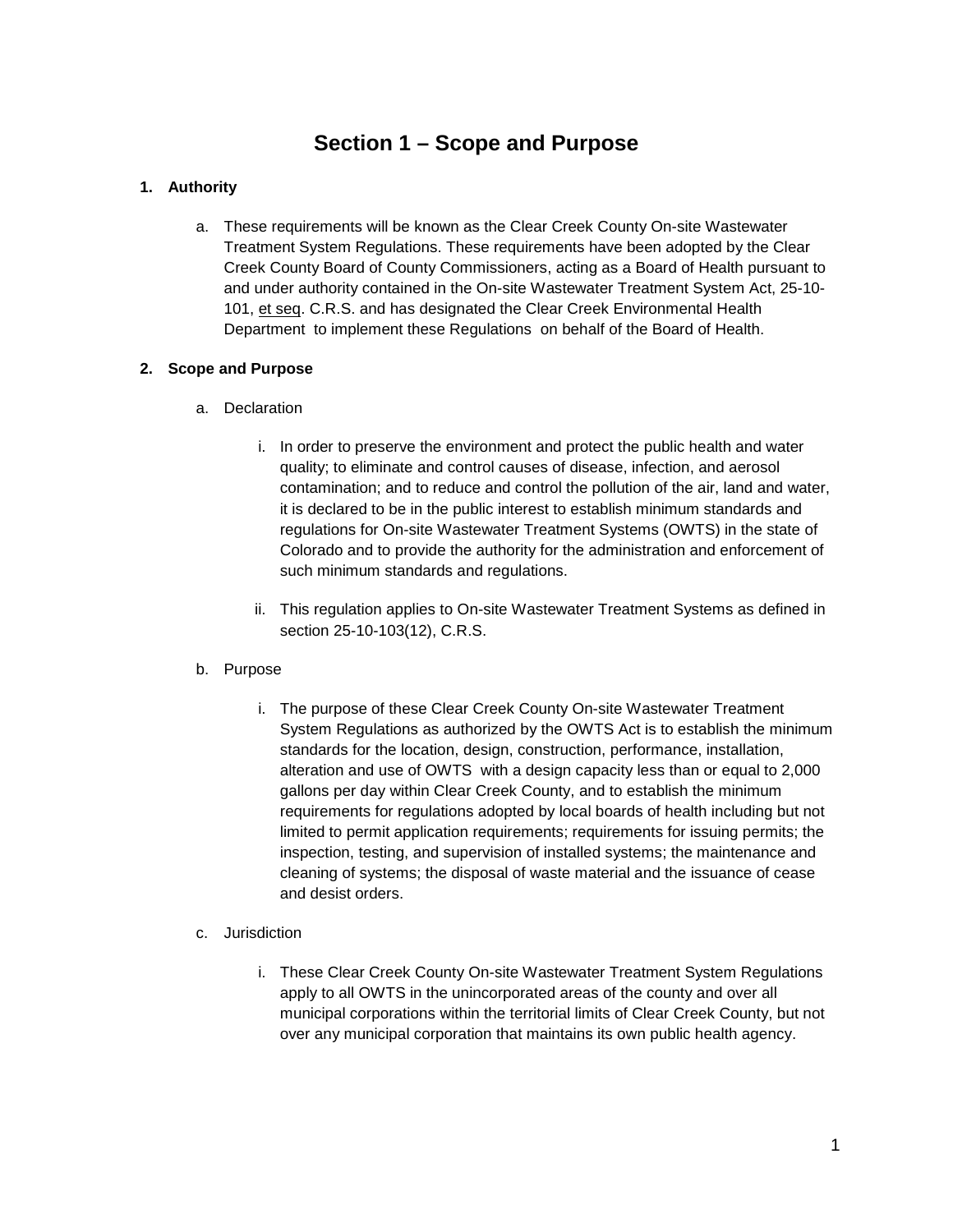# Section 1 – Scope and Purpose

**1. Authority**

a. These requirements will be known as the Clear Creek County On-site Wastewater Treatment System Regulations. These requirements have been adopted by the Clear Creek County Board of County Commissioners, acting as a Board of Health pursuant to and under authority contained in the On-site Wastewater Treatment System Act, 25-10-101, et seq. C.R.S. and has designated the Clear Creek Environmental Health Department to implement these Regulations on behalf of the Board of Health.

**2. Scope and Purpose**

a. Declaration

i. In order to preserve the environment and protect the public health and water quality; to eliminate and control causes of disease, infection, and aerosol contamination; and to reduce and control the pollution of the air, land and water, it is declared to be in the public interest to establish minimum standards and regulations for On-site Wastewater Treatment Systems (OWTS) in the state of Colorado and to provide the authority for the administration and enforcement of such minimum standards and regulations.

ii. This regulation applies to On-site Wastewater Treatment Systems as defined in section 25-10-103(12), C.R.S.

b. Purpose

i. The purpose of these Clear Creek County On-site Wastewater Treatment System Regulations as authorized by the OWTS Act is to establish the minimum standards for the location, design, construction, performance, installation, alteration and use of OWTS with a design capacity less than or equal to 2,000 gallons per day within Clear Creek County, and to establish the minimum requirements for regulations adopted by local boards of health including but not limited to permit application requirements; requirements for issuing permits; the inspection, testing, and supervision of installed systems; the maintenance and cleaning of systems; the disposal of waste material and the issuance of cease and desist orders.

c. Jurisdiction

i. These Clear Creek County On-site Wastewater Treatment System Regulations apply to all OWTS in the unincorporated areas of the county and over all municipal corporations within the territorial limits of Clear Creek County, but not over any municipal corporation that maintains its own public health agency.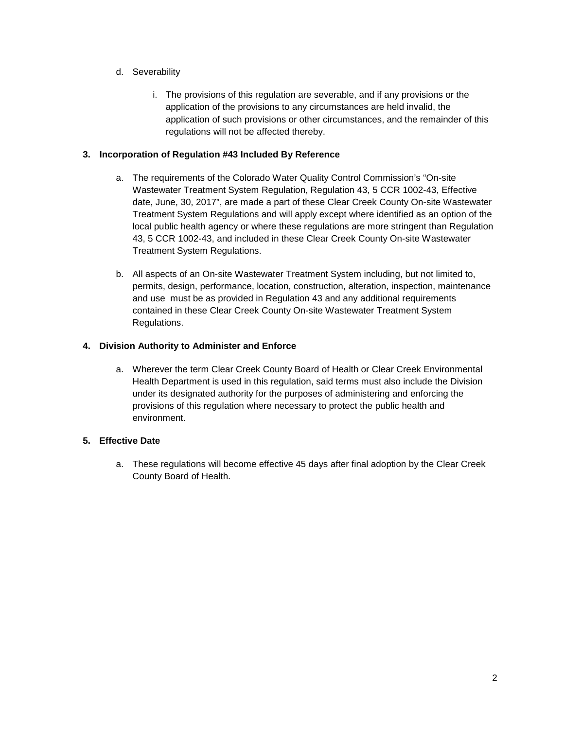d. Severability

   i. The provisions of this regulation are severable, and if any provisions or the application of the provisions to any circumstances are held invalid, the application of such provisions or other circumstances, and the remainder of this regulations will not be affected thereby.

**3. Incorporation of Regulation #43 Included By Reference**

   a. The requirements of the Colorado Water Quality Control Commission's "On-site Wastewater Treatment System Regulation, Regulation 43, 5 CCR 1002-43, Effective date, June, 30, 2017", are made a part of these Clear Creek County On-site Wastewater Treatment System Regulations and will apply except where identified as an option of the local public health agency or where these regulations are more stringent than Regulation 43, 5 CCR 1002-43, and included in these Clear Creek County On-site Wastewater Treatment System Regulations.

   b. All aspects of an On-site Wastewater Treatment System including, but not limited to, permits, design, performance, location, construction, alteration, inspection, maintenance and use must be as provided in Regulation 43 and any additional requirements contained in these Clear Creek County On-site Wastewater Treatment System Regulations.

**4. Division Authority to Administer and Enforce**

   a. Wherever the term Clear Creek County Board of Health or Clear Creek Environmental Health Department is used in this regulation, said terms must also include the Division under its designated authority for the purposes of administering and enforcing the provisions of this regulation where necessary to protect the public health and environment.

**5. Effective Date**

   a. These regulations will become effective 45 days after final adoption by the Clear Creek County Board of Health.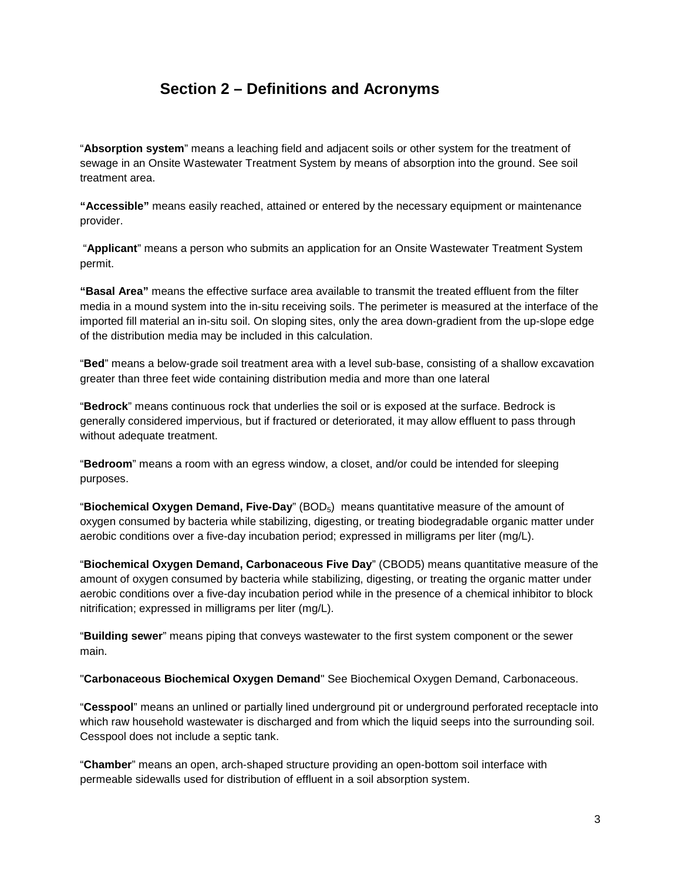## Section 2 – Definitions and Acronyms

"**Absorption system**" means a leaching field and adjacent soils or other system for the treatment of sewage in an Onsite Wastewater Treatment System by means of absorption into the ground. See soil treatment area.

**"Accessible"** means easily reached, attained or entered by the necessary equipment or maintenance provider.

"**Applicant**" means a person who submits an application for an Onsite Wastewater Treatment System permit.

**"Basal Area"** means the effective surface area available to transmit the treated effluent from the filter media in a mound system into the in-situ receiving soils. The perimeter is measured at the interface of the imported fill material an in-situ soil. On sloping sites, only the area down-gradient from the up-slope edge of the distribution media may be included in this calculation.

"**Bed**" means a below-grade soil treatment area with a level sub-base, consisting of a shallow excavation greater than three feet wide containing distribution media and more than one lateral

"**Bedrock**" means continuous rock that underlies the soil or is exposed at the surface. Bedrock is generally considered impervious, but if fractured or deteriorated, it may allow effluent to pass through without adequate treatment.

"**Bedroom**" means a room with an egress window, a closet, and/or could be intended for sleeping purposes.

"**Biochemical Oxygen Demand, Five-Day**" ($BOD_5$) means quantitative measure of the amount of oxygen consumed by bacteria while stabilizing, digesting, or treating biodegradable organic matter under aerobic conditions over a five-day incubation period; expressed in milligrams per liter (mg/L).

"**Biochemical Oxygen Demand, Carbonaceous Five Day**" (CBOD5) means quantitative measure of the amount of oxygen consumed by bacteria while stabilizing, digesting, or treating the organic matter under aerobic conditions over a five-day incubation period while in the presence of a chemical inhibitor to block nitrification; expressed in milligrams per liter (mg/L).

"**Building sewer**" means piping that conveys wastewater to the first system component or the sewer main.

"**Carbonaceous Biochemical Oxygen Demand**" See Biochemical Oxygen Demand, Carbonaceous.

"**Cesspool**" means an unlined or partially lined underground pit or underground perforated receptacle into which raw household wastewater is discharged and from which the liquid seeps into the surrounding soil. Cesspool does not include a septic tank.

"**Chamber**" means an open, arch-shaped structure providing an open-bottom soil interface with permeable sidewalls used for distribution of effluent in a soil absorption system.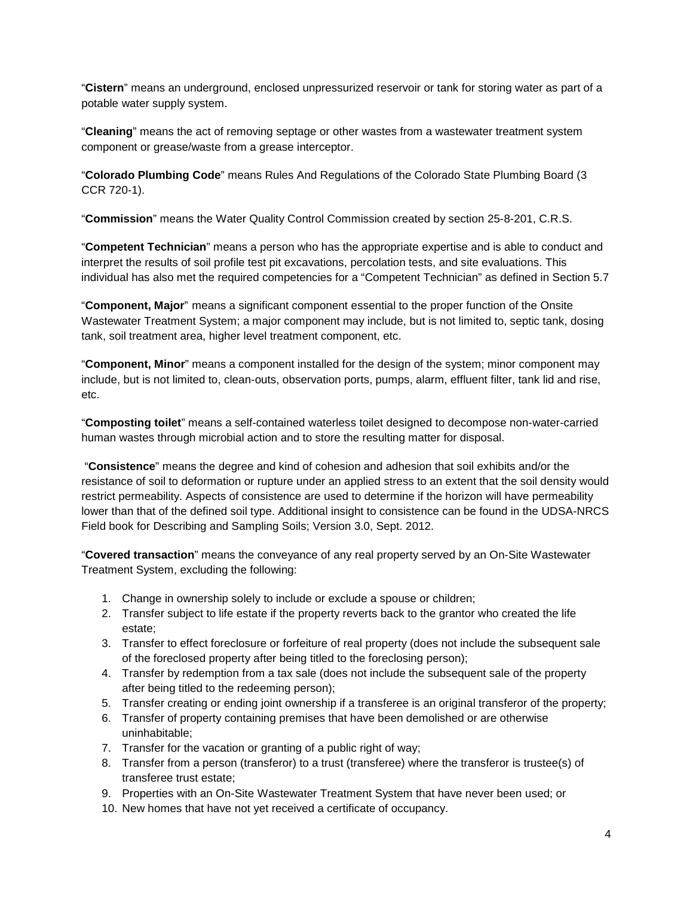"**Cistern**" means an underground, enclosed unpressurized reservoir or tank for storing water as part of a potable water supply system.

"**Cleaning**" means the act of removing septage or other wastes from a wastewater treatment system component or grease/waste from a grease interceptor.

"**Colorado Plumbing Code**" means Rules And Regulations of the Colorado State Plumbing Board (3 CCR 720-1).

"**Commission**" means the Water Quality Control Commission created by section 25-8-201, C.R.S.

"**Competent Technician**" means a person who has the appropriate expertise and is able to conduct and interpret the results of soil profile test pit excavations, percolation tests, and site evaluations. This individual has also met the required competencies for a "Competent Technician" as defined in Section 5.7

"**Component, Major**" means a significant component essential to the proper function of the Onsite Wastewater Treatment System; a major component may include, but is not limited to, septic tank, dosing tank, soil treatment area, higher level treatment component, etc.

"**Component, Minor**" means a component installed for the design of the system; minor component may include, but is not limited to, clean-outs, observation ports, pumps, alarm, effluent filter, tank lid and rise, etc.

"**Composting toilet**" means a self-contained waterless toilet designed to decompose non-water-carried human wastes through microbial action and to store the resulting matter for disposal.

"**Consistence**" means the degree and kind of cohesion and adhesion that soil exhibits and/or the resistance of soil to deformation or rupture under an applied stress to an extent that the soil density would restrict permeability. Aspects of consistence are used to determine if the horizon will have permeability lower than that of the defined soil type. Additional insight to consistence can be found in the UDSA-NRCS Field book for Describing and Sampling Soils; Version 3.0, Sept. 2012.

"**Covered transaction**" means the conveyance of any real property served by an On-Site Wastewater Treatment System, excluding the following:

1. Change in ownership solely to include or exclude a spouse or children;
2. Transfer subject to life estate if the property reverts back to the grantor who created the life estate;
3. Transfer to effect foreclosure or forfeiture of real property (does not include the subsequent sale of the foreclosed property after being titled to the foreclosing person);
4. Transfer by redemption from a tax sale (does not include the subsequent sale of the property after being titled to the redeeming person);
5. Transfer creating or ending joint ownership if a transferee is an original transferor of the property;
6. Transfer of property containing premises that have been demolished or are otherwise uninhabitable;
7. Transfer for the vacation or granting of a public right of way;
8. Transfer from a person (transferor) to a trust (transferee) where the transferor is trustee(s) of transferee trust estate;
9. Properties with an On-Site Wastewater Treatment System that have never been used; or
10. New homes that have not yet received a certificate of occupancy.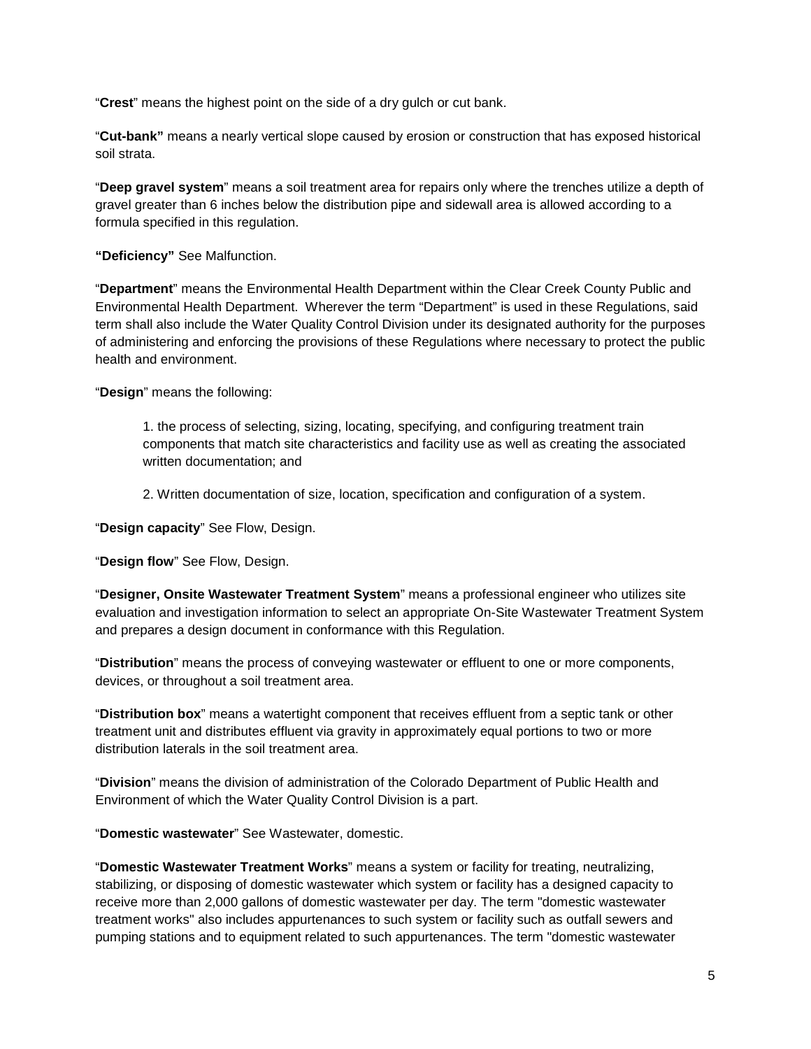"**Crest**" means the highest point on the side of a dry gulch or cut bank.

"**Cut-bank"** means a nearly vertical slope caused by erosion or construction that has exposed historical soil strata.

"**Deep gravel system**" means a soil treatment area for repairs only where the trenches utilize a depth of gravel greater than 6 inches below the distribution pipe and sidewall area is allowed according to a formula specified in this regulation.

**"Deficiency"** See Malfunction.

"**Department**" means the Environmental Health Department within the Clear Creek County Public and Environmental Health Department. Wherever the term "Department" is used in these Regulations, said term shall also include the Water Quality Control Division under its designated authority for the purposes of administering and enforcing the provisions of these Regulations where necessary to protect the public health and environment.

"**Design**" means the following:

> 1. the process of selecting, sizing, locating, specifying, and configuring treatment train components that match site characteristics and facility use as well as creating the associated written documentation; and
>
> 2. Written documentation of size, location, specification and configuration of a system.

"**Design capacity**" See Flow, Design.

"**Design flow**" See Flow, Design.

"**Designer, Onsite Wastewater Treatment System**" means a professional engineer who utilizes site evaluation and investigation information to select an appropriate On-Site Wastewater Treatment System and prepares a design document in conformance with this Regulation.

"**Distribution**" means the process of conveying wastewater or effluent to one or more components, devices, or throughout a soil treatment area.

"**Distribution box**" means a watertight component that receives effluent from a septic tank or other treatment unit and distributes effluent via gravity in approximately equal portions to two or more distribution laterals in the soil treatment area.

"**Division**" means the division of administration of the Colorado Department of Public Health and Environment of which the Water Quality Control Division is a part.

"**Domestic wastewater**" See Wastewater, domestic.

"**Domestic Wastewater Treatment Works**" means a system or facility for treating, neutralizing, stabilizing, or disposing of domestic wastewater which system or facility has a designed capacity to receive more than 2,000 gallons of domestic wastewater per day. The term "domestic wastewater treatment works" also includes appurtenances to such system or facility such as outfall sewers and pumping stations and to equipment related to such appurtenances. The term "domestic wastewater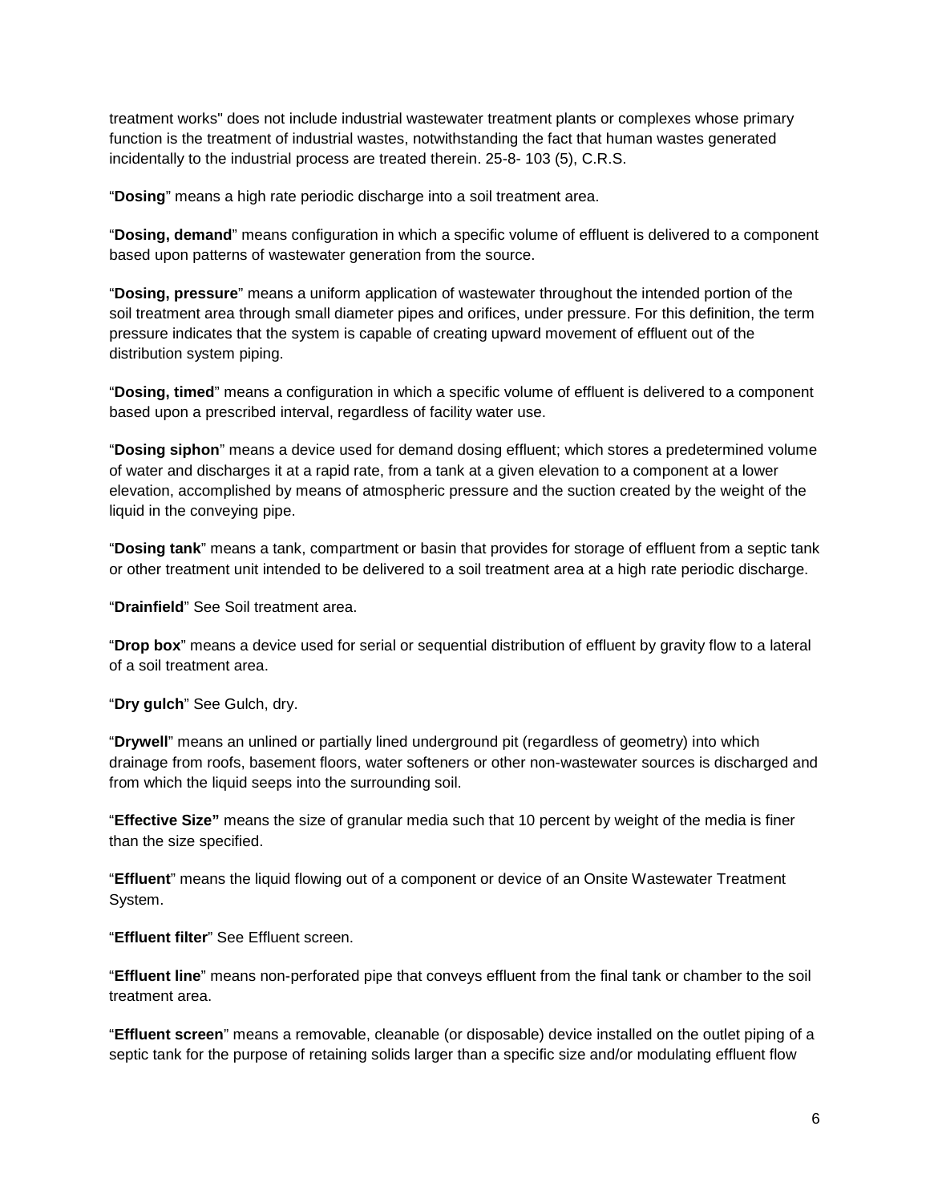treatment works" does not include industrial wastewater treatment plants or complexes whose primary function is the treatment of industrial wastes, notwithstanding the fact that human wastes generated incidentally to the industrial process are treated therein. 25-8- 103 (5), C.R.S.

"**Dosing**" means a high rate periodic discharge into a soil treatment area.

"**Dosing, demand**" means configuration in which a specific volume of effluent is delivered to a component based upon patterns of wastewater generation from the source.

"**Dosing, pressure**" means a uniform application of wastewater throughout the intended portion of the soil treatment area through small diameter pipes and orifices, under pressure. For this definition, the term pressure indicates that the system is capable of creating upward movement of effluent out of the distribution system piping.

"**Dosing, timed**" means a configuration in which a specific volume of effluent is delivered to a component based upon a prescribed interval, regardless of facility water use.

"**Dosing siphon**" means a device used for demand dosing effluent; which stores a predetermined volume of water and discharges it at a rapid rate, from a tank at a given elevation to a component at a lower elevation, accomplished by means of atmospheric pressure and the suction created by the weight of the liquid in the conveying pipe.

"**Dosing tank**" means a tank, compartment or basin that provides for storage of effluent from a septic tank or other treatment unit intended to be delivered to a soil treatment area at a high rate periodic discharge.

"**Drainfield**" See Soil treatment area.

"**Drop box**" means a device used for serial or sequential distribution of effluent by gravity flow to a lateral of a soil treatment area.

"**Dry gulch**" See Gulch, dry.

"**Drywell**" means an unlined or partially lined underground pit (regardless of geometry) into which drainage from roofs, basement floors, water softeners or other non-wastewater sources is discharged and from which the liquid seeps into the surrounding soil.

"**Effective Size"** means the size of granular media such that 10 percent by weight of the media is finer than the size specified.

"**Effluent**" means the liquid flowing out of a component or device of an Onsite Wastewater Treatment System.

"**Effluent filter**" See Effluent screen.

"**Effluent line**" means non-perforated pipe that conveys effluent from the final tank or chamber to the soil treatment area.

"**Effluent screen**" means a removable, cleanable (or disposable) device installed on the outlet piping of a septic tank for the purpose of retaining solids larger than a specific size and/or modulating effluent flow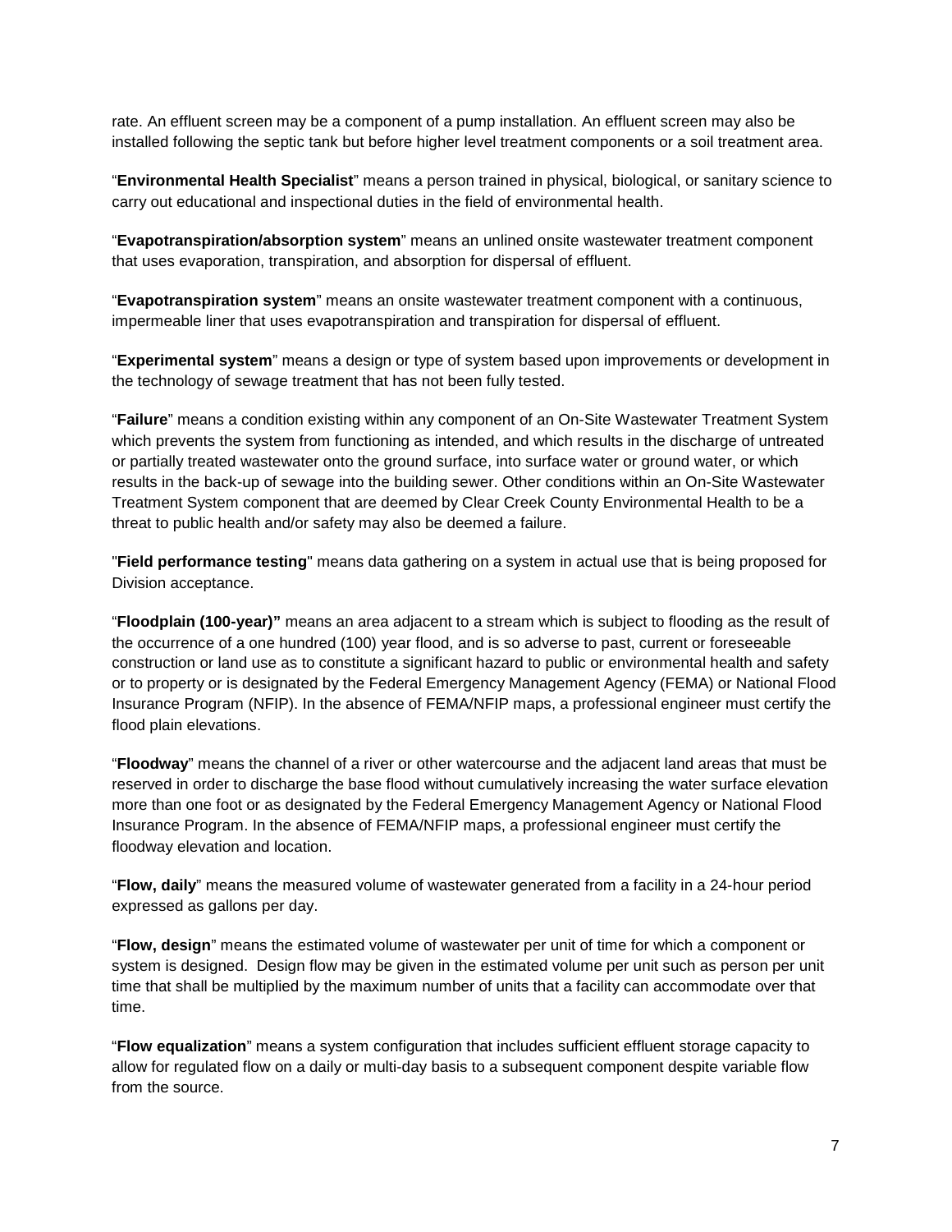rate. An effluent screen may be a component of a pump installation. An effluent screen may also be installed following the septic tank but before higher level treatment components or a soil treatment area.

“**Environmental Health Specialist**” means a person trained in physical, biological, or sanitary science to carry out educational and inspectional duties in the field of environmental health.

“**Evapotranspiration/absorption system**” means an unlined onsite wastewater treatment component that uses evaporation, transpiration, and absorption for dispersal of effluent.

“**Evapotranspiration system**” means an onsite wastewater treatment component with a continuous, impermeable liner that uses evapotranspiration and transpiration for dispersal of effluent.

“**Experimental system**” means a design or type of system based upon improvements or development in the technology of sewage treatment that has not been fully tested.

“**Failure**” means a condition existing within any component of an On-Site Wastewater Treatment System which prevents the system from functioning as intended, and which results in the discharge of untreated or partially treated wastewater onto the ground surface, into surface water or ground water, or which results in the back-up of sewage into the building sewer. Other conditions within an On-Site Wastewater Treatment System component that are deemed by Clear Creek County Environmental Health to be a threat to public health and/or safety may also be deemed a failure.

"**Field performance testing**" means data gathering on a system in actual use that is being proposed for Division acceptance.

“**Floodplain (100-year)”** means an area adjacent to a stream which is subject to flooding as the result of the occurrence of a one hundred (100) year flood, and is so adverse to past, current or foreseeable construction or land use as to constitute a significant hazard to public or environmental health and safety or to property or is designated by the Federal Emergency Management Agency (FEMA) or National Flood Insurance Program (NFIP). In the absence of FEMA/NFIP maps, a professional engineer must certify the flood plain elevations.

“**Floodway**” means the channel of a river or other watercourse and the adjacent land areas that must be reserved in order to discharge the base flood without cumulatively increasing the water surface elevation more than one foot or as designated by the Federal Emergency Management Agency or National Flood Insurance Program. In the absence of FEMA/NFIP maps, a professional engineer must certify the floodway elevation and location.

“**Flow, daily**” means the measured volume of wastewater generated from a facility in a 24-hour period expressed as gallons per day.

“**Flow, design**” means the estimated volume of wastewater per unit of time for which a component or system is designed. Design flow may be given in the estimated volume per unit such as person per unit time that shall be multiplied by the maximum number of units that a facility can accommodate over that time.

“**Flow equalization**” means a system configuration that includes sufficient effluent storage capacity to allow for regulated flow on a daily or multi-day basis to a subsequent component despite variable flow from the source.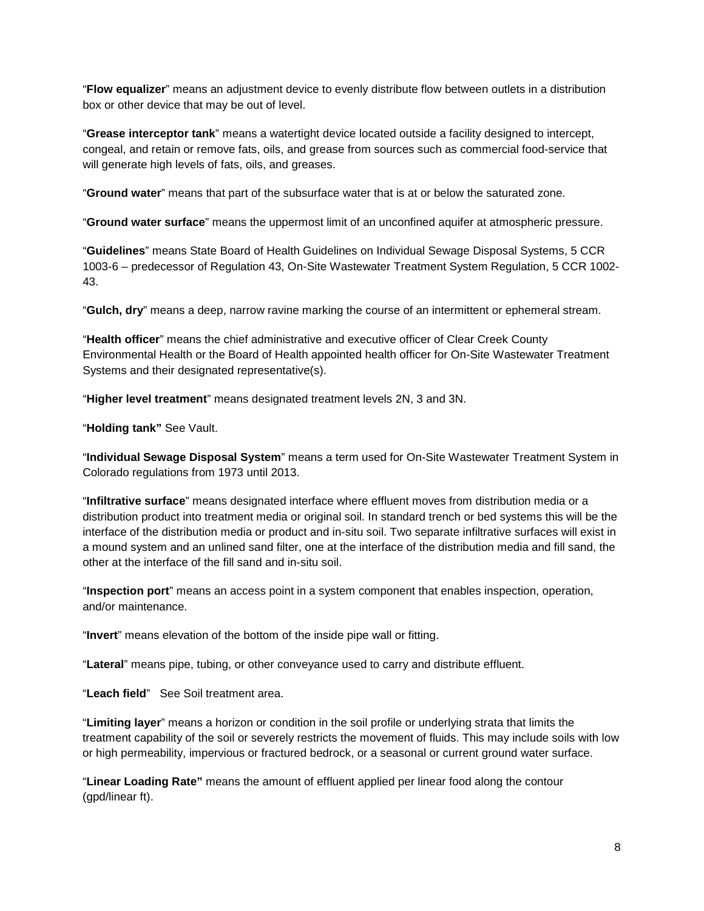“**Flow equalizer**” means an adjustment device to evenly distribute flow between outlets in a distribution box or other device that may be out of level.

“**Grease interceptor tank**” means a watertight device located outside a facility designed to intercept, congeal, and retain or remove fats, oils, and grease from sources such as commercial food-service that will generate high levels of fats, oils, and greases.

“**Ground water**” means that part of the subsurface water that is at or below the saturated zone.

“**Ground water surface**” means the uppermost limit of an unconfined aquifer at atmospheric pressure.

“**Guidelines**” means State Board of Health Guidelines on Individual Sewage Disposal Systems, 5 CCR 1003-6 – predecessor of Regulation 43, On-Site Wastewater Treatment System Regulation, 5 CCR 1002-43.

“**Gulch, dry**” means a deep, narrow ravine marking the course of an intermittent or ephemeral stream.

“**Health officer**” means the chief administrative and executive officer of Clear Creek County Environmental Health or the Board of Health appointed health officer for On-Site Wastewater Treatment Systems and their designated representative(s).

“**Higher level treatment**” means designated treatment levels 2N, 3 and 3N.

“**Holding tank”** See Vault.

“**Individual Sewage Disposal System**” means a term used for On-Site Wastewater Treatment System in Colorado regulations from 1973 until 2013.

“**Infiltrative surface**” means designated interface where effluent moves from distribution media or a distribution product into treatment media or original soil. In standard trench or bed systems this will be the interface of the distribution media or product and in-situ soil. Two separate infiltrative surfaces will exist in a mound system and an unlined sand filter, one at the interface of the distribution media and fill sand, the other at the interface of the fill sand and in-situ soil.

“**Inspection port**” means an access point in a system component that enables inspection, operation, and/or maintenance.

“**Invert**” means elevation of the bottom of the inside pipe wall or fitting.

“**Lateral**” means pipe, tubing, or other conveyance used to carry and distribute effluent.

“**Leach field**” See Soil treatment area.

“**Limiting layer**” means a horizon or condition in the soil profile or underlying strata that limits the treatment capability of the soil or severely restricts the movement of fluids. This may include soils with low or high permeability, impervious or fractured bedrock, or a seasonal or current ground water surface.

“**Linear Loading Rate”** means the amount of effluent applied per linear food along the contour (gpd/linear ft).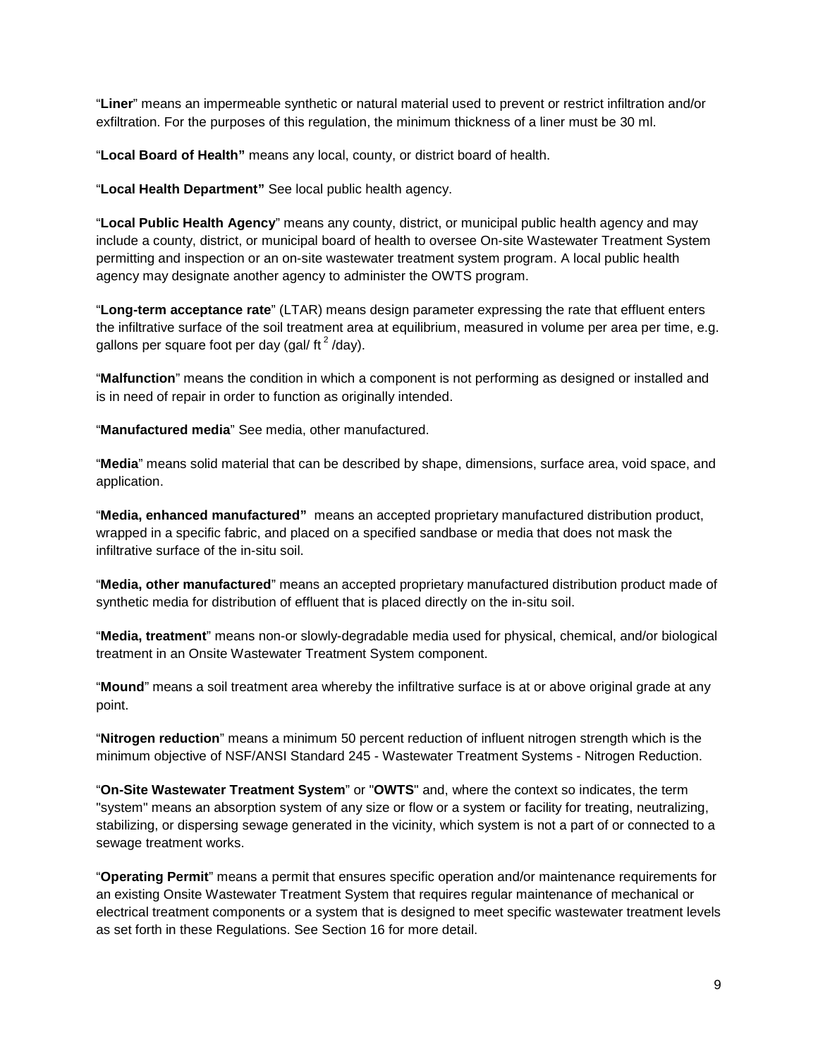"**Liner**" means an impermeable synthetic or natural material used to prevent or restrict infiltration and/or exfiltration. For the purposes of this regulation, the minimum thickness of a liner must be 30 ml.

"**Local Board of Health"** means any local, county, or district board of health.

"**Local Health Department"** See local public health agency.

"**Local Public Health Agency**" means any county, district, or municipal public health agency and may include a county, district, or municipal board of health to oversee On-site Wastewater Treatment System permitting and inspection or an on-site wastewater treatment system program. A local public health agency may designate another agency to administer the OWTS program.

"**Long-term acceptance rate**" (LTAR) means design parameter expressing the rate that effluent enters the infiltrative surface of the soil treatment area at equilibrium, measured in volume per area per time, e.g. gallons per square foot per day (gal/ $ft^2$ /day).

"**Malfunction**" means the condition in which a component is not performing as designed or installed and is in need of repair in order to function as originally intended.

"**Manufactured media**" See media, other manufactured.

"**Media**" means solid material that can be described by shape, dimensions, surface area, void space, and application.

"**Media, enhanced manufactured"** means an accepted proprietary manufactured distribution product, wrapped in a specific fabric, and placed on a specified sandbase or media that does not mask the infiltrative surface of the in-situ soil.

"**Media, other manufactured**" means an accepted proprietary manufactured distribution product made of synthetic media for distribution of effluent that is placed directly on the in-situ soil.

"**Media, treatment**" means non-or slowly-degradable media used for physical, chemical, and/or biological treatment in an Onsite Wastewater Treatment System component.

"**Mound**" means a soil treatment area whereby the infiltrative surface is at or above original grade at any point.

"**Nitrogen reduction**" means a minimum 50 percent reduction of influent nitrogen strength which is the minimum objective of NSF/ANSI Standard 245 - Wastewater Treatment Systems - Nitrogen Reduction.

"**On-Site Wastewater Treatment System**" or "**OWTS**" and, where the context so indicates, the term "system" means an absorption system of any size or flow or a system or facility for treating, neutralizing, stabilizing, or dispersing sewage generated in the vicinity, which system is not a part of or connected to a sewage treatment works.

"**Operating Permit**" means a permit that ensures specific operation and/or maintenance requirements for an existing Onsite Wastewater Treatment System that requires regular maintenance of mechanical or electrical treatment components or a system that is designed to meet specific wastewater treatment levels as set forth in these Regulations. See Section 16 for more detail.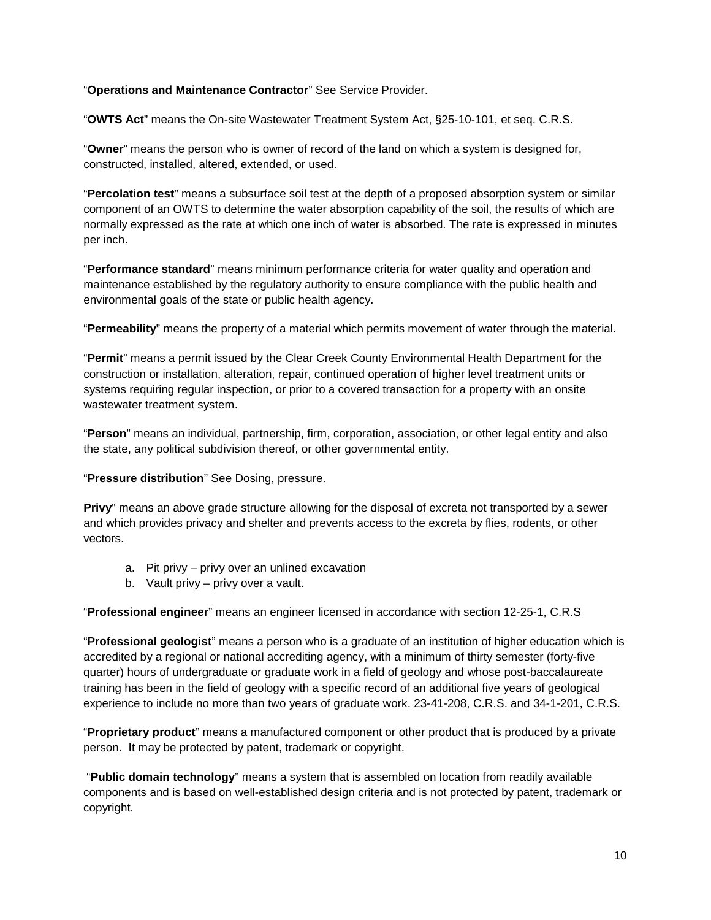"**Operations and Maintenance Contractor**" See Service Provider.

"**OWTS Act**" means the On-site Wastewater Treatment System Act, §25-10-101, et seq. C.R.S.

"**Owner**" means the person who is owner of record of the land on which a system is designed for, constructed, installed, altered, extended, or used.

"**Percolation test**" means a subsurface soil test at the depth of a proposed absorption system or similar component of an OWTS to determine the water absorption capability of the soil, the results of which are normally expressed as the rate at which one inch of water is absorbed. The rate is expressed in minutes per inch.

"**Performance standard**" means minimum performance criteria for water quality and operation and maintenance established by the regulatory authority to ensure compliance with the public health and environmental goals of the state or public health agency.

"**Permeability**" means the property of a material which permits movement of water through the material.

"**Permit**" means a permit issued by the Clear Creek County Environmental Health Department for the construction or installation, alteration, repair, continued operation of higher level treatment units or systems requiring regular inspection, or prior to a covered transaction for a property with an onsite wastewater treatment system.

"**Person**" means an individual, partnership, firm, corporation, association, or other legal entity and also the state, any political subdivision thereof, or other governmental entity.

"**Pressure distribution**" See Dosing, pressure.

**Privy**" means an above grade structure allowing for the disposal of excreta not transported by a sewer and which provides privacy and shelter and prevents access to the excreta by flies, rodents, or other vectors.

a. Pit privy – privy over an unlined excavation
b. Vault privy – privy over a vault.

"**Professional engineer**" means an engineer licensed in accordance with section 12-25-1, C.R.S

"**Professional geologist**" means a person who is a graduate of an institution of higher education which is accredited by a regional or national accrediting agency, with a minimum of thirty semester (forty-five quarter) hours of undergraduate or graduate work in a field of geology and whose post-baccalaureate training has been in the field of geology with a specific record of an additional five years of geological experience to include no more than two years of graduate work. 23-41-208, C.R.S. and 34-1-201, C.R.S.

"**Proprietary product**" means a manufactured component or other product that is produced by a private person. It may be protected by patent, trademark or copyright.

"**Public domain technology**" means a system that is assembled on location from readily available components and is based on well-established design criteria and is not protected by patent, trademark or copyright.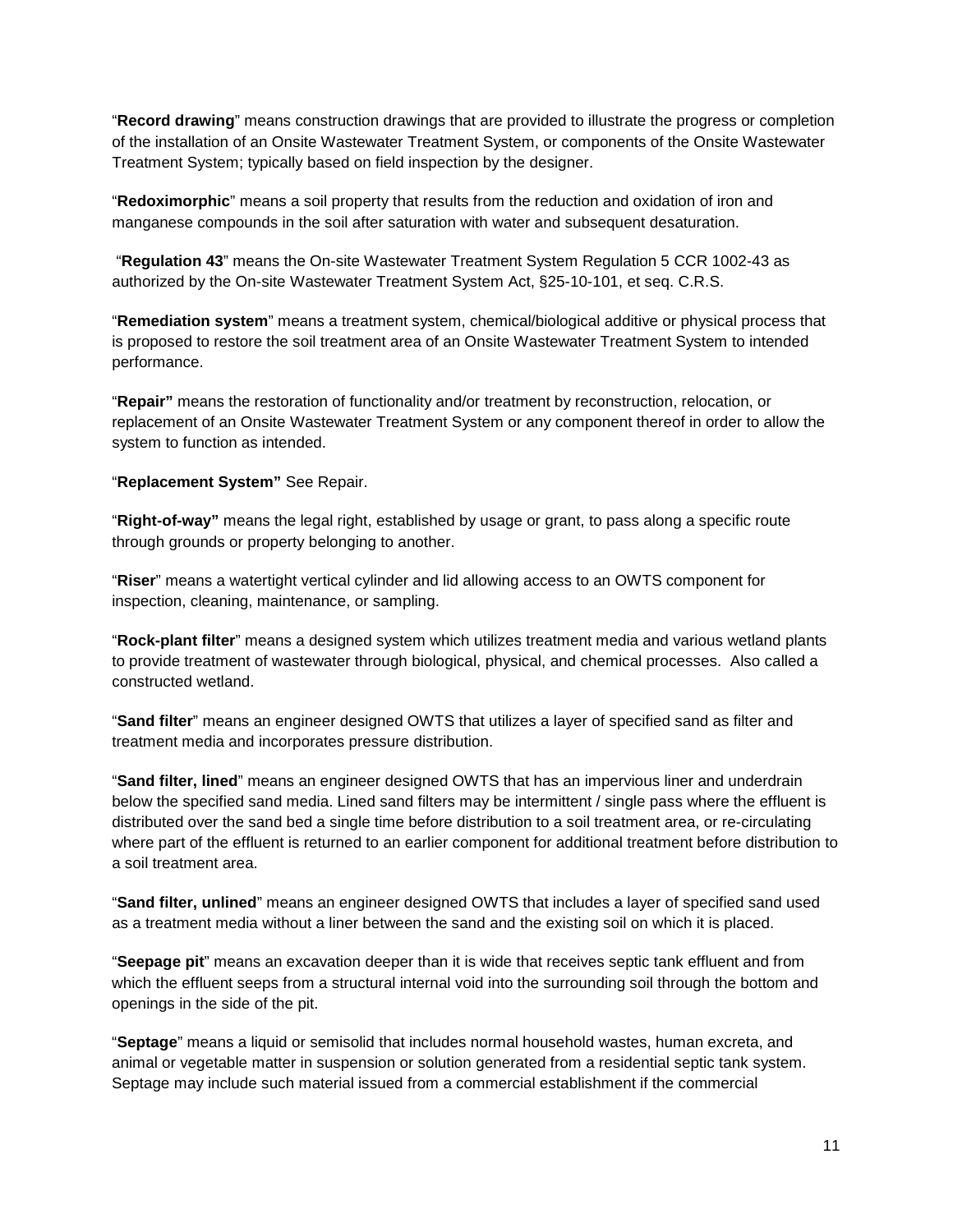"**Record drawing**" means construction drawings that are provided to illustrate the progress or completion of the installation of an Onsite Wastewater Treatment System, or components of the Onsite Wastewater Treatment System; typically based on field inspection by the designer.

"**Redoximorphic**" means a soil property that results from the reduction and oxidation of iron and manganese compounds in the soil after saturation with water and subsequent desaturation.

"**Regulation 43**" means the On-site Wastewater Treatment System Regulation 5 CCR 1002-43 as authorized by the On-site Wastewater Treatment System Act, §25-10-101, et seq. C.R.S.

"**Remediation system**" means a treatment system, chemical/biological additive or physical process that is proposed to restore the soil treatment area of an Onsite Wastewater Treatment System to intended performance.

"**Repair"** means the restoration of functionality and/or treatment by reconstruction, relocation, or replacement of an Onsite Wastewater Treatment System or any component thereof in order to allow the system to function as intended.

"**Replacement System"** See Repair.

"**Right-of-way"** means the legal right, established by usage or grant, to pass along a specific route through grounds or property belonging to another.

"**Riser**" means a watertight vertical cylinder and lid allowing access to an OWTS component for inspection, cleaning, maintenance, or sampling.

"**Rock-plant filter**" means a designed system which utilizes treatment media and various wetland plants to provide treatment of wastewater through biological, physical, and chemical processes. Also called a constructed wetland.

"**Sand filter**" means an engineer designed OWTS that utilizes a layer of specified sand as filter and treatment media and incorporates pressure distribution.

"**Sand filter, lined**" means an engineer designed OWTS that has an impervious liner and underdrain below the specified sand media. Lined sand filters may be intermittent / single pass where the effluent is distributed over the sand bed a single time before distribution to a soil treatment area, or re-circulating where part of the effluent is returned to an earlier component for additional treatment before distribution to a soil treatment area.

"**Sand filter, unlined**" means an engineer designed OWTS that includes a layer of specified sand used as a treatment media without a liner between the sand and the existing soil on which it is placed.

"**Seepage pit**" means an excavation deeper than it is wide that receives septic tank effluent and from which the effluent seeps from a structural internal void into the surrounding soil through the bottom and openings in the side of the pit.

"**Septage**" means a liquid or semisolid that includes normal household wastes, human excreta, and animal or vegetable matter in suspension or solution generated from a residential septic tank system. Septage may include such material issued from a commercial establishment if the commercial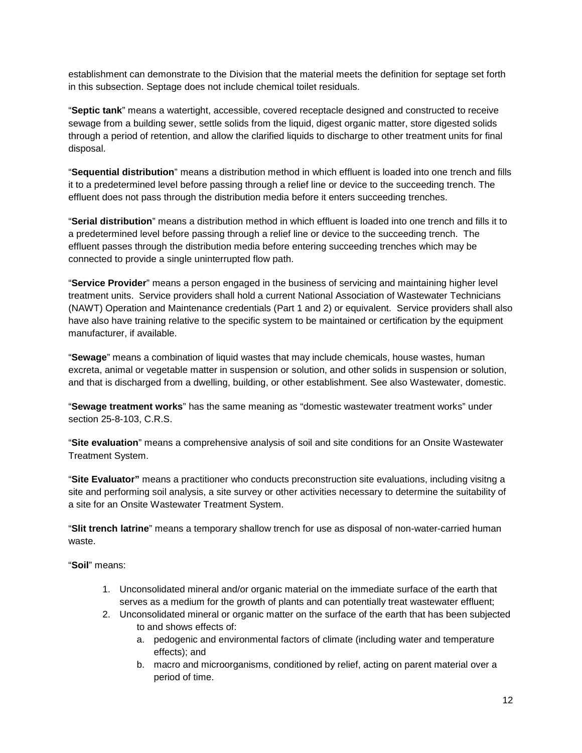establishment can demonstrate to the Division that the material meets the definition for septage set forth in this subsection. Septage does not include chemical toilet residuals.

"**Septic tank**" means a watertight, accessible, covered receptacle designed and constructed to receive sewage from a building sewer, settle solids from the liquid, digest organic matter, store digested solids through a period of retention, and allow the clarified liquids to discharge to other treatment units for final disposal.

"**Sequential distribution**" means a distribution method in which effluent is loaded into one trench and fills it to a predetermined level before passing through a relief line or device to the succeeding trench. The effluent does not pass through the distribution media before it enters succeeding trenches.

"**Serial distribution**" means a distribution method in which effluent is loaded into one trench and fills it to a predetermined level before passing through a relief line or device to the succeeding trench. The effluent passes through the distribution media before entering succeeding trenches which may be connected to provide a single uninterrupted flow path.

"**Service Provider**" means a person engaged in the business of servicing and maintaining higher level treatment units. Service providers shall hold a current National Association of Wastewater Technicians (NAWT) Operation and Maintenance credentials (Part 1 and 2) or equivalent. Service providers shall also have also have training relative to the specific system to be maintained or certification by the equipment manufacturer, if available.

"**Sewage**" means a combination of liquid wastes that may include chemicals, house wastes, human excreta, animal or vegetable matter in suspension or solution, and other solids in suspension or solution, and that is discharged from a dwelling, building, or other establishment. See also Wastewater, domestic.

"**Sewage treatment works**" has the same meaning as "domestic wastewater treatment works" under section 25-8-103, C.R.S.

"**Site evaluation**" means a comprehensive analysis of soil and site conditions for an Onsite Wastewater Treatment System.

"**Site Evaluator"** means a practitioner who conducts preconstruction site evaluations, including visitng a site and performing soil analysis, a site survey or other activities necessary to determine the suitability of a site for an Onsite Wastewater Treatment System.

"**Slit trench latrine**" means a temporary shallow trench for use as disposal of non-water-carried human waste.

"**Soil**" means:

1. Unconsolidated mineral and/or organic material on the immediate surface of the earth that serves as a medium for the growth of plants and can potentially treat wastewater effluent;
2. Unconsolidated mineral or organic matter on the surface of the earth that has been subjected to and shows effects of:
    a. pedogenic and environmental factors of climate (including water and temperature effects); and
    b. macro and microorganisms, conditioned by relief, acting on parent material over a period of time.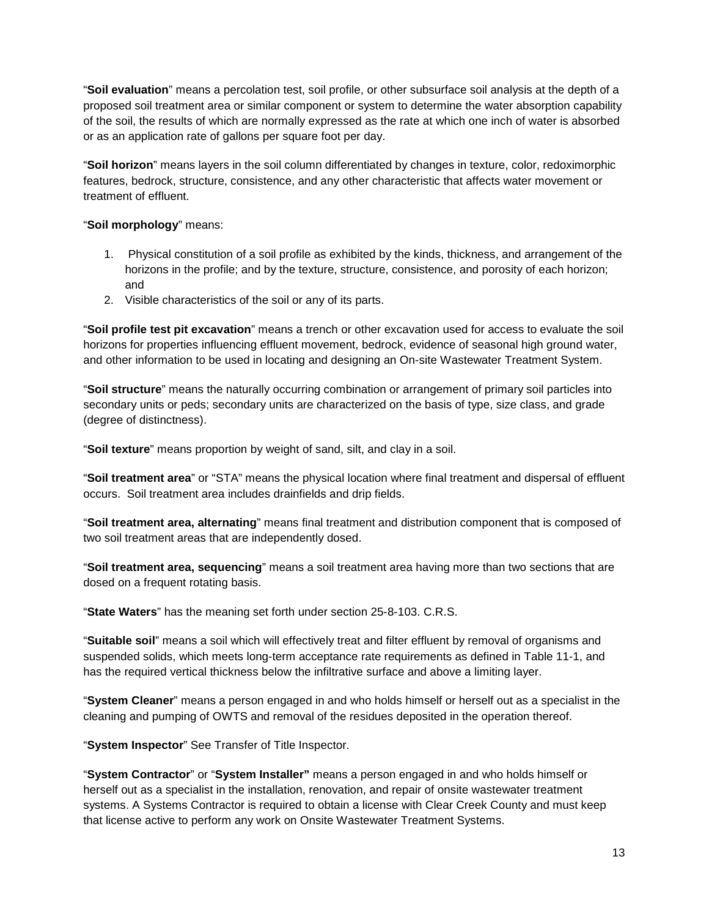"**Soil evaluation**" means a percolation test, soil profile, or other subsurface soil analysis at the depth of a proposed soil treatment area or similar component or system to determine the water absorption capability of the soil, the results of which are normally expressed as the rate at which one inch of water is absorbed or as an application rate of gallons per square foot per day.

"**Soil horizon**" means layers in the soil column differentiated by changes in texture, color, redoximorphic features, bedrock, structure, consistence, and any other characteristic that affects water movement or treatment of effluent.

"**Soil morphology**" means:

1. Physical constitution of a soil profile as exhibited by the kinds, thickness, and arrangement of the horizons in the profile; and by the texture, structure, consistence, and porosity of each horizon; and
2. Visible characteristics of the soil or any of its parts.

"**Soil profile test pit excavation**" means a trench or other excavation used for access to evaluate the soil horizons for properties influencing effluent movement, bedrock, evidence of seasonal high ground water, and other information to be used in locating and designing an On-site Wastewater Treatment System.

"**Soil structure**" means the naturally occurring combination or arrangement of primary soil particles into secondary units or peds; secondary units are characterized on the basis of type, size class, and grade (degree of distinctness).

"**Soil texture**" means proportion by weight of sand, silt, and clay in a soil.

"**Soil treatment area**" or "STA" means the physical location where final treatment and dispersal of effluent occurs. Soil treatment area includes drainfields and drip fields.

"**Soil treatment area, alternating**" means final treatment and distribution component that is composed of two soil treatment areas that are independently dosed.

"**Soil treatment area, sequencing**" means a soil treatment area having more than two sections that are dosed on a frequent rotating basis.

"**State Waters**" has the meaning set forth under section 25-8-103. C.R.S.

"**Suitable soil**" means a soil which will effectively treat and filter effluent by removal of organisms and suspended solids, which meets long-term acceptance rate requirements as defined in Table 11-1, and has the required vertical thickness below the infiltrative surface and above a limiting layer.

"**System Cleaner**" means a person engaged in and who holds himself or herself out as a specialist in the cleaning and pumping of OWTS and removal of the residues deposited in the operation thereof.

"**System Inspector**" See Transfer of Title Inspector.

"**System Contractor**" or "**System Installer"** means a person engaged in and who holds himself or herself out as a specialist in the installation, renovation, and repair of onsite wastewater treatment systems. A Systems Contractor is required to obtain a license with Clear Creek County and must keep that license active to perform any work on Onsite Wastewater Treatment Systems.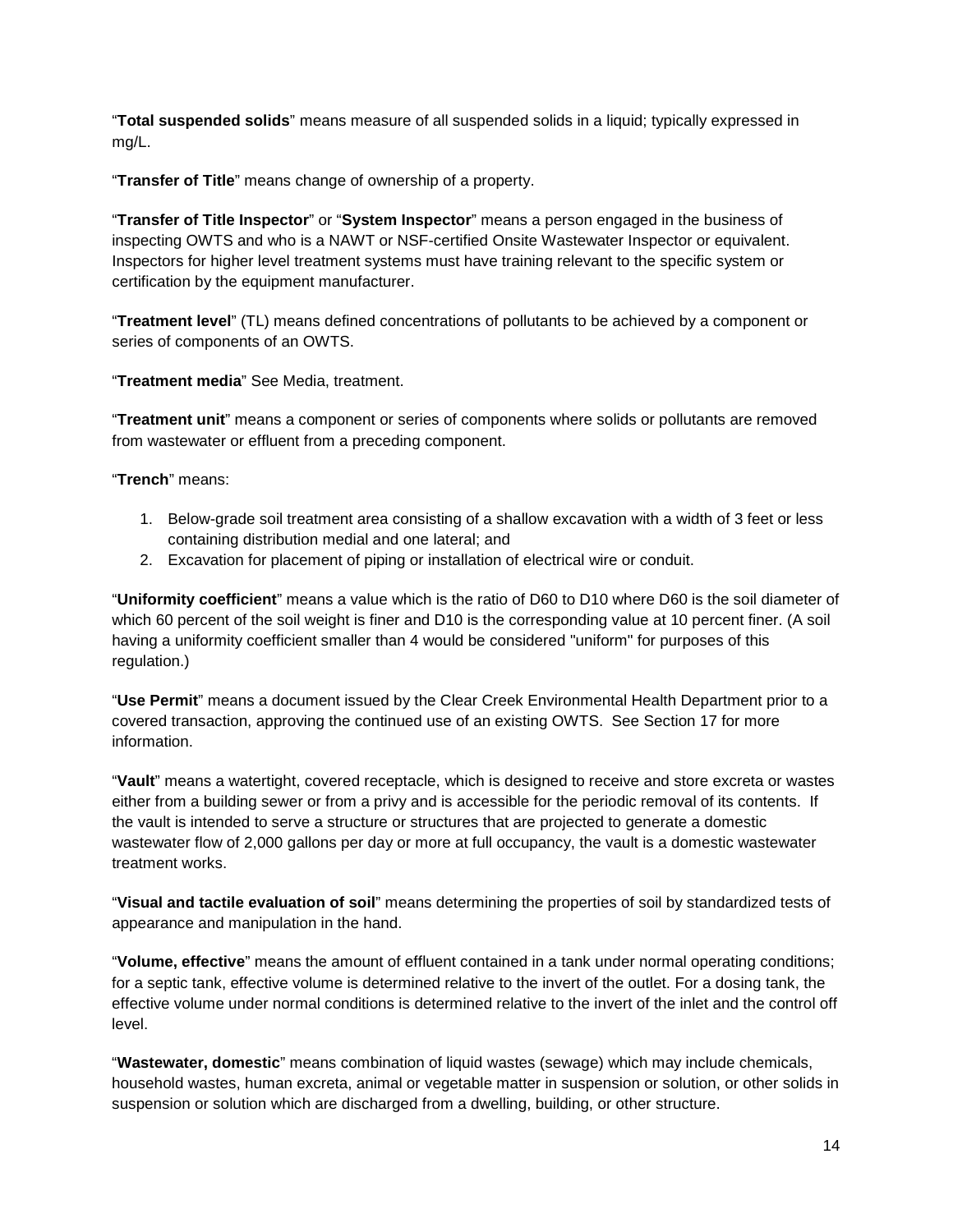"**Total suspended solids**" means measure of all suspended solids in a liquid; typically expressed in mg/L.

"**Transfer of Title**" means change of ownership of a property.

"**Transfer of Title Inspector**" or "**System Inspector**" means a person engaged in the business of inspecting OWTS and who is a NAWT or NSF-certified Onsite Wastewater Inspector or equivalent. Inspectors for higher level treatment systems must have training relevant to the specific system or certification by the equipment manufacturer.

"**Treatment level**" (TL) means defined concentrations of pollutants to be achieved by a component or series of components of an OWTS.

"**Treatment media**" See Media, treatment.

"**Treatment unit**" means a component or series of components where solids or pollutants are removed from wastewater or effluent from a preceding component.

"**Trench**" means:

1. Below-grade soil treatment area consisting of a shallow excavation with a width of 3 feet or less containing distribution medial and one lateral; and
2. Excavation for placement of piping or installation of electrical wire or conduit.

"**Uniformity coefficient**" means a value which is the ratio of D60 to D10 where D60 is the soil diameter of which 60 percent of the soil weight is finer and D10 is the corresponding value at 10 percent finer. (A soil having a uniformity coefficient smaller than 4 would be considered "uniform" for purposes of this regulation.)

"**Use Permit**" means a document issued by the Clear Creek Environmental Health Department prior to a covered transaction, approving the continued use of an existing OWTS. See Section 17 for more information.

"**Vault**" means a watertight, covered receptacle, which is designed to receive and store excreta or wastes either from a building sewer or from a privy and is accessible for the periodic removal of its contents. If the vault is intended to serve a structure or structures that are projected to generate a domestic wastewater flow of 2,000 gallons per day or more at full occupancy, the vault is a domestic wastewater treatment works.

"**Visual and tactile evaluation of soil**" means determining the properties of soil by standardized tests of appearance and manipulation in the hand.

"**Volume, effective**" means the amount of effluent contained in a tank under normal operating conditions; for a septic tank, effective volume is determined relative to the invert of the outlet. For a dosing tank, the effective volume under normal conditions is determined relative to the invert of the inlet and the control off level.

"**Wastewater, domestic**" means combination of liquid wastes (sewage) which may include chemicals, household wastes, human excreta, animal or vegetable matter in suspension or solution, or other solids in suspension or solution which are discharged from a dwelling, building, or other structure.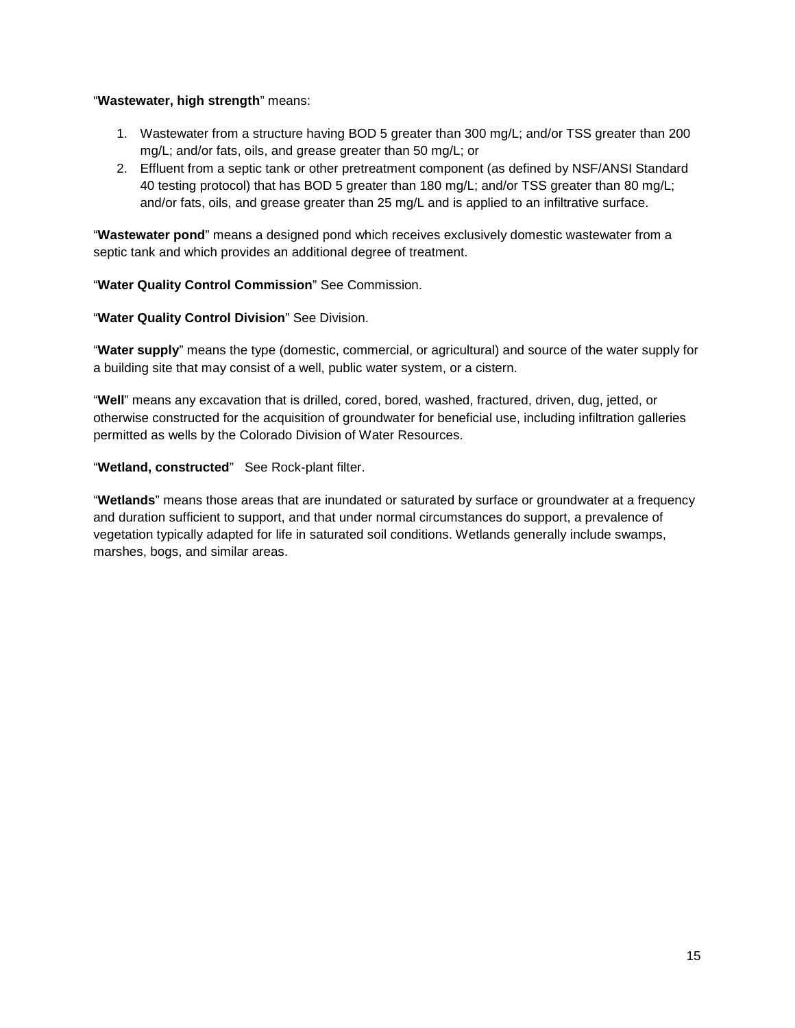"**Wastewater, high strength**" means:

1. Wastewater from a structure having BOD 5 greater than 300 mg/L; and/or TSS greater than 200 mg/L; and/or fats, oils, and grease greater than 50 mg/L; or
2. Effluent from a septic tank or other pretreatment component (as defined by NSF/ANSI Standard 40 testing protocol) that has BOD 5 greater than 180 mg/L; and/or TSS greater than 80 mg/L; and/or fats, oils, and grease greater than 25 mg/L and is applied to an infiltrative surface.

"**Wastewater pond**" means a designed pond which receives exclusively domestic wastewater from a septic tank and which provides an additional degree of treatment.

"**Water Quality Control Commission**" See Commission.

"**Water Quality Control Division**" See Division.

"**Water supply**" means the type (domestic, commercial, or agricultural) and source of the water supply for a building site that may consist of a well, public water system, or a cistern.

"**Well**" means any excavation that is drilled, cored, bored, washed, fractured, driven, dug, jetted, or otherwise constructed for the acquisition of groundwater for beneficial use, including infiltration galleries permitted as wells by the Colorado Division of Water Resources.

"**Wetland, constructed**" See Rock-plant filter.

"**Wetlands**" means those areas that are inundated or saturated by surface or groundwater at a frequency and duration sufficient to support, and that under normal circumstances do support, a prevalence of vegetation typically adapted for life in saturated soil conditions. Wetlands generally include swamps, marshes, bogs, and similar areas.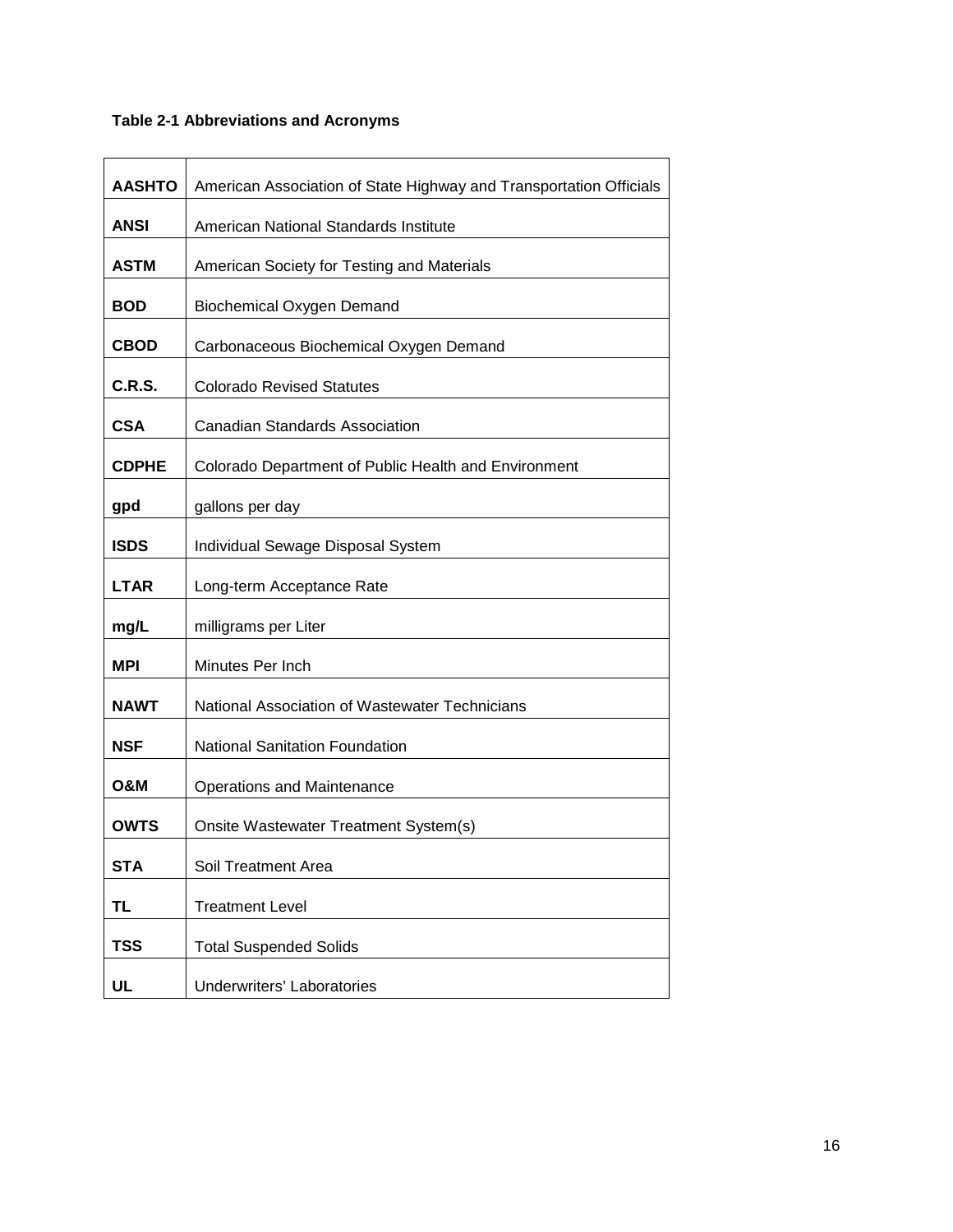**Table 2-1 Abbreviations and Acronyms**

| | |
|---|---|
| **AASHTO** | American Association of State Highway and Transportation Officials |
| **ANSI** | American National Standards Institute |
| **ASTM** | American Society for Testing and Materials |
| **BOD** | Biochemical Oxygen Demand |
| **CBOD** | Carbonaceous Biochemical Oxygen Demand |
| **C.R.S.** | Colorado Revised Statutes |
| **CSA** | Canadian Standards Association |
| **CDPHE** | Colorado Department of Public Health and Environment |
| **gpd** | gallons per day |
| **ISDS** | Individual Sewage Disposal System |
| **LTAR** | Long-term Acceptance Rate |
| **mg/L** | milligrams per Liter |
| **MPI** | Minutes Per Inch |
| **NAWT** | National Association of Wastewater Technicians |
| **NSF** | National Sanitation Foundation |
| **O&M** | Operations and Maintenance |
| **OWTS** | Onsite Wastewater Treatment System(s) |
| **STA** | Soil Treatment Area |
| **TL** | Treatment Level |
| **TSS** | Total Suspended Solids |
| **UL** | Underwriters' Laboratories |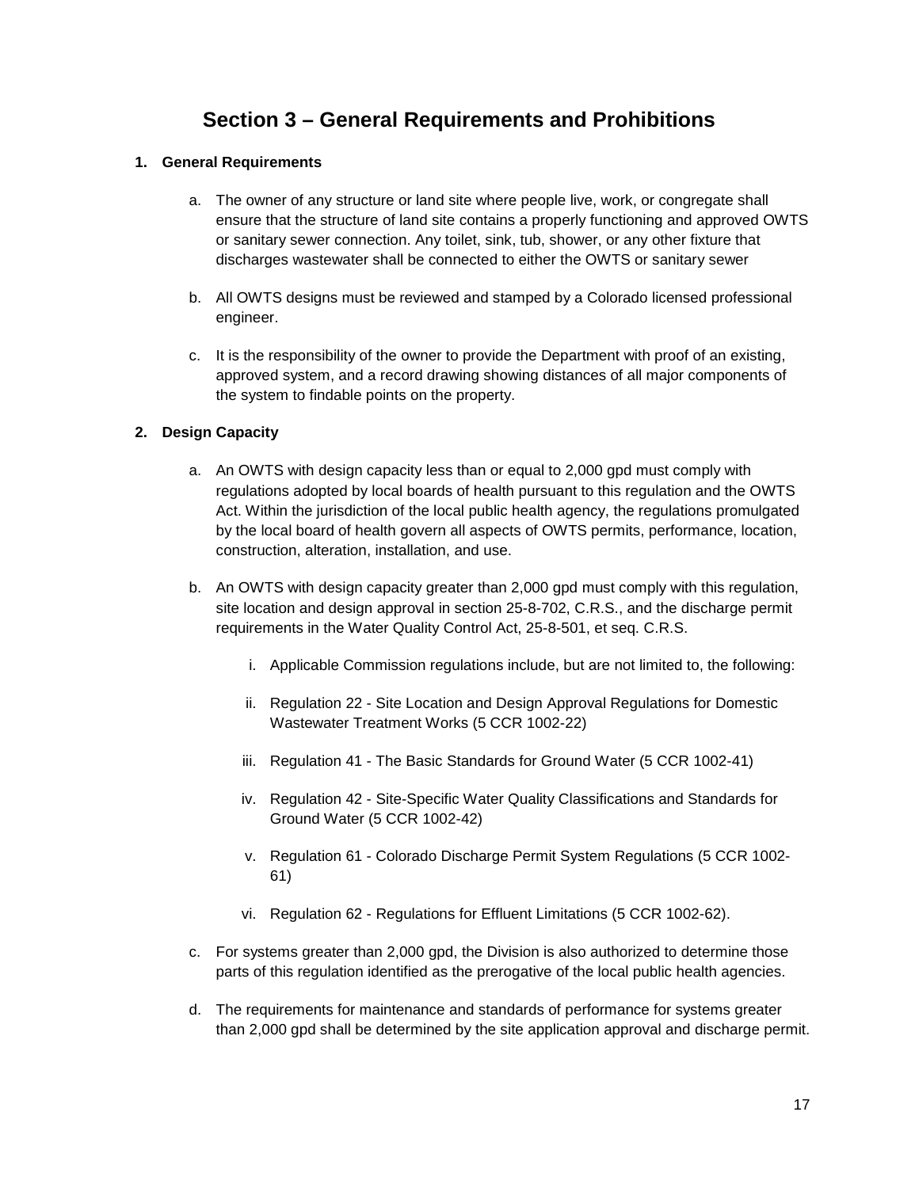# Section 3 – General Requirements and Prohibitions

**1. General Requirements**

a. The owner of any structure or land site where people live, work, or congregate shall ensure that the structure of land site contains a properly functioning and approved OWTS or sanitary sewer connection. Any toilet, sink, tub, shower, or any other fixture that discharges wastewater shall be connected to either the OWTS or sanitary sewer

b. All OWTS designs must be reviewed and stamped by a Colorado licensed professional engineer.

c. It is the responsibility of the owner to provide the Department with proof of an existing, approved system, and a record drawing showing distances of all major components of the system to findable points on the property.

**2. Design Capacity**

a. An OWTS with design capacity less than or equal to 2,000 gpd must comply with regulations adopted by local boards of health pursuant to this regulation and the OWTS Act. Within the jurisdiction of the local public health agency, the regulations promulgated by the local board of health govern all aspects of OWTS permits, performance, location, construction, alteration, installation, and use.

b. An OWTS with design capacity greater than 2,000 gpd must comply with this regulation, site location and design approval in section 25-8-702, C.R.S., and the discharge permit requirements in the Water Quality Control Act, 25-8-501, et seq. C.R.S.

   i. Applicable Commission regulations include, but are not limited to, the following:

   ii. Regulation 22 - Site Location and Design Approval Regulations for Domestic Wastewater Treatment Works (5 CCR 1002-22)

   iii. Regulation 41 - The Basic Standards for Ground Water (5 CCR 1002-41)

   iv. Regulation 42 - Site-Specific Water Quality Classifications and Standards for Ground Water (5 CCR 1002-42)

   v. Regulation 61 - Colorado Discharge Permit System Regulations (5 CCR 1002-61)

   vi. Regulation 62 - Regulations for Effluent Limitations (5 CCR 1002-62).

c. For systems greater than 2,000 gpd, the Division is also authorized to determine those parts of this regulation identified as the prerogative of the local public health agencies.

d. The requirements for maintenance and standards of performance for systems greater than 2,000 gpd shall be determined by the site application approval and discharge permit.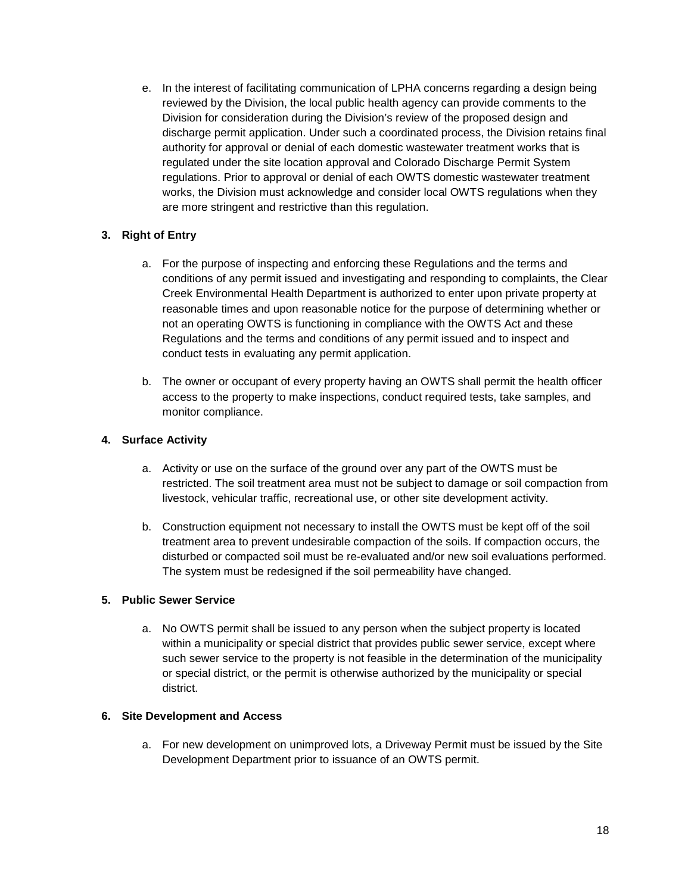e. In the interest of facilitating communication of LPHA concerns regarding a design being reviewed by the Division, the local public health agency can provide comments to the Division for consideration during the Division's review of the proposed design and discharge permit application. Under such a coordinated process, the Division retains final authority for approval or denial of each domestic wastewater treatment works that is regulated under the site location approval and Colorado Discharge Permit System regulations. Prior to approval or denial of each OWTS domestic wastewater treatment works, the Division must acknowledge and consider local OWTS regulations when they are more stringent and restrictive than this regulation.

**3. Right of Entry**

a. For the purpose of inspecting and enforcing these Regulations and the terms and conditions of any permit issued and investigating and responding to complaints, the Clear Creek Environmental Health Department is authorized to enter upon private property at reasonable times and upon reasonable notice for the purpose of determining whether or not an operating OWTS is functioning in compliance with the OWTS Act and these Regulations and the terms and conditions of any permit issued and to inspect and conduct tests in evaluating any permit application.

b. The owner or occupant of every property having an OWTS shall permit the health officer access to the property to make inspections, conduct required tests, take samples, and monitor compliance.

**4. Surface Activity**

a. Activity or use on the surface of the ground over any part of the OWTS must be restricted. The soil treatment area must not be subject to damage or soil compaction from livestock, vehicular traffic, recreational use, or other site development activity.

b. Construction equipment not necessary to install the OWTS must be kept off of the soil treatment area to prevent undesirable compaction of the soils. If compaction occurs, the disturbed or compacted soil must be re-evaluated and/or new soil evaluations performed. The system must be redesigned if the soil permeability have changed.

**5. Public Sewer Service**

a. No OWTS permit shall be issued to any person when the subject property is located within a municipality or special district that provides public sewer service, except where such sewer service to the property is not feasible in the determination of the municipality or special district, or the permit is otherwise authorized by the municipality or special district.

**6. Site Development and Access**

a. For new development on unimproved lots, a Driveway Permit must be issued by the Site Development Department prior to issuance of an OWTS permit.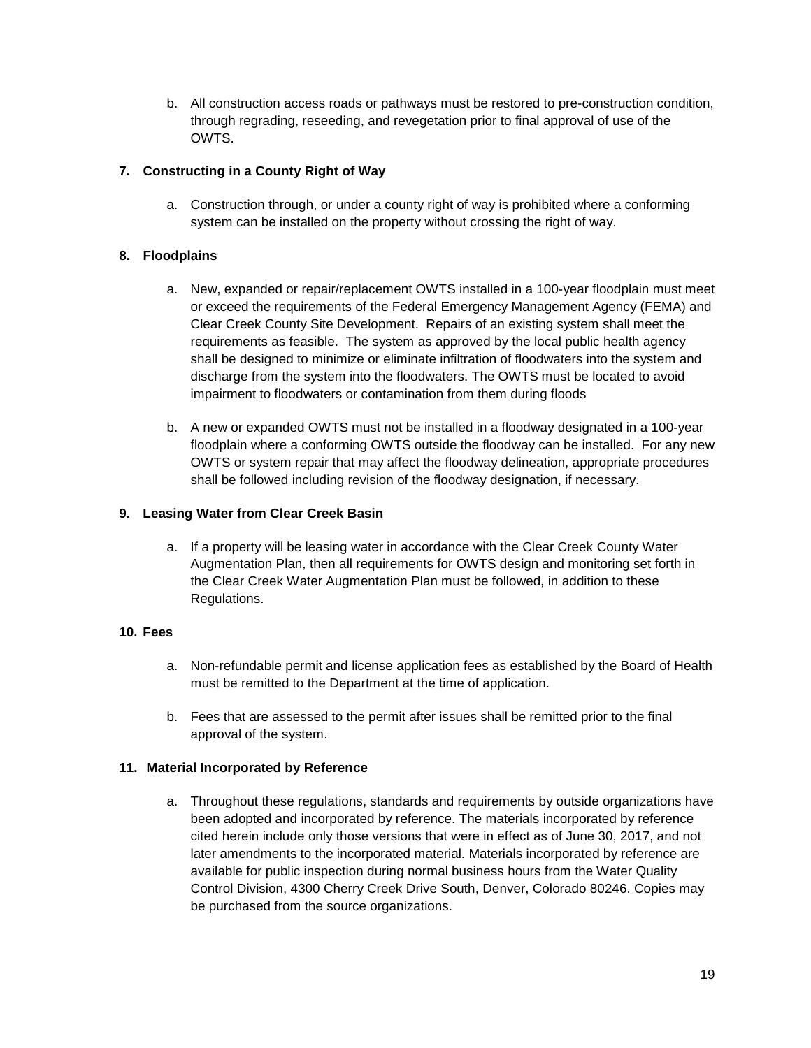b. All construction access roads or pathways must be restored to pre-construction condition, through regrading, reseeding, and revegetation prior to final approval of use of the OWTS.

**7. Constructing in a County Right of Way**

a. Construction through, or under a county right of way is prohibited where a conforming system can be installed on the property without crossing the right of way.

**8. Floodplains**

a. New, expanded or repair/replacement OWTS installed in a 100-year floodplain must meet or exceed the requirements of the Federal Emergency Management Agency (FEMA) and Clear Creek County Site Development. Repairs of an existing system shall meet the requirements as feasible. The system as approved by the local public health agency shall be designed to minimize or eliminate infiltration of floodwaters into the system and discharge from the system into the floodwaters. The OWTS must be located to avoid impairment to floodwaters or contamination from them during floods

b. A new or expanded OWTS must not be installed in a floodway designated in a 100-year floodplain where a conforming OWTS outside the floodway can be installed. For any new OWTS or system repair that may affect the floodway delineation, appropriate procedures shall be followed including revision of the floodway designation, if necessary.

**9. Leasing Water from Clear Creek Basin**

a. If a property will be leasing water in accordance with the Clear Creek County Water Augmentation Plan, then all requirements for OWTS design and monitoring set forth in the Clear Creek Water Augmentation Plan must be followed, in addition to these Regulations.

**10. Fees**

a. Non-refundable permit and license application fees as established by the Board of Health must be remitted to the Department at the time of application.

b. Fees that are assessed to the permit after issues shall be remitted prior to the final approval of the system.

**11. Material Incorporated by Reference**

a. Throughout these regulations, standards and requirements by outside organizations have been adopted and incorporated by reference. The materials incorporated by reference cited herein include only those versions that were in effect as of June 30, 2017, and not later amendments to the incorporated material. Materials incorporated by reference are available for public inspection during normal business hours from the Water Quality Control Division, 4300 Cherry Creek Drive South, Denver, Colorado 80246. Copies may be purchased from the source organizations.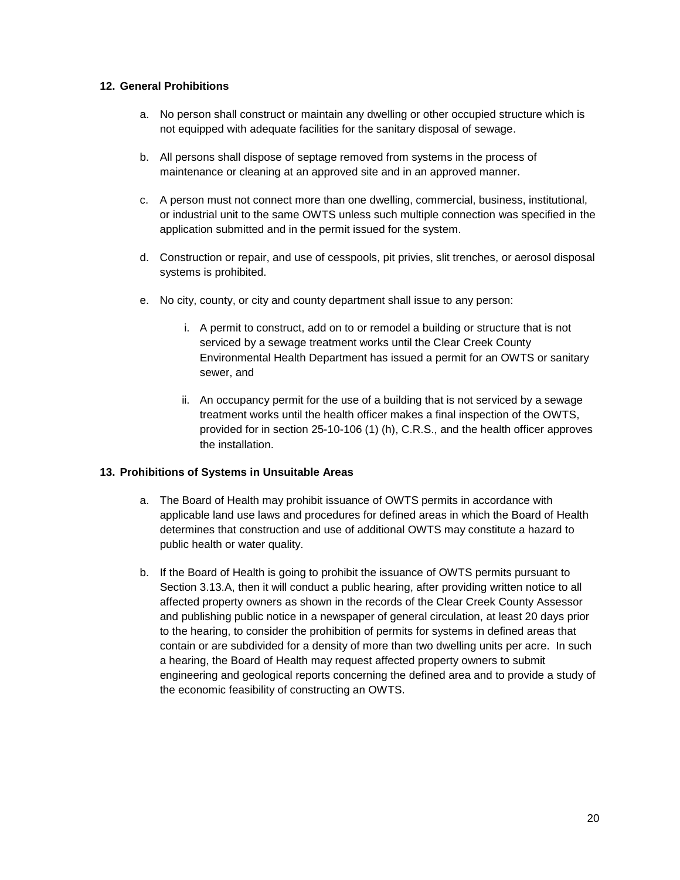## 12. General Prohibitions

a. No person shall construct or maintain any dwelling or other occupied structure which is not equipped with adequate facilities for the sanitary disposal of sewage.

b. All persons shall dispose of septage removed from systems in the process of maintenance or cleaning at an approved site and in an approved manner.

c. A person must not connect more than one dwelling, commercial, business, institutional, or industrial unit to the same OWTS unless such multiple connection was specified in the application submitted and in the permit issued for the system.

d. Construction or repair, and use of cesspools, pit privies, slit trenches, or aerosol disposal systems is prohibited.

e. No city, county, or city and county department shall issue to any person:

   i. A permit to construct, add on to or remodel a building or structure that is not serviced by a sewage treatment works until the Clear Creek County Environmental Health Department has issued a permit for an OWTS or sanitary sewer, and

   ii. An occupancy permit for the use of a building that is not serviced by a sewage treatment works until the health officer makes a final inspection of the OWTS, provided for in section 25-10-106 (1) (h), C.R.S., and the health officer approves the installation.

## 13. Prohibitions of Systems in Unsuitable Areas

a. The Board of Health may prohibit issuance of OWTS permits in accordance with applicable land use laws and procedures for defined areas in which the Board of Health determines that construction and use of additional OWTS may constitute a hazard to public health or water quality.

b. If the Board of Health is going to prohibit the issuance of OWTS permits pursuant to Section 3.13.A, then it will conduct a public hearing, after providing written notice to all affected property owners as shown in the records of the Clear Creek County Assessor and publishing public notice in a newspaper of general circulation, at least 20 days prior to the hearing, to consider the prohibition of permits for systems in defined areas that contain or are subdivided for a density of more than two dwelling units per acre. In such a hearing, the Board of Health may request affected property owners to submit engineering and geological reports concerning the defined area and to provide a study of the economic feasibility of constructing an OWTS.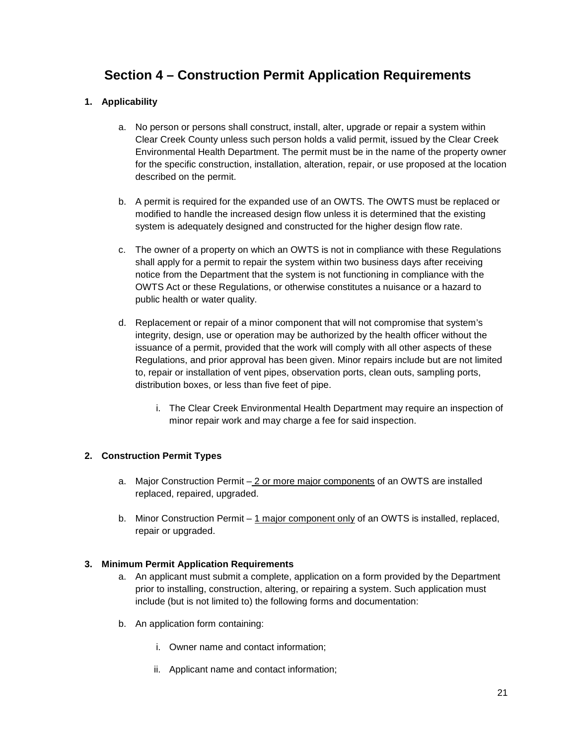# Section 4 – Construction Permit Application Requirements

**1. Applicability**

a. No person or persons shall construct, install, alter, upgrade or repair a system within Clear Creek County unless such person holds a valid permit, issued by the Clear Creek Environmental Health Department. The permit must be in the name of the property owner for the specific construction, installation, alteration, repair, or use proposed at the location described on the permit.

b. A permit is required for the expanded use of an OWTS. The OWTS must be replaced or modified to handle the increased design flow unless it is determined that the existing system is adequately designed and constructed for the higher design flow rate.

c. The owner of a property on which an OWTS is not in compliance with these Regulations shall apply for a permit to repair the system within two business days after receiving notice from the Department that the system is not functioning in compliance with the OWTS Act or these Regulations, or otherwise constitutes a nuisance or a hazard to public health or water quality.

d. Replacement or repair of a minor component that will not compromise that system's integrity, design, use or operation may be authorized by the health officer without the issuance of a permit, provided that the work will comply with all other aspects of these Regulations, and prior approval has been given. Minor repairs include but are not limited to, repair or installation of vent pipes, observation ports, clean outs, sampling ports, distribution boxes, or less than five feet of pipe.

   i. The Clear Creek Environmental Health Department may require an inspection of minor repair work and may charge a fee for said inspection.

**2. Construction Permit Types**

a. Major Construction Permit – <u>2 or more major components</u> of an OWTS are installed replaced, repaired, upgraded.

b. Minor Construction Permit – <u>1 major component only</u> of an OWTS is installed, replaced, repair or upgraded.

**3. Minimum Permit Application Requirements**

a. An applicant must submit a complete, application on a form provided by the Department prior to installing, construction, altering, or repairing a system. Such application must include (but is not limited to) the following forms and documentation:

b. An application form containing:

   i. Owner name and contact information;

   ii. Applicant name and contact information;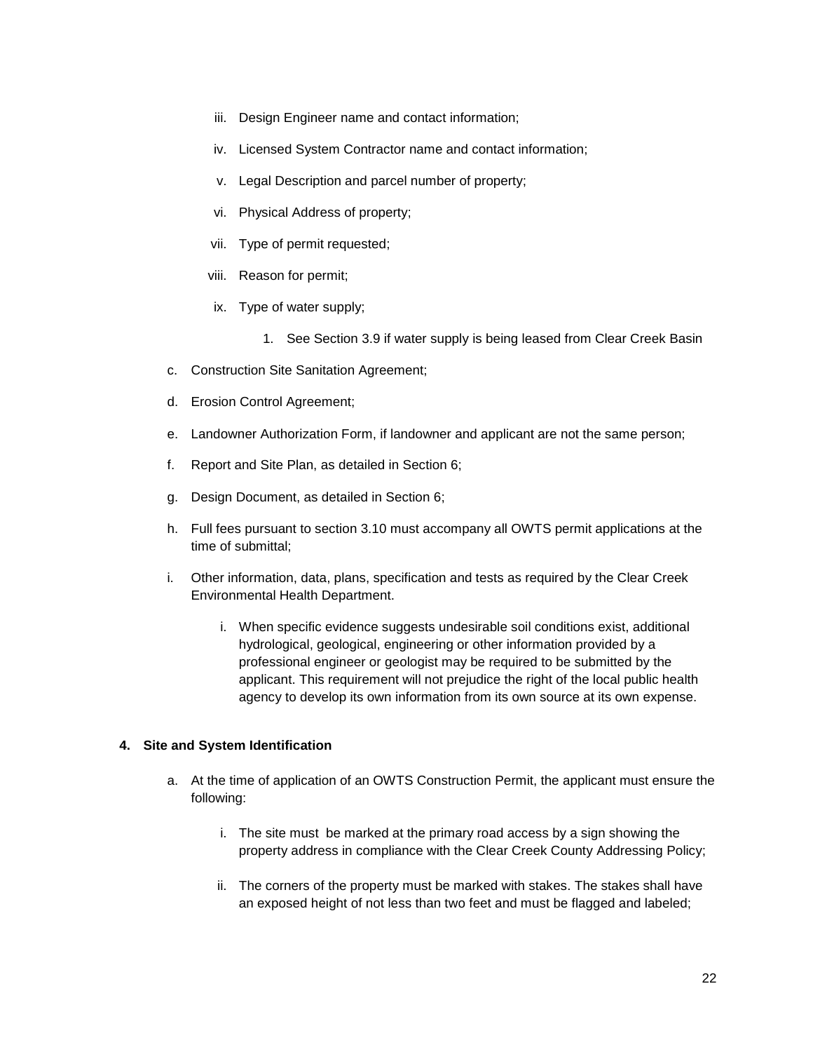iii. Design Engineer name and contact information;

iv. Licensed System Contractor name and contact information;

v. Legal Description and parcel number of property;

vi. Physical Address of property;

vii. Type of permit requested;

viii. Reason for permit;

ix. Type of water supply;

1. See Section 3.9 if water supply is being leased from Clear Creek Basin

c. Construction Site Sanitation Agreement;

d. Erosion Control Agreement;

e. Landowner Authorization Form, if landowner and applicant are not the same person;

f. Report and Site Plan, as detailed in Section 6;

g. Design Document, as detailed in Section 6;

h. Full fees pursuant to section 3.10 must accompany all OWTS permit applications at the time of submittal;

i. Other information, data, plans, specification and tests as required by the Clear Creek Environmental Health Department.

i. When specific evidence suggests undesirable soil conditions exist, additional hydrological, geological, engineering or other information provided by a professional engineer or geologist may be required to be submitted by the applicant. This requirement will not prejudice the right of the local public health agency to develop its own information from its own source at its own expense.

**4. Site and System Identification**

a. At the time of application of an OWTS Construction Permit, the applicant must ensure the following:

i. The site must be marked at the primary road access by a sign showing the property address in compliance with the Clear Creek County Addressing Policy;

ii. The corners of the property must be marked with stakes. The stakes shall have an exposed height of not less than two feet and must be flagged and labeled;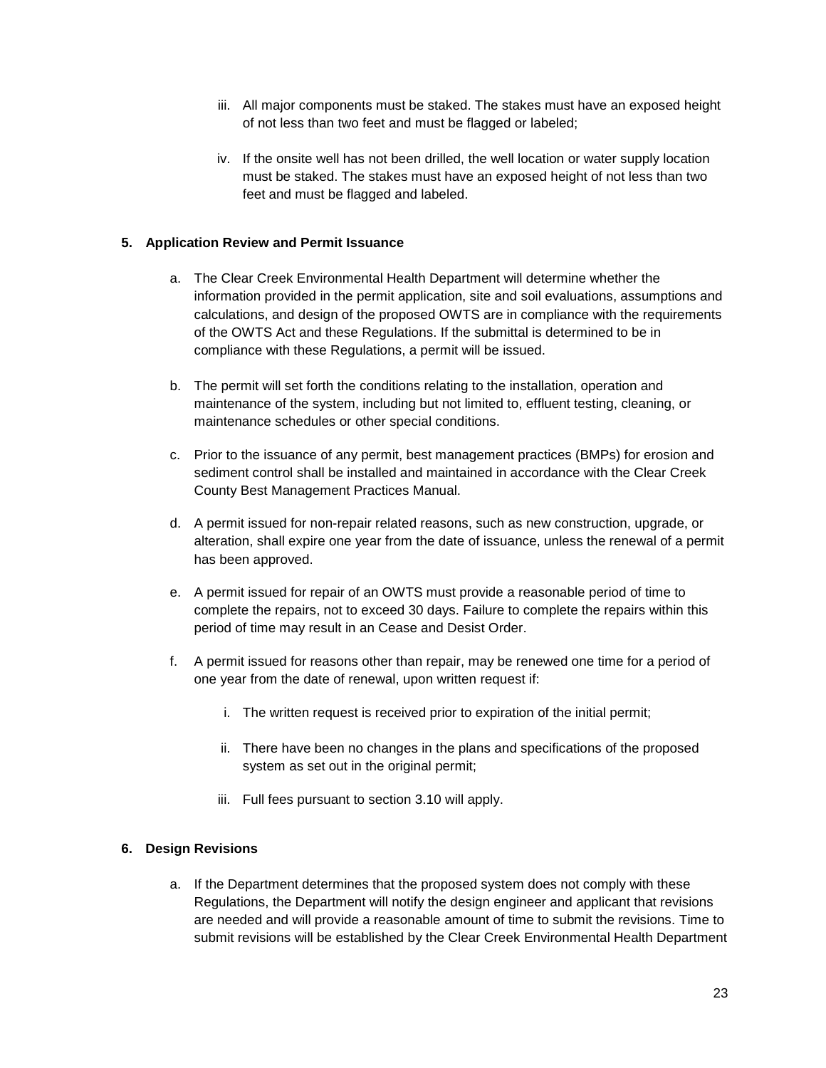iii. All major components must be staked. The stakes must have an exposed height of not less than two feet and must be flagged or labeled;

iv. If the onsite well has not been drilled, the well location or water supply location must be staked. The stakes must have an exposed height of not less than two feet and must be flagged and labeled.

**5. Application Review and Permit Issuance**

a. The Clear Creek Environmental Health Department will determine whether the information provided in the permit application, site and soil evaluations, assumptions and calculations, and design of the proposed OWTS are in compliance with the requirements of the OWTS Act and these Regulations. If the submittal is determined to be in compliance with these Regulations, a permit will be issued.

b. The permit will set forth the conditions relating to the installation, operation and maintenance of the system, including but not limited to, effluent testing, cleaning, or maintenance schedules or other special conditions.

c. Prior to the issuance of any permit, best management practices (BMPs) for erosion and sediment control shall be installed and maintained in accordance with the Clear Creek County Best Management Practices Manual.

d. A permit issued for non-repair related reasons, such as new construction, upgrade, or alteration, shall expire one year from the date of issuance, unless the renewal of a permit has been approved.

e. A permit issued for repair of an OWTS must provide a reasonable period of time to complete the repairs, not to exceed 30 days. Failure to complete the repairs within this period of time may result in an Cease and Desist Order.

f. A permit issued for reasons other than repair, may be renewed one time for a period of one year from the date of renewal, upon written request if:

i. The written request is received prior to expiration of the initial permit;

ii. There have been no changes in the plans and specifications of the proposed system as set out in the original permit;

iii. Full fees pursuant to section 3.10 will apply.

**6. Design Revisions**

a. If the Department determines that the proposed system does not comply with these Regulations, the Department will notify the design engineer and applicant that revisions are needed and will provide a reasonable amount of time to submit the revisions. Time to submit revisions will be established by the Clear Creek Environmental Health Department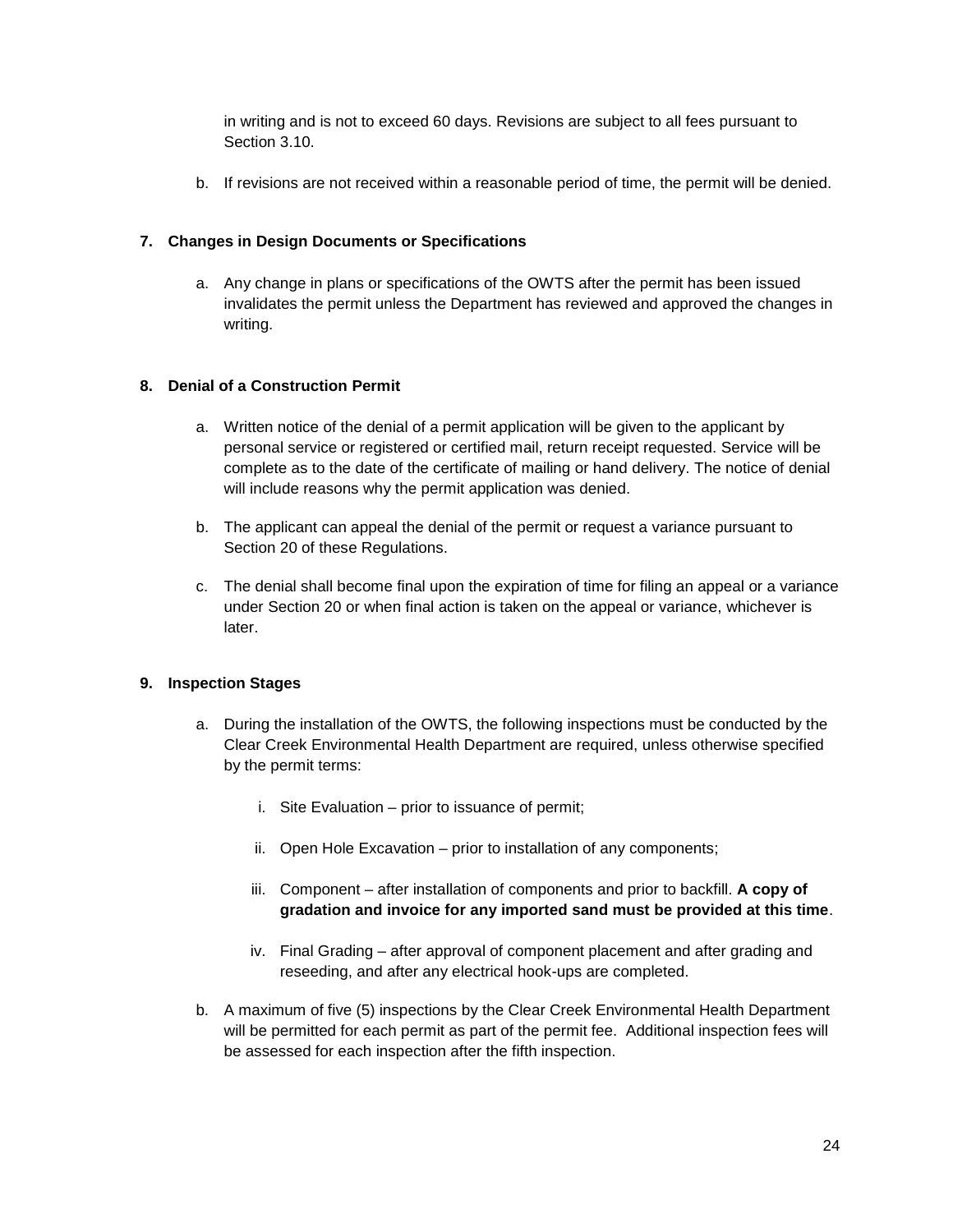in writing and is not to exceed 60 days. Revisions are subject to all fees pursuant to Section 3.10.

b. If revisions are not received within a reasonable period of time, the permit will be denied.

**7. Changes in Design Documents or Specifications**

a. Any change in plans or specifications of the OWTS after the permit has been issued invalidates the permit unless the Department has reviewed and approved the changes in writing.

**8. Denial of a Construction Permit**

a. Written notice of the denial of a permit application will be given to the applicant by personal service or registered or certified mail, return receipt requested. Service will be complete as to the date of the certificate of mailing or hand delivery. The notice of denial will include reasons why the permit application was denied.

b. The applicant can appeal the denial of the permit or request a variance pursuant to Section 20 of these Regulations.

c. The denial shall become final upon the expiration of time for filing an appeal or a variance under Section 20 or when final action is taken on the appeal or variance, whichever is later.

**9. Inspection Stages**

a. During the installation of the OWTS, the following inspections must be conducted by the Clear Creek Environmental Health Department are required, unless otherwise specified by the permit terms:

   i. Site Evaluation – prior to issuance of permit;

   ii. Open Hole Excavation – prior to installation of any components;

   iii. Component – after installation of components and prior to backfill. **A copy of gradation and invoice for any imported sand must be provided at this time**.

   iv. Final Grading – after approval of component placement and after grading and reseeding, and after any electrical hook-ups are completed.

b. A maximum of five (5) inspections by the Clear Creek Environmental Health Department will be permitted for each permit as part of the permit fee. Additional inspection fees will be assessed for each inspection after the fifth inspection.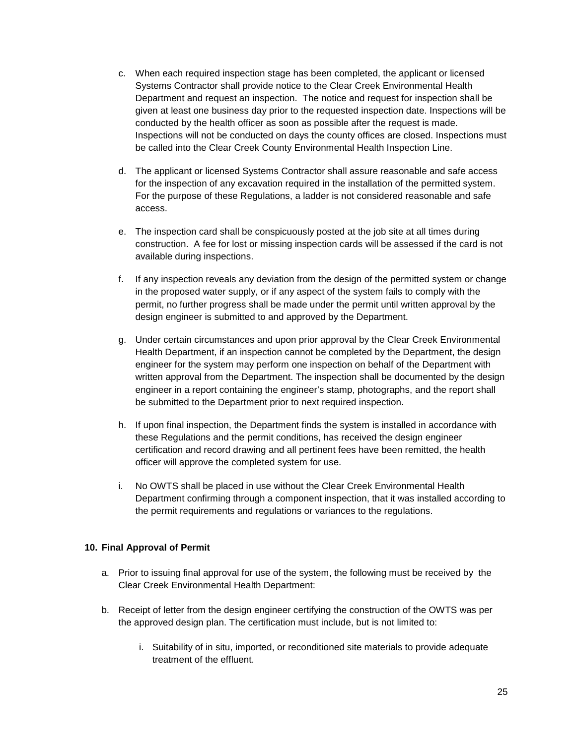c. When each required inspection stage has been completed, the applicant or licensed Systems Contractor shall provide notice to the Clear Creek Environmental Health Department and request an inspection. The notice and request for inspection shall be given at least one business day prior to the requested inspection date. Inspections will be conducted by the health officer as soon as possible after the request is made. Inspections will not be conducted on days the county offices are closed. Inspections must be called into the Clear Creek County Environmental Health Inspection Line.

d. The applicant or licensed Systems Contractor shall assure reasonable and safe access for the inspection of any excavation required in the installation of the permitted system. For the purpose of these Regulations, a ladder is not considered reasonable and safe access.

e. The inspection card shall be conspicuously posted at the job site at all times during construction. A fee for lost or missing inspection cards will be assessed if the card is not available during inspections.

f. If any inspection reveals any deviation from the design of the permitted system or change in the proposed water supply, or if any aspect of the system fails to comply with the permit, no further progress shall be made under the permit until written approval by the design engineer is submitted to and approved by the Department.

g. Under certain circumstances and upon prior approval by the Clear Creek Environmental Health Department, if an inspection cannot be completed by the Department, the design engineer for the system may perform one inspection on behalf of the Department with written approval from the Department. The inspection shall be documented by the design engineer in a report containing the engineer's stamp, photographs, and the report shall be submitted to the Department prior to next required inspection.

h. If upon final inspection, the Department finds the system is installed in accordance with these Regulations and the permit conditions, has received the design engineer certification and record drawing and all pertinent fees have been remitted, the health officer will approve the completed system for use.

i. No OWTS shall be placed in use without the Clear Creek Environmental Health Department confirming through a component inspection, that it was installed according to the permit requirements and regulations or variances to the regulations.

**10. Final Approval of Permit**

a. Prior to issuing final approval for use of the system, the following must be received by the Clear Creek Environmental Health Department:

b. Receipt of letter from the design engineer certifying the construction of the OWTS was per the approved design plan. The certification must include, but is not limited to:

   i. Suitability of in situ, imported, or reconditioned site materials to provide adequate treatment of the effluent.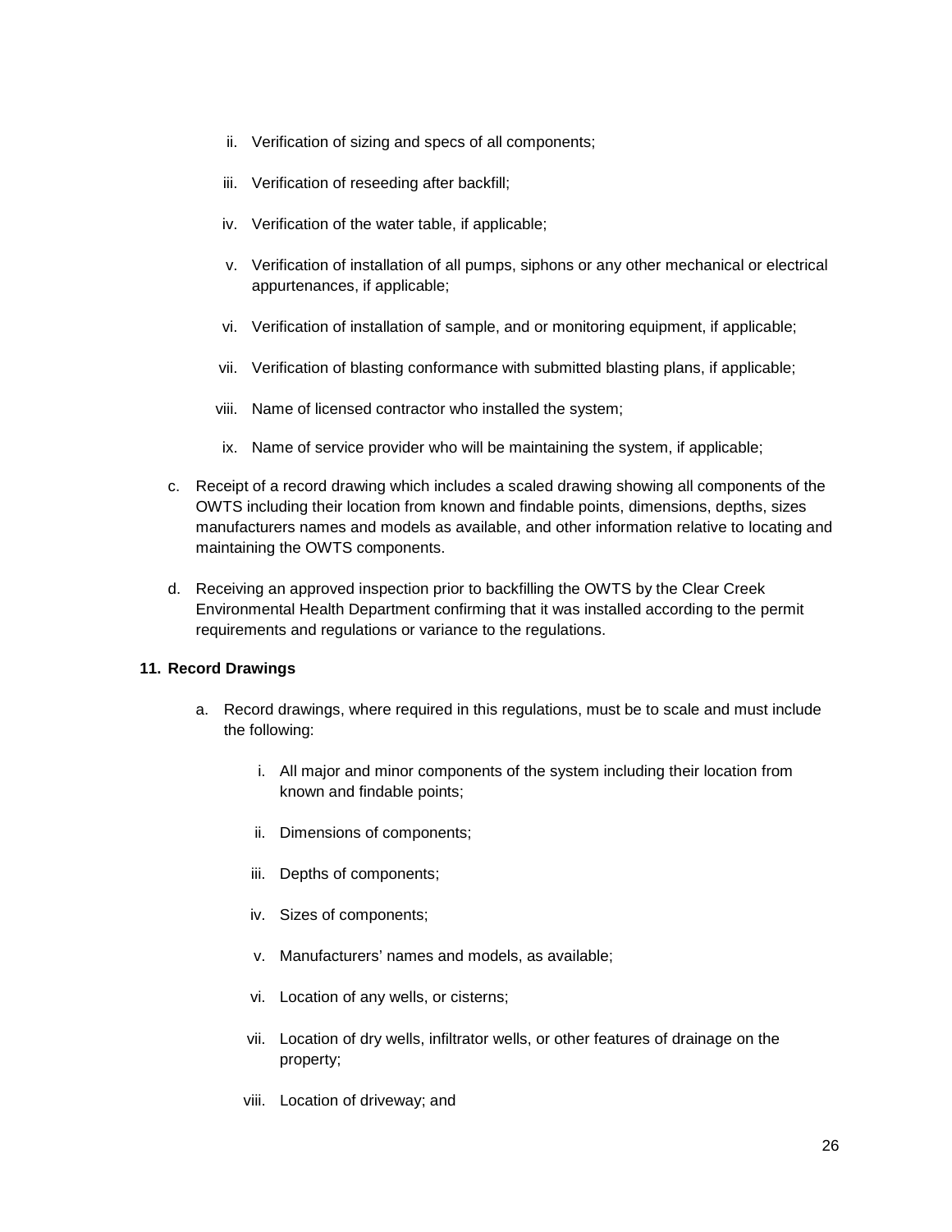ii. Verification of sizing and specs of all components;

   iii. Verification of reseeding after backfill;

   iv. Verification of the water table, if applicable;

   v. Verification of installation of all pumps, siphons or any other mechanical or electrical appurtenances, if applicable;

   vi. Verification of installation of sample, and or monitoring equipment, if applicable;

   vii. Verification of blasting conformance with submitted blasting plans, if applicable;

   viii. Name of licensed contractor who installed the system;

   ix. Name of service provider who will be maintaining the system, if applicable;

c. Receipt of a record drawing which includes a scaled drawing showing all components of the OWTS including their location from known and findable points, dimensions, depths, sizes manufacturers names and models as available, and other information relative to locating and maintaining the OWTS components.

d. Receiving an approved inspection prior to backfilling the OWTS by the Clear Creek Environmental Health Department confirming that it was installed according to the permit requirements and regulations or variance to the regulations.

**11. Record Drawings**

a. Record drawings, where required in this regulations, must be to scale and must include the following:

   i. All major and minor components of the system including their location from known and findable points;

   ii. Dimensions of components;

   iii. Depths of components;

   iv. Sizes of components;

   v. Manufacturers' names and models, as available;

   vi. Location of any wells, or cisterns;

   vii. Location of dry wells, infiltrator wells, or other features of drainage on the property;

   viii. Location of driveway; and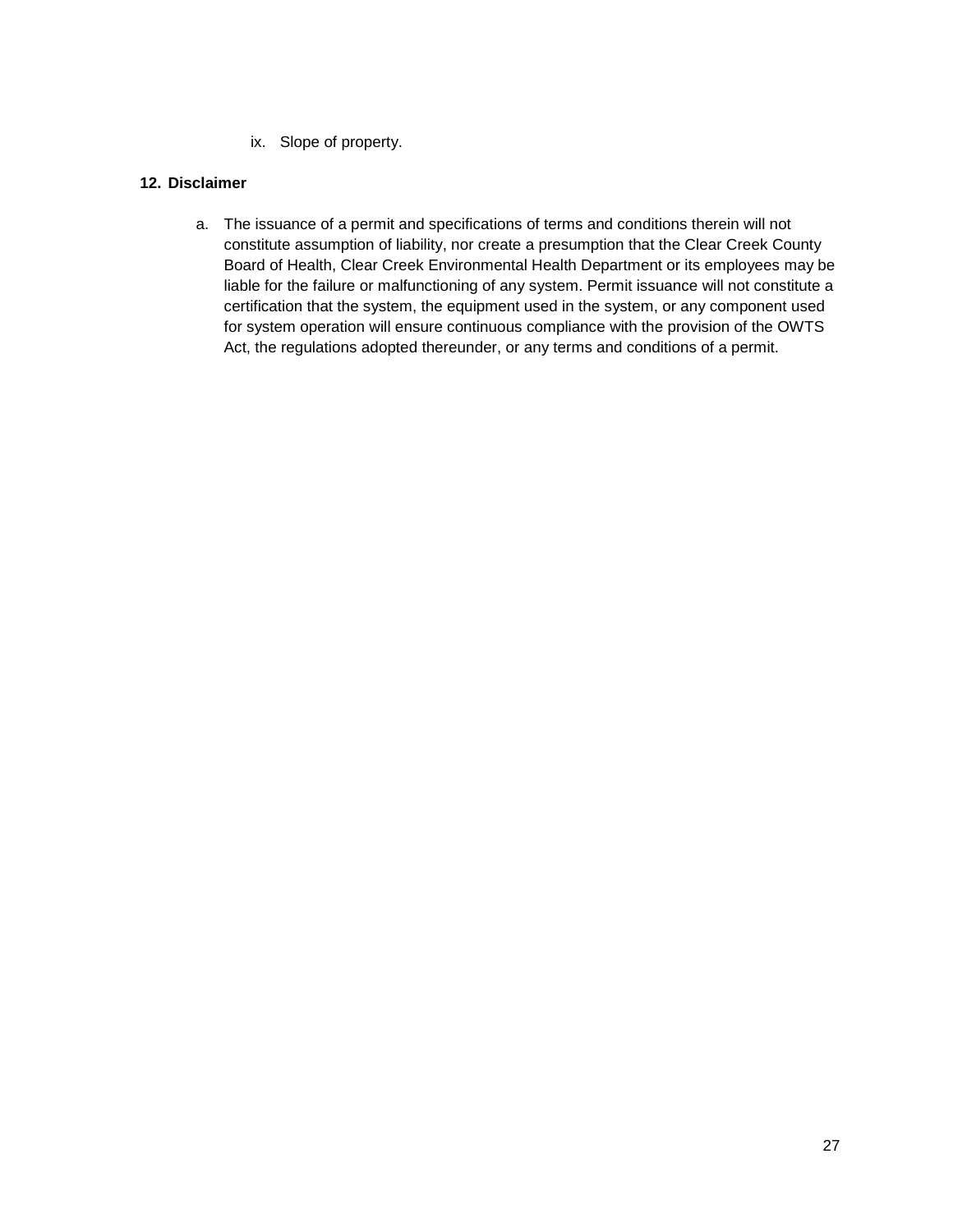ix. Slope of property.

## 12. Disclaimer

a. The issuance of a permit and specifications of terms and conditions therein will not constitute assumption of liability, nor create a presumption that the Clear Creek County Board of Health, Clear Creek Environmental Health Department or its employees may be liable for the failure or malfunctioning of any system. Permit issuance will not constitute a certification that the system, the equipment used in the system, or any component used for system operation will ensure continuous compliance with the provision of the OWTS Act, the regulations adopted thereunder, or any terms and conditions of a permit.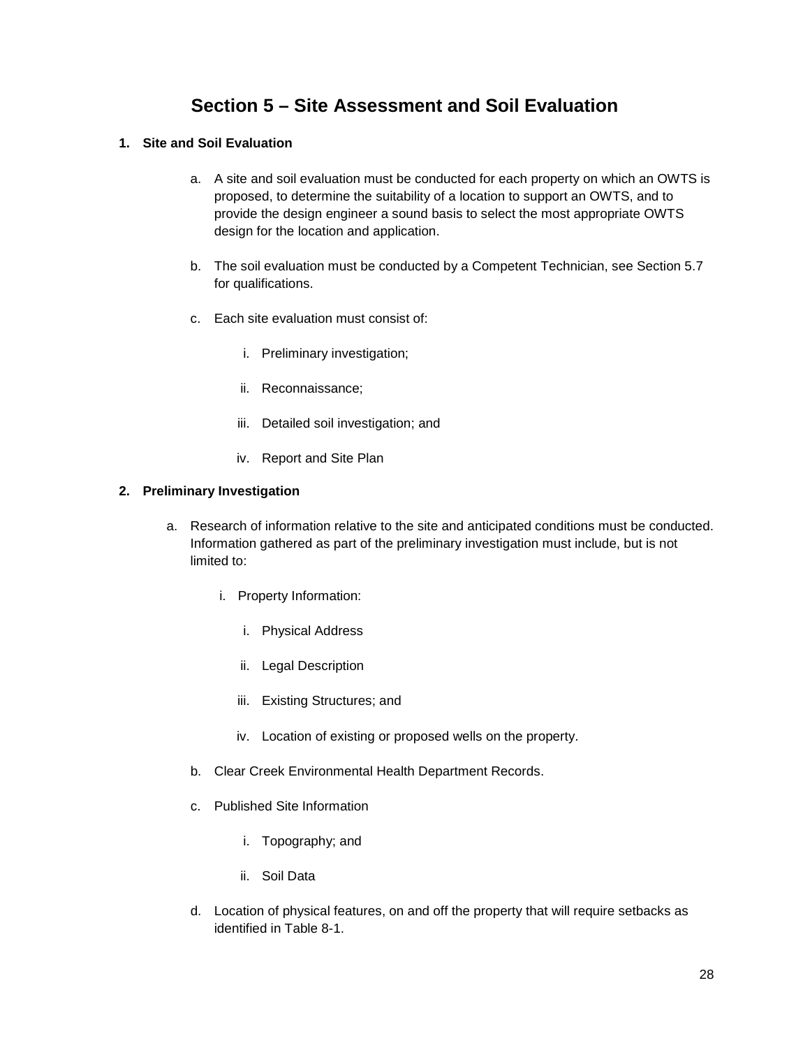# Section 5 – Site Assessment and Soil Evaluation

**1. Site and Soil Evaluation**

a. A site and soil evaluation must be conducted for each property on which an OWTS is proposed, to determine the suitability of a location to support an OWTS, and to provide the design engineer a sound basis to select the most appropriate OWTS design for the location and application.

b. The soil evaluation must be conducted by a Competent Technician, see Section 5.7 for qualifications.

c. Each site evaluation must consist of:

   i. Preliminary investigation;

   ii. Reconnaissance;

   iii. Detailed soil investigation; and

   iv. Report and Site Plan

**2. Preliminary Investigation**

a. Research of information relative to the site and anticipated conditions must be conducted. Information gathered as part of the preliminary investigation must include, but is not limited to:

   i. Property Information:

      i. Physical Address

      ii. Legal Description

      iii. Existing Structures; and

      iv. Location of existing or proposed wells on the property.

b. Clear Creek Environmental Health Department Records.

c. Published Site Information

   i. Topography; and

   ii. Soil Data

d. Location of physical features, on and off the property that will require setbacks as identified in Table 8-1.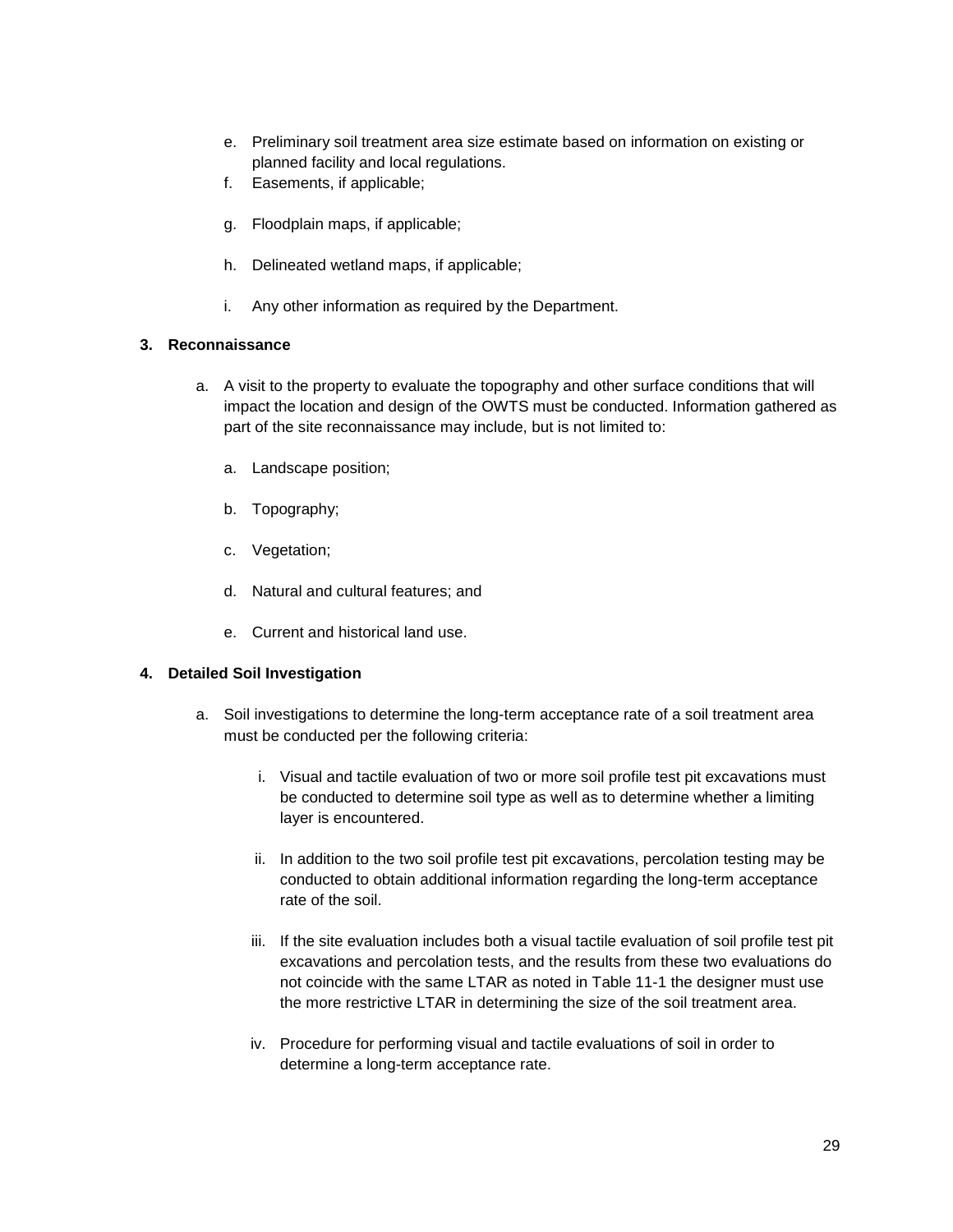e. Preliminary soil treatment area size estimate based on information on existing or planned facility and local regulations.
   f. Easements, if applicable;
   g. Floodplain maps, if applicable;
   h. Delineated wetland maps, if applicable;
   i. Any other information as required by the Department.

**3. Reconnaissance**

   a. A visit to the property to evaluate the topography and other surface conditions that will impact the location and design of the OWTS must be conducted. Information gathered as part of the site reconnaissance may include, but is not limited to:

      a. Landscape position;

      b. Topography;

      c. Vegetation;

      d. Natural and cultural features; and

      e. Current and historical land use.

**4. Detailed Soil Investigation**

   a. Soil investigations to determine the long-term acceptance rate of a soil treatment area must be conducted per the following criteria:

      i. Visual and tactile evaluation of two or more soil profile test pit excavations must be conducted to determine soil type as well as to determine whether a limiting layer is encountered.

      ii. In addition to the two soil profile test pit excavations, percolation testing may be conducted to obtain additional information regarding the long-term acceptance rate of the soil.

      iii. If the site evaluation includes both a visual tactile evaluation of soil profile test pit excavations and percolation tests, and the results from these two evaluations do not coincide with the same LTAR as noted in Table 11-1 the designer must use the more restrictive LTAR in determining the size of the soil treatment area.

      iv. Procedure for performing visual and tactile evaluations of soil in order to determine a long-term acceptance rate.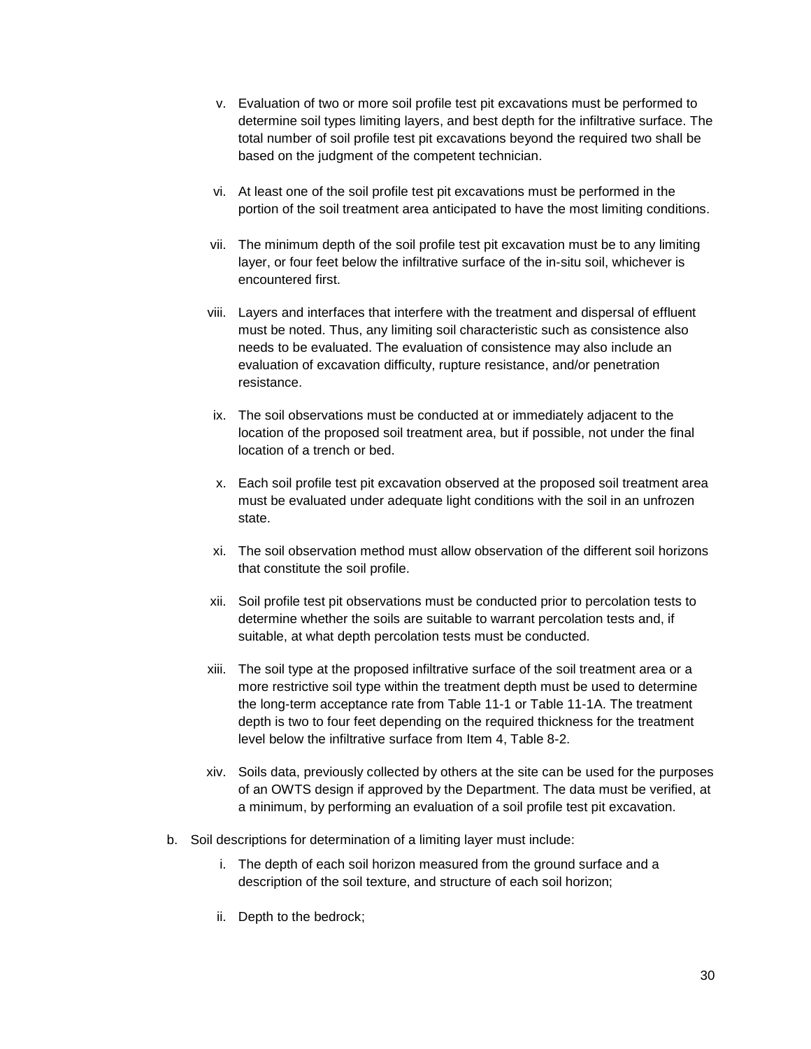v. Evaluation of two or more soil profile test pit excavations must be performed to determine soil types limiting layers, and best depth for the infiltrative surface. The total number of soil profile test pit excavations beyond the required two shall be based on the judgment of the competent technician.

vi. At least one of the soil profile test pit excavations must be performed in the portion of the soil treatment area anticipated to have the most limiting conditions.

vii. The minimum depth of the soil profile test pit excavation must be to any limiting layer, or four feet below the infiltrative surface of the in-situ soil, whichever is encountered first.

viii. Layers and interfaces that interfere with the treatment and dispersal of effluent must be noted. Thus, any limiting soil characteristic such as consistence also needs to be evaluated. The evaluation of consistence may also include an evaluation of excavation difficulty, rupture resistance, and/or penetration resistance.

ix. The soil observations must be conducted at or immediately adjacent to the location of the proposed soil treatment area, but if possible, not under the final location of a trench or bed.

x. Each soil profile test pit excavation observed at the proposed soil treatment area must be evaluated under adequate light conditions with the soil in an unfrozen state.

xi. The soil observation method must allow observation of the different soil horizons that constitute the soil profile.

xii. Soil profile test pit observations must be conducted prior to percolation tests to determine whether the soils are suitable to warrant percolation tests and, if suitable, at what depth percolation tests must be conducted.

xiii. The soil type at the proposed infiltrative surface of the soil treatment area or a more restrictive soil type within the treatment depth must be used to determine the long-term acceptance rate from Table 11-1 or Table 11-1A. The treatment depth is two to four feet depending on the required thickness for the treatment level below the infiltrative surface from Item 4, Table 8-2.

xiv. Soils data, previously collected by others at the site can be used for the purposes of an OWTS design if approved by the Department. The data must be verified, at a minimum, by performing an evaluation of a soil profile test pit excavation.

b. Soil descriptions for determination of a limiting layer must include:

   i. The depth of each soil horizon measured from the ground surface and a description of the soil texture, and structure of each soil horizon;

   ii. Depth to the bedrock;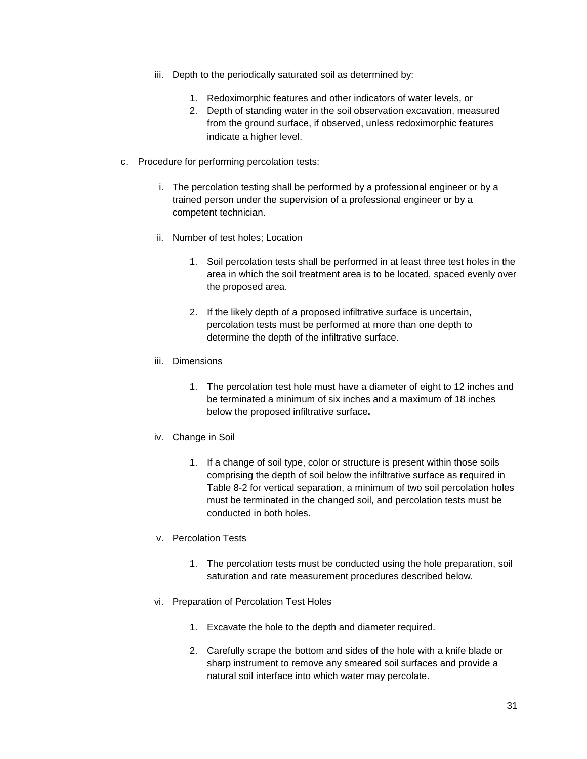iii. Depth to the periodically saturated soil as determined by:

   1. Redoximorphic features and other indicators of water levels, or
   2. Depth of standing water in the soil observation excavation, measured from the ground surface, if observed, unless redoximorphic features indicate a higher level.

c. Procedure for performing percolation tests:

   i. The percolation testing shall be performed by a professional engineer or by a trained person under the supervision of a professional engineer or by a competent technician.

   ii. Number of test holes; Location

      1. Soil percolation tests shall be performed in at least three test holes in the area in which the soil treatment area is to be located, spaced evenly over the proposed area.

      2. If the likely depth of a proposed infiltrative surface is uncertain, percolation tests must be performed at more than one depth to determine the depth of the infiltrative surface.

   iii. Dimensions

      1. The percolation test hole must have a diameter of eight to 12 inches and be terminated a minimum of six inches and a maximum of 18 inches below the proposed infiltrative surface**.**

   iv. Change in Soil

      1. If a change of soil type, color or structure is present within those soils comprising the depth of soil below the infiltrative surface as required in Table 8-2 for vertical separation, a minimum of two soil percolation holes must be terminated in the changed soil, and percolation tests must be conducted in both holes.

   v. Percolation Tests

      1. The percolation tests must be conducted using the hole preparation, soil saturation and rate measurement procedures described below.

   vi. Preparation of Percolation Test Holes

      1. Excavate the hole to the depth and diameter required.

      2. Carefully scrape the bottom and sides of the hole with a knife blade or sharp instrument to remove any smeared soil surfaces and provide a natural soil interface into which water may percolate.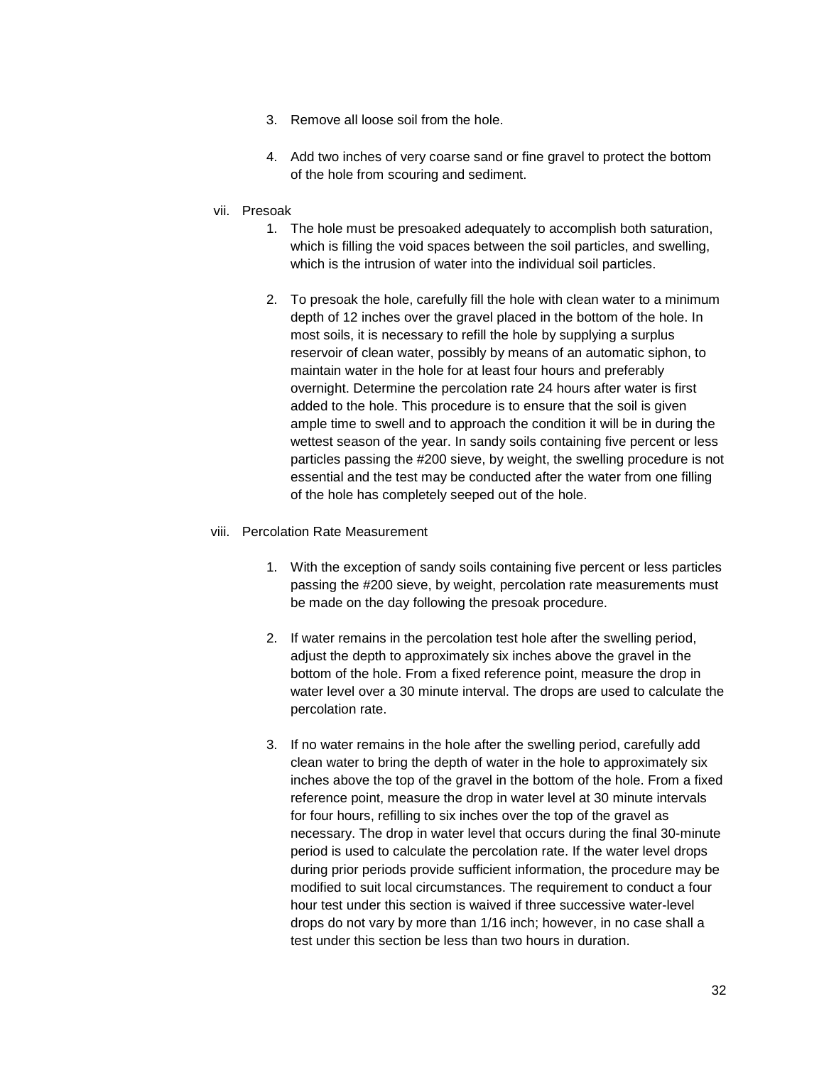3. Remove all loose soil from the hole.

4. Add two inches of very coarse sand or fine gravel to protect the bottom of the hole from scouring and sediment.

vii. Presoak

1. The hole must be presoaked adequately to accomplish both saturation, which is filling the void spaces between the soil particles, and swelling, which is the intrusion of water into the individual soil particles.

2. To presoak the hole, carefully fill the hole with clean water to a minimum depth of 12 inches over the gravel placed in the bottom of the hole. In most soils, it is necessary to refill the hole by supplying a surplus reservoir of clean water, possibly by means of an automatic siphon, to maintain water in the hole for at least four hours and preferably overnight. Determine the percolation rate 24 hours after water is first added to the hole. This procedure is to ensure that the soil is given ample time to swell and to approach the condition it will be in during the wettest season of the year. In sandy soils containing five percent or less particles passing the #200 sieve, by weight, the swelling procedure is not essential and the test may be conducted after the water from one filling of the hole has completely seeped out of the hole.

viii. Percolation Rate Measurement

1. With the exception of sandy soils containing five percent or less particles passing the #200 sieve, by weight, percolation rate measurements must be made on the day following the presoak procedure.

2. If water remains in the percolation test hole after the swelling period, adjust the depth to approximately six inches above the gravel in the bottom of the hole. From a fixed reference point, measure the drop in water level over a 30 minute interval. The drops are used to calculate the percolation rate.

3. If no water remains in the hole after the swelling period, carefully add clean water to bring the depth of water in the hole to approximately six inches above the top of the gravel in the bottom of the hole. From a fixed reference point, measure the drop in water level at 30 minute intervals for four hours, refilling to six inches over the top of the gravel as necessary. The drop in water level that occurs during the final 30-minute period is used to calculate the percolation rate. If the water level drops during prior periods provide sufficient information, the procedure may be modified to suit local circumstances. The requirement to conduct a four hour test under this section is waived if three successive water-level drops do not vary by more than 1/16 inch; however, in no case shall a test under this section be less than two hours in duration.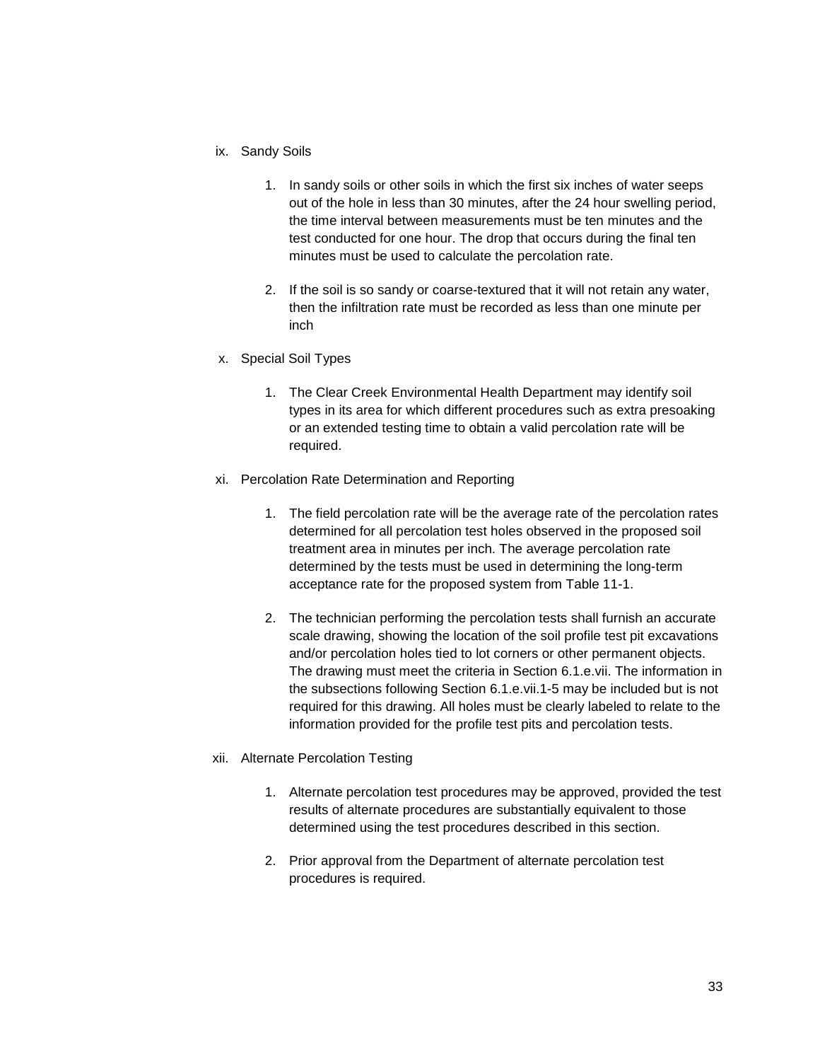ix. Sandy Soils

   1. In sandy soils or other soils in which the first six inches of water seeps out of the hole in less than 30 minutes, after the 24 hour swelling period, the time interval between measurements must be ten minutes and the test conducted for one hour. The drop that occurs during the final ten minutes must be used to calculate the percolation rate.

   2. If the soil is so sandy or coarse-textured that it will not retain any water, then the infiltration rate must be recorded as less than one minute per inch

x. Special Soil Types

   1. The Clear Creek Environmental Health Department may identify soil types in its area for which different procedures such as extra presoaking or an extended testing time to obtain a valid percolation rate will be required.

xi. Percolation Rate Determination and Reporting

   1. The field percolation rate will be the average rate of the percolation rates determined for all percolation test holes observed in the proposed soil treatment area in minutes per inch. The average percolation rate determined by the tests must be used in determining the long-term acceptance rate for the proposed system from Table 11-1.

   2. The technician performing the percolation tests shall furnish an accurate scale drawing, showing the location of the soil profile test pit excavations and/or percolation holes tied to lot corners or other permanent objects. The drawing must meet the criteria in Section 6.1.e.vii. The information in the subsections following Section 6.1.e.vii.1-5 may be included but is not required for this drawing. All holes must be clearly labeled to relate to the information provided for the profile test pits and percolation tests.

xii. Alternate Percolation Testing

   1. Alternate percolation test procedures may be approved, provided the test results of alternate procedures are substantially equivalent to those determined using the test procedures described in this section.

   2. Prior approval from the Department of alternate percolation test procedures is required.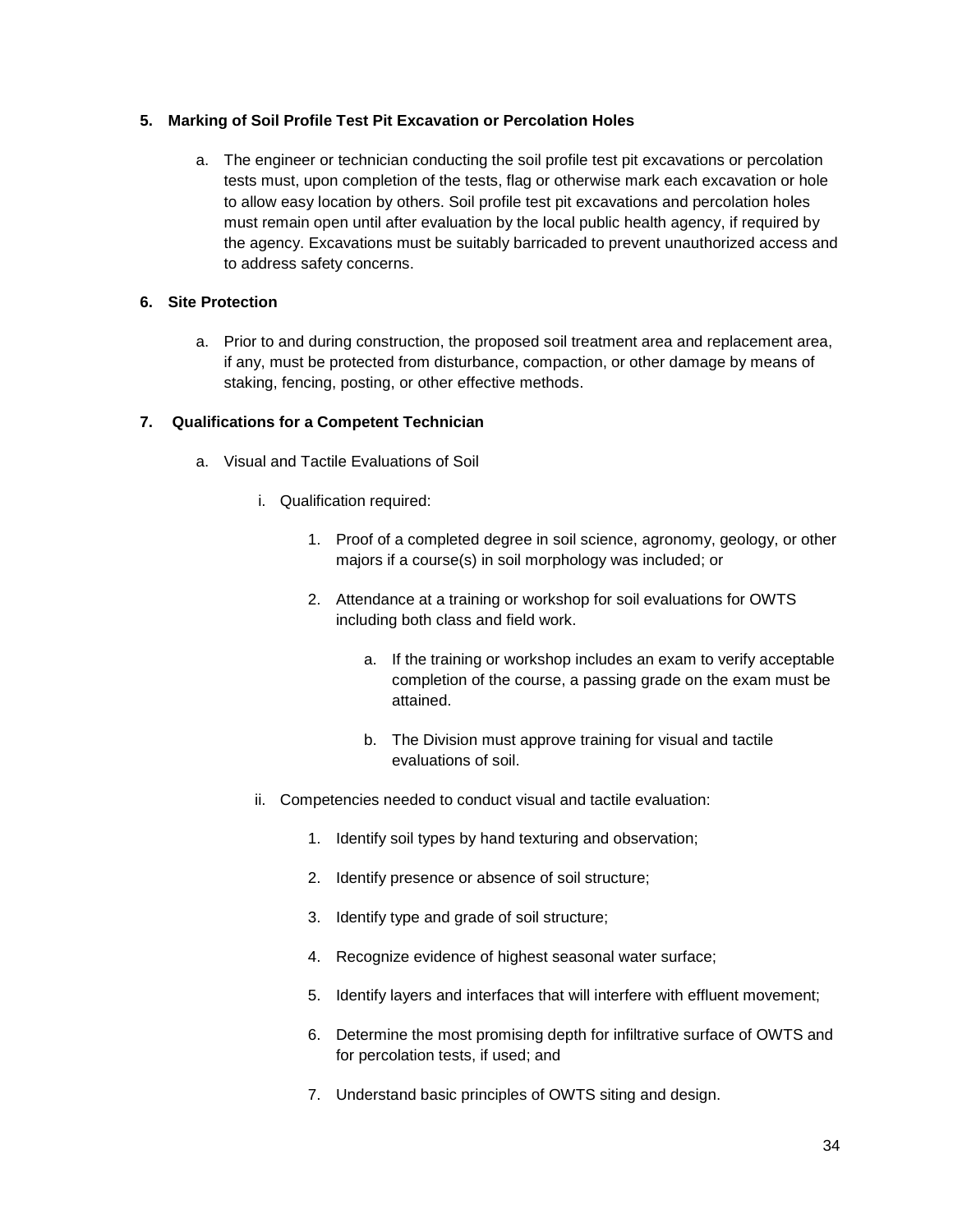**5. Marking of Soil Profile Test Pit Excavation or Percolation Holes**

a. The engineer or technician conducting the soil profile test pit excavations or percolation tests must, upon completion of the tests, flag or otherwise mark each excavation or hole to allow easy location by others. Soil profile test pit excavations and percolation holes must remain open until after evaluation by the local public health agency, if required by the agency. Excavations must be suitably barricaded to prevent unauthorized access and to address safety concerns.

**6. Site Protection**

a. Prior to and during construction, the proposed soil treatment area and replacement area, if any, must be protected from disturbance, compaction, or other damage by means of staking, fencing, posting, or other effective methods.

**7. Qualifications for a Competent Technician**

a. Visual and Tactile Evaluations of Soil

i. Qualification required:

1. Proof of a completed degree in soil science, agronomy, geology, or other majors if a course(s) in soil morphology was included; or

2. Attendance at a training or workshop for soil evaluations for OWTS including both class and field work.

   a. If the training or workshop includes an exam to verify acceptable completion of the course, a passing grade on the exam must be attained.

   b. The Division must approve training for visual and tactile evaluations of soil.

ii. Competencies needed to conduct visual and tactile evaluation:

1. Identify soil types by hand texturing and observation;

2. Identify presence or absence of soil structure;

3. Identify type and grade of soil structure;

4. Recognize evidence of highest seasonal water surface;

5. Identify layers and interfaces that will interfere with effluent movement;

6. Determine the most promising depth for infiltrative surface of OWTS and for percolation tests, if used; and

7. Understand basic principles of OWTS siting and design.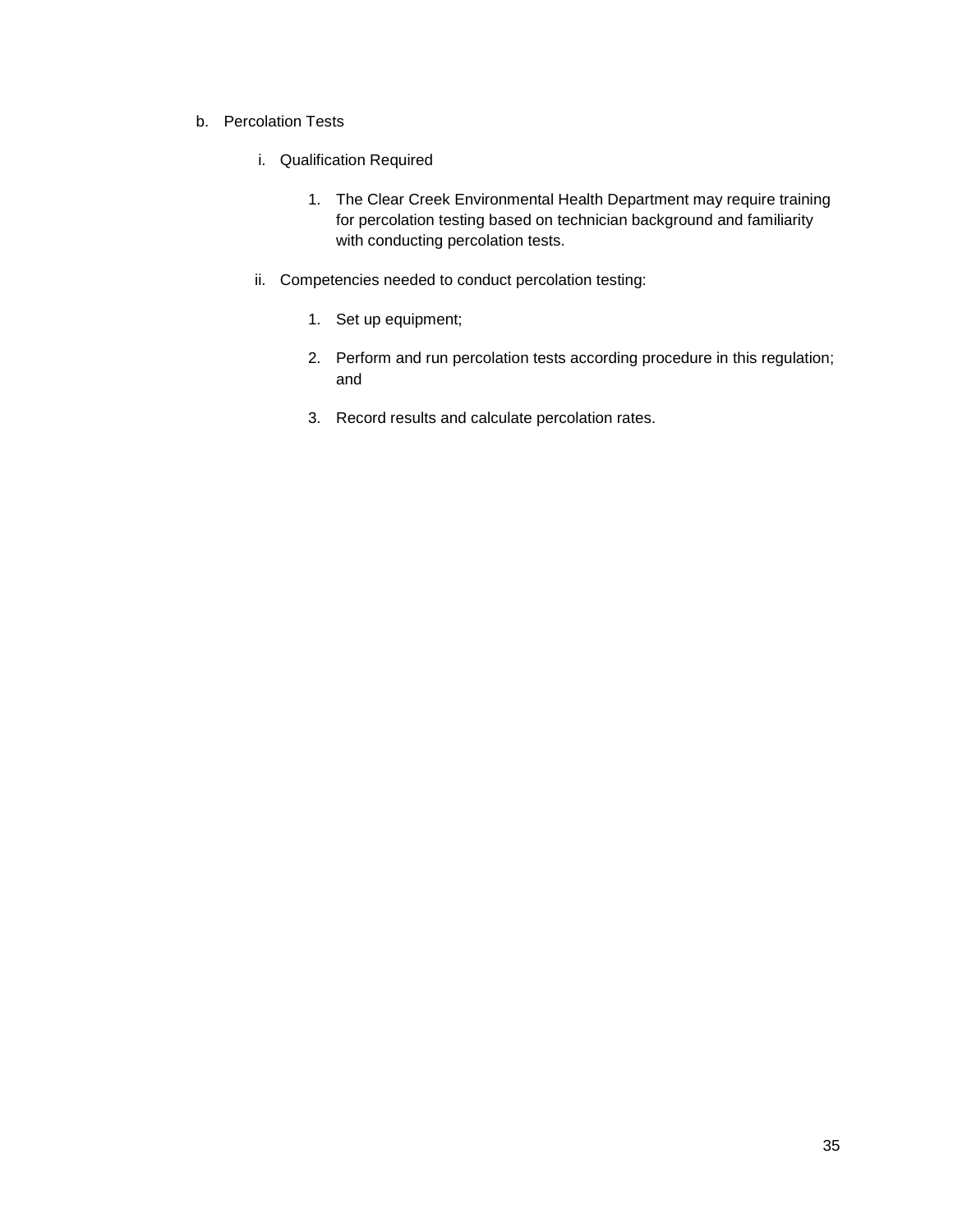b. Percolation Tests

   i. Qualification Required

      1. The Clear Creek Environmental Health Department may require training for percolation testing based on technician background and familiarity with conducting percolation tests.

   ii. Competencies needed to conduct percolation testing:

      1. Set up equipment;

      2. Perform and run percolation tests according procedure in this regulation; and

      3. Record results and calculate percolation rates.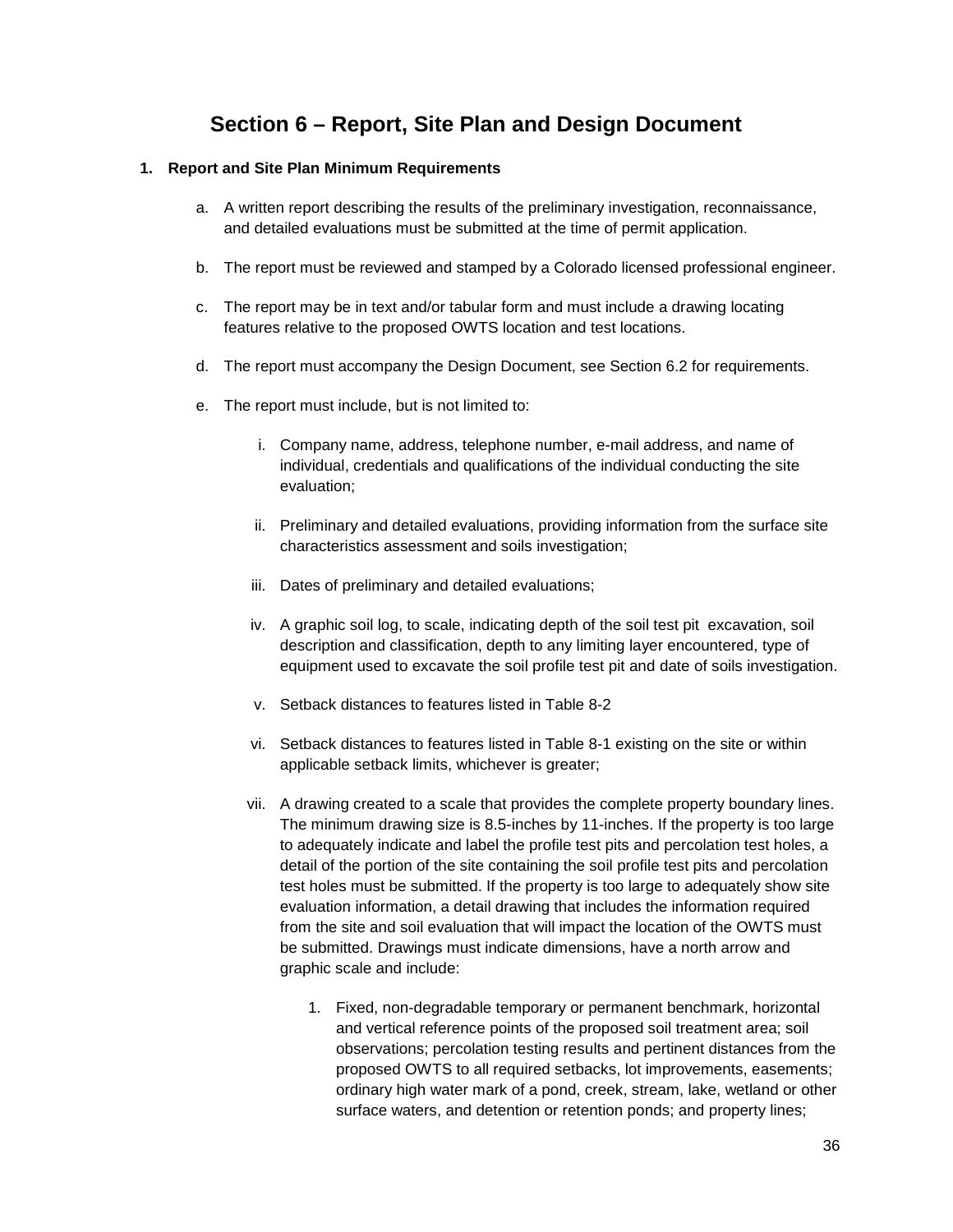# Section 6 – Report, Site Plan and Design Document

**1. Report and Site Plan Minimum Requirements**

a. A written report describing the results of the preliminary investigation, reconnaissance, and detailed evaluations must be submitted at the time of permit application.

b. The report must be reviewed and stamped by a Colorado licensed professional engineer.

c. The report may be in text and/or tabular form and must include a drawing locating features relative to the proposed OWTS location and test locations.

d. The report must accompany the Design Document, see Section 6.2 for requirements.

e. The report must include, but is not limited to:

   i. Company name, address, telephone number, e-mail address, and name of individual, credentials and qualifications of the individual conducting the site evaluation;

   ii. Preliminary and detailed evaluations, providing information from the surface site characteristics assessment and soils investigation;

   iii. Dates of preliminary and detailed evaluations;

   iv. A graphic soil log, to scale, indicating depth of the soil test pit excavation, soil description and classification, depth to any limiting layer encountered, type of equipment used to excavate the soil profile test pit and date of soils investigation.

   v. Setback distances to features listed in Table 8-2

   vi. Setback distances to features listed in Table 8-1 existing on the site or within applicable setback limits, whichever is greater;

   vii. A drawing created to a scale that provides the complete property boundary lines. The minimum drawing size is 8.5-inches by 11-inches. If the property is too large to adequately indicate and label the profile test pits and percolation test holes, a detail of the portion of the site containing the soil profile test pits and percolation test holes must be submitted. If the property is too large to adequately show site evaluation information, a detail drawing that includes the information required from the site and soil evaluation that will impact the location of the OWTS must be submitted. Drawings must indicate dimensions, have a north arrow and graphic scale and include:

      1. Fixed, non-degradable temporary or permanent benchmark, horizontal and vertical reference points of the proposed soil treatment area; soil observations; percolation testing results and pertinent distances from the proposed OWTS to all required setbacks, lot improvements, easements; ordinary high water mark of a pond, creek, stream, lake, wetland or other surface waters, and detention or retention ponds; and property lines;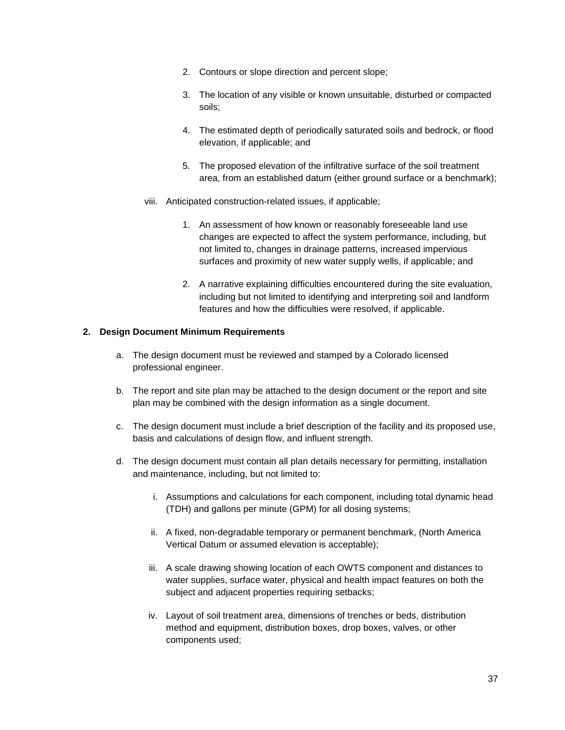2. Contours or slope direction and percent slope;

3. The location of any visible or known unsuitable, disturbed or compacted soils;

4. The estimated depth of periodically saturated soils and bedrock, or flood elevation, if applicable; and

5. The proposed elevation of the infiltrative surface of the soil treatment area, from an established datum (either ground surface or a benchmark);

viii. Anticipated construction-related issues, if applicable;

1. An assessment of how known or reasonably foreseeable land use changes are expected to affect the system performance, including, but not limited to, changes in drainage patterns, increased impervious surfaces and proximity of new water supply wells, if applicable; and

2. A narrative explaining difficulties encountered during the site evaluation, including but not limited to identifying and interpreting soil and landform features and how the difficulties were resolved, if applicable.

**2. Design Document Minimum Requirements**

a. The design document must be reviewed and stamped by a Colorado licensed professional engineer.

b. The report and site plan may be attached to the design document or the report and site plan may be combined with the design information as a single document.

c. The design document must include a brief description of the facility and its proposed use, basis and calculations of design flow, and influent strength.

d. The design document must contain all plan details necessary for permitting, installation and maintenance, including, but not limited to:

i. Assumptions and calculations for each component, including total dynamic head (TDH) and gallons per minute (GPM) for all dosing systems;

ii. A fixed, non-degradable temporary or permanent benchmark, (North America Vertical Datum or assumed elevation is acceptable);

iii. A scale drawing showing location of each OWTS component and distances to water supplies, surface water, physical and health impact features on both the subject and adjacent properties requiring setbacks;

iv. Layout of soil treatment area, dimensions of trenches or beds, distribution method and equipment, distribution boxes, drop boxes, valves, or other components used;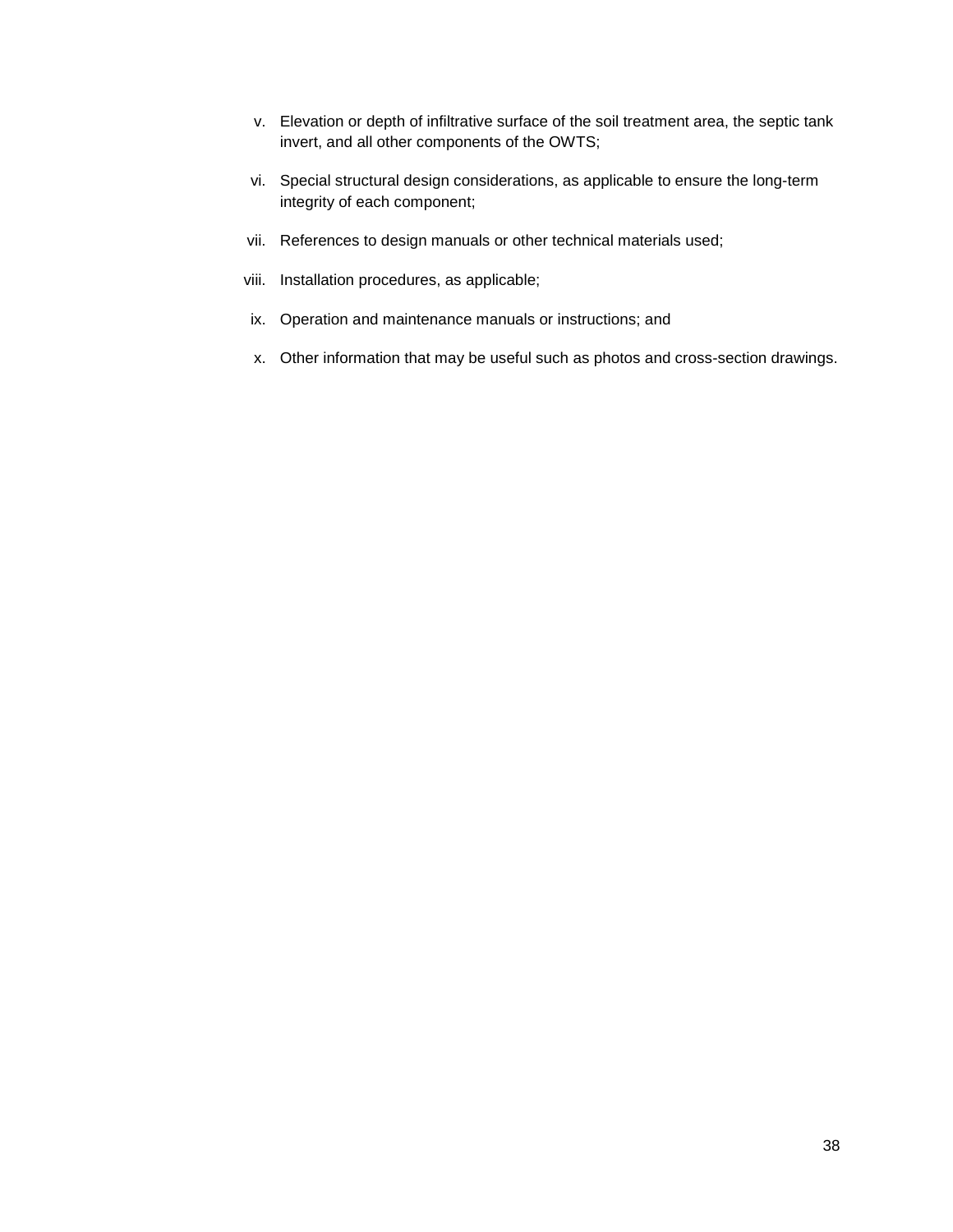v. Elevation or depth of infiltrative surface of the soil treatment area, the septic tank invert, and all other components of the OWTS;

vi. Special structural design considerations, as applicable to ensure the long-term integrity of each component;

vii. References to design manuals or other technical materials used;

viii. Installation procedures, as applicable;

ix. Operation and maintenance manuals or instructions; and

x. Other information that may be useful such as photos and cross-section drawings.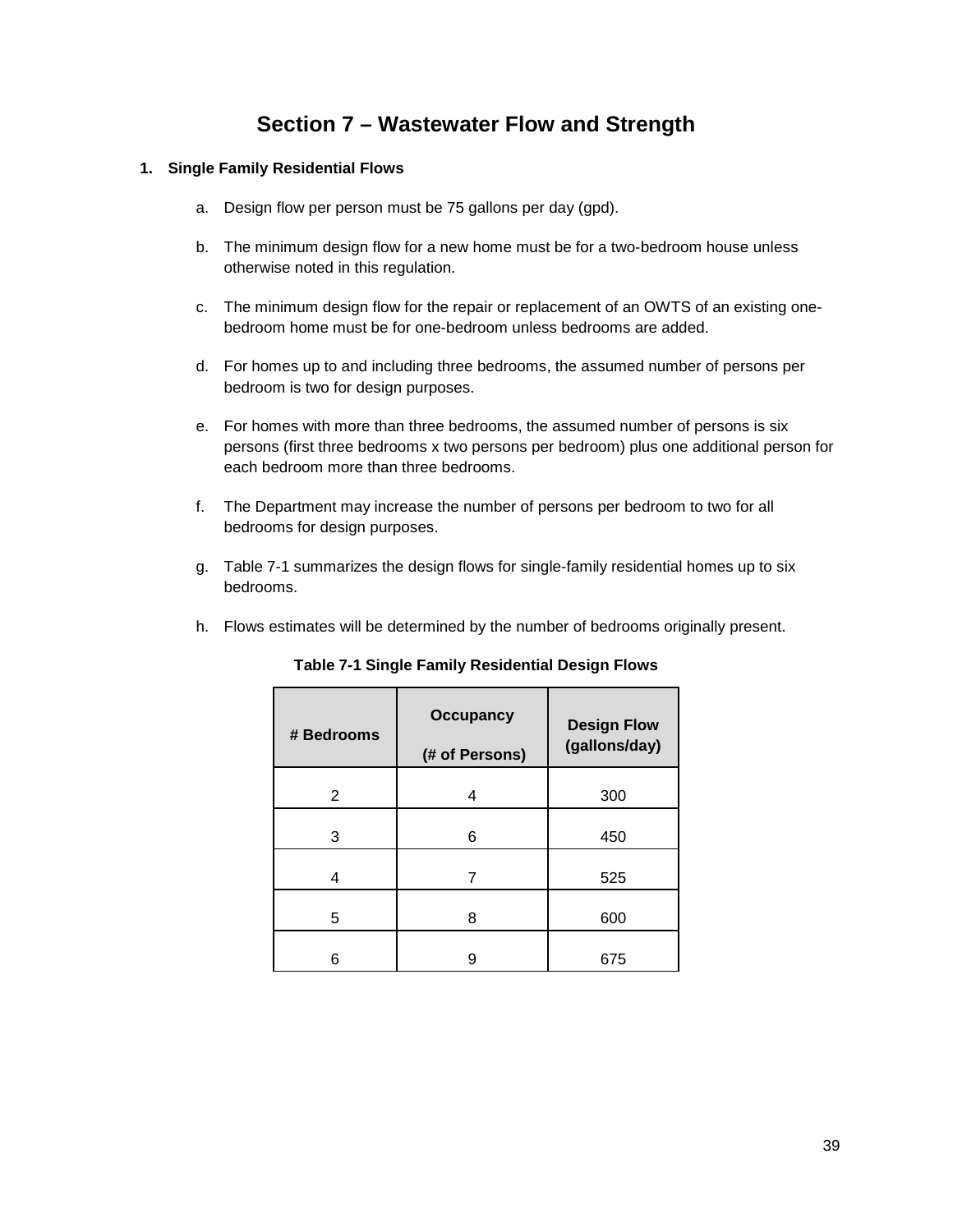# Section 7 – Wastewater Flow and Strength

## 1. Single Family Residential Flows

a. Design flow per person must be 75 gallons per day (gpd).

b. The minimum design flow for a new home must be for a two-bedroom house unless otherwise noted in this regulation.

c. The minimum design flow for the repair or replacement of an OWTS of an existing one-bedroom home must be for one-bedroom unless bedrooms are added.

d. For homes up to and including three bedrooms, the assumed number of persons per bedroom is two for design purposes.

e. For homes with more than three bedrooms, the assumed number of persons is six persons (first three bedrooms x two persons per bedroom) plus one additional person for each bedroom more than three bedrooms.

f. The Department may increase the number of persons per bedroom to two for all bedrooms for design purposes.

g. Table 7-1 summarizes the design flows for single-family residential homes up to six bedrooms.

h. Flows estimates will be determined by the number of bedrooms originally present.

**Table 7-1 Single Family Residential Design Flows**

| # Bedrooms | Occupancy (# of Persons) | Design Flow (gallons/day) |
|---|---|---|
| 2 | 4 | 300 |
| 3 | 6 | 450 |
| 4 | 7 | 525 |
| 5 | 8 | 600 |
| 6 | 9 | 675 |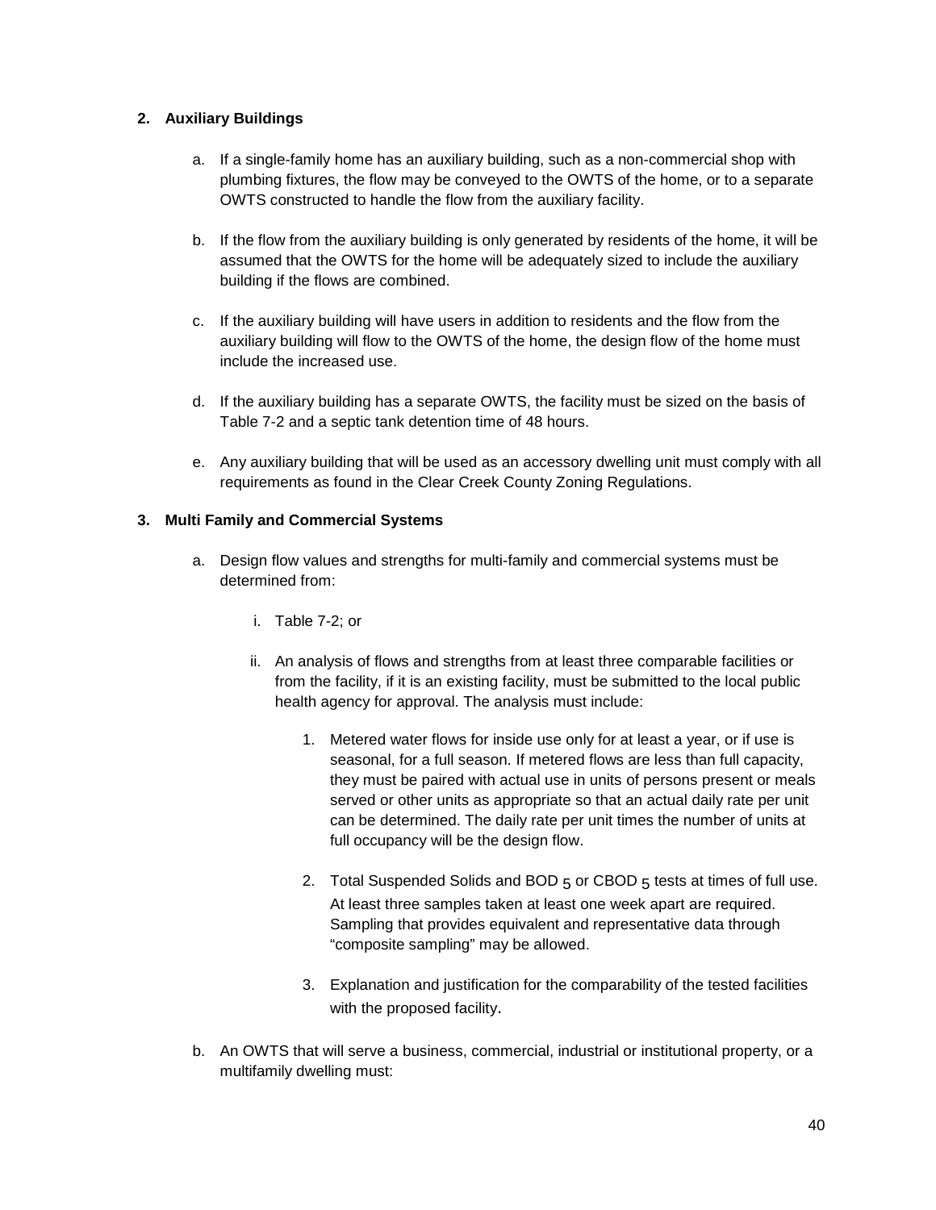**2. Auxiliary Buildings**

a. If a single-family home has an auxiliary building, such as a non-commercial shop with plumbing fixtures, the flow may be conveyed to the OWTS of the home, or to a separate OWTS constructed to handle the flow from the auxiliary facility.

b. If the flow from the auxiliary building is only generated by residents of the home, it will be assumed that the OWTS for the home will be adequately sized to include the auxiliary building if the flows are combined.

c. If the auxiliary building will have users in addition to residents and the flow from the auxiliary building will flow to the OWTS of the home, the design flow of the home must include the increased use.

d. If the auxiliary building has a separate OWTS, the facility must be sized on the basis of Table 7-2 and a septic tank detention time of 48 hours.

e. Any auxiliary building that will be used as an accessory dwelling unit must comply with all requirements as found in the Clear Creek County Zoning Regulations.

**3. Multi Family and Commercial Systems**

a. Design flow values and strengths for multi-family and commercial systems must be determined from:

   i. Table 7-2; or

   ii. An analysis of flows and strengths from at least three comparable facilities or from the facility, if it is an existing facility, must be submitted to the local public health agency for approval. The analysis must include:

      1. Metered water flows for inside use only for at least a year, or if use is seasonal, for a full season. If metered flows are less than full capacity, they must be paired with actual use in units of persons present or meals served or other units as appropriate so that an actual daily rate per unit can be determined. The daily rate per unit times the number of units at full occupancy will be the design flow.

      2. Total Suspended Solids and $BOD_5$ or $CBOD_5$ tests at times of full use. At least three samples taken at least one week apart are required. Sampling that provides equivalent and representative data through "composite sampling" may be allowed.

      3. Explanation and justification for the comparability of the tested facilities with the proposed facility.

b. An OWTS that will serve a business, commercial, industrial or institutional property, or a multifamily dwelling must: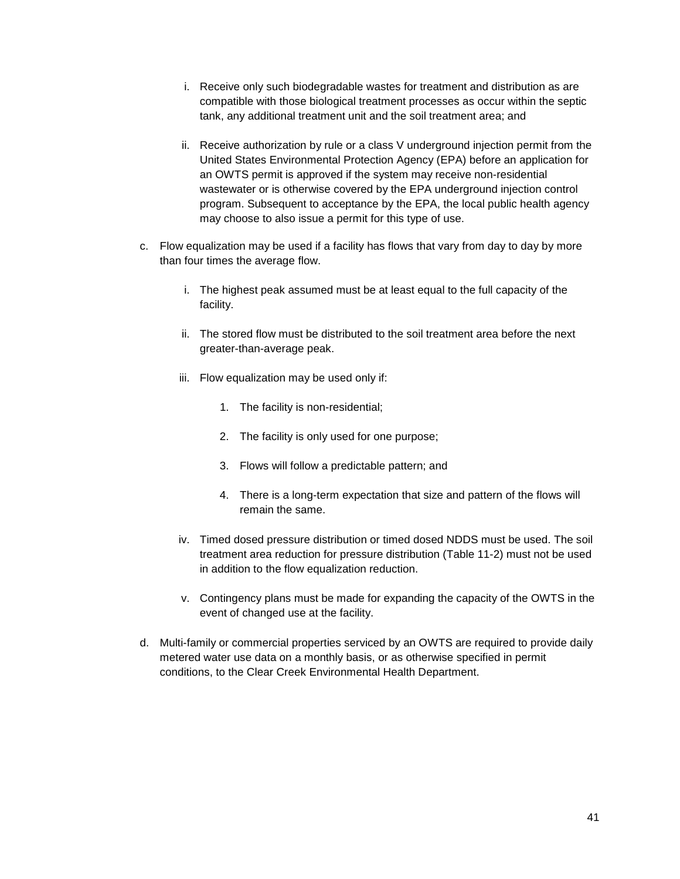i. Receive only such biodegradable wastes for treatment and distribution as are compatible with those biological treatment processes as occur within the septic tank, any additional treatment unit and the soil treatment area; and

   ii. Receive authorization by rule or a class V underground injection permit from the United States Environmental Protection Agency (EPA) before an application for an OWTS permit is approved if the system may receive non-residential wastewater or is otherwise covered by the EPA underground injection control program. Subsequent to acceptance by the EPA, the local public health agency may choose to also issue a permit for this type of use.

c. Flow equalization may be used if a facility has flows that vary from day to day by more than four times the average flow.

   i. The highest peak assumed must be at least equal to the full capacity of the facility.

   ii. The stored flow must be distributed to the soil treatment area before the next greater-than-average peak.

   iii. Flow equalization may be used only if:

      1. The facility is non-residential;

      2. The facility is only used for one purpose;

      3. Flows will follow a predictable pattern; and

      4. There is a long-term expectation that size and pattern of the flows will remain the same.

   iv. Timed dosed pressure distribution or timed dosed NDDS must be used. The soil treatment area reduction for pressure distribution (Table 11-2) must not be used in addition to the flow equalization reduction.

   v. Contingency plans must be made for expanding the capacity of the OWTS in the event of changed use at the facility.

d. Multi-family or commercial properties serviced by an OWTS are required to provide daily metered water use data on a monthly basis, or as otherwise specified in permit conditions, to the Clear Creek Environmental Health Department.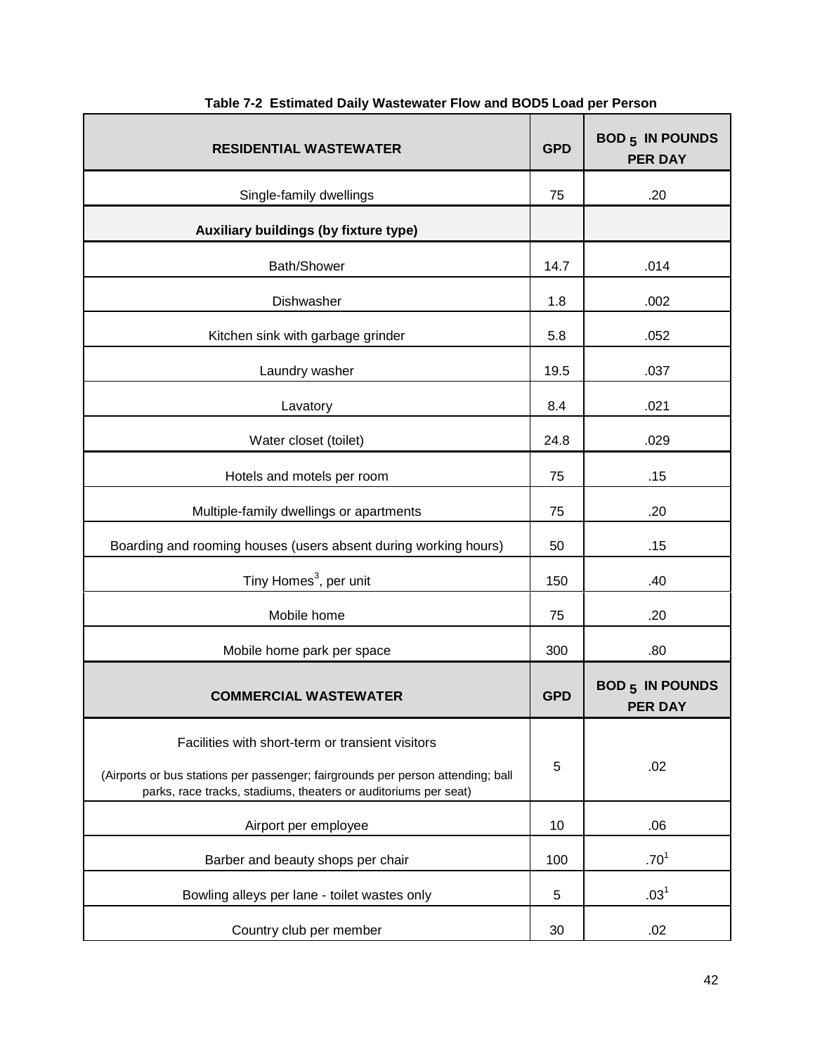**Table 7-2 Estimated Daily Wastewater Flow and BOD5 Load per Person**

| RESIDENTIAL WASTEWATER | GPD | $BOD_5$ IN POUNDS PER DAY |
|---|---|---|
| Single-family dwellings | 75 | .20 |
| **Auxiliary buildings (by fixture type)** | | |
| Bath/Shower | 14.7 | .014 |
| Dishwasher | 1.8 | .002 |
| Kitchen sink with garbage grinder | 5.8 | .052 |
| Laundry washer | 19.5 | .037 |
| Lavatory | 8.4 | .021 |
| Water closet (toilet) | 24.8 | .029 |
| Hotels and motels per room | 75 | .15 |
| Multiple-family dwellings or apartments | 75 | .20 |
| Boarding and rooming houses (users absent during working hours) | 50 | .15 |
| Tiny Homes[3], per unit | 150 | .40 |
| Mobile home | 75 | .20 |
| Mobile home park per space | 300 | .80 |
| **COMMERCIAL WASTEWATER** | **GPD** | **$BOD_5$ IN POUNDS PER DAY** |
| Facilities with short-term or transient visitors (Airports or bus stations per passenger; fairgrounds per person attending; ball parks, race tracks, stadiums, theaters or auditoriums per seat) | 5 | .02 |
| Airport per employee | 10 | .06 |
| Barber and beauty shops per chair | 100 | .70[1] |
| Bowling alleys per lane - toilet wastes only | 5 | .03[1] |
| Country club per member | 30 | .02 |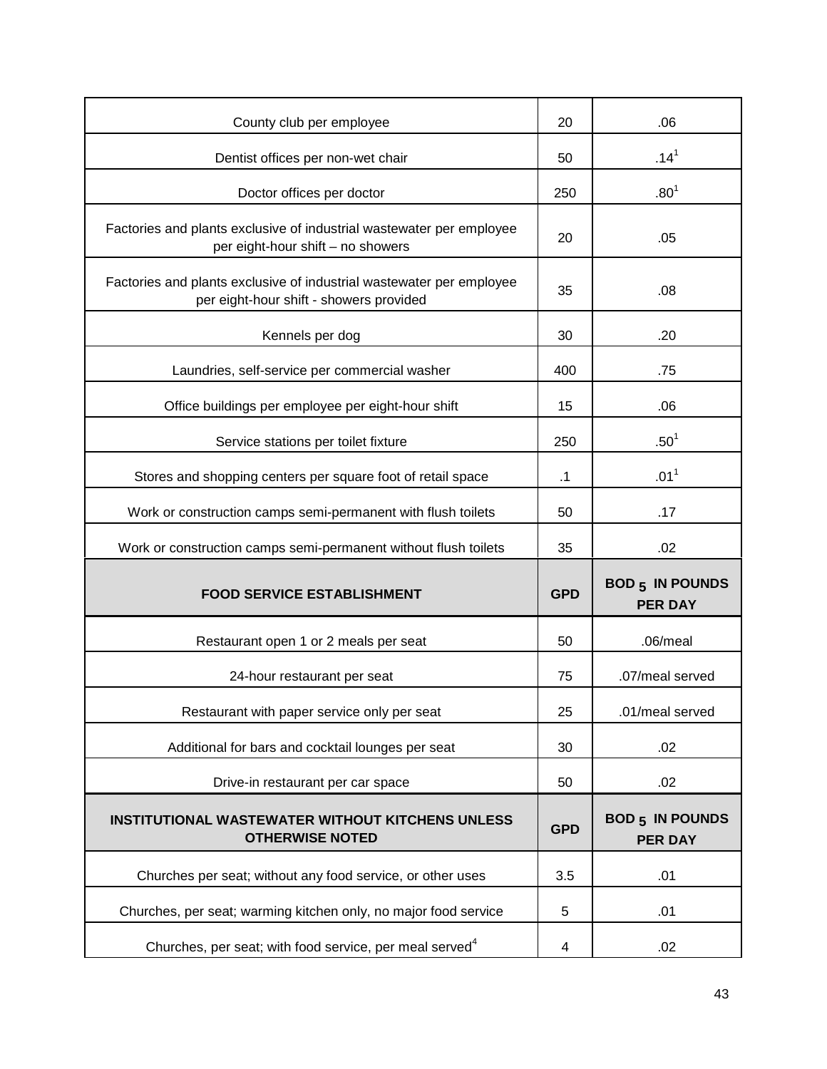| | | |
|---|---|---|
| County club per employee | 20 | .06 |
| Dentist offices per non-wet chair | 50 | .14[1] |
| Doctor offices per doctor | 250 | .80[1] |
| Factories and plants exclusive of industrial wastewater per employee per eight-hour shift – no showers | 20 | .05 |
| Factories and plants exclusive of industrial wastewater per employee per eight-hour shift - showers provided | 35 | .08 |
| Kennels per dog | 30 | .20 |
| Laundries, self-service per commercial washer | 400 | .75 |
| Office buildings per employee per eight-hour shift | 15 | .06 |
| Service stations per toilet fixture | 250 | .50[1] |
| Stores and shopping centers per square foot of retail space | .1 | .01[1] |
| Work or construction camps semi-permanent with flush toilets | 50 | .17 |
| Work or construction camps semi-permanent without flush toilets | 35 | .02 |
| **FOOD SERVICE ESTABLISHMENT** | **GPD** | **$BOD_5$ IN POUNDS PER DAY** |
| Restaurant open 1 or 2 meals per seat | 50 | .06/meal |
| 24-hour restaurant per seat | 75 | .07/meal served |
| Restaurant with paper service only per seat | 25 | .01/meal served |
| Additional for bars and cocktail lounges per seat | 30 | .02 |
| Drive-in restaurant per car space | 50 | .02 |
| **INSTITUTIONAL WASTEWATER WITHOUT KITCHENS UNLESS OTHERWISE NOTED** | **GPD** | **$BOD_5$ IN POUNDS PER DAY** |
| Churches per seat; without any food service, or other uses | 3.5 | .01 |
| Churches, per seat; warming kitchen only, no major food service | 5 | .01 |
| Churches, per seat; with food service, per meal served[4] | 4 | .02 |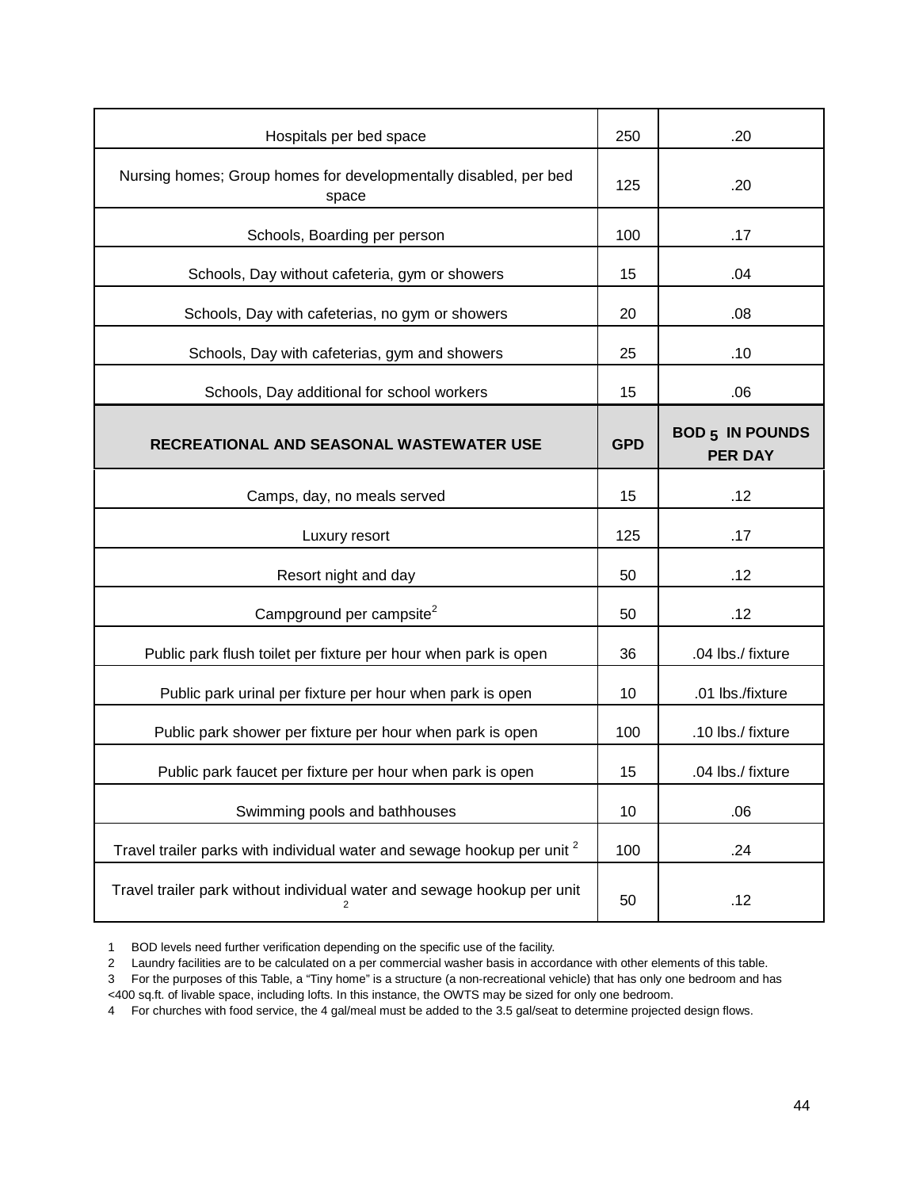| | | |
|---|---|---|
| Hospitals per bed space | 250 | .20 |
| Nursing homes; Group homes for developmentally disabled, per bed space | 125 | .20 |
| Schools, Boarding per person | 100 | .17 |
| Schools, Day without cafeteria, gym or showers | 15 | .04 |
| Schools, Day with cafeterias, no gym or showers | 20 | .08 |
| Schools, Day with cafeterias, gym and showers | 25 | .10 |
| Schools, Day additional for school workers | 15 | .06 |
| **RECREATIONAL AND SEASONAL WASTEWATER USE** | **GPD** | **$BOD_5$ IN POUNDS PER DAY** |
| Camps, day, no meals served | 15 | .12 |
| Luxury resort | 125 | .17 |
| Resort night and day | 50 | .12 |
| Campground per campsite[2] | 50 | .12 |
| Public park flush toilet per fixture per hour when park is open | 36 | .04 lbs./ fixture |
| Public park urinal per fixture per hour when park is open | 10 | .01 lbs./fixture |
| Public park shower per fixture per hour when park is open | 100 | .10 lbs./ fixture |
| Public park faucet per fixture per hour when park is open | 15 | .04 lbs./ fixture |
| Swimming pools and bathhouses | 10 | .06 |
| Travel trailer parks with individual water and sewage hookup per unit [2] | 100 | .24 |
| Travel trailer park without individual water and sewage hookup per unit [2] | 50 | .12 |

1 BOD levels need further verification depending on the specific use of the facility.

2 Laundry facilities are to be calculated on a per commercial washer basis in accordance with other elements of this table.

3 For the purposes of this Table, a "Tiny home" is a structure (a non-recreational vehicle) that has only one bedroom and has <400 sq.ft. of livable space, including lofts. In this instance, the OWTS may be sized for only one bedroom.

4 For churches with food service, the 4 gal/meal must be added to the 3.5 gal/seat to determine projected design flows.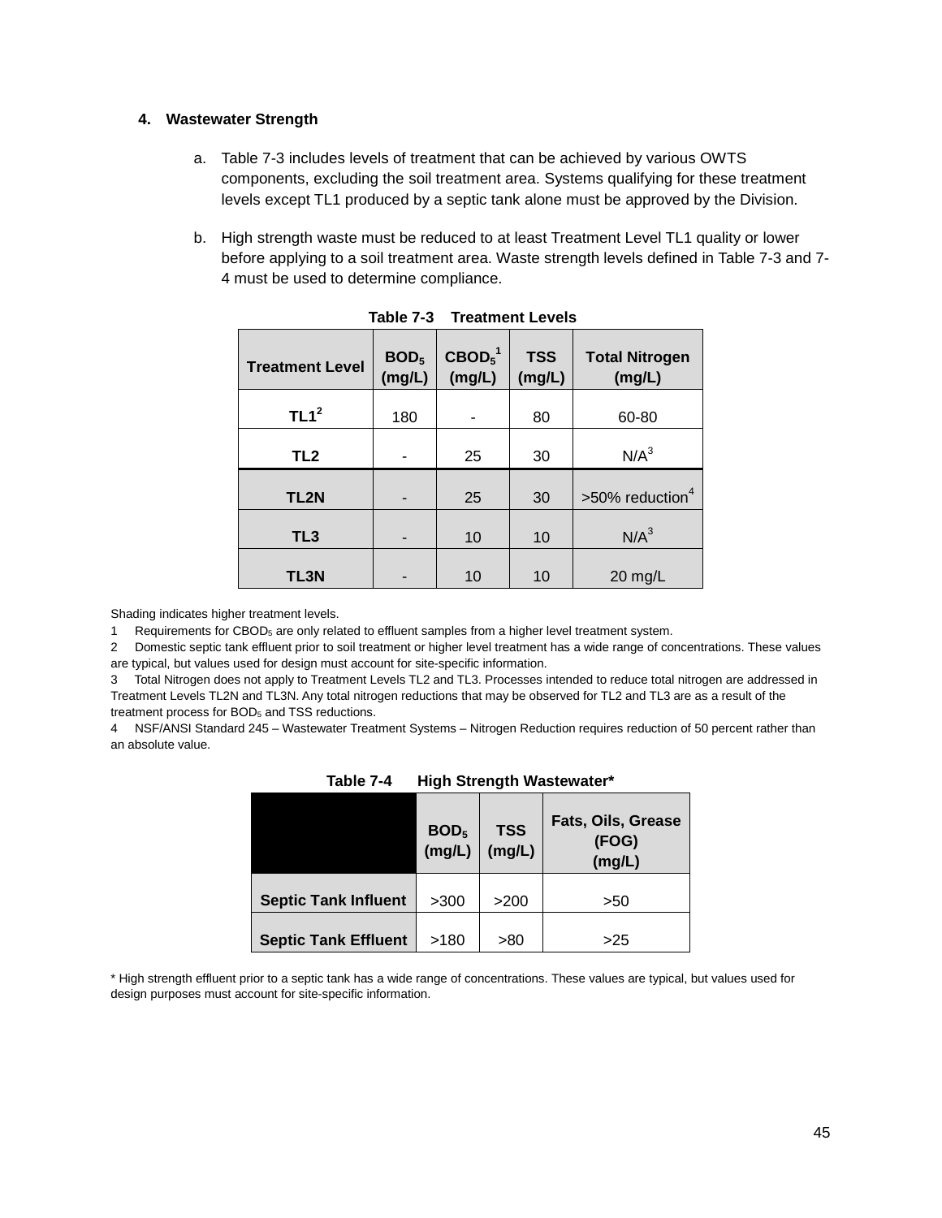**4. Wastewater Strength**

a. Table 7-3 includes levels of treatment that can be achieved by various OWTS components, excluding the soil treatment area. Systems qualifying for these treatment levels except TL1 produced by a septic tank alone must be approved by the Division.

b. High strength waste must be reduced to at least Treatment Level TL1 quality or lower before applying to a soil treatment area. Waste strength levels defined in Table 7-3 and 7-4 must be used to determine compliance.

**Table 7-3 Treatment Levels**

| Treatment Level | $BOD_5$ (mg/L) | $CBOD_5$[1] (mg/L) | TSS (mg/L) | Total Nitrogen (mg/L) |
|---|---|---|---|---|
| **TL1**[2] | 180 | - | 80 | 60-80 |
| **TL2** | - | 25 | 30 | N/A[3] |
| **TL2N** | - | 25 | 30 | >50% reduction[4] |
| **TL3** | - | 10 | 10 | N/A[3] |
| **TL3N** | - | 10 | 10 | 20 mg/L |

Shading indicates higher treatment levels.

1 Requirements for $CBOD_5$ are only related to effluent samples from a higher level treatment system.

2 Domestic septic tank effluent prior to soil treatment or higher level treatment has a wide range of concentrations. These values are typical, but values used for design must account for site-specific information.

3 Total Nitrogen does not apply to Treatment Levels TL2 and TL3. Processes intended to reduce total nitrogen are addressed in Treatment Levels TL2N and TL3N. Any total nitrogen reductions that may be observed for TL2 and TL3 are as a result of the treatment process for $BOD_5$ and TSS reductions.

4 NSF/ANSI Standard 245 – Wastewater Treatment Systems – Nitrogen Reduction requires reduction of 50 percent rather than an absolute value.

**Table 7-4 High Strength Wastewater***

| | $BOD_5$ (mg/L) | TSS (mg/L) | Fats, Oils, Grease (FOG) (mg/L) |
|---|---|---|---|
| **Septic Tank Influent** | >300 | >200 | >50 |
| **Septic Tank Effluent** | >180 | >80 | >25 |

* High strength effluent prior to a septic tank has a wide range of concentrations. These values are typical, but values used for design purposes must account for site-specific information.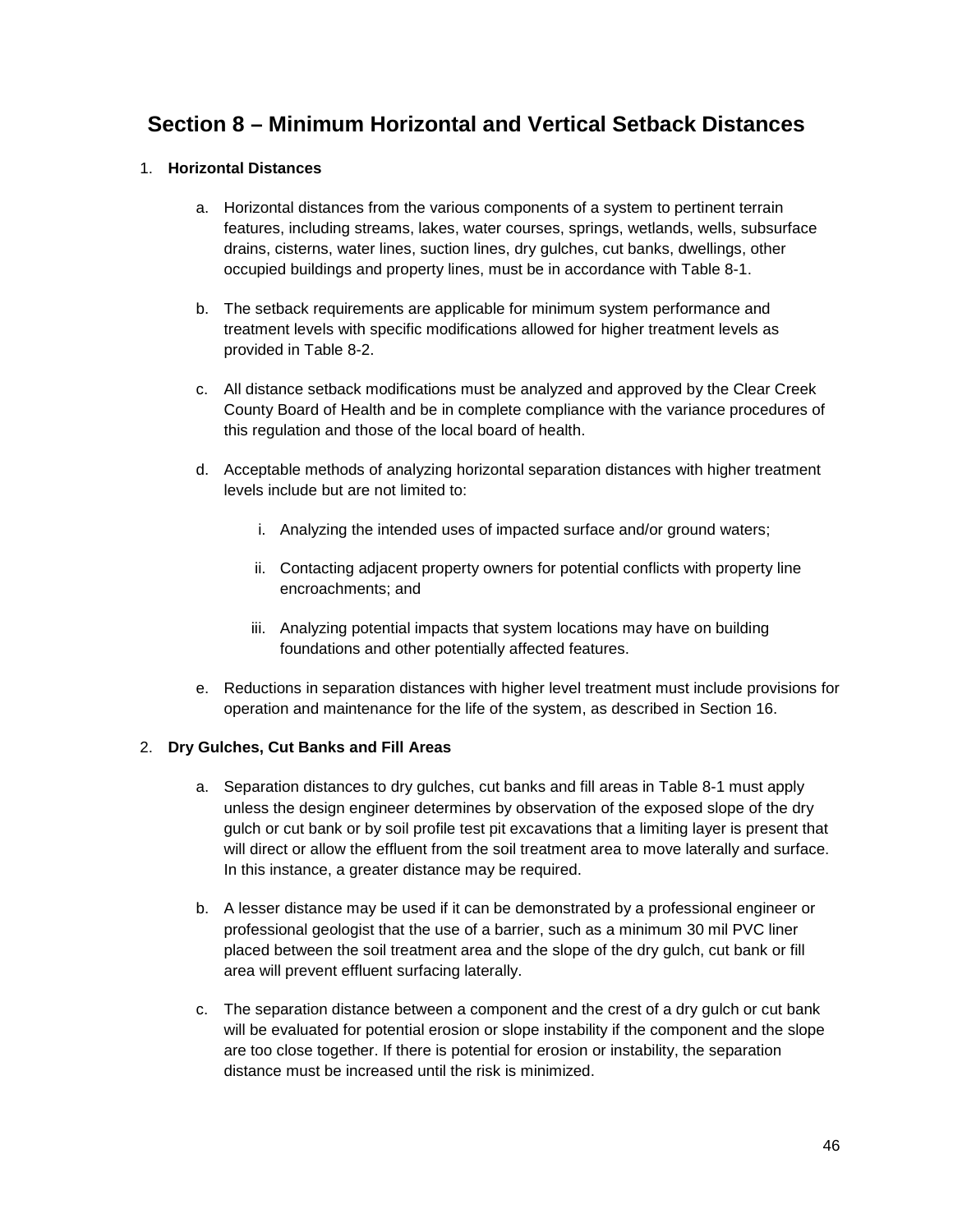# Section 8 – Minimum Horizontal and Vertical Setback Distances

1. **Horizontal Distances**

    a. Horizontal distances from the various components of a system to pertinent terrain features, including streams, lakes, water courses, springs, wetlands, wells, subsurface drains, cisterns, water lines, suction lines, dry gulches, cut banks, dwellings, other occupied buildings and property lines, must be in accordance with Table 8-1.

    b. The setback requirements are applicable for minimum system performance and treatment levels with specific modifications allowed for higher treatment levels as provided in Table 8-2.

    c. All distance setback modifications must be analyzed and approved by the Clear Creek County Board of Health and be in complete compliance with the variance procedures of this regulation and those of the local board of health.

    d. Acceptable methods of analyzing horizontal separation distances with higher treatment levels include but are not limited to:

        i. Analyzing the intended uses of impacted surface and/or ground waters;

        ii. Contacting adjacent property owners for potential conflicts with property line encroachments; and

        iii. Analyzing potential impacts that system locations may have on building foundations and other potentially affected features.

    e. Reductions in separation distances with higher level treatment must include provisions for operation and maintenance for the life of the system, as described in Section 16.

2. **Dry Gulches, Cut Banks and Fill Areas**

    a. Separation distances to dry gulches, cut banks and fill areas in Table 8-1 must apply unless the design engineer determines by observation of the exposed slope of the dry gulch or cut bank or by soil profile test pit excavations that a limiting layer is present that will direct or allow the effluent from the soil treatment area to move laterally and surface. In this instance, a greater distance may be required.

    b. A lesser distance may be used if it can be demonstrated by a professional engineer or professional geologist that the use of a barrier, such as a minimum 30 mil PVC liner placed between the soil treatment area and the slope of the dry gulch, cut bank or fill area will prevent effluent surfacing laterally.

    c. The separation distance between a component and the crest of a dry gulch or cut bank will be evaluated for potential erosion or slope instability if the component and the slope are too close together. If there is potential for erosion or instability, the separation distance must be increased until the risk is minimized.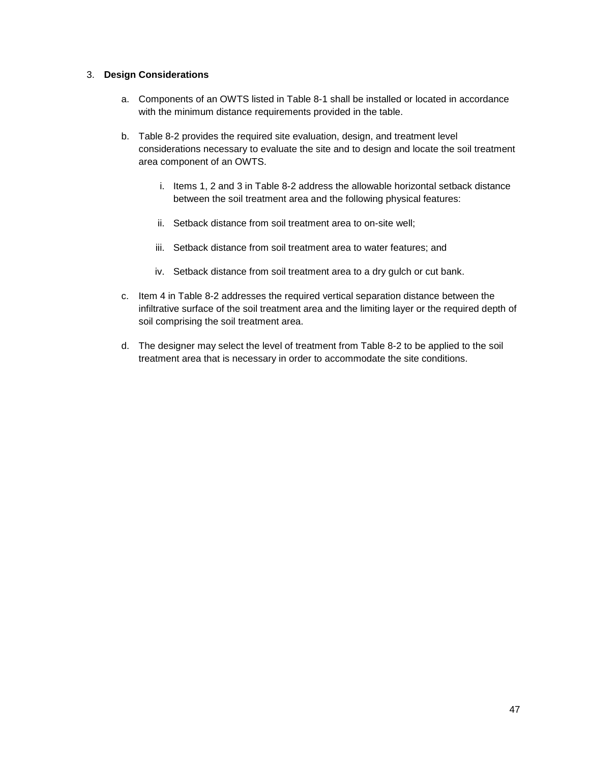3. **Design Considerations**

   a. Components of an OWTS listed in Table 8-1 shall be installed or located in accordance with the minimum distance requirements provided in the table.

   b. Table 8-2 provides the required site evaluation, design, and treatment level considerations necessary to evaluate the site and to design and locate the soil treatment area component of an OWTS.

      i. Items 1, 2 and 3 in Table 8-2 address the allowable horizontal setback distance between the soil treatment area and the following physical features:

      ii. Setback distance from soil treatment area to on-site well;

      iii. Setback distance from soil treatment area to water features; and

      iv. Setback distance from soil treatment area to a dry gulch or cut bank.

   c. Item 4 in Table 8-2 addresses the required vertical separation distance between the infiltrative surface of the soil treatment area and the limiting layer or the required depth of soil comprising the soil treatment area.

   d. The designer may select the level of treatment from Table 8-2 to be applied to the soil treatment area that is necessary in order to accommodate the site conditions.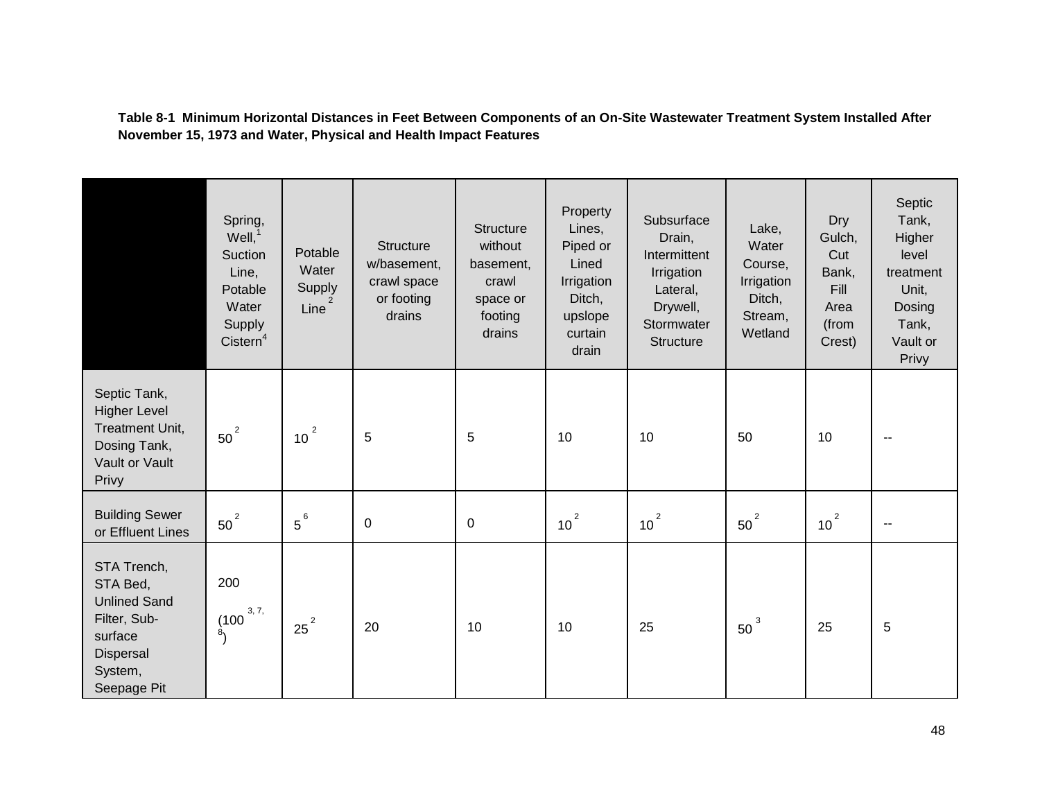**Table 8-1 Minimum Horizontal Distances in Feet Between Components of an On-Site Wastewater Treatment System Installed After November 15, 1973 and Water, Physical and Health Impact Features**

| | Spring, Well,[1] Suction Line, Potable Water Supply Cistern[4] | Potable Water Supply Line[2] | Structure w/basement, crawl space or footing drains | Structure without basement, crawl space or footing drains | Property Lines, Piped or Lined Irrigation Ditch, upslope curtain drain | Subsurface Drain, Intermittent Irrigation Lateral, Drywell, Stormwater Structure | Lake, Water Course, Irrigation Ditch, Stream, Wetland | Dry Gulch, Cut Bank, Fill Area (from Crest) | Septic Tank, Higher level treatment Unit, Dosing Tank, Vault or Privy |
|---|---|---|---|---|---|---|---|---|---|
| Septic Tank, Higher Level Treatment Unit, Dosing Tank, Vault or Vault Privy | 50[2] | 10[2] | 5 | 5 | 10 | 10 | 50 | 10 | -- |
| Building Sewer or Effluent Lines | 50[2] | 5[6] | 0 | 0 | 10[2] | 10[2] | 50[2] | 10[2] | -- |
| STA Trench, STA Bed, Unlined Sand Filter, Sub-surface Dispersal System, Seepage Pit | 200 (100[3, 7, 8]) | 25[2] | 20 | 10 | 10 | 25 | 50[3] | 25 | 5 |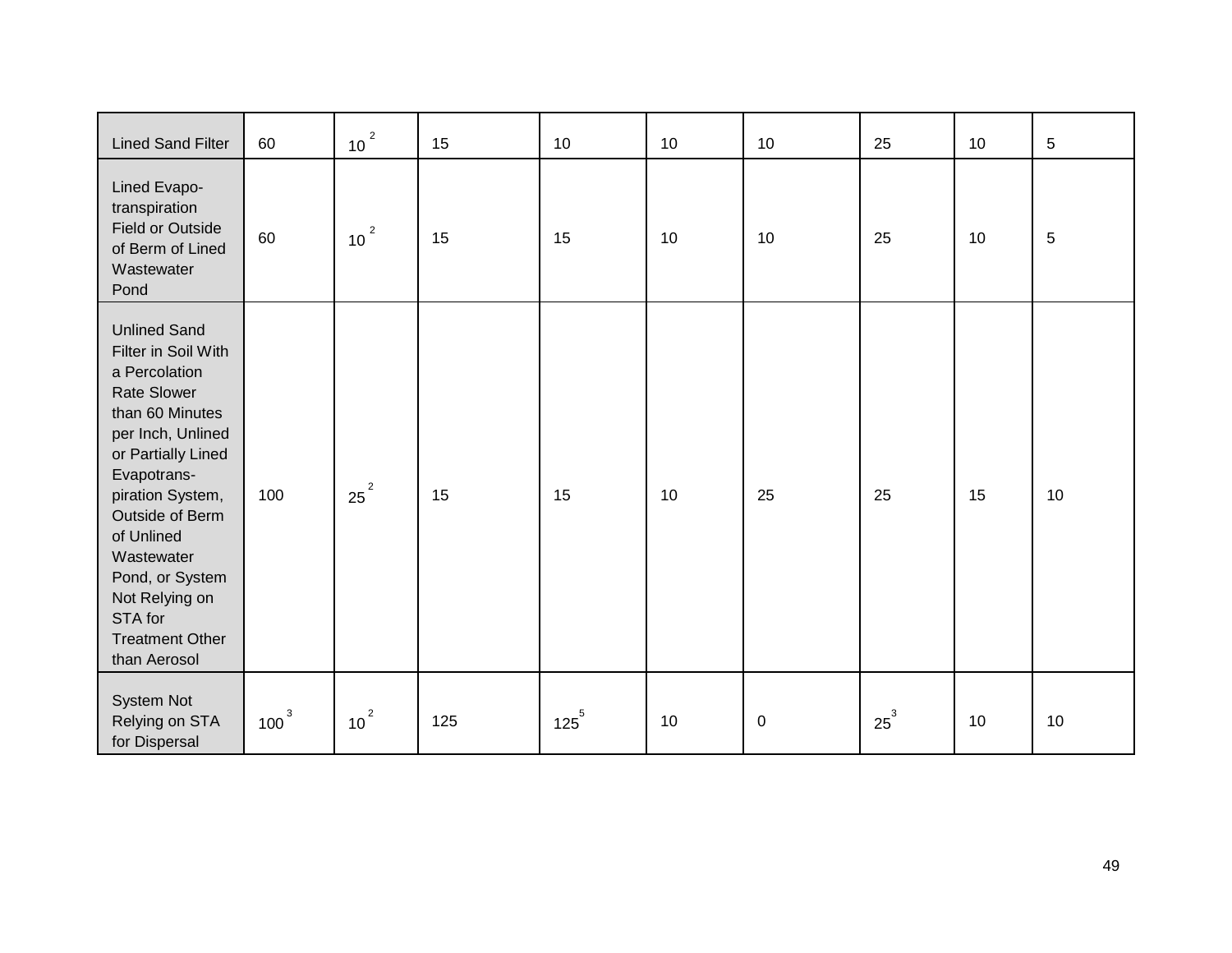| | | | | | | | | | |
|---|---|---|---|---|---|---|---|---|---|
| Lined Sand Filter | 60 | 10[2] | 15 | 10 | 10 | 10 | 25 | 10 | 5 |
| Lined Evapo-transpiration Field or Outside of Berm of Lined Wastewater Pond | 60 | 10[2] | 15 | 15 | 10 | 10 | 25 | 10 | 5 |
| Unlined Sand Filter in Soil With a Percolation Rate Slower than 60 Minutes per Inch, Unlined or Partially Lined Evapotrans-piration System, Outside of Berm of Unlined Wastewater Pond, or System Not Relying on STA for Treatment Other than Aerosol | 100 | 25[2] | 15 | 15 | 10 | 25 | 25 | 15 | 10 |
| System Not Relying on STA for Dispersal | 100[3] | 10[2] | 125 | 125[5] | 10 | 0 | 25[3] | 10 | 10 |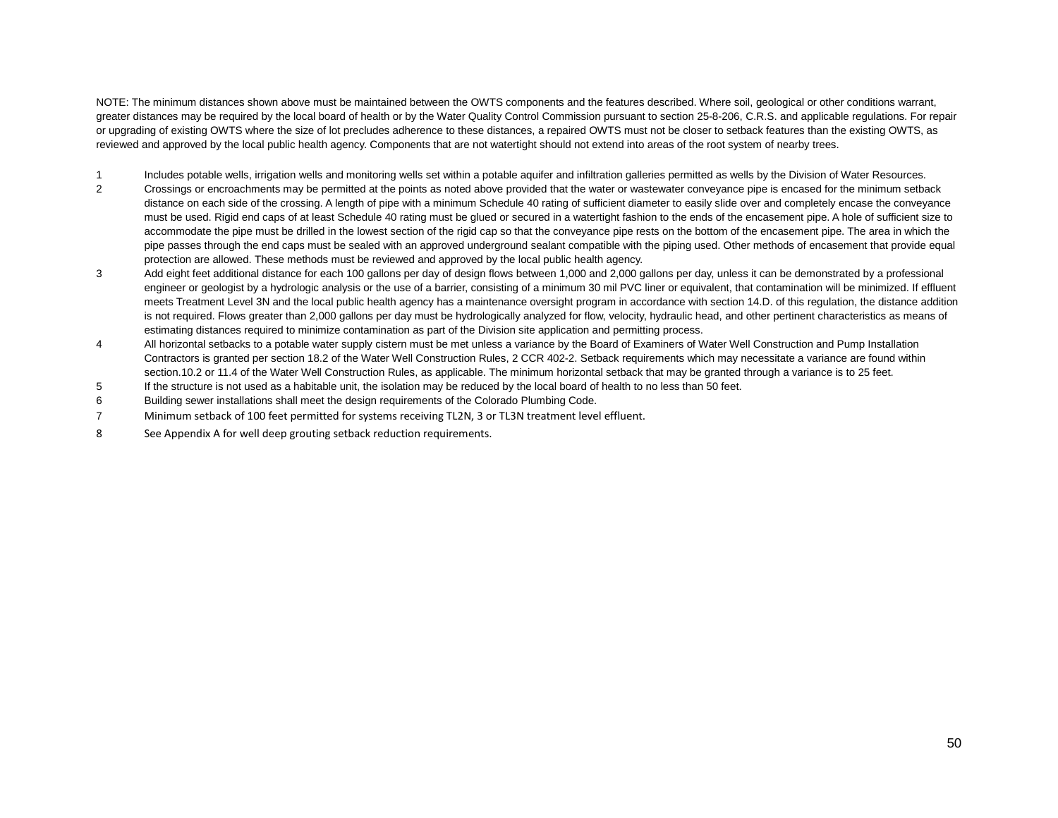NOTE: The minimum distances shown above must be maintained between the OWTS components and the features described. Where soil, geological or other conditions warrant, greater distances may be required by the local board of health or by the Water Quality Control Commission pursuant to section 25-8-206, C.R.S. and applicable regulations. For repair or upgrading of existing OWTS where the size of lot precludes adherence to these distances, a repaired OWTS must not be closer to setback features than the existing OWTS, as reviewed and approved by the local public health agency. Components that are not watertight should not extend into areas of the root system of nearby trees.

1 Includes potable wells, irrigation wells and monitoring wells set within a potable aquifer and infiltration galleries permitted as wells by the Division of Water Resources.

2 Crossings or encroachments may be permitted at the points as noted above provided that the water or wastewater conveyance pipe is encased for the minimum setback distance on each side of the crossing. A length of pipe with a minimum Schedule 40 rating of sufficient diameter to easily slide over and completely encase the conveyance must be used. Rigid end caps of at least Schedule 40 rating must be glued or secured in a watertight fashion to the ends of the encasement pipe. A hole of sufficient size to accommodate the pipe must be drilled in the lowest section of the rigid cap so that the conveyance pipe rests on the bottom of the encasement pipe. The area in which the pipe passes through the end caps must be sealed with an approved underground sealant compatible with the piping used. Other methods of encasement that provide equal protection are allowed. These methods must be reviewed and approved by the local public health agency.

3 Add eight feet additional distance for each 100 gallons per day of design flows between 1,000 and 2,000 gallons per day, unless it can be demonstrated by a professional engineer or geologist by a hydrologic analysis or the use of a barrier, consisting of a minimum 30 mil PVC liner or equivalent, that contamination will be minimized. If effluent meets Treatment Level 3N and the local public health agency has a maintenance oversight program in accordance with section 14.D. of this regulation, the distance addition is not required. Flows greater than 2,000 gallons per day must be hydrologically analyzed for flow, velocity, hydraulic head, and other pertinent characteristics as means of estimating distances required to minimize contamination as part of the Division site application and permitting process.

4 All horizontal setbacks to a potable water supply cistern must be met unless a variance by the Board of Examiners of Water Well Construction and Pump Installation Contractors is granted per section 18.2 of the Water Well Construction Rules, 2 CCR 402-2. Setback requirements which may necessitate a variance are found within section.10.2 or 11.4 of the Water Well Construction Rules, as applicable. The minimum horizontal setback that may be granted through a variance is to 25 feet.

5 If the structure is not used as a habitable unit, the isolation may be reduced by the local board of health to no less than 50 feet.

6 Building sewer installations shall meet the design requirements of the Colorado Plumbing Code.

7 Minimum setback of 100 feet permitted for systems receiving TL2N, 3 or TL3N treatment level effluent.

8 See Appendix A for well deep grouting setback reduction requirements.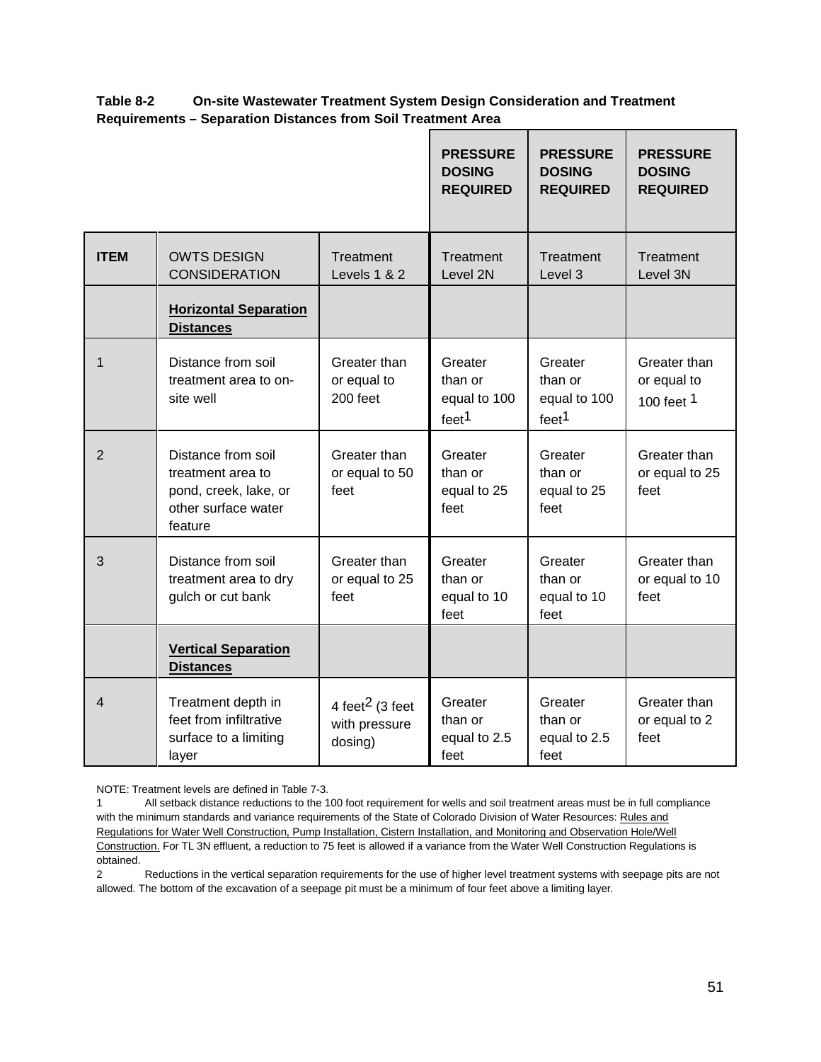**Table 8-2 On-site Wastewater Treatment System Design Consideration and Treatment Requirements – Separation Distances from Soil Treatment Area**

| | | | **PRESSURE DOSING REQUIRED** | **PRESSURE DOSING REQUIRED** | **PRESSURE DOSING REQUIRED** |
|---|---|---|---|---|---|
| **ITEM** | OWTS DESIGN CONSIDERATION | Treatment Levels 1 & 2 | Treatment Level 2N | Treatment Level 3 | Treatment Level 3N |
| | **Horizontal Separation Distances** | | | | |
| 1 | Distance from soil treatment area to on-site well | Greater than or equal to 200 feet | Greater than or equal to 100 feet[1] | Greater than or equal to 100 feet[1] | Greater than or equal to 100 feet [1] |
| 2 | Distance from soil treatment area to pond, creek, lake, or other surface water feature | Greater than or equal to 50 feet | Greater than or equal to 25 feet | Greater than or equal to 25 feet | Greater than or equal to 25 feet |
| 3 | Distance from soil treatment area to dry gulch or cut bank | Greater than or equal to 25 feet | Greater than or equal to 10 feet | Greater than or equal to 10 feet | Greater than or equal to 10 feet |
| | **Vertical Separation Distances** | | | | |
| 4 | Treatment depth in feet from infiltrative surface to a limiting layer | 4 feet[2] (3 feet with pressure dosing) | Greater than or equal to 2.5 feet | Greater than or equal to 2.5 feet | Greater than or equal to 2 feet |

NOTE: Treatment levels are defined in Table 7-3.

1 All setback distance reductions to the 100 foot requirement for wells and soil treatment areas must be in full compliance with the minimum standards and variance requirements of the State of Colorado Division of Water Resources: Rules and Regulations for Water Well Construction, Pump Installation, Cistern Installation, and Monitoring and Observation Hole/Well Construction. For TL 3N effluent, a reduction to 75 feet is allowed if a variance from the Water Well Construction Regulations is obtained.

2 Reductions in the vertical separation requirements for the use of higher level treatment systems with seepage pits are not allowed. The bottom of the excavation of a seepage pit must be a minimum of four feet above a limiting layer.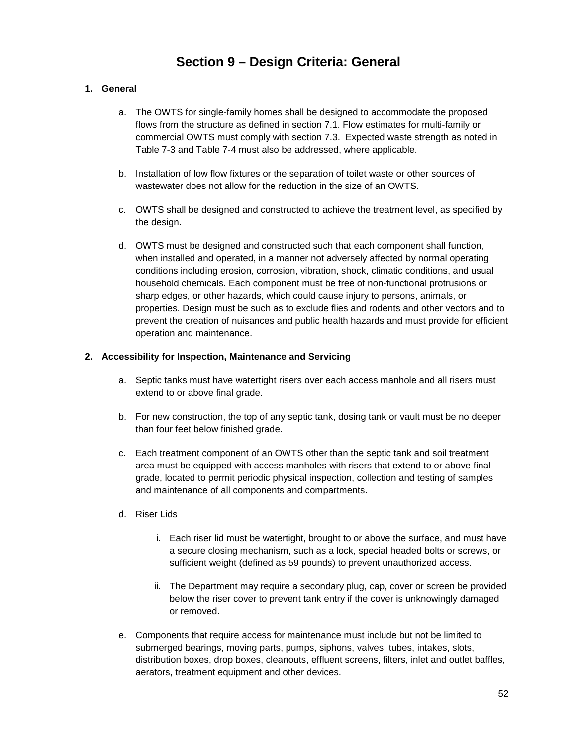# Section 9 – Design Criteria: General

## 1. General

a. The OWTS for single-family homes shall be designed to accommodate the proposed flows from the structure as defined in section 7.1. Flow estimates for multi-family or commercial OWTS must comply with section 7.3. Expected waste strength as noted in Table 7-3 and Table 7-4 must also be addressed, where applicable.

b. Installation of low flow fixtures or the separation of toilet waste or other sources of wastewater does not allow for the reduction in the size of an OWTS.

c. OWTS shall be designed and constructed to achieve the treatment level, as specified by the design.

d. OWTS must be designed and constructed such that each component shall function, when installed and operated, in a manner not adversely affected by normal operating conditions including erosion, corrosion, vibration, shock, climatic conditions, and usual household chemicals. Each component must be free of non-functional protrusions or sharp edges, or other hazards, which could cause injury to persons, animals, or properties. Design must be such as to exclude flies and rodents and other vectors and to prevent the creation of nuisances and public health hazards and must provide for efficient operation and maintenance.

## 2. Accessibility for Inspection, Maintenance and Servicing

a. Septic tanks must have watertight risers over each access manhole and all risers must extend to or above final grade.

b. For new construction, the top of any septic tank, dosing tank or vault must be no deeper than four feet below finished grade.

c. Each treatment component of an OWTS other than the septic tank and soil treatment area must be equipped with access manholes with risers that extend to or above final grade, located to permit periodic physical inspection, collection and testing of samples and maintenance of all components and compartments.

d. Riser Lids

   i. Each riser lid must be watertight, brought to or above the surface, and must have a secure closing mechanism, such as a lock, special headed bolts or screws, or sufficient weight (defined as 59 pounds) to prevent unauthorized access.

   ii. The Department may require a secondary plug, cap, cover or screen be provided below the riser cover to prevent tank entry if the cover is unknowingly damaged or removed.

e. Components that require access for maintenance must include but not be limited to submerged bearings, moving parts, pumps, siphons, valves, tubes, intakes, slots, distribution boxes, drop boxes, cleanouts, effluent screens, filters, inlet and outlet baffles, aerators, treatment equipment and other devices.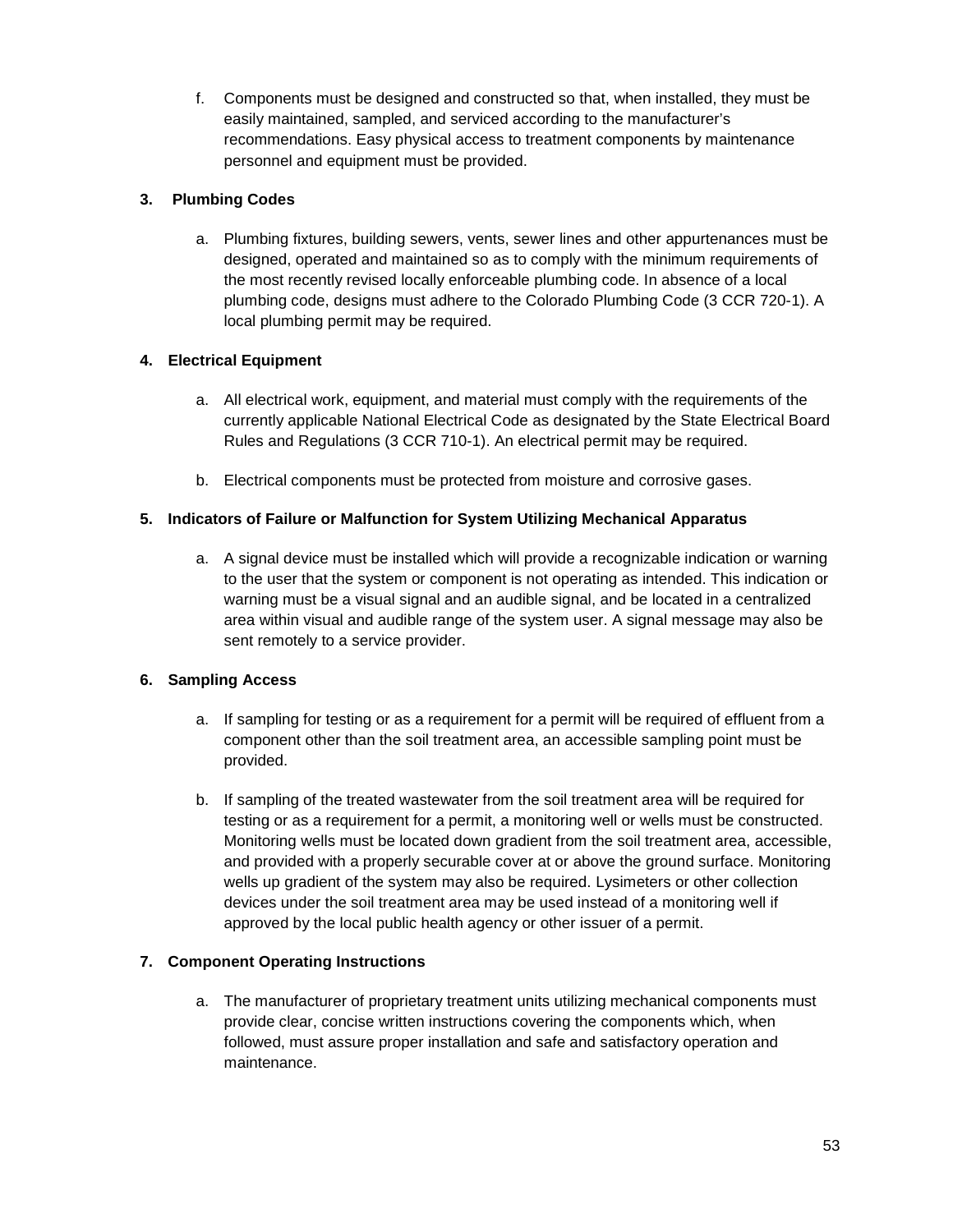f. Components must be designed and constructed so that, when installed, they must be easily maintained, sampled, and serviced according to the manufacturer's recommendations. Easy physical access to treatment components by maintenance personnel and equipment must be provided.

**3. Plumbing Codes**

a. Plumbing fixtures, building sewers, vents, sewer lines and other appurtenances must be designed, operated and maintained so as to comply with the minimum requirements of the most recently revised locally enforceable plumbing code. In absence of a local plumbing code, designs must adhere to the Colorado Plumbing Code (3 CCR 720-1). A local plumbing permit may be required.

**4. Electrical Equipment**

a. All electrical work, equipment, and material must comply with the requirements of the currently applicable National Electrical Code as designated by the State Electrical Board Rules and Regulations (3 CCR 710-1). An electrical permit may be required.

b. Electrical components must be protected from moisture and corrosive gases.

**5. Indicators of Failure or Malfunction for System Utilizing Mechanical Apparatus**

a. A signal device must be installed which will provide a recognizable indication or warning to the user that the system or component is not operating as intended. This indication or warning must be a visual signal and an audible signal, and be located in a centralized area within visual and audible range of the system user. A signal message may also be sent remotely to a service provider.

**6. Sampling Access**

a. If sampling for testing or as a requirement for a permit will be required of effluent from a component other than the soil treatment area, an accessible sampling point must be provided.

b. If sampling of the treated wastewater from the soil treatment area will be required for testing or as a requirement for a permit, a monitoring well or wells must be constructed. Monitoring wells must be located down gradient from the soil treatment area, accessible, and provided with a properly securable cover at or above the ground surface. Monitoring wells up gradient of the system may also be required. Lysimeters or other collection devices under the soil treatment area may be used instead of a monitoring well if approved by the local public health agency or other issuer of a permit.

**7. Component Operating Instructions**

a. The manufacturer of proprietary treatment units utilizing mechanical components must provide clear, concise written instructions covering the components which, when followed, must assure proper installation and safe and satisfactory operation and maintenance.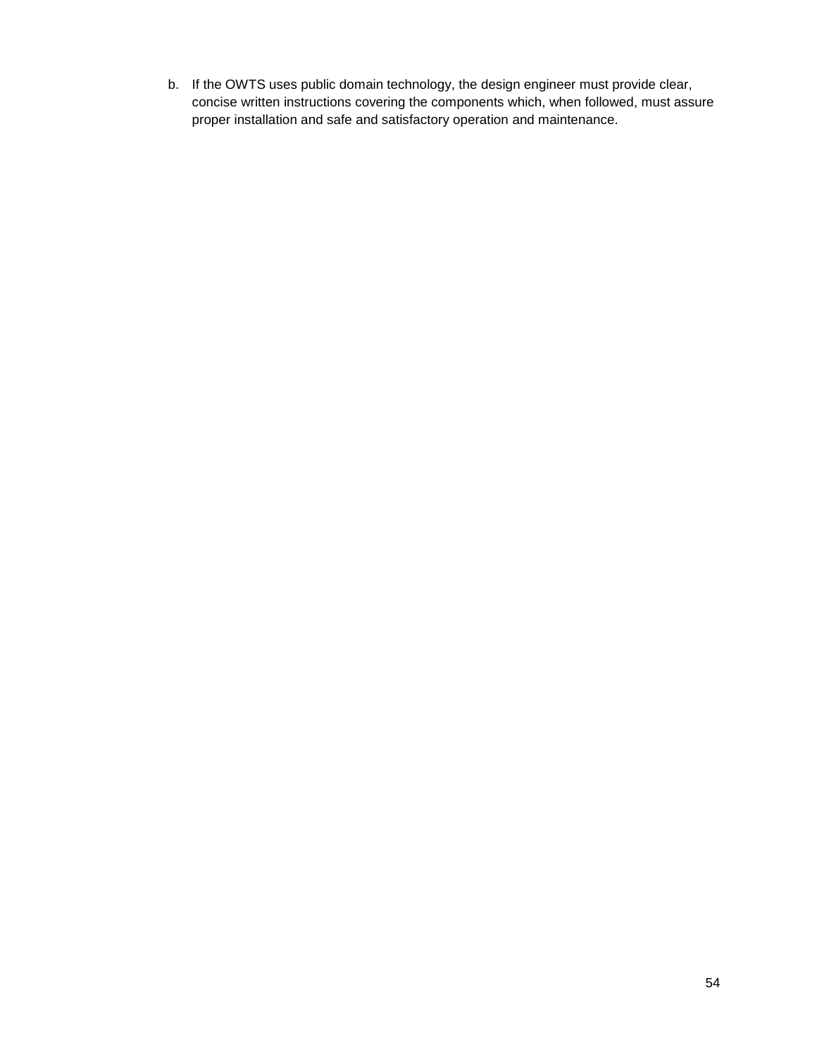b. If the OWTS uses public domain technology, the design engineer must provide clear, concise written instructions covering the components which, when followed, must assure proper installation and safe and satisfactory operation and maintenance.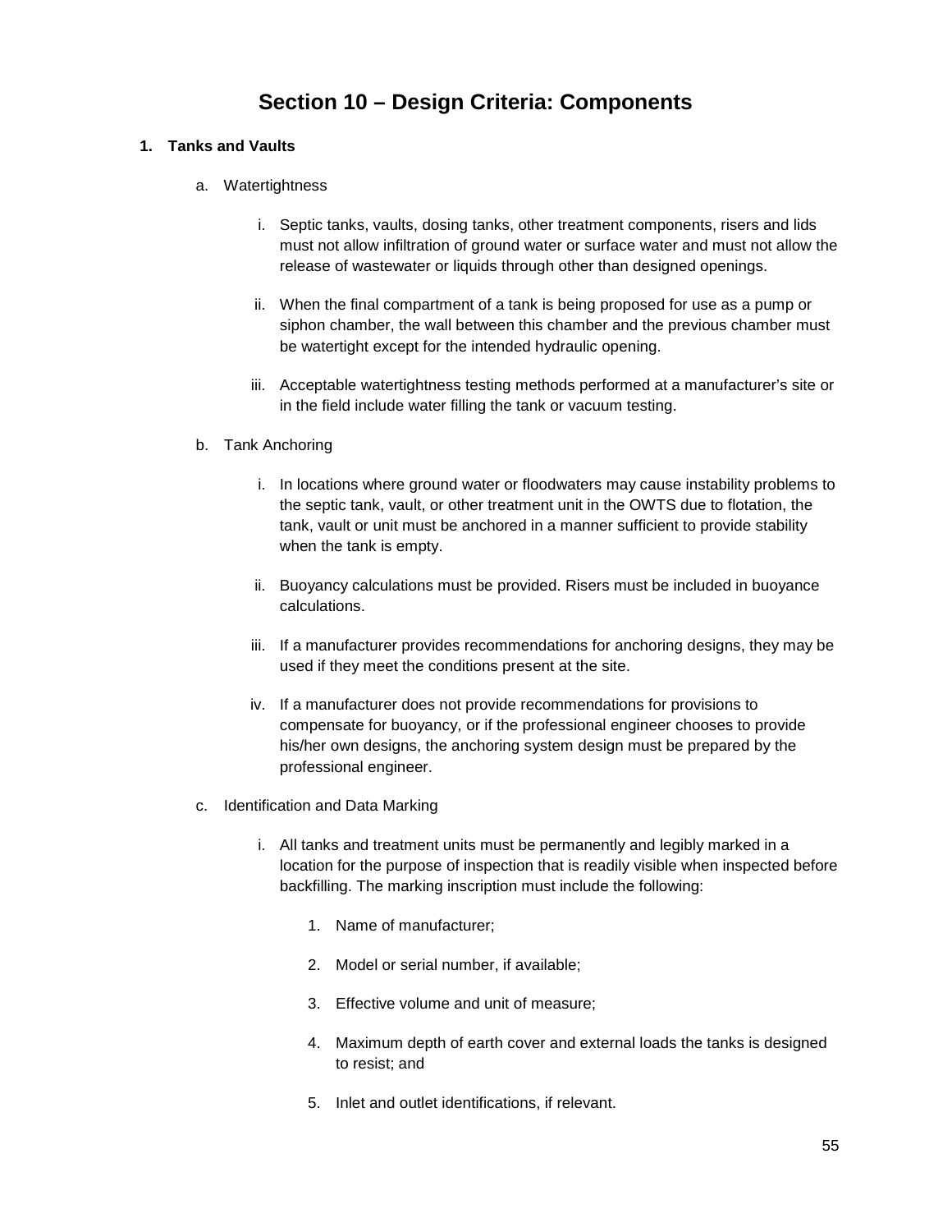# Section 10 – Design Criteria: Components

## 1. Tanks and Vaults

a. Watertightness

i. Septic tanks, vaults, dosing tanks, other treatment components, risers and lids must not allow infiltration of ground water or surface water and must not allow the release of wastewater or liquids through other than designed openings.

ii. When the final compartment of a tank is being proposed for use as a pump or siphon chamber, the wall between this chamber and the previous chamber must be watertight except for the intended hydraulic opening.

iii. Acceptable watertightness testing methods performed at a manufacturer's site or in the field include water filling the tank or vacuum testing.

b. Tank Anchoring

i. In locations where ground water or floodwaters may cause instability problems to the septic tank, vault, or other treatment unit in the OWTS due to flotation, the tank, vault or unit must be anchored in a manner sufficient to provide stability when the tank is empty.

ii. Buoyancy calculations must be provided. Risers must be included in buoyance calculations.

iii. If a manufacturer provides recommendations for anchoring designs, they may be used if they meet the conditions present at the site.

iv. If a manufacturer does not provide recommendations for provisions to compensate for buoyancy, or if the professional engineer chooses to provide his/her own designs, the anchoring system design must be prepared by the professional engineer.

c. Identification and Data Marking

i. All tanks and treatment units must be permanently and legibly marked in a location for the purpose of inspection that is readily visible when inspected before backfilling. The marking inscription must include the following:

1. Name of manufacturer;
2. Model or serial number, if available;
3. Effective volume and unit of measure;
4. Maximum depth of earth cover and external loads the tanks is designed to resist; and
5. Inlet and outlet identifications, if relevant.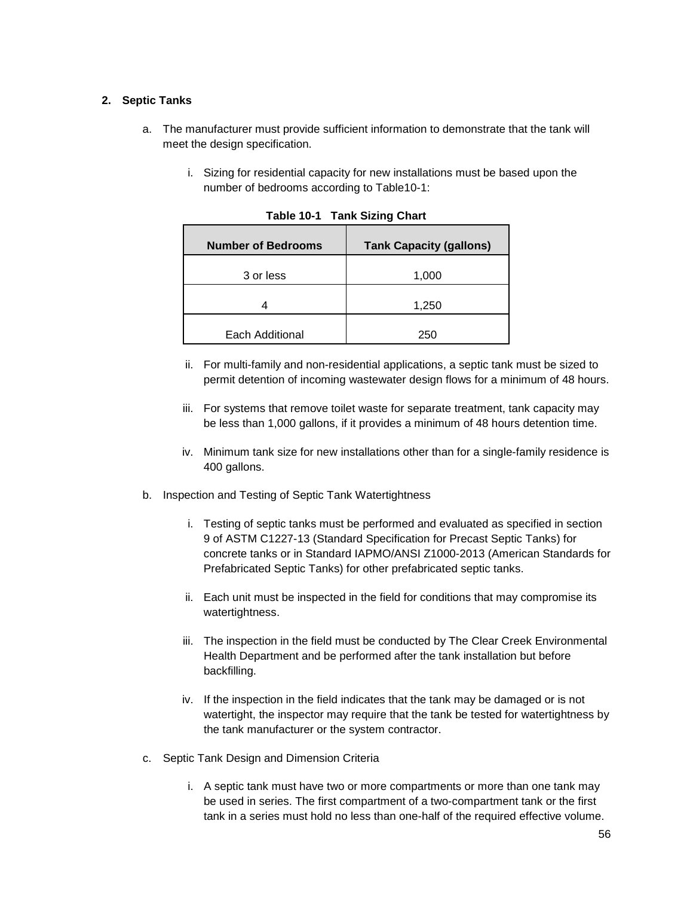## 2. Septic Tanks

a. The manufacturer must provide sufficient information to demonstrate that the tank will meet the design specification.

   i. Sizing for residential capacity for new installations must be based upon the number of bedrooms according to Table10-1:

**Table 10-1 Tank Sizing Chart**

| Number of Bedrooms | Tank Capacity (gallons) |
|---|---|
| 3 or less | 1,000 |
| 4 | 1,250 |
| Each Additional | 250 |

   ii. For multi-family and non-residential applications, a septic tank must be sized to permit detention of incoming wastewater design flows for a minimum of 48 hours.

   iii. For systems that remove toilet waste for separate treatment, tank capacity may be less than 1,000 gallons, if it provides a minimum of 48 hours detention time.

   iv. Minimum tank size for new installations other than for a single-family residence is 400 gallons.

b. Inspection and Testing of Septic Tank Watertightness

   i. Testing of septic tanks must be performed and evaluated as specified in section 9 of ASTM C1227-13 (Standard Specification for Precast Septic Tanks) for concrete tanks or in Standard IAPMO/ANSI Z1000-2013 (American Standards for Prefabricated Septic Tanks) for other prefabricated septic tanks.

   ii. Each unit must be inspected in the field for conditions that may compromise its watertightness.

   iii. The inspection in the field must be conducted by The Clear Creek Environmental Health Department and be performed after the tank installation but before backfilling.

   iv. If the inspection in the field indicates that the tank may be damaged or is not watertight, the inspector may require that the tank be tested for watertightness by the tank manufacturer or the system contractor.

c. Septic Tank Design and Dimension Criteria

   i. A septic tank must have two or more compartments or more than one tank may be used in series. The first compartment of a two-compartment tank or the first tank in a series must hold no less than one-half of the required effective volume.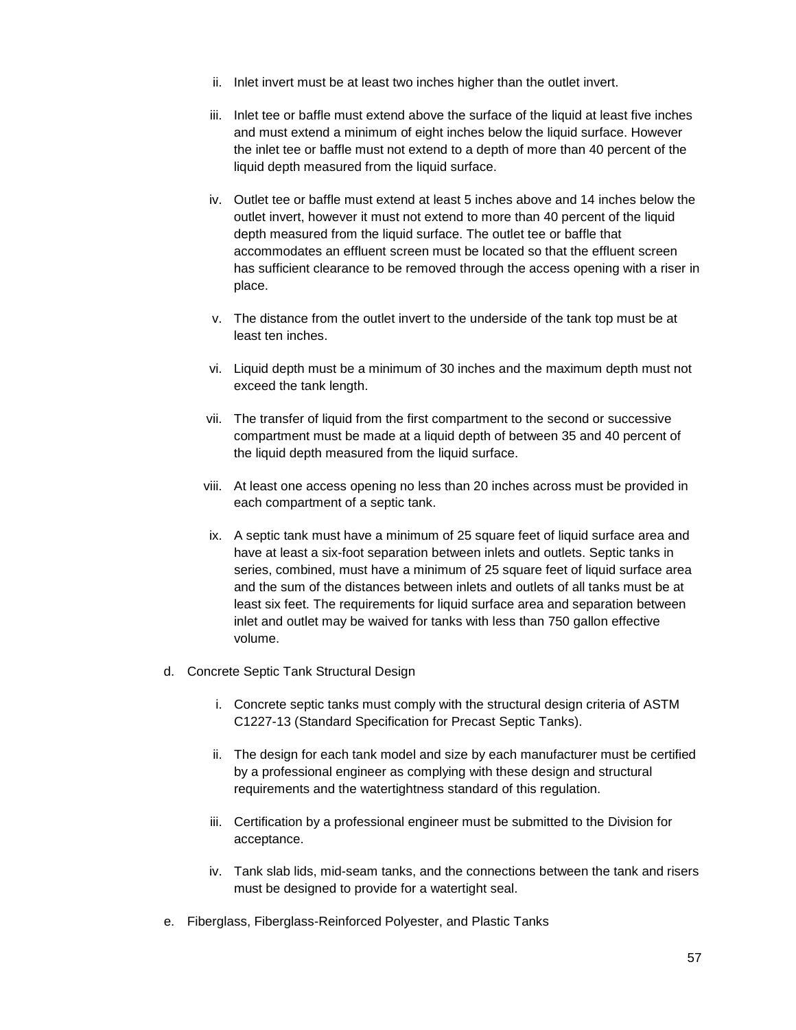ii. Inlet invert must be at least two inches higher than the outlet invert.

iii. Inlet tee or baffle must extend above the surface of the liquid at least five inches and must extend a minimum of eight inches below the liquid surface. However the inlet tee or baffle must not extend to a depth of more than 40 percent of the liquid depth measured from the liquid surface.

iv. Outlet tee or baffle must extend at least 5 inches above and 14 inches below the outlet invert, however it must not extend to more than 40 percent of the liquid depth measured from the liquid surface. The outlet tee or baffle that accommodates an effluent screen must be located so that the effluent screen has sufficient clearance to be removed through the access opening with a riser in place.

v. The distance from the outlet invert to the underside of the tank top must be at least ten inches.

vi. Liquid depth must be a minimum of 30 inches and the maximum depth must not exceed the tank length.

vii. The transfer of liquid from the first compartment to the second or successive compartment must be made at a liquid depth of between 35 and 40 percent of the liquid depth measured from the liquid surface.

viii. At least one access opening no less than 20 inches across must be provided in each compartment of a septic tank.

ix. A septic tank must have a minimum of 25 square feet of liquid surface area and have at least a six-foot separation between inlets and outlets. Septic tanks in series, combined, must have a minimum of 25 square feet of liquid surface area and the sum of the distances between inlets and outlets of all tanks must be at least six feet. The requirements for liquid surface area and separation between inlet and outlet may be waived for tanks with less than 750 gallon effective volume.

d. Concrete Septic Tank Structural Design

i. Concrete septic tanks must comply with the structural design criteria of ASTM C1227-13 (Standard Specification for Precast Septic Tanks).

ii. The design for each tank model and size by each manufacturer must be certified by a professional engineer as complying with these design and structural requirements and the watertightness standard of this regulation.

iii. Certification by a professional engineer must be submitted to the Division for acceptance.

iv. Tank slab lids, mid-seam tanks, and the connections between the tank and risers must be designed to provide for a watertight seal.

e. Fiberglass, Fiberglass-Reinforced Polyester, and Plastic Tanks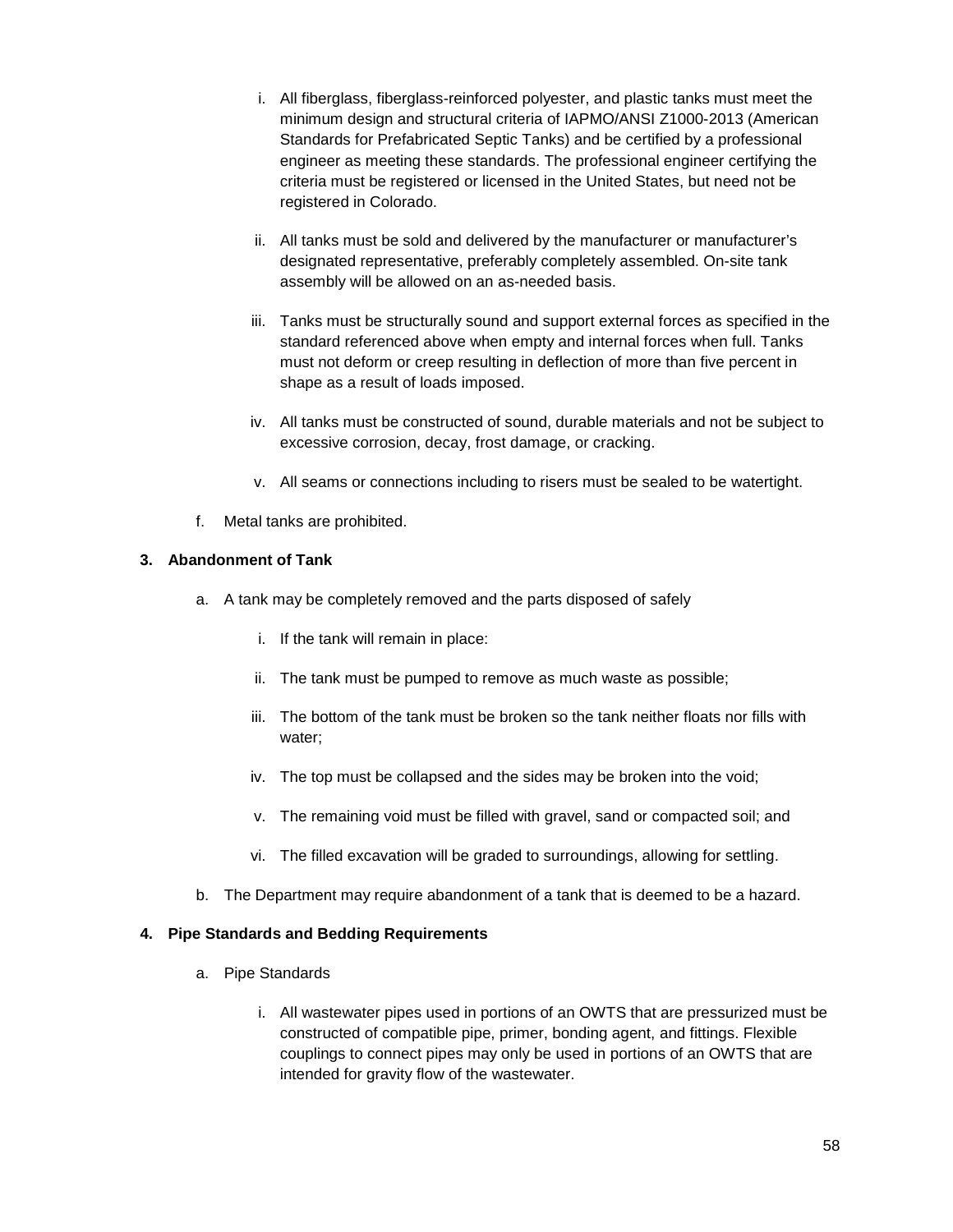i. All fiberglass, fiberglass-reinforced polyester, and plastic tanks must meet the minimum design and structural criteria of IAPMO/ANSI Z1000-2013 (American Standards for Prefabricated Septic Tanks) and be certified by a professional engineer as meeting these standards. The professional engineer certifying the criteria must be registered or licensed in the United States, but need not be registered in Colorado.

ii. All tanks must be sold and delivered by the manufacturer or manufacturer's designated representative, preferably completely assembled. On-site tank assembly will be allowed on an as-needed basis.

iii. Tanks must be structurally sound and support external forces as specified in the standard referenced above when empty and internal forces when full. Tanks must not deform or creep resulting in deflection of more than five percent in shape as a result of loads imposed.

iv. All tanks must be constructed of sound, durable materials and not be subject to excessive corrosion, decay, frost damage, or cracking.

v. All seams or connections including to risers must be sealed to be watertight.

f. Metal tanks are prohibited.

**3. Abandonment of Tank**

a. A tank may be completely removed and the parts disposed of safely

i. If the tank will remain in place:

ii. The tank must be pumped to remove as much waste as possible;

iii. The bottom of the tank must be broken so the tank neither floats nor fills with water;

iv. The top must be collapsed and the sides may be broken into the void;

v. The remaining void must be filled with gravel, sand or compacted soil; and

vi. The filled excavation will be graded to surroundings, allowing for settling.

b. The Department may require abandonment of a tank that is deemed to be a hazard.

**4. Pipe Standards and Bedding Requirements**

a. Pipe Standards

i. All wastewater pipes used in portions of an OWTS that are pressurized must be constructed of compatible pipe, primer, bonding agent, and fittings. Flexible couplings to connect pipes may only be used in portions of an OWTS that are intended for gravity flow of the wastewater.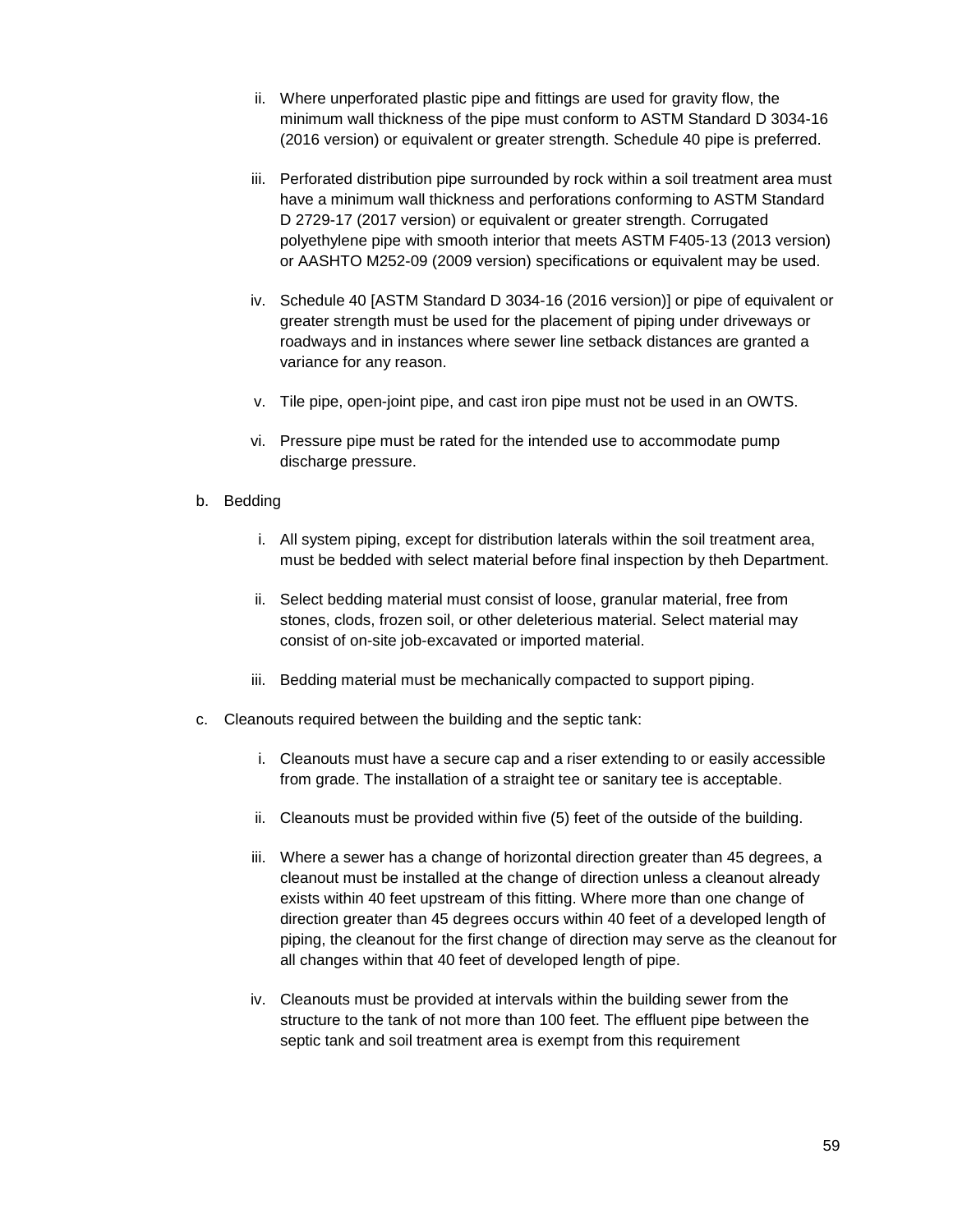ii. Where unperforated plastic pipe and fittings are used for gravity flow, the minimum wall thickness of the pipe must conform to ASTM Standard D 3034-16 (2016 version) or equivalent or greater strength. Schedule 40 pipe is preferred.

iii. Perforated distribution pipe surrounded by rock within a soil treatment area must have a minimum wall thickness and perforations conforming to ASTM Standard D 2729-17 (2017 version) or equivalent or greater strength. Corrugated polyethylene pipe with smooth interior that meets ASTM F405-13 (2013 version) or AASHTO M252-09 (2009 version) specifications or equivalent may be used.

iv. Schedule 40 [ASTM Standard D 3034-16 (2016 version)] or pipe of equivalent or greater strength must be used for the placement of piping under driveways or roadways and in instances where sewer line setback distances are granted a variance for any reason.

v. Tile pipe, open-joint pipe, and cast iron pipe must not be used in an OWTS.

vi. Pressure pipe must be rated for the intended use to accommodate pump discharge pressure.

b. Bedding

i. All system piping, except for distribution laterals within the soil treatment area, must be bedded with select material before final inspection by theh Department.

ii. Select bedding material must consist of loose, granular material, free from stones, clods, frozen soil, or other deleterious material. Select material may consist of on-site job-excavated or imported material.

iii. Bedding material must be mechanically compacted to support piping.

c. Cleanouts required between the building and the septic tank:

i. Cleanouts must have a secure cap and a riser extending to or easily accessible from grade. The installation of a straight tee or sanitary tee is acceptable.

ii. Cleanouts must be provided within five (5) feet of the outside of the building.

iii. Where a sewer has a change of horizontal direction greater than 45 degrees, a cleanout must be installed at the change of direction unless a cleanout already exists within 40 feet upstream of this fitting. Where more than one change of direction greater than 45 degrees occurs within 40 feet of a developed length of piping, the cleanout for the first change of direction may serve as the cleanout for all changes within that 40 feet of developed length of pipe.

iv. Cleanouts must be provided at intervals within the building sewer from the structure to the tank of not more than 100 feet. The effluent pipe between the septic tank and soil treatment area is exempt from this requirement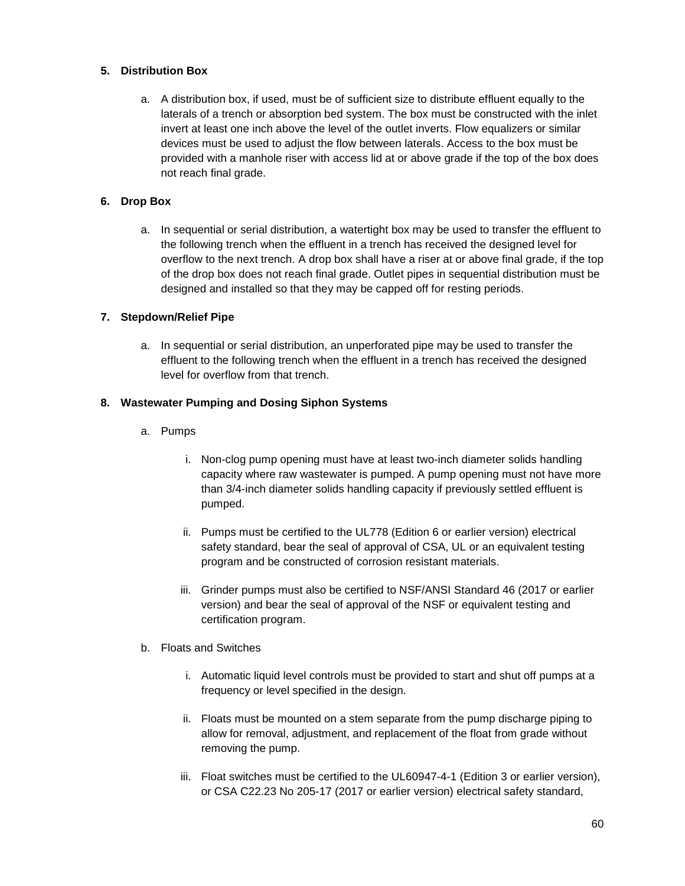**5. Distribution Box**

a. A distribution box, if used, must be of sufficient size to distribute effluent equally to the laterals of a trench or absorption bed system. The box must be constructed with the inlet invert at least one inch above the level of the outlet inverts. Flow equalizers or similar devices must be used to adjust the flow between laterals. Access to the box must be provided with a manhole riser with access lid at or above grade if the top of the box does not reach final grade.

**6. Drop Box**

a. In sequential or serial distribution, a watertight box may be used to transfer the effluent to the following trench when the effluent in a trench has received the designed level for overflow to the next trench. A drop box shall have a riser at or above final grade, if the top of the drop box does not reach final grade. Outlet pipes in sequential distribution must be designed and installed so that they may be capped off for resting periods.

**7. Stepdown/Relief Pipe**

a. In sequential or serial distribution, an unperforated pipe may be used to transfer the effluent to the following trench when the effluent in a trench has received the designed level for overflow from that trench.

**8. Wastewater Pumping and Dosing Siphon Systems**

a. Pumps

   i. Non-clog pump opening must have at least two-inch diameter solids handling capacity where raw wastewater is pumped. A pump opening must not have more than 3/4-inch diameter solids handling capacity if previously settled effluent is pumped.

   ii. Pumps must be certified to the UL778 (Edition 6 or earlier version) electrical safety standard, bear the seal of approval of CSA, UL or an equivalent testing program and be constructed of corrosion resistant materials.

   iii. Grinder pumps must also be certified to NSF/ANSI Standard 46 (2017 or earlier version) and bear the seal of approval of the NSF or equivalent testing and certification program.

b. Floats and Switches

   i. Automatic liquid level controls must be provided to start and shut off pumps at a frequency or level specified in the design.

   ii. Floats must be mounted on a stem separate from the pump discharge piping to allow for removal, adjustment, and replacement of the float from grade without removing the pump.

   iii. Float switches must be certified to the UL60947-4-1 (Edition 3 or earlier version), or CSA C22.23 No 205-17 (2017 or earlier version) electrical safety standard,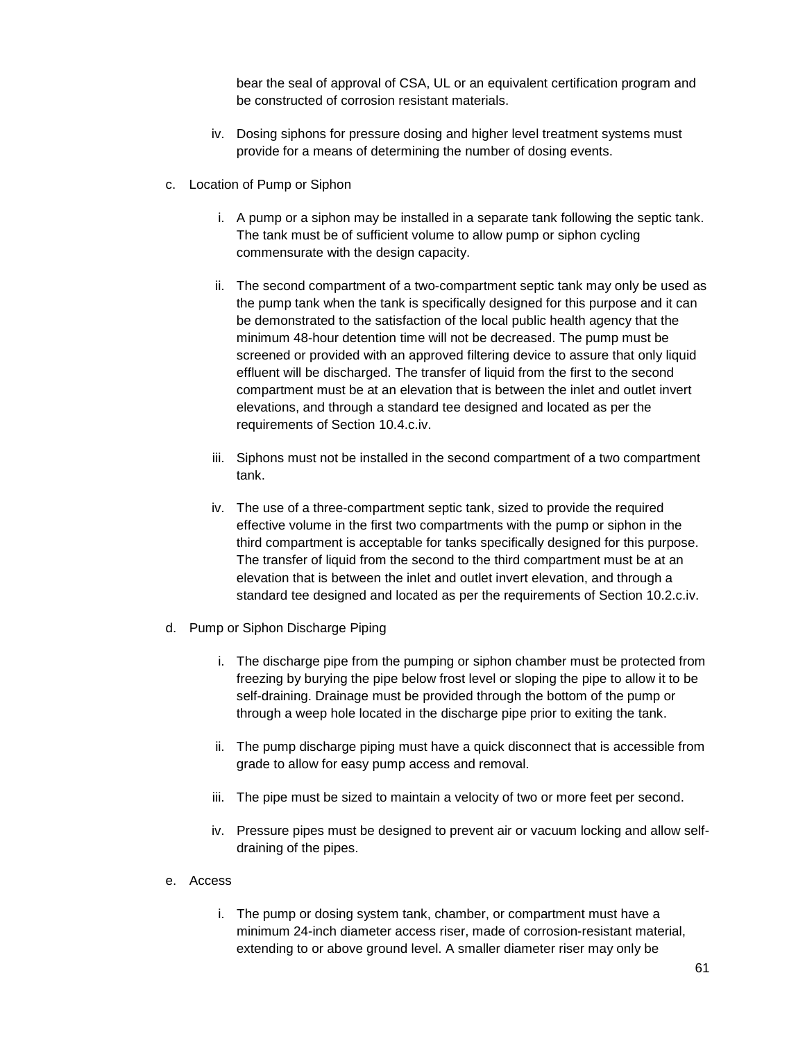bear the seal of approval of CSA, UL or an equivalent certification program and be constructed of corrosion resistant materials.

iv. Dosing siphons for pressure dosing and higher level treatment systems must provide for a means of determining the number of dosing events.

c. Location of Pump or Siphon

i. A pump or a siphon may be installed in a separate tank following the septic tank. The tank must be of sufficient volume to allow pump or siphon cycling commensurate with the design capacity.

ii. The second compartment of a two-compartment septic tank may only be used as the pump tank when the tank is specifically designed for this purpose and it can be demonstrated to the satisfaction of the local public health agency that the minimum 48-hour detention time will not be decreased. The pump must be screened or provided with an approved filtering device to assure that only liquid effluent will be discharged. The transfer of liquid from the first to the second compartment must be at an elevation that is between the inlet and outlet invert elevations, and through a standard tee designed and located as per the requirements of Section 10.4.c.iv.

iii. Siphons must not be installed in the second compartment of a two compartment tank.

iv. The use of a three-compartment septic tank, sized to provide the required effective volume in the first two compartments with the pump or siphon in the third compartment is acceptable for tanks specifically designed for this purpose. The transfer of liquid from the second to the third compartment must be at an elevation that is between the inlet and outlet invert elevation, and through a standard tee designed and located as per the requirements of Section 10.2.c.iv.

d. Pump or Siphon Discharge Piping

i. The discharge pipe from the pumping or siphon chamber must be protected from freezing by burying the pipe below frost level or sloping the pipe to allow it to be self-draining. Drainage must be provided through the bottom of the pump or through a weep hole located in the discharge pipe prior to exiting the tank.

ii. The pump discharge piping must have a quick disconnect that is accessible from grade to allow for easy pump access and removal.

iii. The pipe must be sized to maintain a velocity of two or more feet per second.

iv. Pressure pipes must be designed to prevent air or vacuum locking and allow self-draining of the pipes.

e. Access

i. The pump or dosing system tank, chamber, or compartment must have a minimum 24-inch diameter access riser, made of corrosion-resistant material, extending to or above ground level. A smaller diameter riser may only be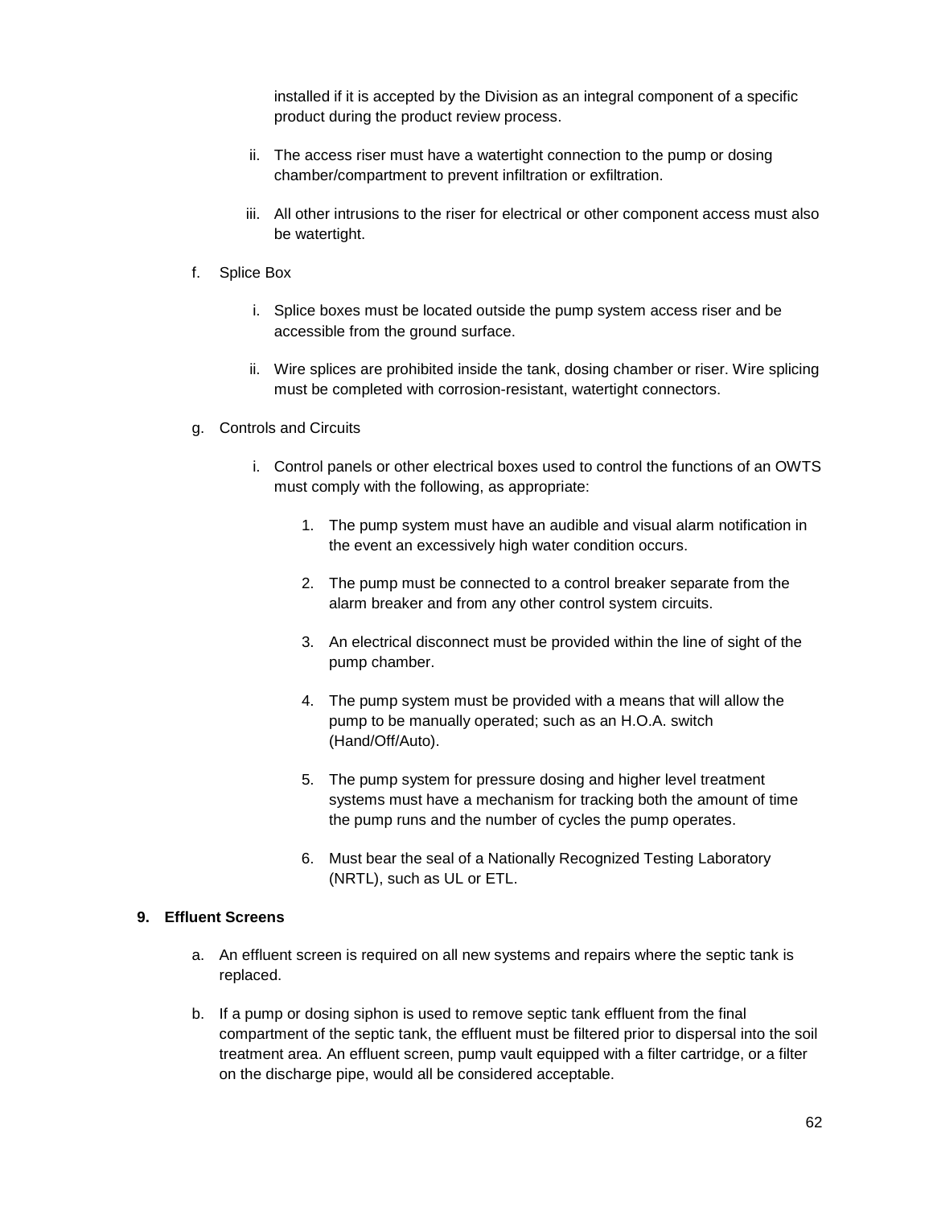installed if it is accepted by the Division as an integral component of a specific product during the product review process.

ii. The access riser must have a watertight connection to the pump or dosing chamber/compartment to prevent infiltration or exfiltration.

iii. All other intrusions to the riser for electrical or other component access must also be watertight.

f. Splice Box

i. Splice boxes must be located outside the pump system access riser and be accessible from the ground surface.

ii. Wire splices are prohibited inside the tank, dosing chamber or riser. Wire splicing must be completed with corrosion-resistant, watertight connectors.

g. Controls and Circuits

i. Control panels or other electrical boxes used to control the functions of an OWTS must comply with the following, as appropriate:

1. The pump system must have an audible and visual alarm notification in the event an excessively high water condition occurs.

2. The pump must be connected to a control breaker separate from the alarm breaker and from any other control system circuits.

3. An electrical disconnect must be provided within the line of sight of the pump chamber.

4. The pump system must be provided with a means that will allow the pump to be manually operated; such as an H.O.A. switch (Hand/Off/Auto).

5. The pump system for pressure dosing and higher level treatment systems must have a mechanism for tracking both the amount of time the pump runs and the number of cycles the pump operates.

6. Must bear the seal of a Nationally Recognized Testing Laboratory (NRTL), such as UL or ETL.

**9. Effluent Screens**

a. An effluent screen is required on all new systems and repairs where the septic tank is replaced.

b. If a pump or dosing siphon is used to remove septic tank effluent from the final compartment of the septic tank, the effluent must be filtered prior to dispersal into the soil treatment area. An effluent screen, pump vault equipped with a filter cartridge, or a filter on the discharge pipe, would all be considered acceptable.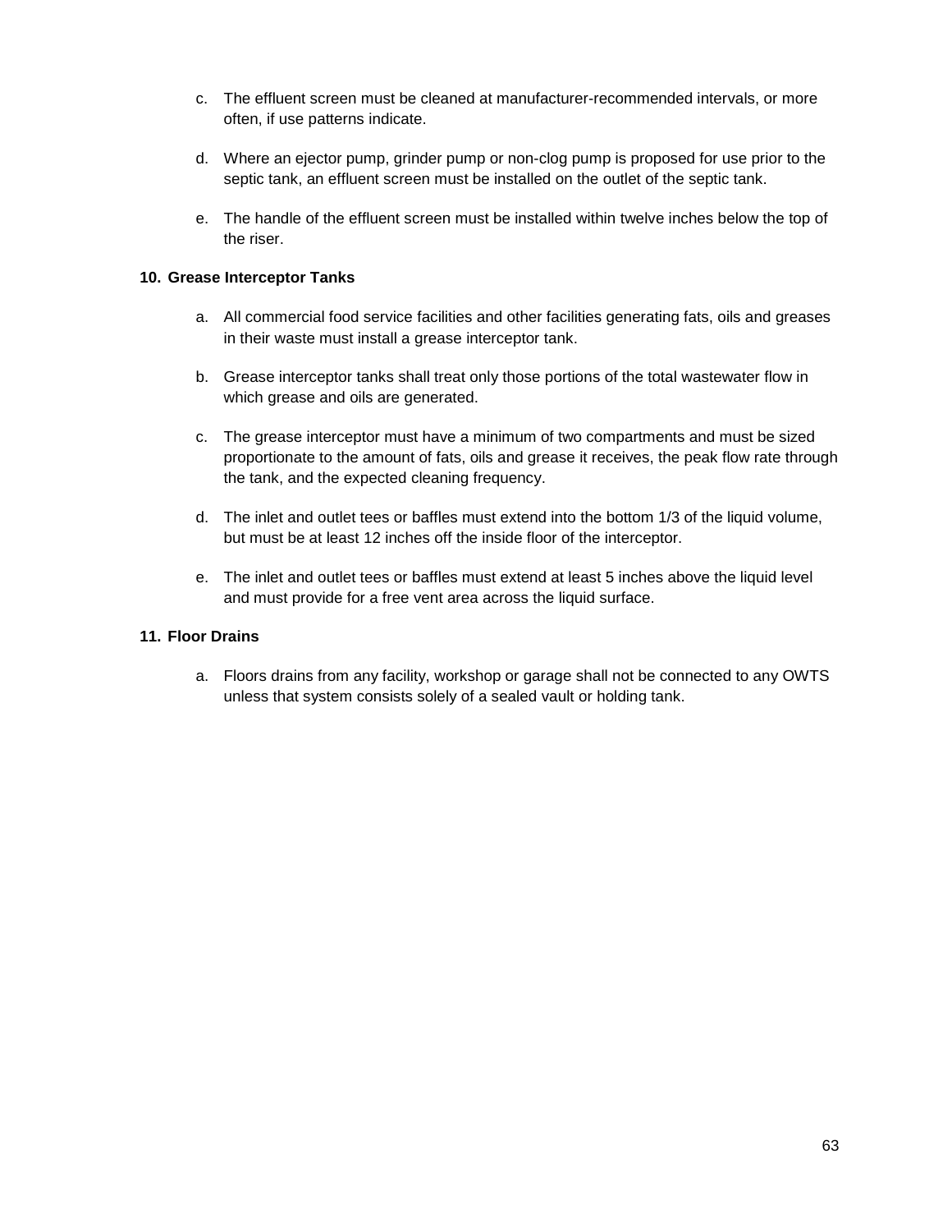c. The effluent screen must be cleaned at manufacturer-recommended intervals, or more often, if use patterns indicate.

d. Where an ejector pump, grinder pump or non-clog pump is proposed for use prior to the septic tank, an effluent screen must be installed on the outlet of the septic tank.

e. The handle of the effluent screen must be installed within twelve inches below the top of the riser.

**10. Grease Interceptor Tanks**

a. All commercial food service facilities and other facilities generating fats, oils and greases in their waste must install a grease interceptor tank.

b. Grease interceptor tanks shall treat only those portions of the total wastewater flow in which grease and oils are generated.

c. The grease interceptor must have a minimum of two compartments and must be sized proportionate to the amount of fats, oils and grease it receives, the peak flow rate through the tank, and the expected cleaning frequency.

d. The inlet and outlet tees or baffles must extend into the bottom 1/3 of the liquid volume, but must be at least 12 inches off the inside floor of the interceptor.

e. The inlet and outlet tees or baffles must extend at least 5 inches above the liquid level and must provide for a free vent area across the liquid surface.

**11. Floor Drains**

a. Floors drains from any facility, workshop or garage shall not be connected to any OWTS unless that system consists solely of a sealed vault or holding tank.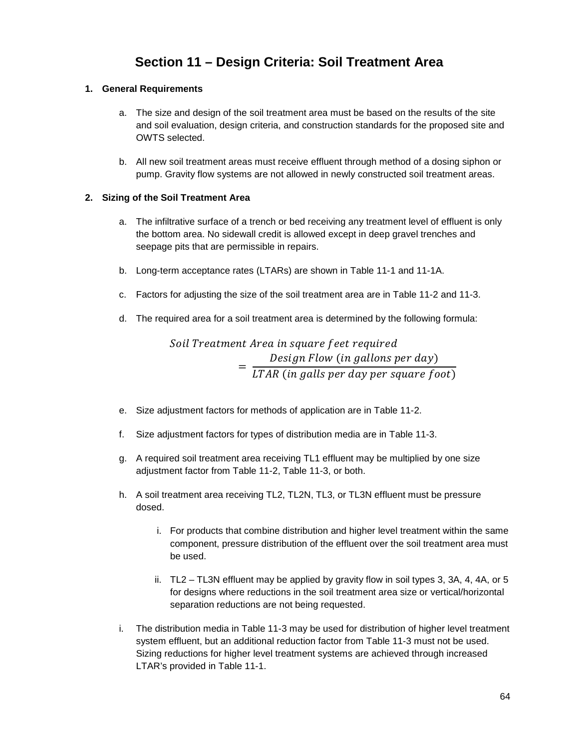# Section 11 – Design Criteria: Soil Treatment Area

**1. General Requirements**

a. The size and design of the soil treatment area must be based on the results of the site and soil evaluation, design criteria, and construction standards for the proposed site and OWTS selected.

b. All new soil treatment areas must receive effluent through method of a dosing siphon or pump. Gravity flow systems are not allowed in newly constructed soil treatment areas.

**2. Sizing of the Soil Treatment Area**

a. The infiltrative surface of a trench or bed receiving any treatment level of effluent is only the bottom area. No sidewall credit is allowed except in deep gravel trenches and seepage pits that are permissible in repairs.

b. Long-term acceptance rates (LTARs) are shown in Table 11-1 and 11-1A.

c. Factors for adjusting the size of the soil treatment area are in Table 11-2 and 11-3.

d. The required area for a soil treatment area is determined by the following formula:

$$Soil\ Treatment\ Area\ in\ square\ feet\ required = \frac{Design\ Flow\ (in\ gallons\ per\ day)}{LTAR\ (in\ galls\ per\ day\ per\ square\ foot)}$$

e. Size adjustment factors for methods of application are in Table 11-2.

f. Size adjustment factors for types of distribution media are in Table 11-3.

g. A required soil treatment area receiving TL1 effluent may be multiplied by one size adjustment factor from Table 11-2, Table 11-3, or both.

h. A soil treatment area receiving TL2, TL2N, TL3, or TL3N effluent must be pressure dosed.

   i. For products that combine distribution and higher level treatment within the same component, pressure distribution of the effluent over the soil treatment area must be used.

   ii. TL2 – TL3N effluent may be applied by gravity flow in soil types 3, 3A, 4, 4A, or 5 for designs where reductions in the soil treatment area size or vertical/horizontal separation reductions are not being requested.

i. The distribution media in Table 11-3 may be used for distribution of higher level treatment system effluent, but an additional reduction factor from Table 11-3 must not be used. Sizing reductions for higher level treatment systems are achieved through increased LTAR's provided in Table 11-1.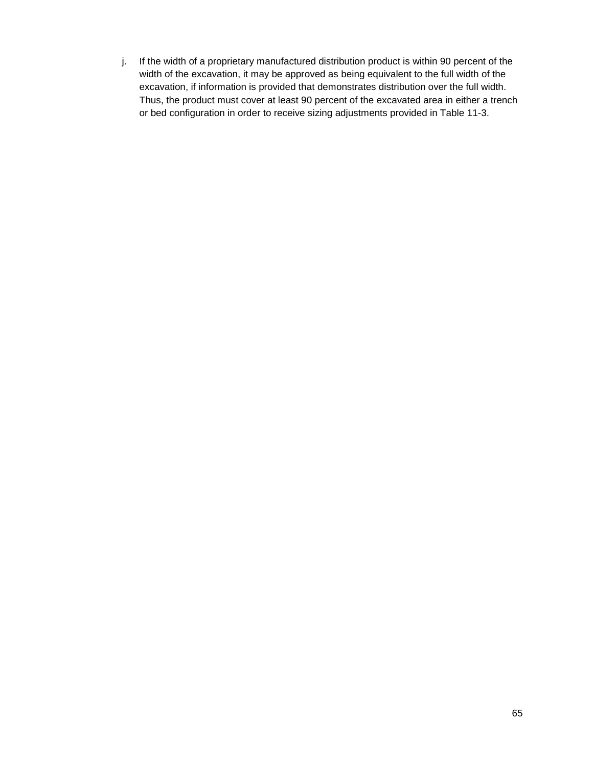j. If the width of a proprietary manufactured distribution product is within 90 percent of the width of the excavation, it may be approved as being equivalent to the full width of the excavation, if information is provided that demonstrates distribution over the full width. Thus, the product must cover at least 90 percent of the excavated area in either a trench or bed configuration in order to receive sizing adjustments provided in Table 11-3.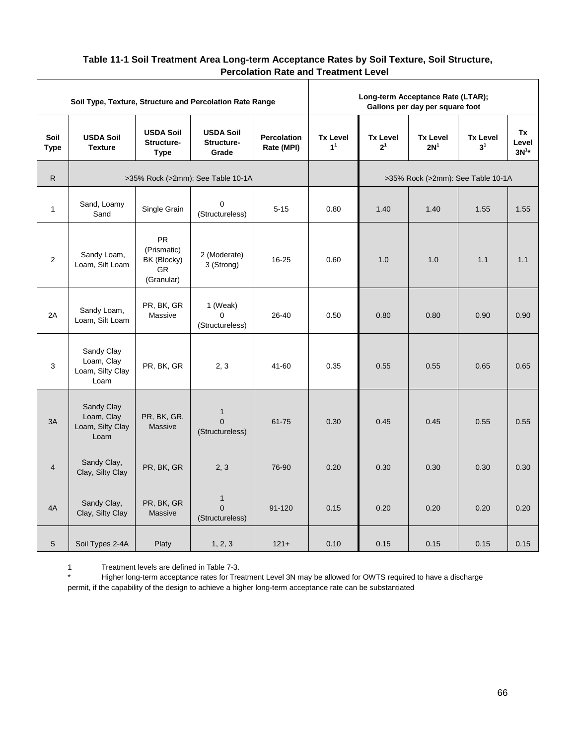**Table 11-1 Soil Treatment Area Long-term Acceptance Rates by Soil Texture, Soil Structure, Percolation Rate and Treatment Level**

| Soil Type, Texture, Structure and Percolation Rate Range | | | | | Long-term Acceptance Rate (LTAR); Gallons per day per square foot | | | | |
|---|---|---|---|---|---|---|---|---|---|
| **Soil Type** | **USDA Soil Texture** | **USDA Soil Structure-Type** | **USDA Soil Structure-Grade** | **Percolation Rate (MPI)** | **Tx Level 1[1]** | **Tx Level 2[1]** | **Tx Level 2N[1]** | **Tx Level 3[1]** | **Tx Level 3N[1]*** |
| R | >35% Rock (>2mm): See Table 10-1A | | | | | >35% Rock (>2mm): See Table 10-1A | | | |
| 1 | Sand, Loamy Sand | Single Grain | 0 (Structureless) | 5-15 | 0.80 | 1.40 | 1.40 | 1.55 | 1.55 |
| 2 | Sandy Loam, Loam, Silt Loam | PR (Prismatic) BK (Blocky) GR (Granular) | 2 (Moderate) 3 (Strong) | 16-25 | 0.60 | 1.0 | 1.0 | 1.1 | 1.1 |
| 2A | Sandy Loam, Loam, Silt Loam | PR, BK, GR Massive | 1 (Weak) 0 (Structureless) | 26-40 | 0.50 | 0.80 | 0.80 | 0.90 | 0.90 |
| 3 | Sandy Clay Loam, Clay Loam, Silty Clay Loam | PR, BK, GR | 2, 3 | 41-60 | 0.35 | 0.55 | 0.55 | 0.65 | 0.65 |
| 3A | Sandy Clay Loam, Clay Loam, Silty Clay Loam | PR, BK, GR, Massive | 1 0 (Structureless) | 61-75 | 0.30 | 0.45 | 0.45 | 0.55 | 0.55 |
| 4 | Sandy Clay, Clay, Silty Clay | PR, BK, GR | 2, 3 | 76-90 | 0.20 | 0.30 | 0.30 | 0.30 | 0.30 |
| 4A | Sandy Clay, Clay, Silty Clay | PR, BK, GR Massive | 1 0 (Structureless) | 91-120 | 0.15 | 0.20 | 0.20 | 0.20 | 0.20 |
| 5 | Soil Types 2-4A | Platy | 1, 2, 3 | 121+ | 0.10 | 0.15 | 0.15 | 0.15 | 0.15 |

1 Treatment levels are defined in Table 7-3.

* Higher long-term acceptance rates for Treatment Level 3N may be allowed for OWTS required to have a discharge permit, if the capability of the design to achieve a higher long-term acceptance rate can be substantiated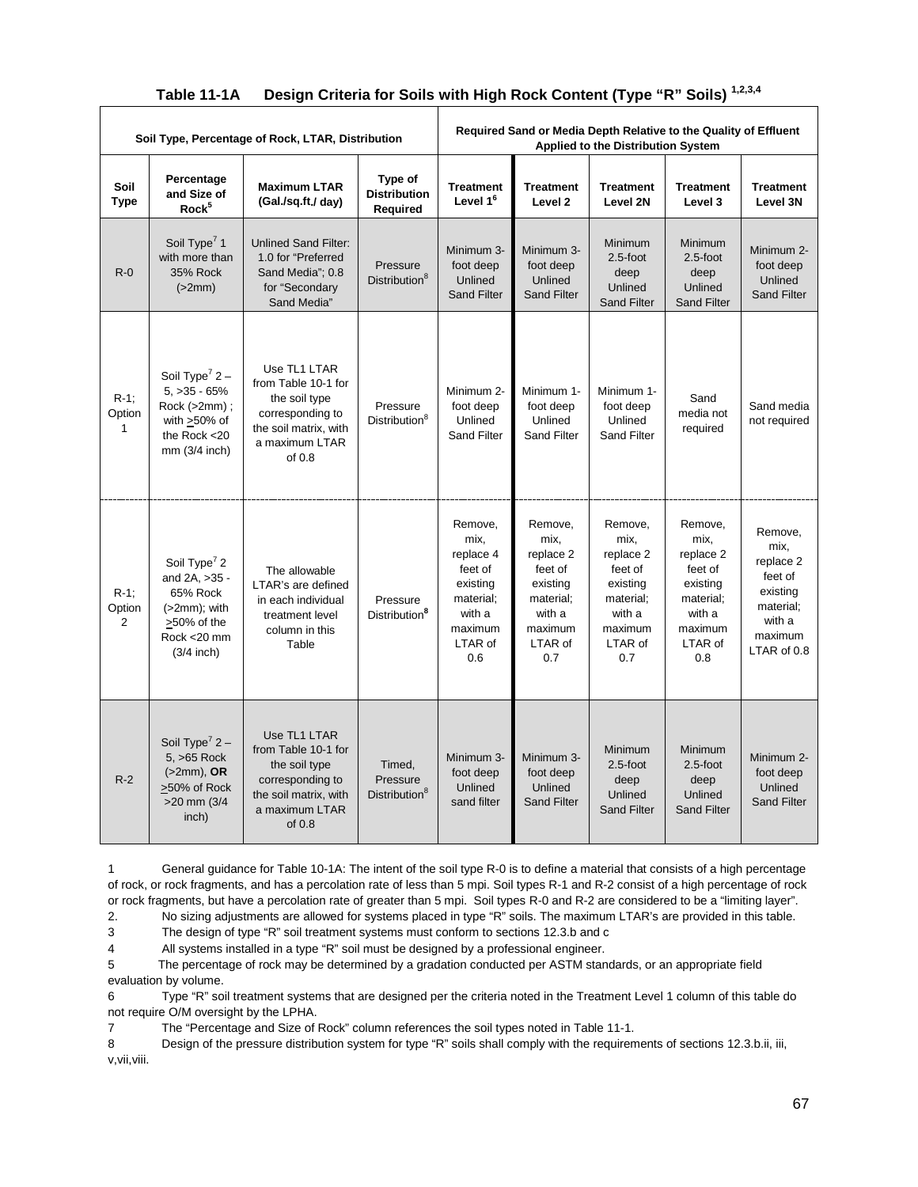**Table 11-1A Design Criteria for Soils with High Rock Content (Type "R" Soils) [1,2,3,4]**

| Soil Type, Percentage of Rock, LTAR, Distribution | | | | Required Sand or Media Depth Relative to the Quality of Effluent Applied to the Distribution System | | | | |
|---|---|---|---|---|---|---|---|---|
| **Soil Type** | **Percentage and Size of Rock[5]** | **Maximum LTAR (Gal./sq.ft./ day)** | **Type of Distribution Required** | **Treatment Level 1[6]** | **Treatment Level 2** | **Treatment Level 2N** | **Treatment Level 3** | **Treatment Level 3N** |
| R-0 | Soil Type[7] 1 with more than 35% Rock (>2mm) | Unlined Sand Filter: 1.0 for "Preferred Sand Media"; 0.8 for "Secondary Sand Media" | Pressure Distribution[8] | Minimum 3-foot deep Unlined Sand Filter | Minimum 3-foot deep Unlined Sand Filter | Minimum 2.5-foot deep Unlined Sand Filter | Minimum 2.5-foot deep Unlined Sand Filter | Minimum 2-foot deep Unlined Sand Filter |
| R-1; Option 1 | Soil Type[7] 2 – 5, >35 - 65% Rock (>2mm) ; with >50% of the Rock <20 mm (3/4 inch) | Use TL1 LTAR from Table 10-1 for the soil type corresponding to the soil matrix, with a maximum LTAR of 0.8 | Pressure Distribution[8] | Minimum 2-foot deep Unlined Sand Filter | Minimum 1-foot deep Unlined Sand Filter | Minimum 1-foot deep Unlined Sand Filter | Sand media not required | Sand media not required |
| R-1; Option 2 | Soil Type[7] 2 and 2A, >35 - 65% Rock (>2mm); with >50% of the Rock <20 mm (3/4 inch) | The allowable LTAR's are defined in each individual treatment level column in this Table | Pressure Distribution[8] | Remove, mix, replace 4 feet of existing material; with a maximum LTAR of 0.6 | Remove, mix, replace 2 feet of existing material; with a maximum LTAR of 0.7 | Remove, mix, replace 2 feet of existing material; with a maximum LTAR of 0.7 | Remove, mix, replace 2 feet of existing material; with a maximum LTAR of 0.8 | Remove, mix, replace 2 feet of existing material; with a maximum LTAR of 0.8 |
| R-2 | Soil Type[7] 2 – 5, >65 Rock (>2mm), **OR** >50% of Rock >20 mm (3/4 inch) | Use TL1 LTAR from Table 10-1 for the soil type corresponding to the soil matrix, with a maximum LTAR of 0.8 | Timed, Pressure Distribution[8] | Minimum 3-foot deep Unlined sand filter | Minimum 3-foot deep Unlined Sand Filter | Minimum 2.5-foot deep Unlined Sand Filter | Minimum 2.5-foot deep Unlined Sand Filter | Minimum 2-foot deep Unlined Sand Filter |

1 General guidance for Table 10-1A: The intent of the soil type R-0 is to define a material that consists of a high percentage of rock, or rock fragments, and has a percolation rate of less than 5 mpi. Soil types R-1 and R-2 consist of a high percentage of rock or rock fragments, but have a percolation rate of greater than 5 mpi. Soil types R-0 and R-2 are considered to be a "limiting layer".

2. No sizing adjustments are allowed for systems placed in type "R" soils. The maximum LTAR's are provided in this table.

3 The design of type "R" soil treatment systems must conform to sections 12.3.b and c

4 All systems installed in a type "R" soil must be designed by a professional engineer.

5 The percentage of rock may be determined by a gradation conducted per ASTM standards, or an appropriate field evaluation by volume.

6 Type "R" soil treatment systems that are designed per the criteria noted in the Treatment Level 1 column of this table do not require O/M oversight by the LPHA.

7 The "Percentage and Size of Rock" column references the soil types noted in Table 11-1.

8 Design of the pressure distribution system for type "R" soils shall comply with the requirements of sections 12.3.b.ii, iii, v,vii,viii.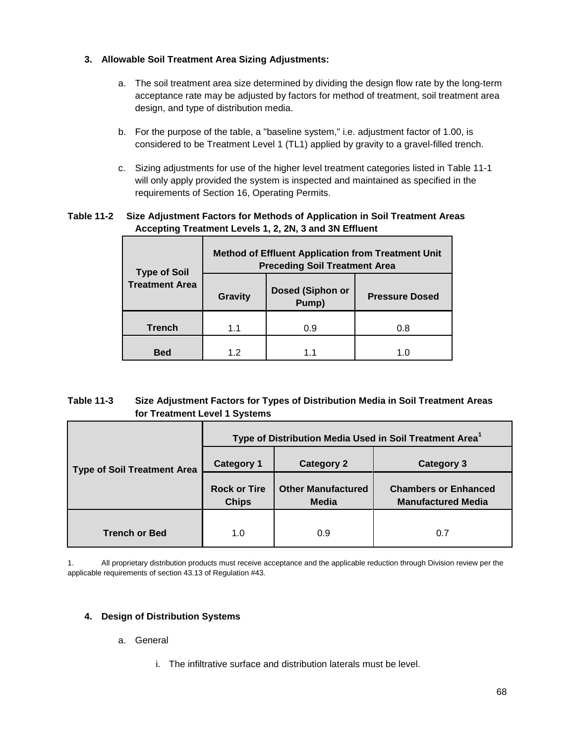**3. Allowable Soil Treatment Area Sizing Adjustments:**

a. The soil treatment area size determined by dividing the design flow rate by the long-term acceptance rate may be adjusted by factors for method of treatment, soil treatment area design, and type of distribution media.

b. For the purpose of the table, a "baseline system," i.e. adjustment factor of 1.00, is considered to be Treatment Level 1 (TL1) applied by gravity to a gravel-filled trench.

c. Sizing adjustments for use of the higher level treatment categories listed in Table 11-1 will only apply provided the system is inspected and maintained as specified in the requirements of Section 16, Operating Permits.

**Table 11-2 Size Adjustment Factors for Methods of Application in Soil Treatment Areas Accepting Treatment Levels 1, 2, 2N, 3 and 3N Effluent**

| Type of Soil Treatment Area | Method of Effluent Application from Treatment Unit Preceding Soil Treatment Area | | |
|---|---|---|---|
| | Gravity | Dosed (Siphon or Pump) | Pressure Dosed |
| **Trench** | 1.1 | 0.9 | 0.8 |
| **Bed** | 1.2 | 1.1 | 1.0 |

**Table 11-3 Size Adjustment Factors for Types of Distribution Media in Soil Treatment Areas for Treatment Level 1 Systems**

| Type of Soil Treatment Area | Type of Distribution Media Used in Soil Treatment Area[1] | | |
|---|---|---|---|
| | Category 1 | Category 2 | Category 3 |
| | Rock or Tire Chips | Other Manufactured Media | Chambers or Enhanced Manufactured Media |
| **Trench or Bed** | 1.0 | 0.9 | 0.7 |

1. All proprietary distribution products must receive acceptance and the applicable reduction through Division review per the applicable requirements of section 43.13 of Regulation #43.

**4. Design of Distribution Systems**

a. General

i. The infiltrative surface and distribution laterals must be level.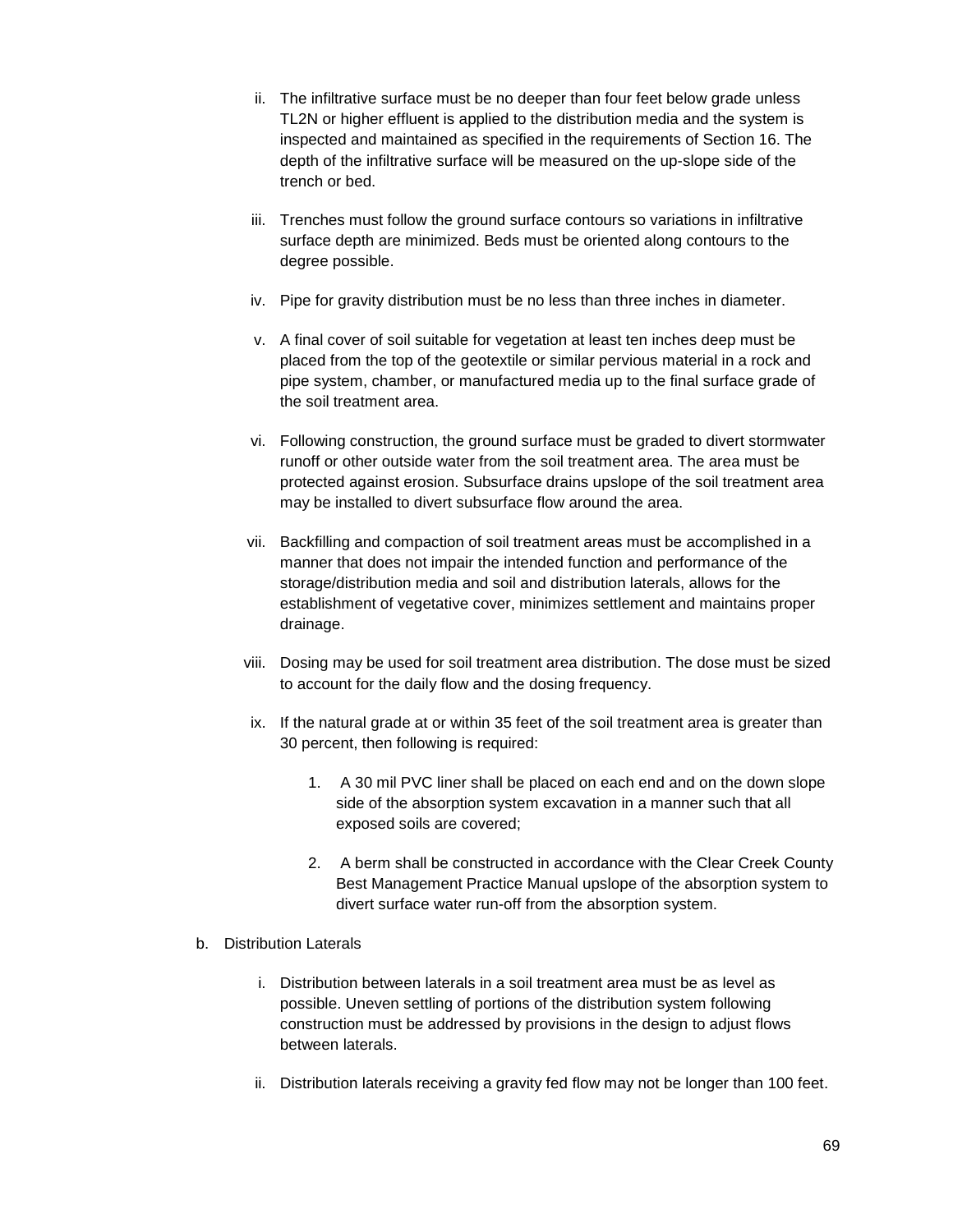ii. The infiltrative surface must be no deeper than four feet below grade unless TL2N or higher effluent is applied to the distribution media and the system is inspected and maintained as specified in the requirements of Section 16. The depth of the infiltrative surface will be measured on the up-slope side of the trench or bed.

iii. Trenches must follow the ground surface contours so variations in infiltrative surface depth are minimized. Beds must be oriented along contours to the degree possible.

iv. Pipe for gravity distribution must be no less than three inches in diameter.

v. A final cover of soil suitable for vegetation at least ten inches deep must be placed from the top of the geotextile or similar pervious material in a rock and pipe system, chamber, or manufactured media up to the final surface grade of the soil treatment area.

vi. Following construction, the ground surface must be graded to divert stormwater runoff or other outside water from the soil treatment area. The area must be protected against erosion. Subsurface drains upslope of the soil treatment area may be installed to divert subsurface flow around the area.

vii. Backfilling and compaction of soil treatment areas must be accomplished in a manner that does not impair the intended function and performance of the storage/distribution media and soil and distribution laterals, allows for the establishment of vegetative cover, minimizes settlement and maintains proper drainage.

viii. Dosing may be used for soil treatment area distribution. The dose must be sized to account for the daily flow and the dosing frequency.

ix. If the natural grade at or within 35 feet of the soil treatment area is greater than 30 percent, then following is required:

1. A 30 mil PVC liner shall be placed on each end and on the down slope side of the absorption system excavation in a manner such that all exposed soils are covered;

2. A berm shall be constructed in accordance with the Clear Creek County Best Management Practice Manual upslope of the absorption system to divert surface water run-off from the absorption system.

b. Distribution Laterals

i. Distribution between laterals in a soil treatment area must be as level as possible. Uneven settling of portions of the distribution system following construction must be addressed by provisions in the design to adjust flows between laterals.

ii. Distribution laterals receiving a gravity fed flow may not be longer than 100 feet.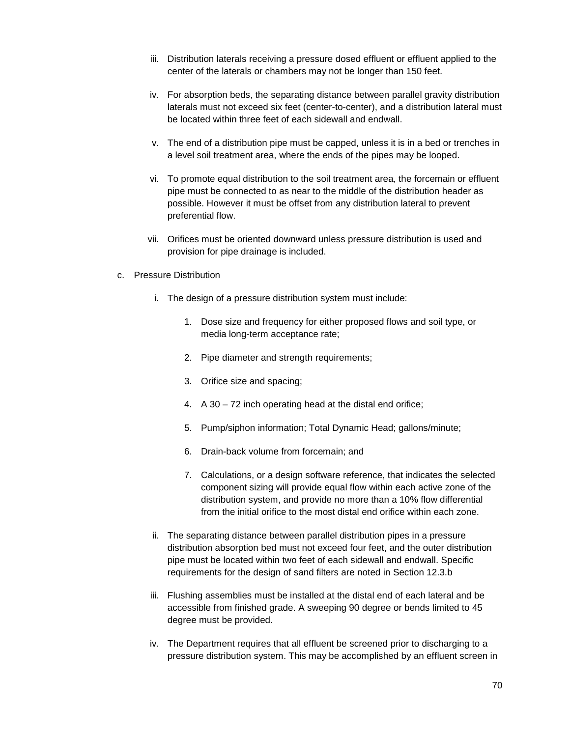iii. Distribution laterals receiving a pressure dosed effluent or effluent applied to the center of the laterals or chambers may not be longer than 150 feet.

iv. For absorption beds, the separating distance between parallel gravity distribution laterals must not exceed six feet (center-to-center), and a distribution lateral must be located within three feet of each sidewall and endwall.

v. The end of a distribution pipe must be capped, unless it is in a bed or trenches in a level soil treatment area, where the ends of the pipes may be looped.

vi. To promote equal distribution to the soil treatment area, the forcemain or effluent pipe must be connected to as near to the middle of the distribution header as possible. However it must be offset from any distribution lateral to prevent preferential flow.

vii. Orifices must be oriented downward unless pressure distribution is used and provision for pipe drainage is included.

c. Pressure Distribution

i. The design of a pressure distribution system must include:

1. Dose size and frequency for either proposed flows and soil type, or media long-term acceptance rate;
2. Pipe diameter and strength requirements;
3. Orifice size and spacing;
4. A 30 – 72 inch operating head at the distal end orifice;
5. Pump/siphon information; Total Dynamic Head; gallons/minute;
6. Drain-back volume from forcemain; and
7. Calculations, or a design software reference, that indicates the selected component sizing will provide equal flow within each active zone of the distribution system, and provide no more than a 10% flow differential from the initial orifice to the most distal end orifice within each zone.

ii. The separating distance between parallel distribution pipes in a pressure distribution absorption bed must not exceed four feet, and the outer distribution pipe must be located within two feet of each sidewall and endwall. Specific requirements for the design of sand filters are noted in Section 12.3.b

iii. Flushing assemblies must be installed at the distal end of each lateral and be accessible from finished grade. A sweeping 90 degree or bends limited to 45 degree must be provided.

iv. The Department requires that all effluent be screened prior to discharging to a pressure distribution system. This may be accomplished by an effluent screen in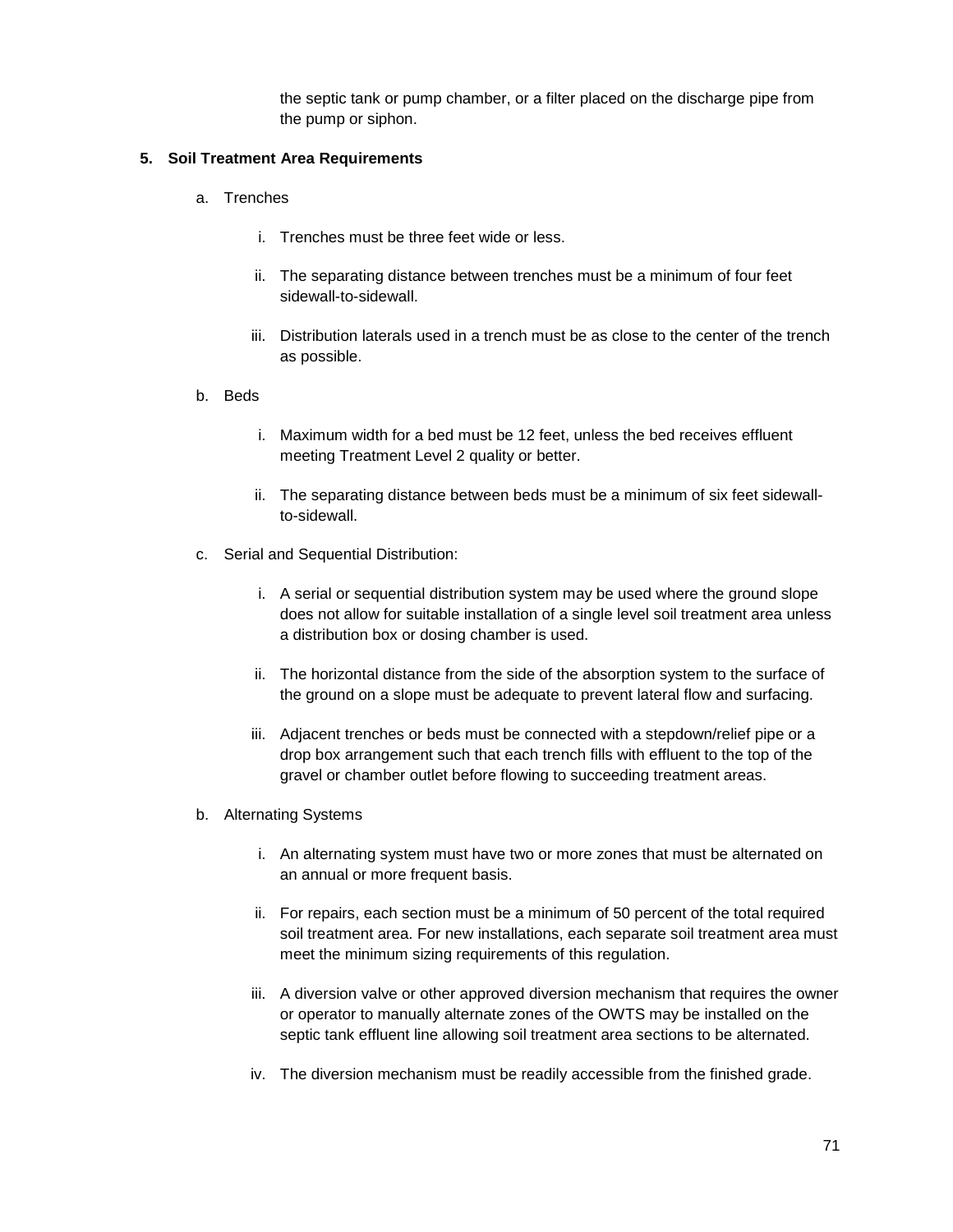the septic tank or pump chamber, or a filter placed on the discharge pipe from the pump or siphon.

**5. Soil Treatment Area Requirements**

a. Trenches

i. Trenches must be three feet wide or less.

ii. The separating distance between trenches must be a minimum of four feet sidewall-to-sidewall.

iii. Distribution laterals used in a trench must be as close to the center of the trench as possible.

b. Beds

i. Maximum width for a bed must be 12 feet, unless the bed receives effluent meeting Treatment Level 2 quality or better.

ii. The separating distance between beds must be a minimum of six feet sidewall-to-sidewall.

c. Serial and Sequential Distribution:

i. A serial or sequential distribution system may be used where the ground slope does not allow for suitable installation of a single level soil treatment area unless a distribution box or dosing chamber is used.

ii. The horizontal distance from the side of the absorption system to the surface of the ground on a slope must be adequate to prevent lateral flow and surfacing.

iii. Adjacent trenches or beds must be connected with a stepdown/relief pipe or a drop box arrangement such that each trench fills with effluent to the top of the gravel or chamber outlet before flowing to succeeding treatment areas.

b. Alternating Systems

i. An alternating system must have two or more zones that must be alternated on an annual or more frequent basis.

ii. For repairs, each section must be a minimum of 50 percent of the total required soil treatment area. For new installations, each separate soil treatment area must meet the minimum sizing requirements of this regulation.

iii. A diversion valve or other approved diversion mechanism that requires the owner or operator to manually alternate zones of the OWTS may be installed on the septic tank effluent line allowing soil treatment area sections to be alternated.

iv. The diversion mechanism must be readily accessible from the finished grade.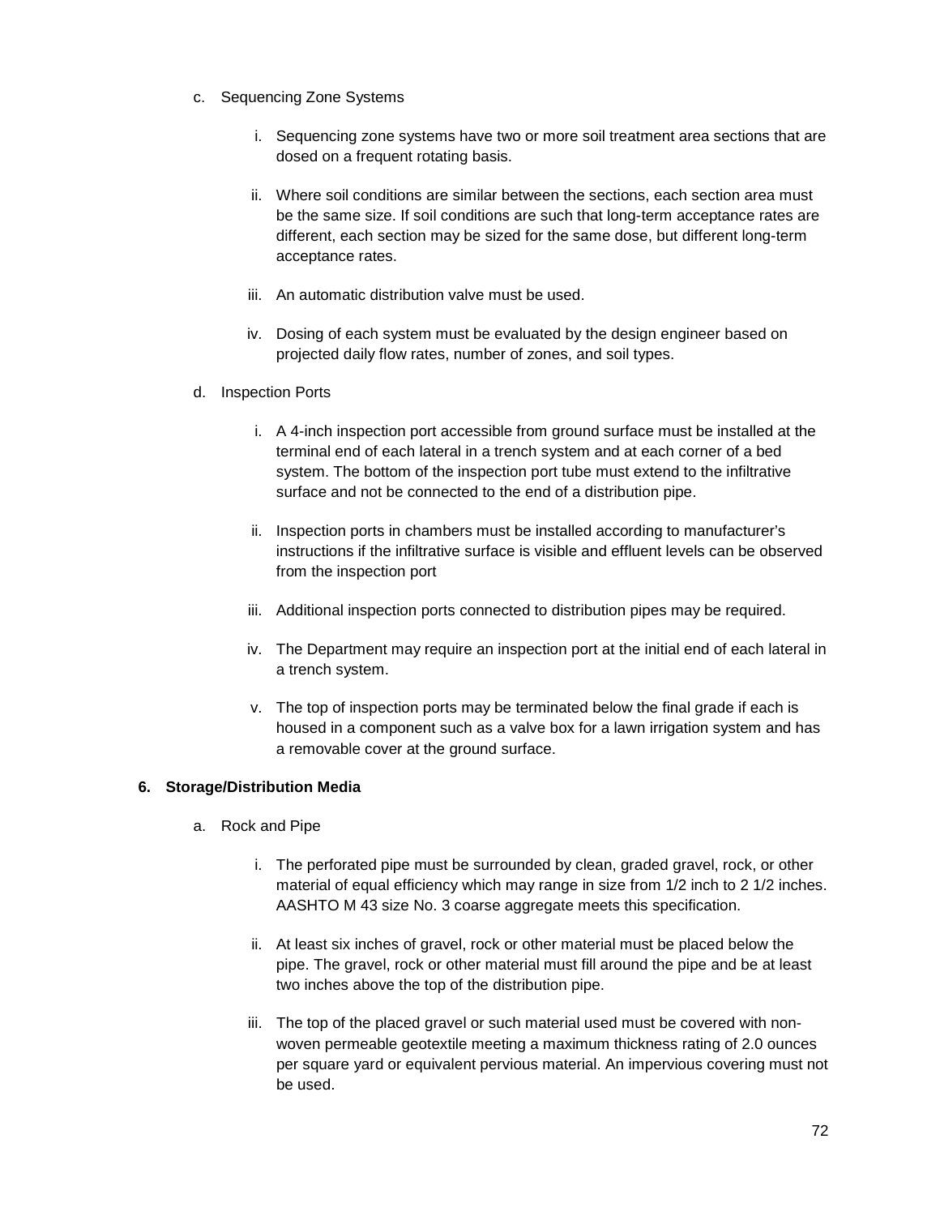c. Sequencing Zone Systems

   i. Sequencing zone systems have two or more soil treatment area sections that are dosed on a frequent rotating basis.

   ii. Where soil conditions are similar between the sections, each section area must be the same size. If soil conditions are such that long-term acceptance rates are different, each section may be sized for the same dose, but different long-term acceptance rates.

   iii. An automatic distribution valve must be used.

   iv. Dosing of each system must be evaluated by the design engineer based on projected daily flow rates, number of zones, and soil types.

d. Inspection Ports

   i. A 4-inch inspection port accessible from ground surface must be installed at the terminal end of each lateral in a trench system and at each corner of a bed system. The bottom of the inspection port tube must extend to the infiltrative surface and not be connected to the end of a distribution pipe.

   ii. Inspection ports in chambers must be installed according to manufacturer's instructions if the infiltrative surface is visible and effluent levels can be observed from the inspection port

   iii. Additional inspection ports connected to distribution pipes may be required.

   iv. The Department may require an inspection port at the initial end of each lateral in a trench system.

   v. The top of inspection ports may be terminated below the final grade if each is housed in a component such as a valve box for a lawn irrigation system and has a removable cover at the ground surface.

**6. Storage/Distribution Media**

a. Rock and Pipe

   i. The perforated pipe must be surrounded by clean, graded gravel, rock, or other material of equal efficiency which may range in size from 1/2 inch to 2 1/2 inches. AASHTO M 43 size No. 3 coarse aggregate meets this specification.

   ii. At least six inches of gravel, rock or other material must be placed below the pipe. The gravel, rock or other material must fill around the pipe and be at least two inches above the top of the distribution pipe.

   iii. The top of the placed gravel or such material used must be covered with non-woven permeable geotextile meeting a maximum thickness rating of 2.0 ounces per square yard or equivalent pervious material. An impervious covering must not be used.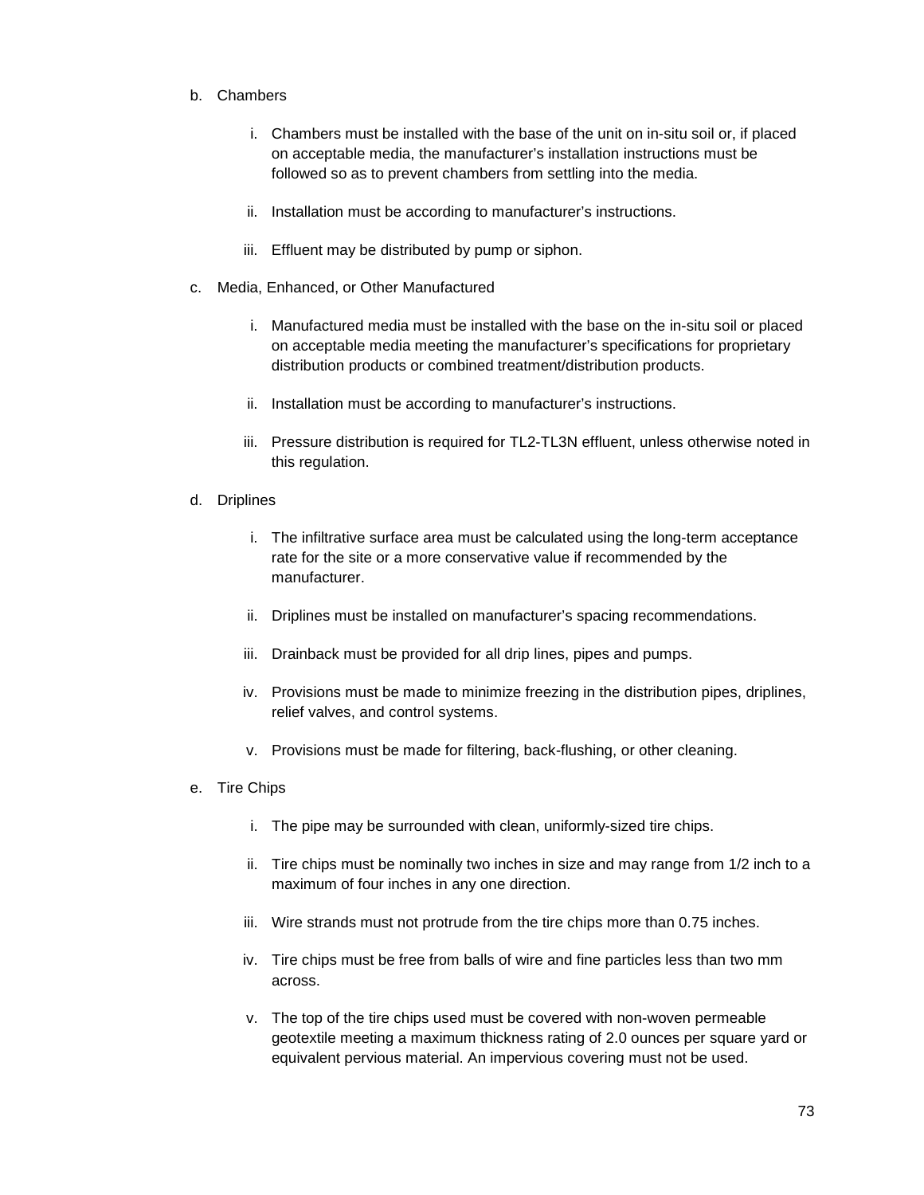b. Chambers

   i. Chambers must be installed with the base of the unit on in-situ soil or, if placed on acceptable media, the manufacturer's installation instructions must be followed so as to prevent chambers from settling into the media.

   ii. Installation must be according to manufacturer's instructions.

   iii. Effluent may be distributed by pump or siphon.

c. Media, Enhanced, or Other Manufactured

   i. Manufactured media must be installed with the base on the in-situ soil or placed on acceptable media meeting the manufacturer's specifications for proprietary distribution products or combined treatment/distribution products.

   ii. Installation must be according to manufacturer's instructions.

   iii. Pressure distribution is required for TL2-TL3N effluent, unless otherwise noted in this regulation.

d. Driplines

   i. The infiltrative surface area must be calculated using the long-term acceptance rate for the site or a more conservative value if recommended by the manufacturer.

   ii. Driplines must be installed on manufacturer's spacing recommendations.

   iii. Drainback must be provided for all drip lines, pipes and pumps.

   iv. Provisions must be made to minimize freezing in the distribution pipes, driplines, relief valves, and control systems.

   v. Provisions must be made for filtering, back-flushing, or other cleaning.

e. Tire Chips

   i. The pipe may be surrounded with clean, uniformly-sized tire chips.

   ii. Tire chips must be nominally two inches in size and may range from 1/2 inch to a maximum of four inches in any one direction.

   iii. Wire strands must not protrude from the tire chips more than 0.75 inches.

   iv. Tire chips must be free from balls of wire and fine particles less than two mm across.

   v. The top of the tire chips used must be covered with non-woven permeable geotextile meeting a maximum thickness rating of 2.0 ounces per square yard or equivalent pervious material. An impervious covering must not be used.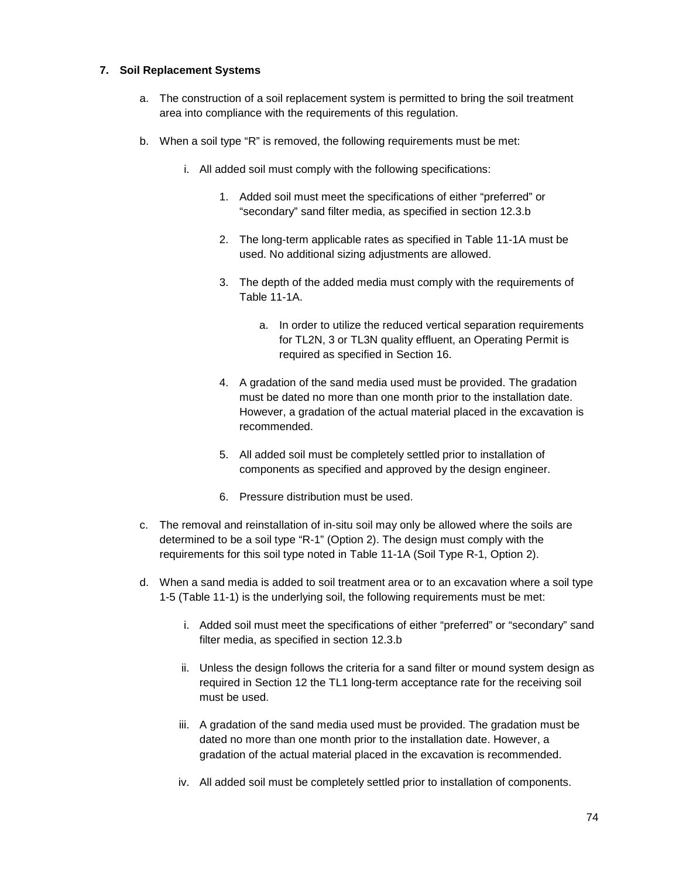### 7. Soil Replacement Systems

a. The construction of a soil replacement system is permitted to bring the soil treatment area into compliance with the requirements of this regulation.

b. When a soil type "R" is removed, the following requirements must be met:

   i. All added soil must comply with the following specifications:

      1. Added soil must meet the specifications of either "preferred" or "secondary" sand filter media, as specified in section 12.3.b

      2. The long-term applicable rates as specified in Table 11-1A must be used. No additional sizing adjustments are allowed.

      3. The depth of the added media must comply with the requirements of Table 11-1A.

         a. In order to utilize the reduced vertical separation requirements for TL2N, 3 or TL3N quality effluent, an Operating Permit is required as specified in Section 16.

      4. A gradation of the sand media used must be provided. The gradation must be dated no more than one month prior to the installation date. However, a gradation of the actual material placed in the excavation is recommended.

      5. All added soil must be completely settled prior to installation of components as specified and approved by the design engineer.

      6. Pressure distribution must be used.

c. The removal and reinstallation of in-situ soil may only be allowed where the soils are determined to be a soil type "R-1" (Option 2). The design must comply with the requirements for this soil type noted in Table 11-1A (Soil Type R-1, Option 2).

d. When a sand media is added to soil treatment area or to an excavation where a soil type 1-5 (Table 11-1) is the underlying soil, the following requirements must be met:

   i. Added soil must meet the specifications of either "preferred" or "secondary" sand filter media, as specified in section 12.3.b

   ii. Unless the design follows the criteria for a sand filter or mound system design as required in Section 12 the TL1 long-term acceptance rate for the receiving soil must be used.

   iii. A gradation of the sand media used must be provided. The gradation must be dated no more than one month prior to the installation date. However, a gradation of the actual material placed in the excavation is recommended.

   iv. All added soil must be completely settled prior to installation of components.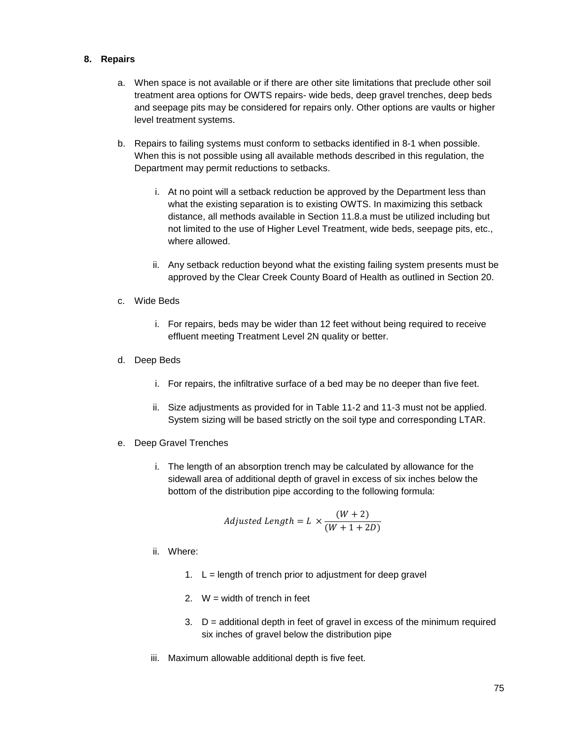## 8. Repairs

a. When space is not available or if there are other site limitations that preclude other soil treatment area options for OWTS repairs- wide beds, deep gravel trenches, deep beds and seepage pits may be considered for repairs only. Other options are vaults or higher level treatment systems.

b. Repairs to failing systems must conform to setbacks identified in 8-1 when possible. When this is not possible using all available methods described in this regulation, the Department may permit reductions to setbacks.

   i. At no point will a setback reduction be approved by the Department less than what the existing separation is to existing OWTS. In maximizing this setback distance, all methods available in Section 11.8.a must be utilized including but not limited to the use of Higher Level Treatment, wide beds, seepage pits, etc., where allowed.

   ii. Any setback reduction beyond what the existing failing system presents must be approved by the Clear Creek County Board of Health as outlined in Section 20.

c. Wide Beds

   i. For repairs, beds may be wider than 12 feet without being required to receive effluent meeting Treatment Level 2N quality or better.

d. Deep Beds

   i. For repairs, the infiltrative surface of a bed may be no deeper than five feet.

   ii. Size adjustments as provided for in Table 11-2 and 11-3 must not be applied. System sizing will be based strictly on the soil type and corresponding LTAR.

e. Deep Gravel Trenches

   i. The length of an absorption trench may be calculated by allowance for the sidewall area of additional depth of gravel in excess of six inches below the bottom of the distribution pipe according to the following formula:

$$Adjusted\ Length = L \times \frac{(W+2)}{(W+1+2D)}$$

   ii. Where:

      1. L = length of trench prior to adjustment for deep gravel

      2. W = width of trench in feet

      3. D = additional depth in feet of gravel in excess of the minimum required six inches of gravel below the distribution pipe

   iii. Maximum allowable additional depth is five feet.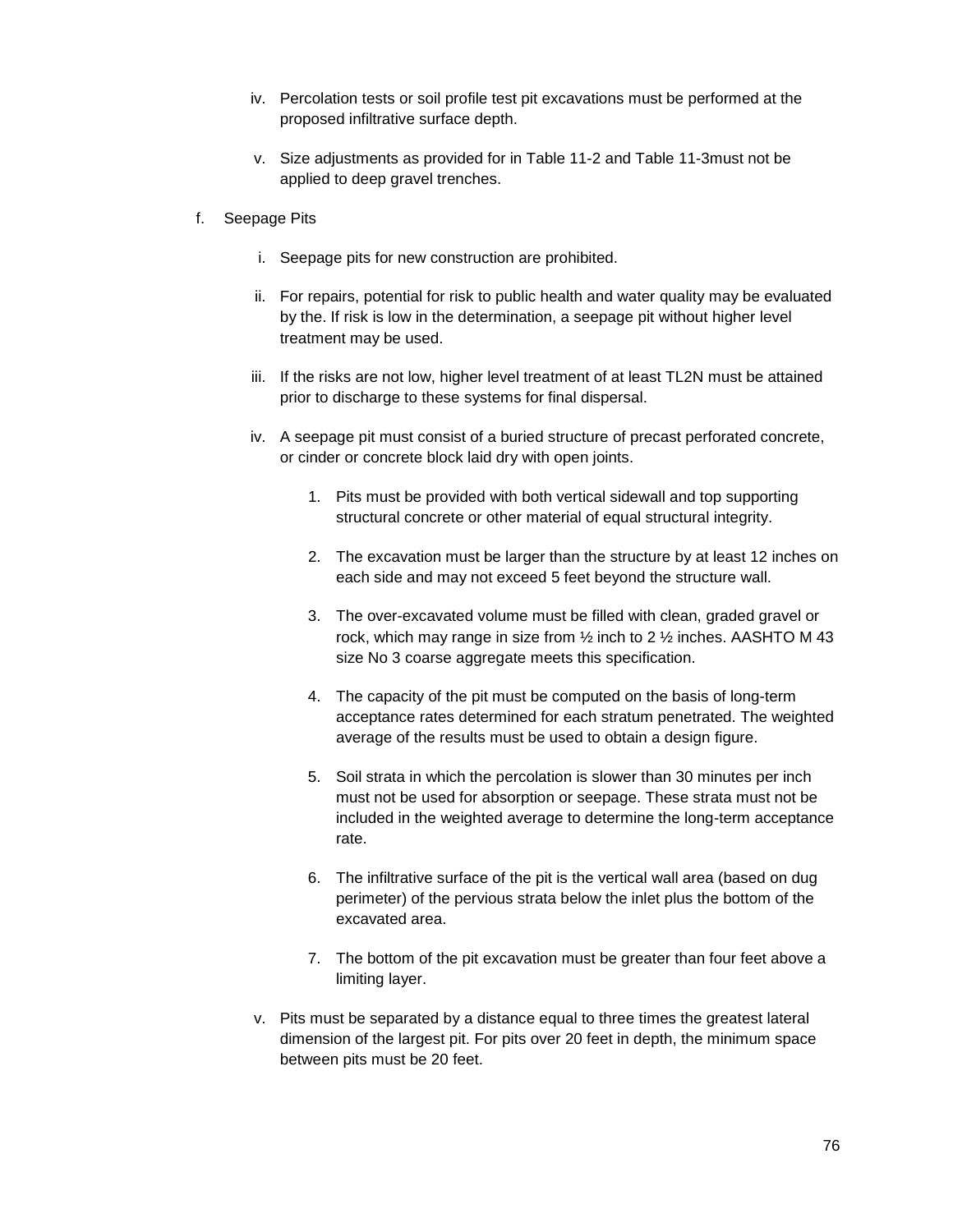iv. Percolation tests or soil profile test pit excavations must be performed at the proposed infiltrative surface depth.

v. Size adjustments as provided for in Table 11-2 and Table 11-3must not be applied to deep gravel trenches.

f. Seepage Pits

   i. Seepage pits for new construction are prohibited.

   ii. For repairs, potential for risk to public health and water quality may be evaluated by the. If risk is low in the determination, a seepage pit without higher level treatment may be used.

   iii. If the risks are not low, higher level treatment of at least TL2N must be attained prior to discharge to these systems for final dispersal.

   iv. A seepage pit must consist of a buried structure of precast perforated concrete, or cinder or concrete block laid dry with open joints.

      1. Pits must be provided with both vertical sidewall and top supporting structural concrete or other material of equal structural integrity.

      2. The excavation must be larger than the structure by at least 12 inches on each side and may not exceed 5 feet beyond the structure wall.

      3. The over-excavated volume must be filled with clean, graded gravel or rock, which may range in size from ½ inch to 2 ½ inches. AASHTO M 43 size No 3 coarse aggregate meets this specification.

      4. The capacity of the pit must be computed on the basis of long-term acceptance rates determined for each stratum penetrated. The weighted average of the results must be used to obtain a design figure.

      5. Soil strata in which the percolation is slower than 30 minutes per inch must not be used for absorption or seepage. These strata must not be included in the weighted average to determine the long-term acceptance rate.

      6. The infiltrative surface of the pit is the vertical wall area (based on dug perimeter) of the pervious strata below the inlet plus the bottom of the excavated area.

      7. The bottom of the pit excavation must be greater than four feet above a limiting layer.

   v. Pits must be separated by a distance equal to three times the greatest lateral dimension of the largest pit. For pits over 20 feet in depth, the minimum space between pits must be 20 feet.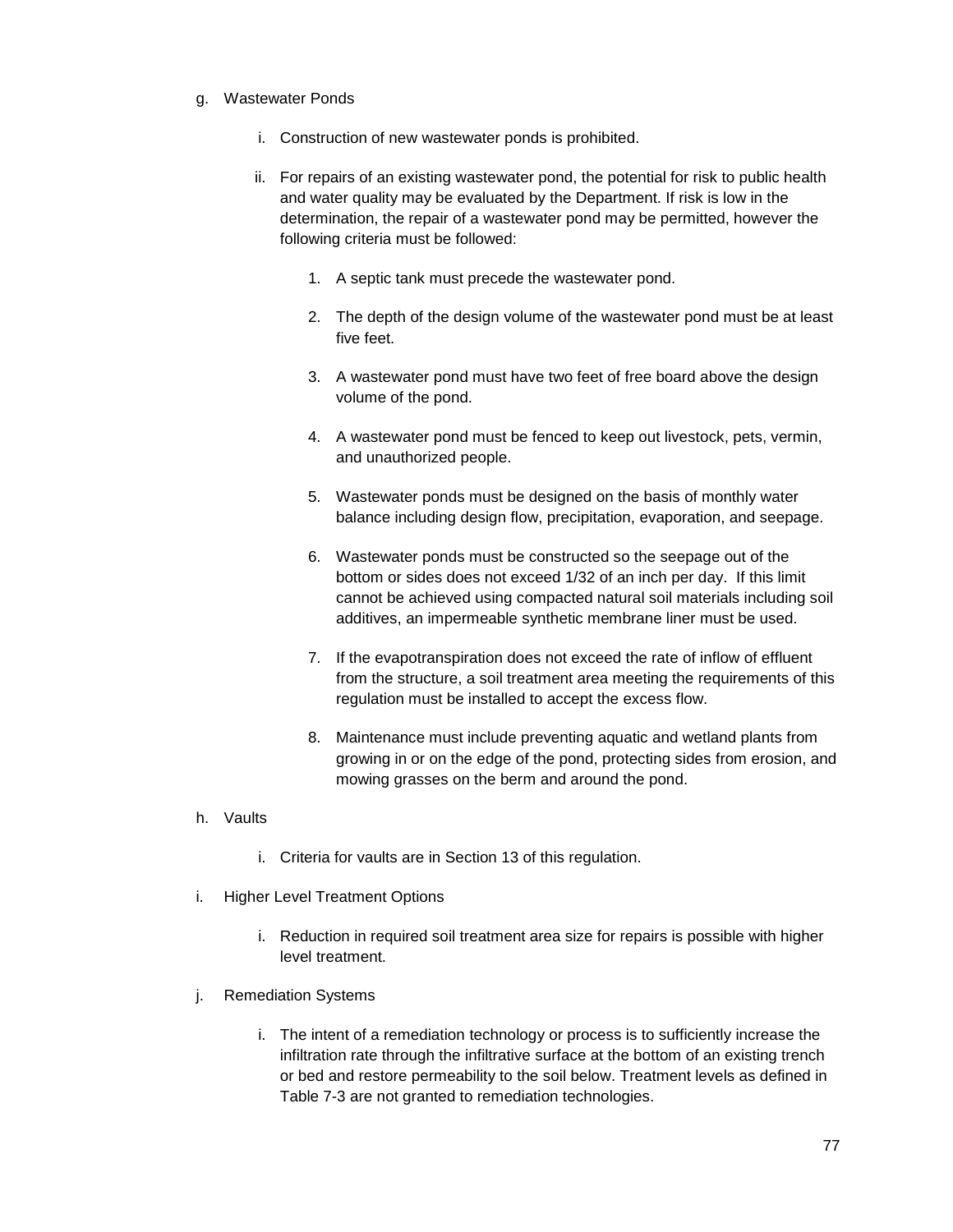g. Wastewater Ponds

  i. Construction of new wastewater ponds is prohibited.

  ii. For repairs of an existing wastewater pond, the potential for risk to public health and water quality may be evaluated by the Department. If risk is low in the determination, the repair of a wastewater pond may be permitted, however the following criteria must be followed:

    1. A septic tank must precede the wastewater pond.

    2. The depth of the design volume of the wastewater pond must be at least five feet.

    3. A wastewater pond must have two feet of free board above the design volume of the pond.

    4. A wastewater pond must be fenced to keep out livestock, pets, vermin, and unauthorized people.

    5. Wastewater ponds must be designed on the basis of monthly water balance including design flow, precipitation, evaporation, and seepage.

    6. Wastewater ponds must be constructed so the seepage out of the bottom or sides does not exceed 1/32 of an inch per day. If this limit cannot be achieved using compacted natural soil materials including soil additives, an impermeable synthetic membrane liner must be used.

    7. If the evapotranspiration does not exceed the rate of inflow of effluent from the structure, a soil treatment area meeting the requirements of this regulation must be installed to accept the excess flow.

    8. Maintenance must include preventing aquatic and wetland plants from growing in or on the edge of the pond, protecting sides from erosion, and mowing grasses on the berm and around the pond.

h. Vaults

  i. Criteria for vaults are in Section 13 of this regulation.

i. Higher Level Treatment Options

  i. Reduction in required soil treatment area size for repairs is possible with higher level treatment.

j. Remediation Systems

  i. The intent of a remediation technology or process is to sufficiently increase the infiltration rate through the infiltrative surface at the bottom of an existing trench or bed and restore permeability to the soil below. Treatment levels as defined in Table 7-3 are not granted to remediation technologies.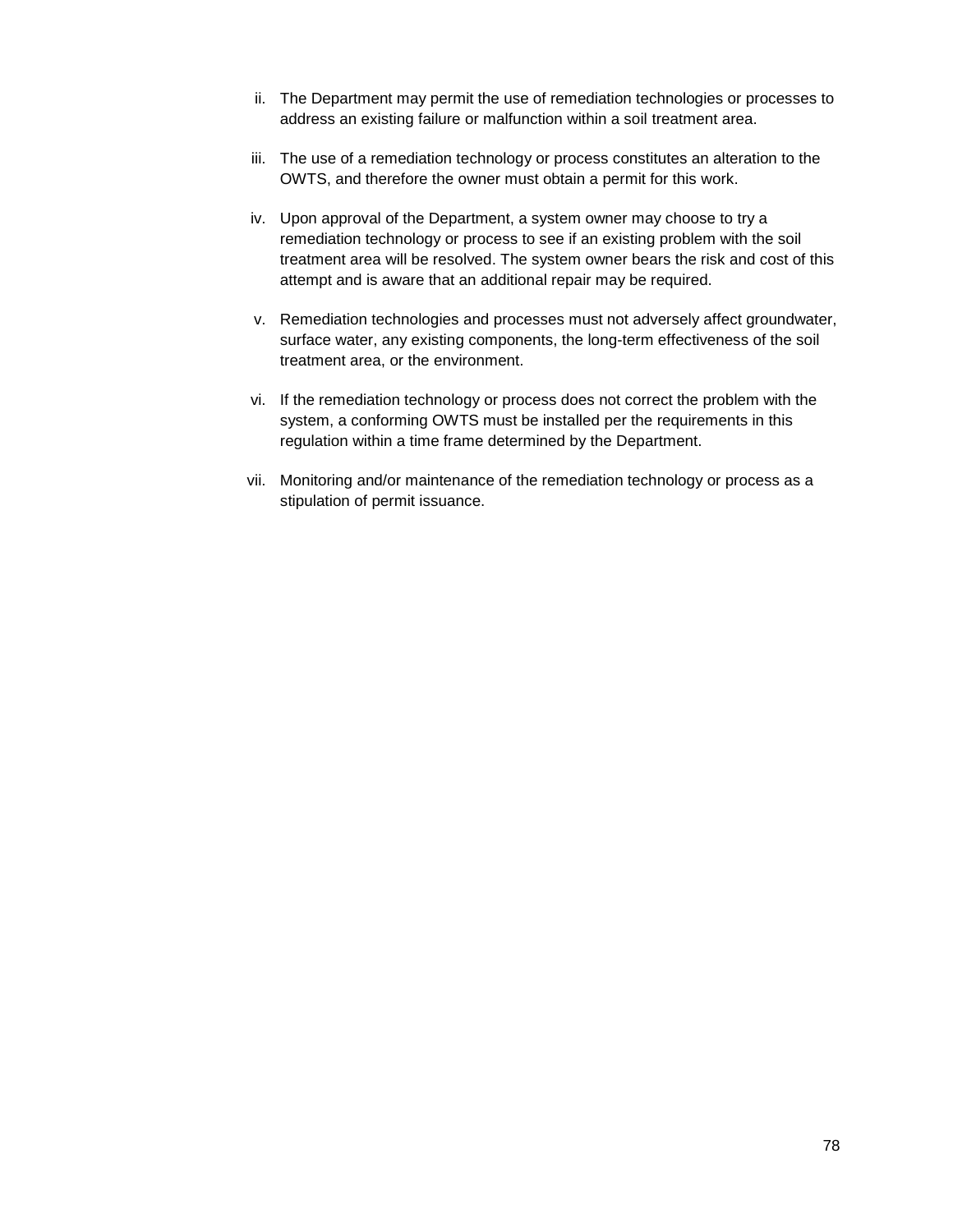ii. The Department may permit the use of remediation technologies or processes to address an existing failure or malfunction within a soil treatment area.

iii. The use of a remediation technology or process constitutes an alteration to the OWTS, and therefore the owner must obtain a permit for this work.

iv. Upon approval of the Department, a system owner may choose to try a remediation technology or process to see if an existing problem with the soil treatment area will be resolved. The system owner bears the risk and cost of this attempt and is aware that an additional repair may be required.

v. Remediation technologies and processes must not adversely affect groundwater, surface water, any existing components, the long-term effectiveness of the soil treatment area, or the environment.

vi. If the remediation technology or process does not correct the problem with the system, a conforming OWTS must be installed per the requirements in this regulation within a time frame determined by the Department.

vii. Monitoring and/or maintenance of the remediation technology or process as a stipulation of permit issuance.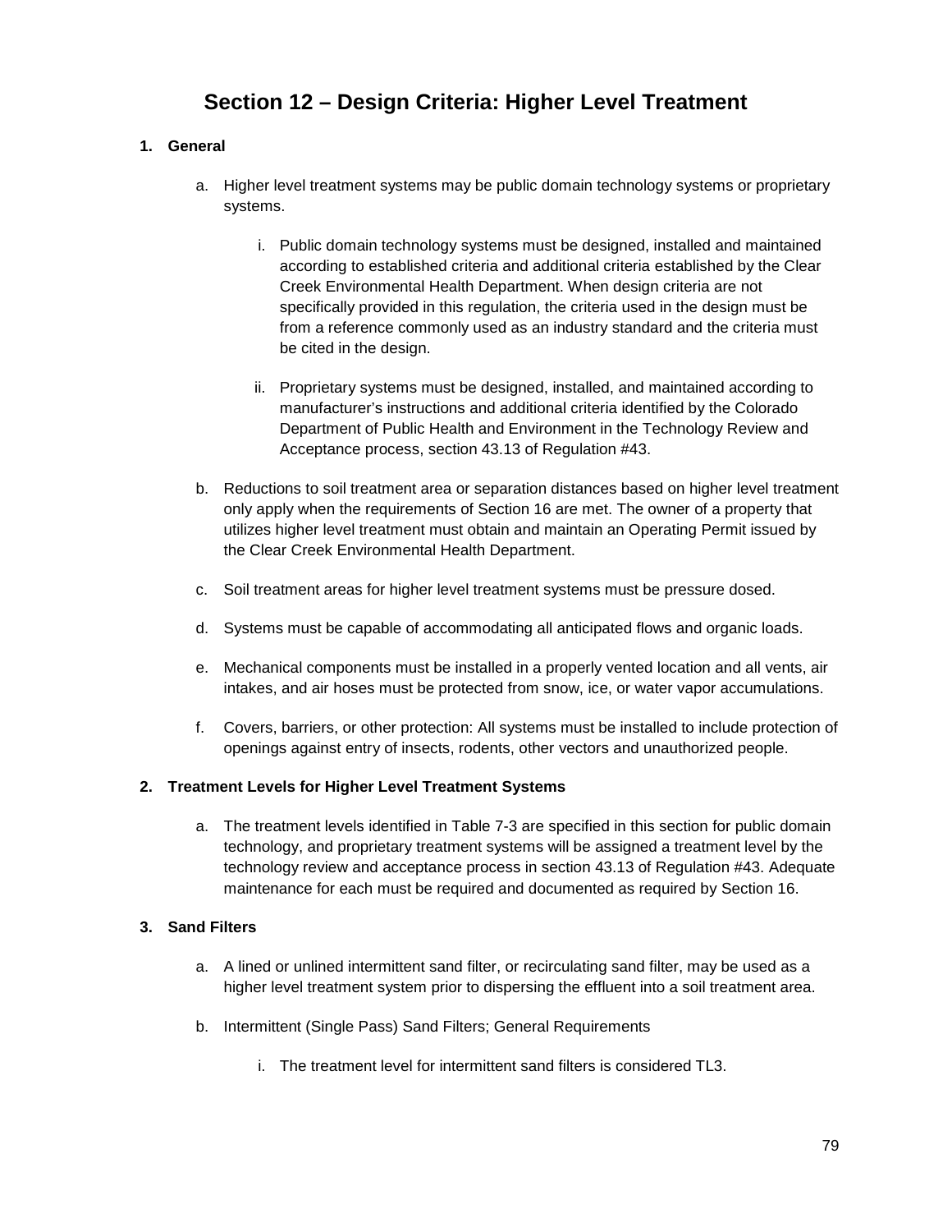# Section 12 – Design Criteria: Higher Level Treatment

**1. General**

a. Higher level treatment systems may be public domain technology systems or proprietary systems.

   i. Public domain technology systems must be designed, installed and maintained according to established criteria and additional criteria established by the Clear Creek Environmental Health Department. When design criteria are not specifically provided in this regulation, the criteria used in the design must be from a reference commonly used as an industry standard and the criteria must be cited in the design.

   ii. Proprietary systems must be designed, installed, and maintained according to manufacturer's instructions and additional criteria identified by the Colorado Department of Public Health and Environment in the Technology Review and Acceptance process, section 43.13 of Regulation #43.

b. Reductions to soil treatment area or separation distances based on higher level treatment only apply when the requirements of Section 16 are met. The owner of a property that utilizes higher level treatment must obtain and maintain an Operating Permit issued by the Clear Creek Environmental Health Department.

c. Soil treatment areas for higher level treatment systems must be pressure dosed.

d. Systems must be capable of accommodating all anticipated flows and organic loads.

e. Mechanical components must be installed in a properly vented location and all vents, air intakes, and air hoses must be protected from snow, ice, or water vapor accumulations.

f. Covers, barriers, or other protection: All systems must be installed to include protection of openings against entry of insects, rodents, other vectors and unauthorized people.

**2. Treatment Levels for Higher Level Treatment Systems**

a. The treatment levels identified in Table 7-3 are specified in this section for public domain technology, and proprietary treatment systems will be assigned a treatment level by the technology review and acceptance process in section 43.13 of Regulation #43. Adequate maintenance for each must be required and documented as required by Section 16.

**3. Sand Filters**

a. A lined or unlined intermittent sand filter, or recirculating sand filter, may be used as a higher level treatment system prior to dispersing the effluent into a soil treatment area.

b. Intermittent (Single Pass) Sand Filters; General Requirements

   i. The treatment level for intermittent sand filters is considered TL3.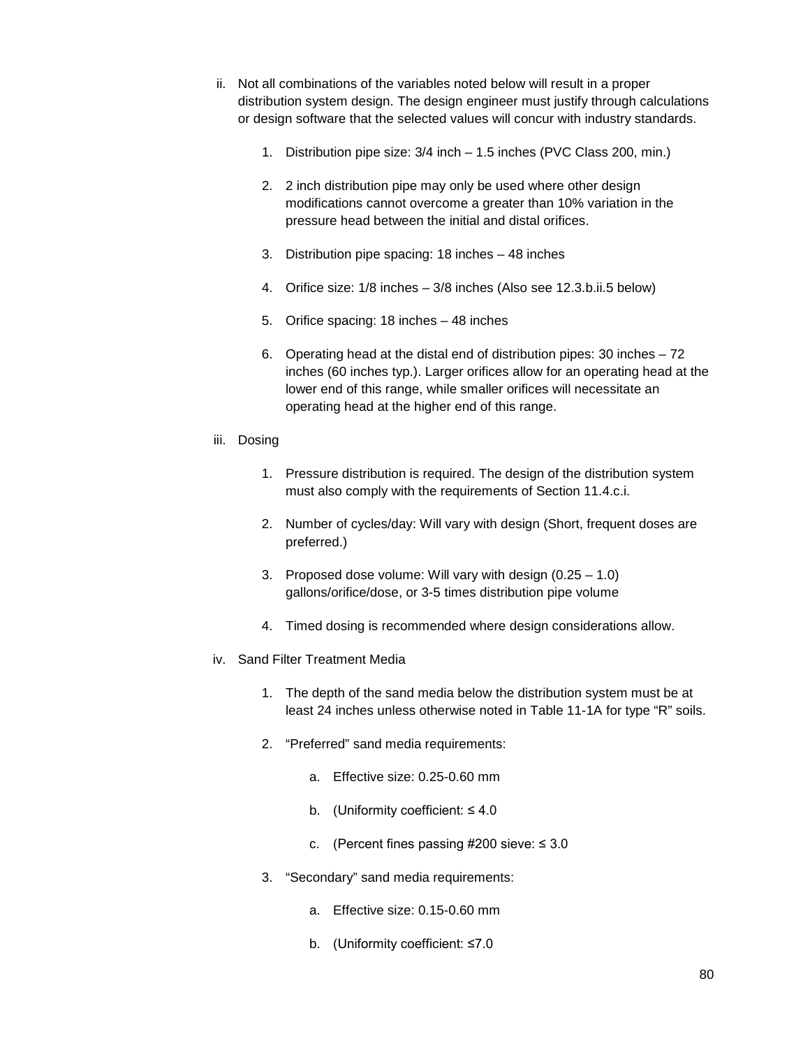ii. Not all combinations of the variables noted below will result in a proper distribution system design. The design engineer must justify through calculations or design software that the selected values will concur with industry standards.

   1. Distribution pipe size: 3/4 inch – 1.5 inches (PVC Class 200, min.)

   2. 2 inch distribution pipe may only be used where other design modifications cannot overcome a greater than 10% variation in the pressure head between the initial and distal orifices.

   3. Distribution pipe spacing: 18 inches – 48 inches

   4. Orifice size: 1/8 inches – 3/8 inches (Also see 12.3.b.ii.5 below)

   5. Orifice spacing: 18 inches – 48 inches

   6. Operating head at the distal end of distribution pipes: 30 inches – 72 inches (60 inches typ.). Larger orifices allow for an operating head at the lower end of this range, while smaller orifices will necessitate an operating head at the higher end of this range.

iii. Dosing

   1. Pressure distribution is required. The design of the distribution system must also comply with the requirements of Section 11.4.c.i.

   2. Number of cycles/day: Will vary with design (Short, frequent doses are preferred.)

   3. Proposed dose volume: Will vary with design (0.25 – 1.0) gallons/orifice/dose, or 3-5 times distribution pipe volume

   4. Timed dosing is recommended where design considerations allow.

iv. Sand Filter Treatment Media

   1. The depth of the sand media below the distribution system must be at least 24 inches unless otherwise noted in Table 11-1A for type "R" soils.

   2. "Preferred" sand media requirements:

      a. Effective size: 0.25-0.60 mm

      b. (Uniformity coefficient: ≤ 4.0

      c. (Percent fines passing #200 sieve: ≤ 3.0

   3. "Secondary" sand media requirements:

      a. Effective size: 0.15-0.60 mm

      b. (Uniformity coefficient: ≤7.0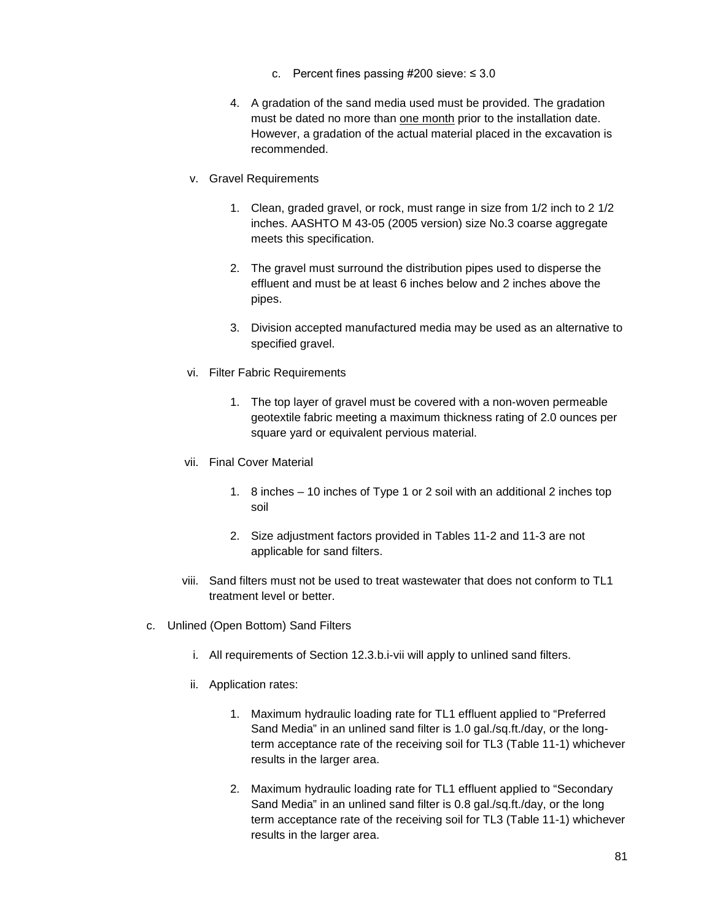c. Percent fines passing #200 sieve: ≤ 3.0

4. A gradation of the sand media used must be provided. The gradation must be dated no more than <u>one month</u> prior to the installation date. However, a gradation of the actual material placed in the excavation is recommended.

v. Gravel Requirements

1. Clean, graded gravel, or rock, must range in size from 1/2 inch to 2 1/2 inches. AASHTO M 43-05 (2005 version) size No.3 coarse aggregate meets this specification.

2. The gravel must surround the distribution pipes used to disperse the effluent and must be at least 6 inches below and 2 inches above the pipes.

3. Division accepted manufactured media may be used as an alternative to specified gravel.

vi. Filter Fabric Requirements

1. The top layer of gravel must be covered with a non-woven permeable geotextile fabric meeting a maximum thickness rating of 2.0 ounces per square yard or equivalent pervious material.

vii. Final Cover Material

1. 8 inches – 10 inches of Type 1 or 2 soil with an additional 2 inches top soil

2. Size adjustment factors provided in Tables 11-2 and 11-3 are not applicable for sand filters.

viii. Sand filters must not be used to treat wastewater that does not conform to TL1 treatment level or better.

c. Unlined (Open Bottom) Sand Filters

i. All requirements of Section 12.3.b.i-vii will apply to unlined sand filters.

ii. Application rates:

1. Maximum hydraulic loading rate for TL1 effluent applied to "Preferred Sand Media" in an unlined sand filter is 1.0 gal./sq.ft./day, or the long-term acceptance rate of the receiving soil for TL3 (Table 11-1) whichever results in the larger area.

2. Maximum hydraulic loading rate for TL1 effluent applied to "Secondary Sand Media" in an unlined sand filter is 0.8 gal./sq.ft./day, or the long term acceptance rate of the receiving soil for TL3 (Table 11-1) whichever results in the larger area.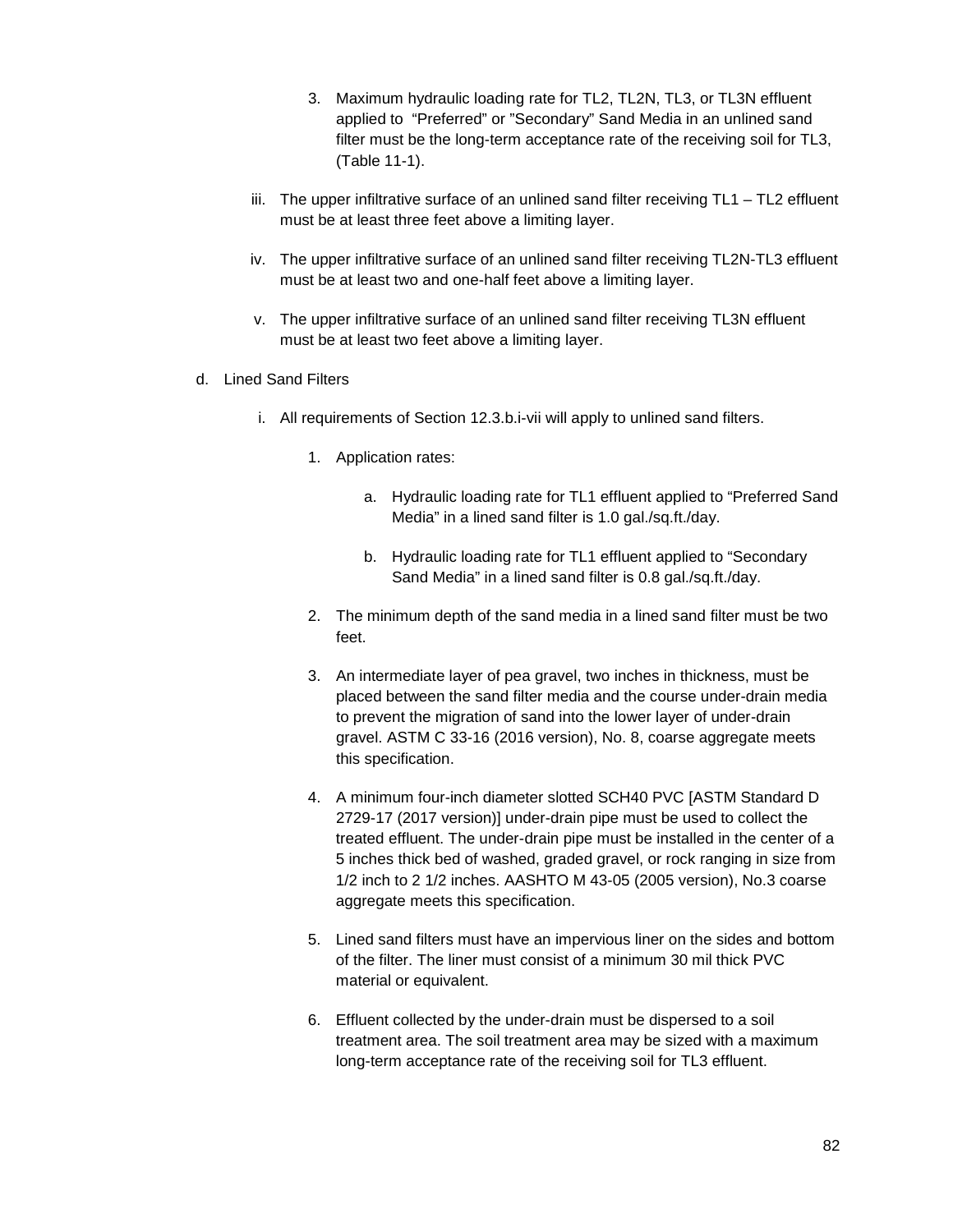3. Maximum hydraulic loading rate for TL2, TL2N, TL3, or TL3N effluent applied to "Preferred" or "Secondary" Sand Media in an unlined sand filter must be the long-term acceptance rate of the receiving soil for TL3, (Table 11-1).

iii. The upper infiltrative surface of an unlined sand filter receiving TL1 – TL2 effluent must be at least three feet above a limiting layer.

iv. The upper infiltrative surface of an unlined sand filter receiving TL2N-TL3 effluent must be at least two and one-half feet above a limiting layer.

v. The upper infiltrative surface of an unlined sand filter receiving TL3N effluent must be at least two feet above a limiting layer.

d. Lined Sand Filters

i. All requirements of Section 12.3.b.i-vii will apply to unlined sand filters.

1. Application rates:

   a. Hydraulic loading rate for TL1 effluent applied to "Preferred Sand Media" in a lined sand filter is 1.0 gal./sq.ft./day.

   b. Hydraulic loading rate for TL1 effluent applied to "Secondary Sand Media" in a lined sand filter is 0.8 gal./sq.ft./day.

2. The minimum depth of the sand media in a lined sand filter must be two feet.

3. An intermediate layer of pea gravel, two inches in thickness, must be placed between the sand filter media and the course under-drain media to prevent the migration of sand into the lower layer of under-drain gravel. ASTM C 33-16 (2016 version), No. 8, coarse aggregate meets this specification.

4. A minimum four-inch diameter slotted SCH40 PVC [ASTM Standard D 2729-17 (2017 version)] under-drain pipe must be used to collect the treated effluent. The under-drain pipe must be installed in the center of a 5 inches thick bed of washed, graded gravel, or rock ranging in size from 1/2 inch to 2 1/2 inches. AASHTO M 43-05 (2005 version), No.3 coarse aggregate meets this specification.

5. Lined sand filters must have an impervious liner on the sides and bottom of the filter. The liner must consist of a minimum 30 mil thick PVC material or equivalent.

6. Effluent collected by the under-drain must be dispersed to a soil treatment area. The soil treatment area may be sized with a maximum long-term acceptance rate of the receiving soil for TL3 effluent.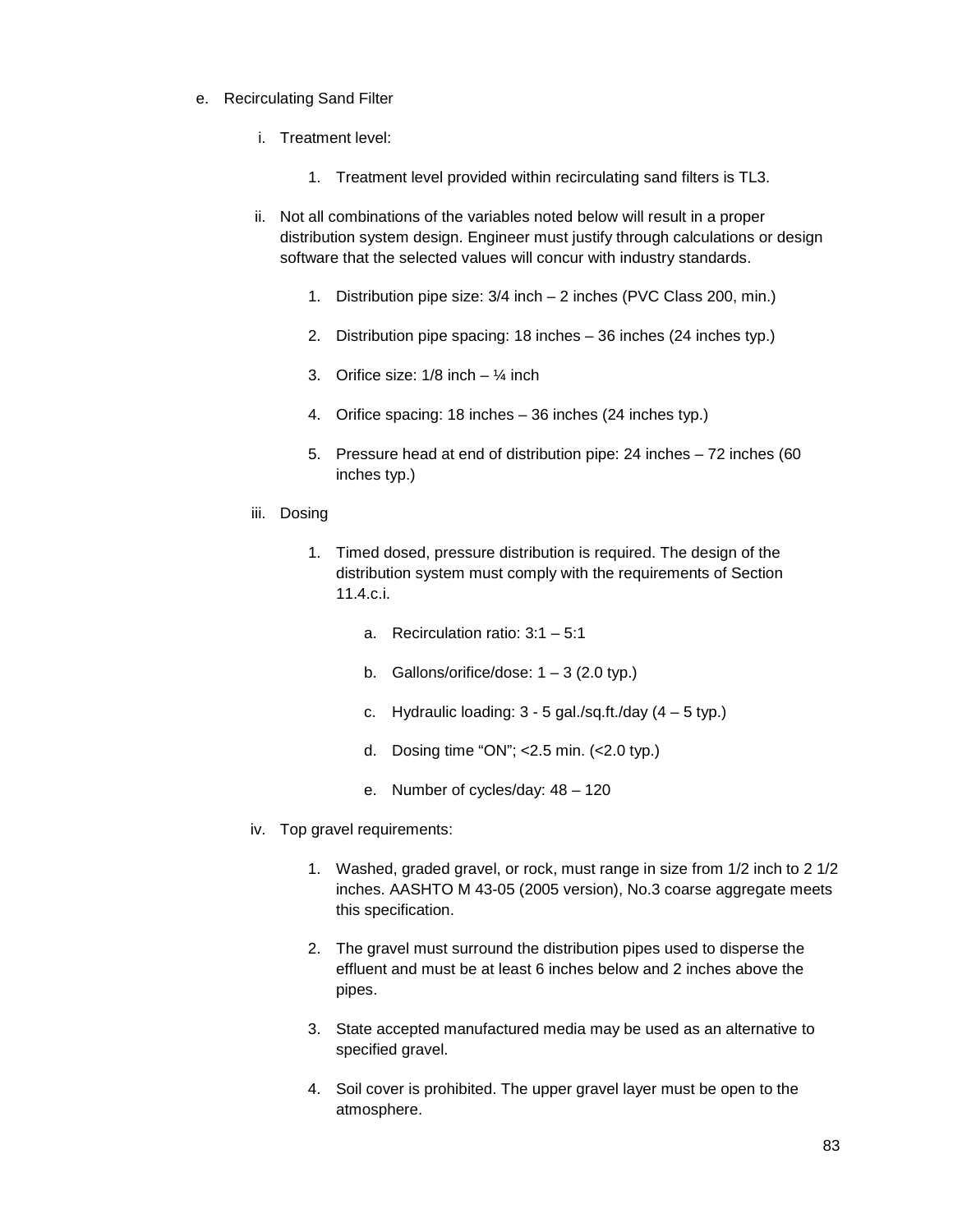e. Recirculating Sand Filter

   i. Treatment level:

      1. Treatment level provided within recirculating sand filters is TL3.

   ii. Not all combinations of the variables noted below will result in a proper distribution system design. Engineer must justify through calculations or design software that the selected values will concur with industry standards.

      1. Distribution pipe size: 3/4 inch – 2 inches (PVC Class 200, min.)

      2. Distribution pipe spacing: 18 inches – 36 inches (24 inches typ.)

      3. Orifice size: 1/8 inch – ¼ inch

      4. Orifice spacing: 18 inches – 36 inches (24 inches typ.)

      5. Pressure head at end of distribution pipe: 24 inches – 72 inches (60 inches typ.)

   iii. Dosing

      1. Timed dosed, pressure distribution is required. The design of the distribution system must comply with the requirements of Section 11.4.c.i.

         a. Recirculation ratio: 3:1 – 5:1

         b. Gallons/orifice/dose: 1 – 3 (2.0 typ.)

         c. Hydraulic loading: 3 - 5 gal./sq.ft./day (4 – 5 typ.)

         d. Dosing time "ON"; <2.5 min. (<2.0 typ.)

         e. Number of cycles/day: 48 – 120

   iv. Top gravel requirements:

      1. Washed, graded gravel, or rock, must range in size from 1/2 inch to 2 1/2 inches. AASHTO M 43-05 (2005 version), No.3 coarse aggregate meets this specification.

      2. The gravel must surround the distribution pipes used to disperse the effluent and must be at least 6 inches below and 2 inches above the pipes.

      3. State accepted manufactured media may be used as an alternative to specified gravel.

      4. Soil cover is prohibited. The upper gravel layer must be open to the atmosphere.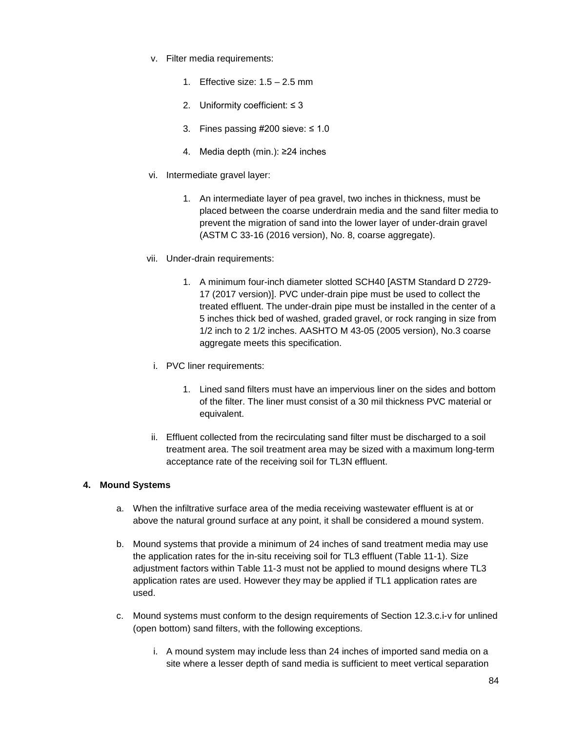v. Filter media requirements:

   1. Effective size: 1.5 – 2.5 mm

   2. Uniformity coefficient: ≤ 3

   3. Fines passing #200 sieve: ≤ 1.0

   4. Media depth (min.): ≥24 inches

vi. Intermediate gravel layer:

   1. An intermediate layer of pea gravel, two inches in thickness, must be placed between the coarse underdrain media and the sand filter media to prevent the migration of sand into the lower layer of under-drain gravel (ASTM C 33-16 (2016 version), No. 8, coarse aggregate).

vii. Under-drain requirements:

   1. A minimum four-inch diameter slotted SCH40 [ASTM Standard D 2729-17 (2017 version)]. PVC under-drain pipe must be used to collect the treated effluent. The under-drain pipe must be installed in the center of a 5 inches thick bed of washed, graded gravel, or rock ranging in size from 1/2 inch to 2 1/2 inches. AASHTO M 43-05 (2005 version), No.3 coarse aggregate meets this specification.

i. PVC liner requirements:

   1. Lined sand filters must have an impervious liner on the sides and bottom of the filter. The liner must consist of a 30 mil thickness PVC material or equivalent.

ii. Effluent collected from the recirculating sand filter must be discharged to a soil treatment area. The soil treatment area may be sized with a maximum long-term acceptance rate of the receiving soil for TL3N effluent.

**4. Mound Systems**

a. When the infiltrative surface area of the media receiving wastewater effluent is at or above the natural ground surface at any point, it shall be considered a mound system.

b. Mound systems that provide a minimum of 24 inches of sand treatment media may use the application rates for the in-situ receiving soil for TL3 effluent (Table 11-1). Size adjustment factors within Table 11-3 must not be applied to mound designs where TL3 application rates are used. However they may be applied if TL1 application rates are used.

c. Mound systems must conform to the design requirements of Section 12.3.c.i-v for unlined (open bottom) sand filters, with the following exceptions.

   i. A mound system may include less than 24 inches of imported sand media on a site where a lesser depth of sand media is sufficient to meet vertical separation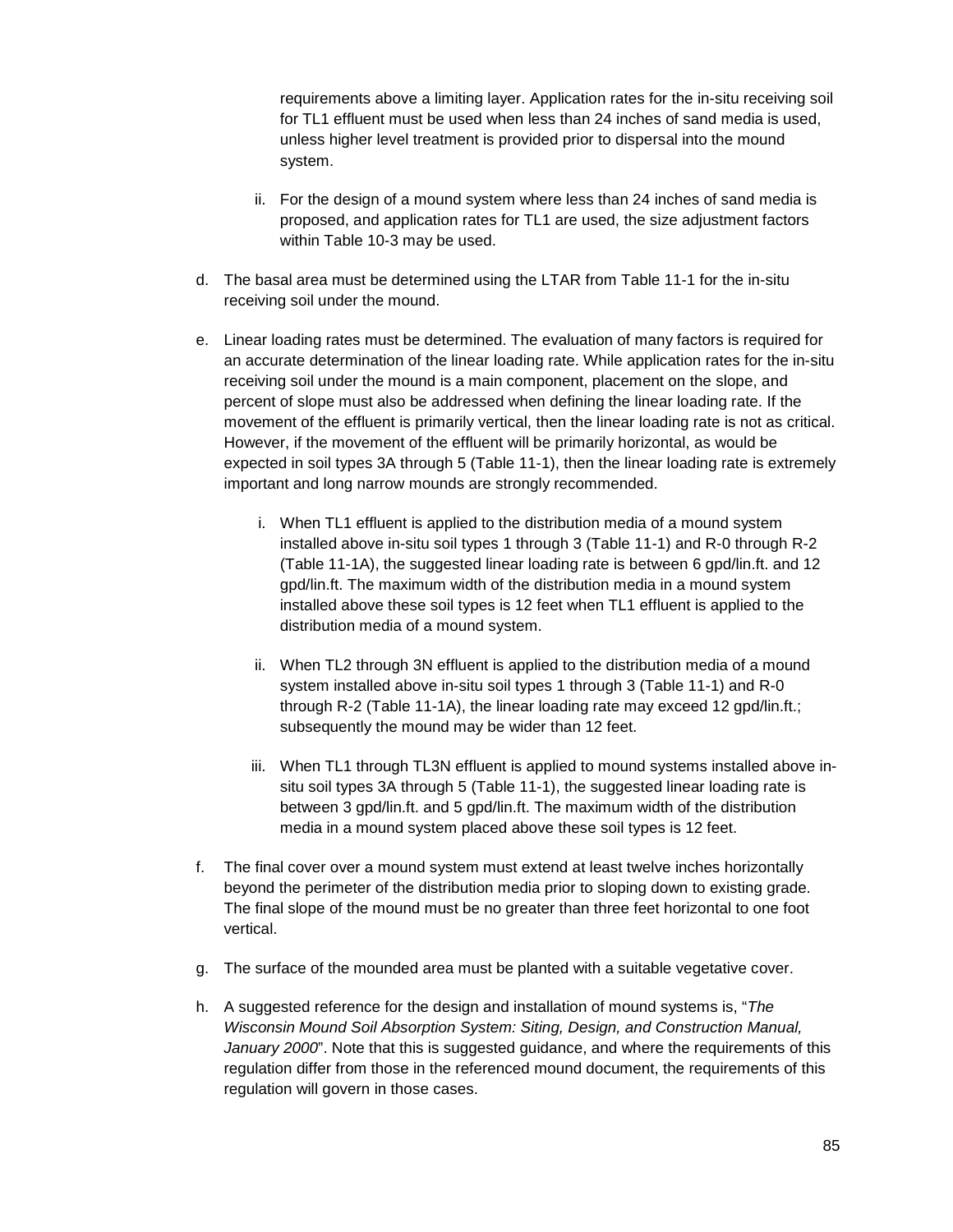requirements above a limiting layer. Application rates for the in-situ receiving soil for TL1 effluent must be used when less than 24 inches of sand media is used, unless higher level treatment is provided prior to dispersal into the mound system.

   ii. For the design of a mound system where less than 24 inches of sand media is proposed, and application rates for TL1 are used, the size adjustment factors within Table 10-3 may be used.

d. The basal area must be determined using the LTAR from Table 11-1 for the in-situ receiving soil under the mound.

e. Linear loading rates must be determined. The evaluation of many factors is required for an accurate determination of the linear loading rate. While application rates for the in-situ receiving soil under the mound is a main component, placement on the slope, and percent of slope must also be addressed when defining the linear loading rate. If the movement of the effluent is primarily vertical, then the linear loading rate is not as critical. However, if the movement of the effluent will be primarily horizontal, as would be expected in soil types 3A through 5 (Table 11-1), then the linear loading rate is extremely important and long narrow mounds are strongly recommended.

   i. When TL1 effluent is applied to the distribution media of a mound system installed above in-situ soil types 1 through 3 (Table 11-1) and R-0 through R-2 (Table 11-1A), the suggested linear loading rate is between 6 gpd/lin.ft. and 12 gpd/lin.ft. The maximum width of the distribution media in a mound system installed above these soil types is 12 feet when TL1 effluent is applied to the distribution media of a mound system.

   ii. When TL2 through 3N effluent is applied to the distribution media of a mound system installed above in-situ soil types 1 through 3 (Table 11-1) and R-0 through R-2 (Table 11-1A), the linear loading rate may exceed 12 gpd/lin.ft.; subsequently the mound may be wider than 12 feet.

   iii. When TL1 through TL3N effluent is applied to mound systems installed above in-situ soil types 3A through 5 (Table 11-1), the suggested linear loading rate is between 3 gpd/lin.ft. and 5 gpd/lin.ft. The maximum width of the distribution media in a mound system placed above these soil types is 12 feet.

f. The final cover over a mound system must extend at least twelve inches horizontally beyond the perimeter of the distribution media prior to sloping down to existing grade. The final slope of the mound must be no greater than three feet horizontal to one foot vertical.

g. The surface of the mounded area must be planted with a suitable vegetative cover.

h. A suggested reference for the design and installation of mound systems is, "*The Wisconsin Mound Soil Absorption System: Siting, Design, and Construction Manual, January 2000*". Note that this is suggested guidance, and where the requirements of this regulation differ from those in the referenced mound document, the requirements of this regulation will govern in those cases.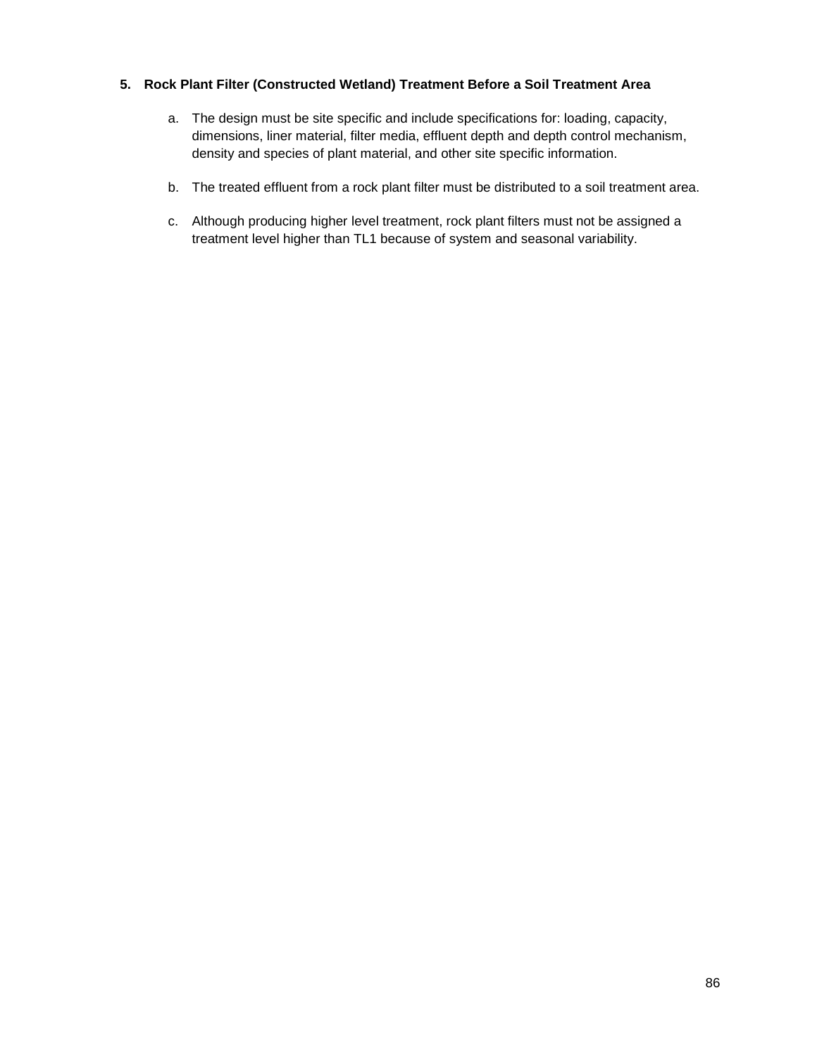**5. Rock Plant Filter (Constructed Wetland) Treatment Before a Soil Treatment Area**

a. The design must be site specific and include specifications for: loading, capacity, dimensions, liner material, filter media, effluent depth and depth control mechanism, density and species of plant material, and other site specific information.

b. The treated effluent from a rock plant filter must be distributed to a soil treatment area.

c. Although producing higher level treatment, rock plant filters must not be assigned a treatment level higher than TL1 because of system and seasonal variability.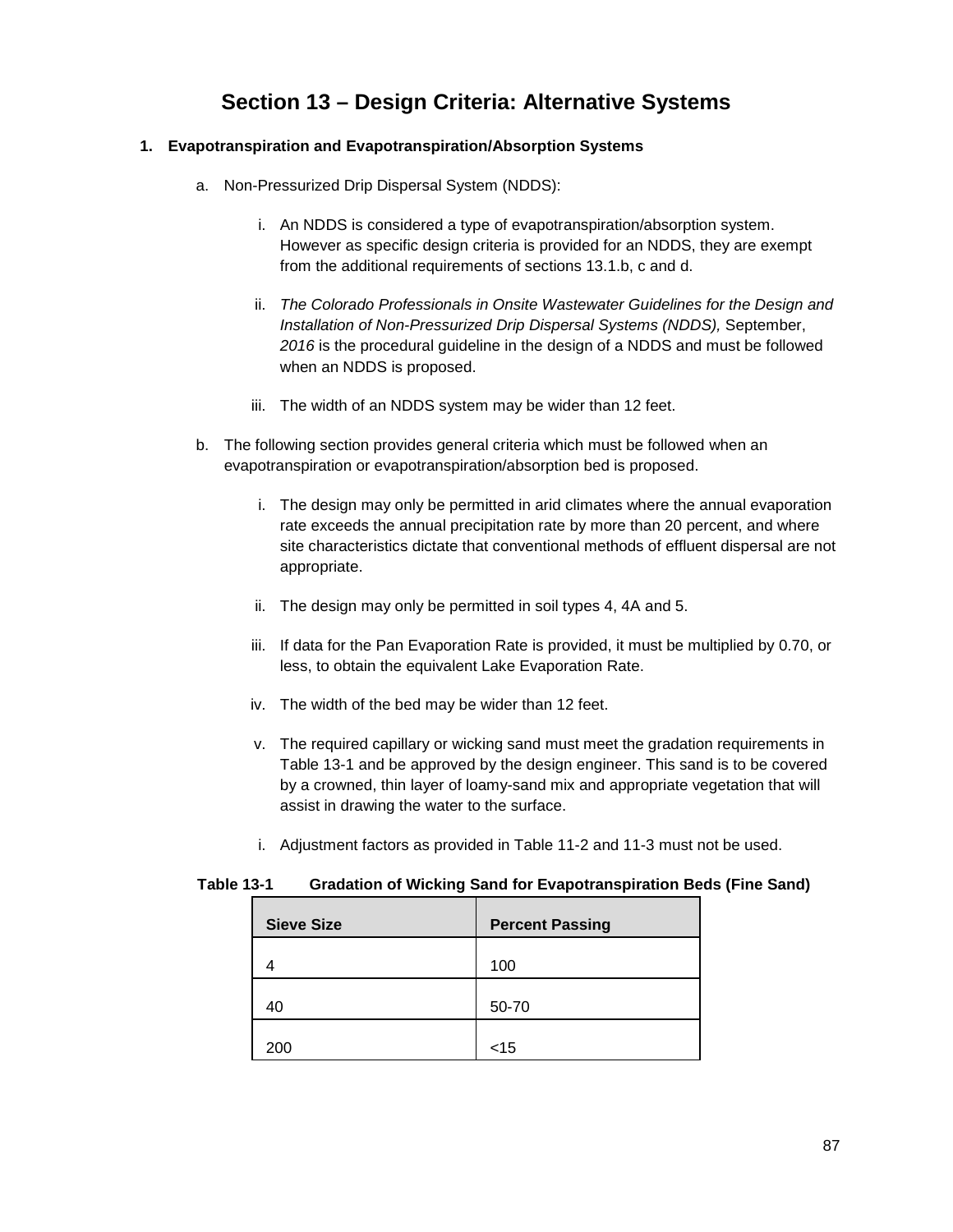# Section 13 – Design Criteria: Alternative Systems

**1. Evapotranspiration and Evapotranspiration/Absorption Systems**

a. Non-Pressurized Drip Dispersal System (NDDS):

   i. An NDDS is considered a type of evapotranspiration/absorption system. However as specific design criteria is provided for an NDDS, they are exempt from the additional requirements of sections 13.1.b, c and d.

   ii. *The Colorado Professionals in Onsite Wastewater Guidelines for the Design and Installation of Non-Pressurized Drip Dispersal Systems (NDDS),* September, *2016* is the procedural guideline in the design of a NDDS and must be followed when an NDDS is proposed.

   iii. The width of an NDDS system may be wider than 12 feet.

b. The following section provides general criteria which must be followed when an evapotranspiration or evapotranspiration/absorption bed is proposed.

   i. The design may only be permitted in arid climates where the annual evaporation rate exceeds the annual precipitation rate by more than 20 percent, and where site characteristics dictate that conventional methods of effluent dispersal are not appropriate.

   ii. The design may only be permitted in soil types 4, 4A and 5.

   iii. If data for the Pan Evaporation Rate is provided, it must be multiplied by 0.70, or less, to obtain the equivalent Lake Evaporation Rate.

   iv. The width of the bed may be wider than 12 feet.

   v. The required capillary or wicking sand must meet the gradation requirements in Table 13-1 and be approved by the design engineer. This sand is to be covered by a crowned, thin layer of loamy-sand mix and appropriate vegetation that will assist in drawing the water to the surface.

   i. Adjustment factors as provided in Table 11-2 and 11-3 must not be used.

**Table 13-1 Gradation of Wicking Sand for Evapotranspiration Beds (Fine Sand)**

| Sieve Size | Percent Passing |
|---|---|
| 4 | 100 |
| 40 | 50-70 |
| 200 | <15 |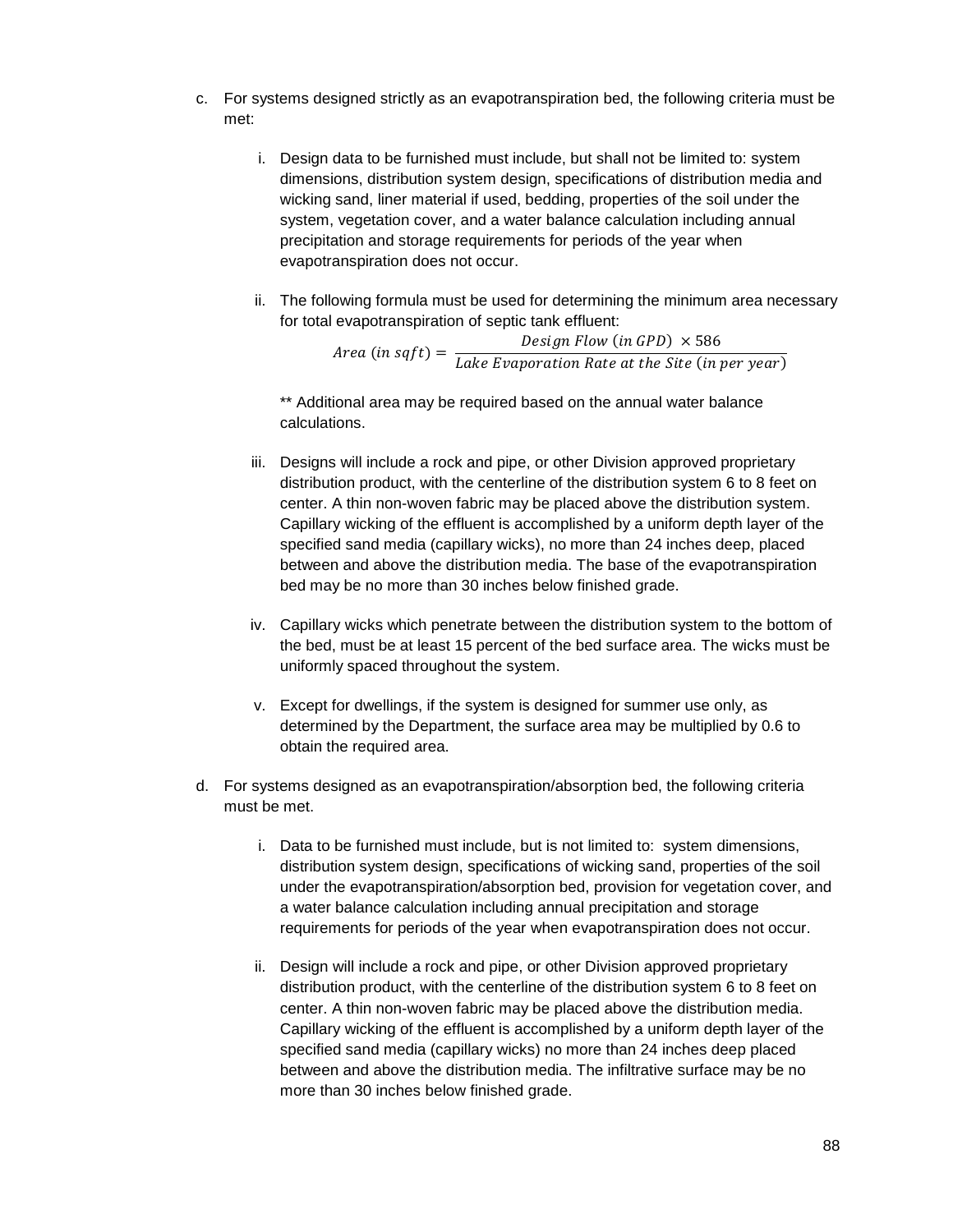c. For systems designed strictly as an evapotranspiration bed, the following criteria must be met:

   i. Design data to be furnished must include, but shall not be limited to: system dimensions, distribution system design, specifications of distribution media and wicking sand, liner material if used, bedding, properties of the soil under the system, vegetation cover, and a water balance calculation including annual precipitation and storage requirements for periods of the year when evapotranspiration does not occur.

   ii. The following formula must be used for determining the minimum area necessary for total evapotranspiration of septic tank effluent:

$$Area\ (in\ sqft) = \frac{Design\ Flow\ (in\ GPD)\ \times 586}{Lake\ Evaporation\ Rate\ at\ the\ Site\ (in\ per\ year)}$$

   ** Additional area may be required based on the annual water balance calculations.

   iii. Designs will include a rock and pipe, or other Division approved proprietary distribution product, with the centerline of the distribution system 6 to 8 feet on center. A thin non-woven fabric may be placed above the distribution system. Capillary wicking of the effluent is accomplished by a uniform depth layer of the specified sand media (capillary wicks), no more than 24 inches deep, placed between and above the distribution media. The base of the evapotranspiration bed may be no more than 30 inches below finished grade.

   iv. Capillary wicks which penetrate between the distribution system to the bottom of the bed, must be at least 15 percent of the bed surface area. The wicks must be uniformly spaced throughout the system.

   v. Except for dwellings, if the system is designed for summer use only, as determined by the Department, the surface area may be multiplied by 0.6 to obtain the required area.

d. For systems designed as an evapotranspiration/absorption bed, the following criteria must be met.

   i. Data to be furnished must include, but is not limited to: system dimensions, distribution system design, specifications of wicking sand, properties of the soil under the evapotranspiration/absorption bed, provision for vegetation cover, and a water balance calculation including annual precipitation and storage requirements for periods of the year when evapotranspiration does not occur.

   ii. Design will include a rock and pipe, or other Division approved proprietary distribution product, with the centerline of the distribution system 6 to 8 feet on center. A thin non-woven fabric may be placed above the distribution media. Capillary wicking of the effluent is accomplished by a uniform depth layer of the specified sand media (capillary wicks) no more than 24 inches deep placed between and above the distribution media. The infiltrative surface may be no more than 30 inches below finished grade.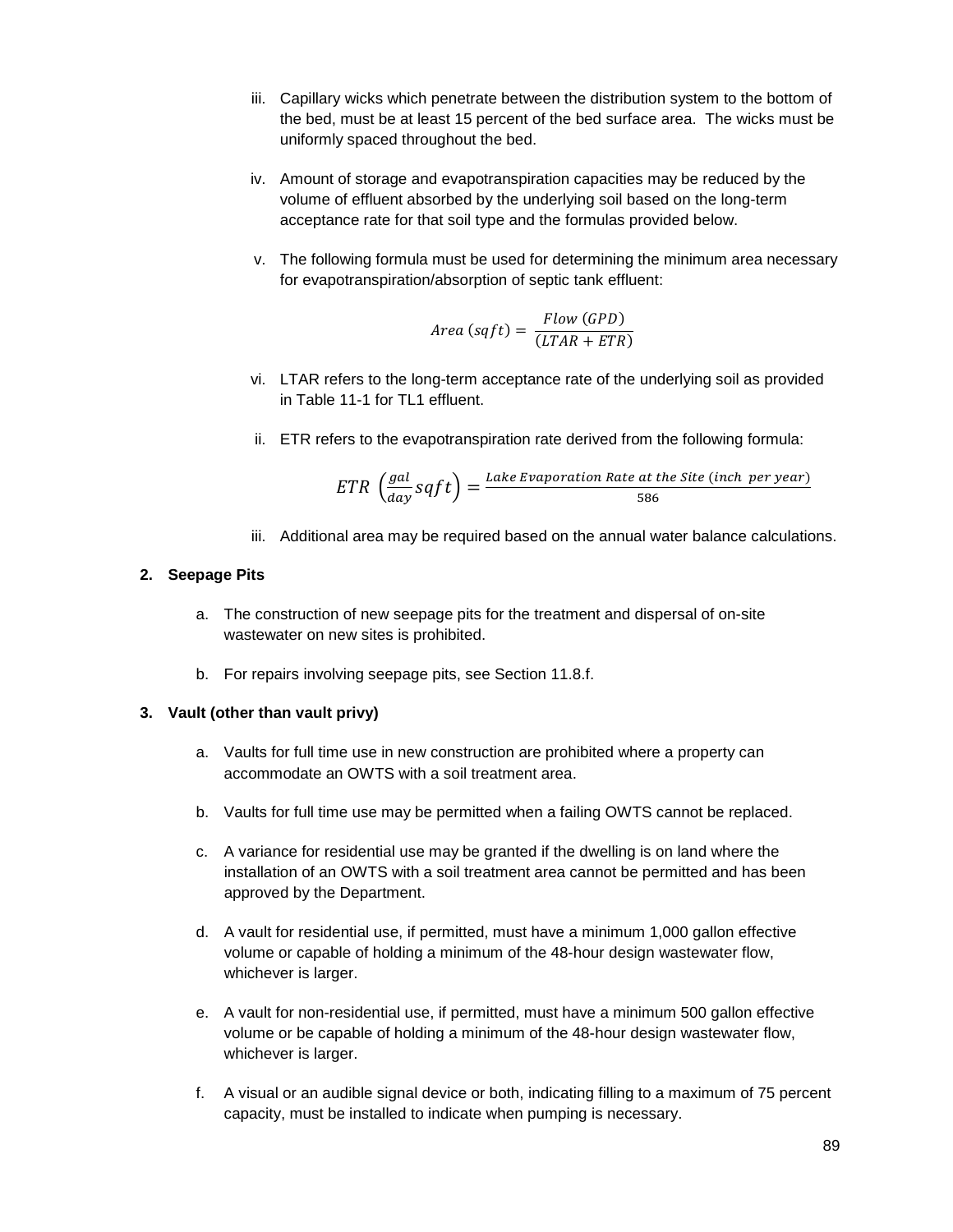iii. Capillary wicks which penetrate between the distribution system to the bottom of the bed, must be at least 15 percent of the bed surface area. The wicks must be uniformly spaced throughout the bed.

iv. Amount of storage and evapotranspiration capacities may be reduced by the volume of effluent absorbed by the underlying soil based on the long-term acceptance rate for that soil type and the formulas provided below.

v. The following formula must be used for determining the minimum area necessary for evapotranspiration/absorption of septic tank effluent:

$$Area\ (sqft) = \frac{Flow\ (GPD)}{(LTAR + ETR)}$$

vi. LTAR refers to the long-term acceptance rate of the underlying soil as provided in Table 11-1 for TL1 effluent.

ii. ETR refers to the evapotranspiration rate derived from the following formula:

$$ETR\ \left(\frac{gal}{day}sqft\right) = \frac{Lake\ Evaporation\ Rate\ at\ the\ Site\ (inch\ \ per\ year)}{586}$$

iii. Additional area may be required based on the annual water balance calculations.

**2. Seepage Pits**

a. The construction of new seepage pits for the treatment and dispersal of on-site wastewater on new sites is prohibited.

b. For repairs involving seepage pits, see Section 11.8.f.

**3. Vault (other than vault privy)**

a. Vaults for full time use in new construction are prohibited where a property can accommodate an OWTS with a soil treatment area.

b. Vaults for full time use may be permitted when a failing OWTS cannot be replaced.

c. A variance for residential use may be granted if the dwelling is on land where the installation of an OWTS with a soil treatment area cannot be permitted and has been approved by the Department.

d. A vault for residential use, if permitted, must have a minimum 1,000 gallon effective volume or capable of holding a minimum of the 48-hour design wastewater flow, whichever is larger.

e. A vault for non-residential use, if permitted, must have a minimum 500 gallon effective volume or be capable of holding a minimum of the 48-hour design wastewater flow, whichever is larger.

f. A visual or an audible signal device or both, indicating filling to a maximum of 75 percent capacity, must be installed to indicate when pumping is necessary.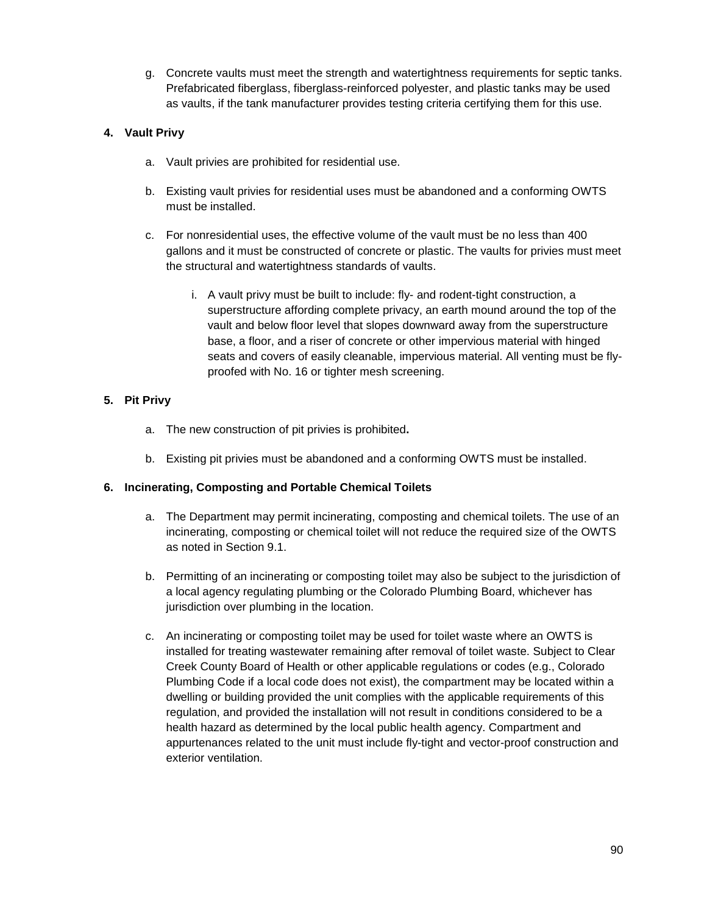g. Concrete vaults must meet the strength and watertightness requirements for septic tanks. Prefabricated fiberglass, fiberglass-reinforced polyester, and plastic tanks may be used as vaults, if the tank manufacturer provides testing criteria certifying them for this use.

**4. Vault Privy**

a. Vault privies are prohibited for residential use.

b. Existing vault privies for residential uses must be abandoned and a conforming OWTS must be installed.

c. For nonresidential uses, the effective volume of the vault must be no less than 400 gallons and it must be constructed of concrete or plastic. The vaults for privies must meet the structural and watertightness standards of vaults.

   i. A vault privy must be built to include: fly- and rodent-tight construction, a superstructure affording complete privacy, an earth mound around the top of the vault and below floor level that slopes downward away from the superstructure base, a floor, and a riser of concrete or other impervious material with hinged seats and covers of easily cleanable, impervious material. All venting must be fly-proofed with No. 16 or tighter mesh screening.

**5. Pit Privy**

a. The new construction of pit privies is prohibited**.**

b. Existing pit privies must be abandoned and a conforming OWTS must be installed.

**6. Incinerating, Composting and Portable Chemical Toilets**

a. The Department may permit incinerating, composting and chemical toilets. The use of an incinerating, composting or chemical toilet will not reduce the required size of the OWTS as noted in Section 9.1.

b. Permitting of an incinerating or composting toilet may also be subject to the jurisdiction of a local agency regulating plumbing or the Colorado Plumbing Board, whichever has jurisdiction over plumbing in the location.

c. An incinerating or composting toilet may be used for toilet waste where an OWTS is installed for treating wastewater remaining after removal of toilet waste. Subject to Clear Creek County Board of Health or other applicable regulations or codes (e.g., Colorado Plumbing Code if a local code does not exist), the compartment may be located within a dwelling or building provided the unit complies with the applicable requirements of this regulation, and provided the installation will not result in conditions considered to be a health hazard as determined by the local public health agency. Compartment and appurtenances related to the unit must include fly-tight and vector-proof construction and exterior ventilation.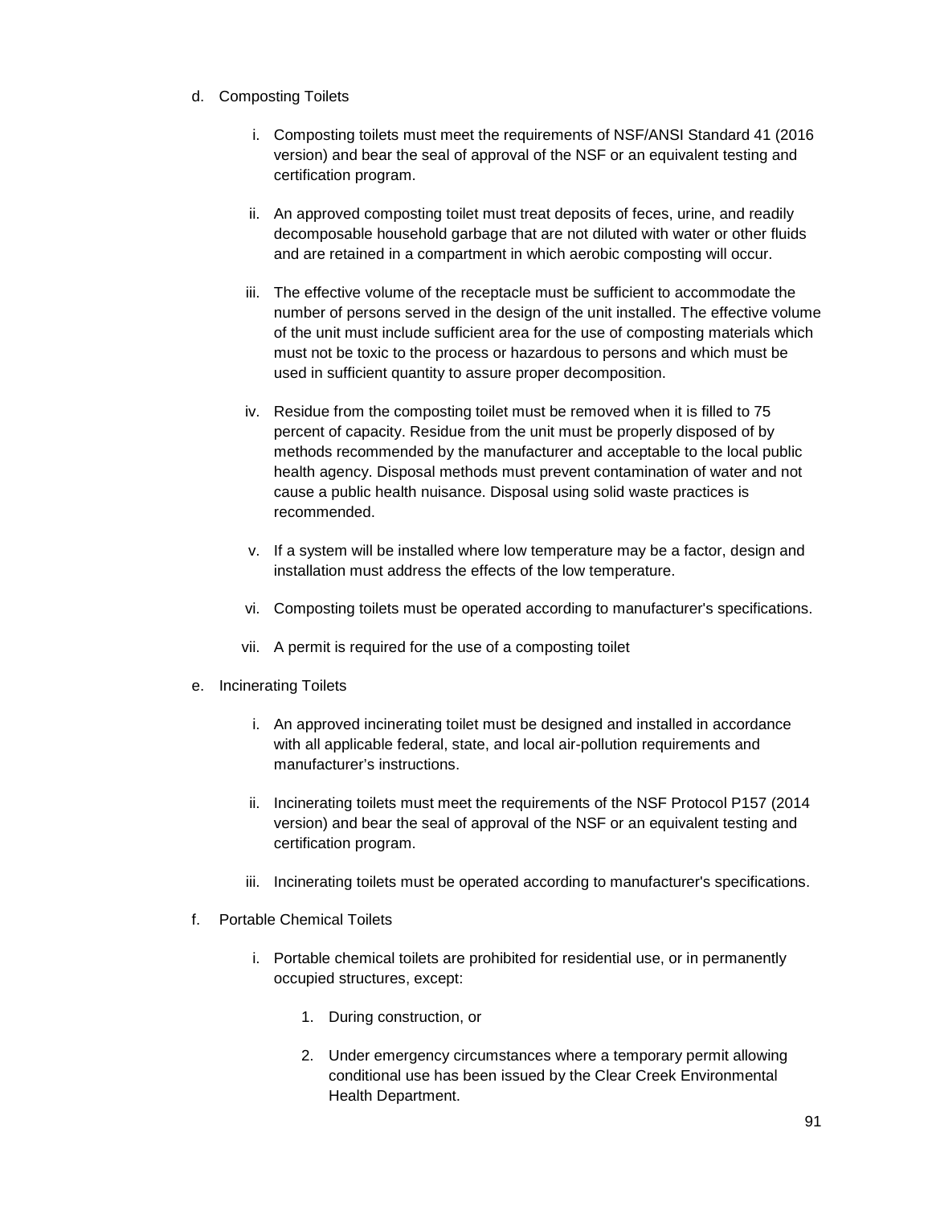d. Composting Toilets

   i. Composting toilets must meet the requirements of NSF/ANSI Standard 41 (2016 version) and bear the seal of approval of the NSF or an equivalent testing and certification program.

   ii. An approved composting toilet must treat deposits of feces, urine, and readily decomposable household garbage that are not diluted with water or other fluids and are retained in a compartment in which aerobic composting will occur.

   iii. The effective volume of the receptacle must be sufficient to accommodate the number of persons served in the design of the unit installed. The effective volume of the unit must include sufficient area for the use of composting materials which must not be toxic to the process or hazardous to persons and which must be used in sufficient quantity to assure proper decomposition.

   iv. Residue from the composting toilet must be removed when it is filled to 75 percent of capacity. Residue from the unit must be properly disposed of by methods recommended by the manufacturer and acceptable to the local public health agency. Disposal methods must prevent contamination of water and not cause a public health nuisance. Disposal using solid waste practices is recommended.

   v. If a system will be installed where low temperature may be a factor, design and installation must address the effects of the low temperature.

   vi. Composting toilets must be operated according to manufacturer's specifications.

   vii. A permit is required for the use of a composting toilet

e. Incinerating Toilets

   i. An approved incinerating toilet must be designed and installed in accordance with all applicable federal, state, and local air-pollution requirements and manufacturer's instructions.

   ii. Incinerating toilets must meet the requirements of the NSF Protocol P157 (2014 version) and bear the seal of approval of the NSF or an equivalent testing and certification program.

   iii. Incinerating toilets must be operated according to manufacturer's specifications.

f. Portable Chemical Toilets

   i. Portable chemical toilets are prohibited for residential use, or in permanently occupied structures, except:

      1. During construction, or

      2. Under emergency circumstances where a temporary permit allowing conditional use has been issued by the Clear Creek Environmental Health Department.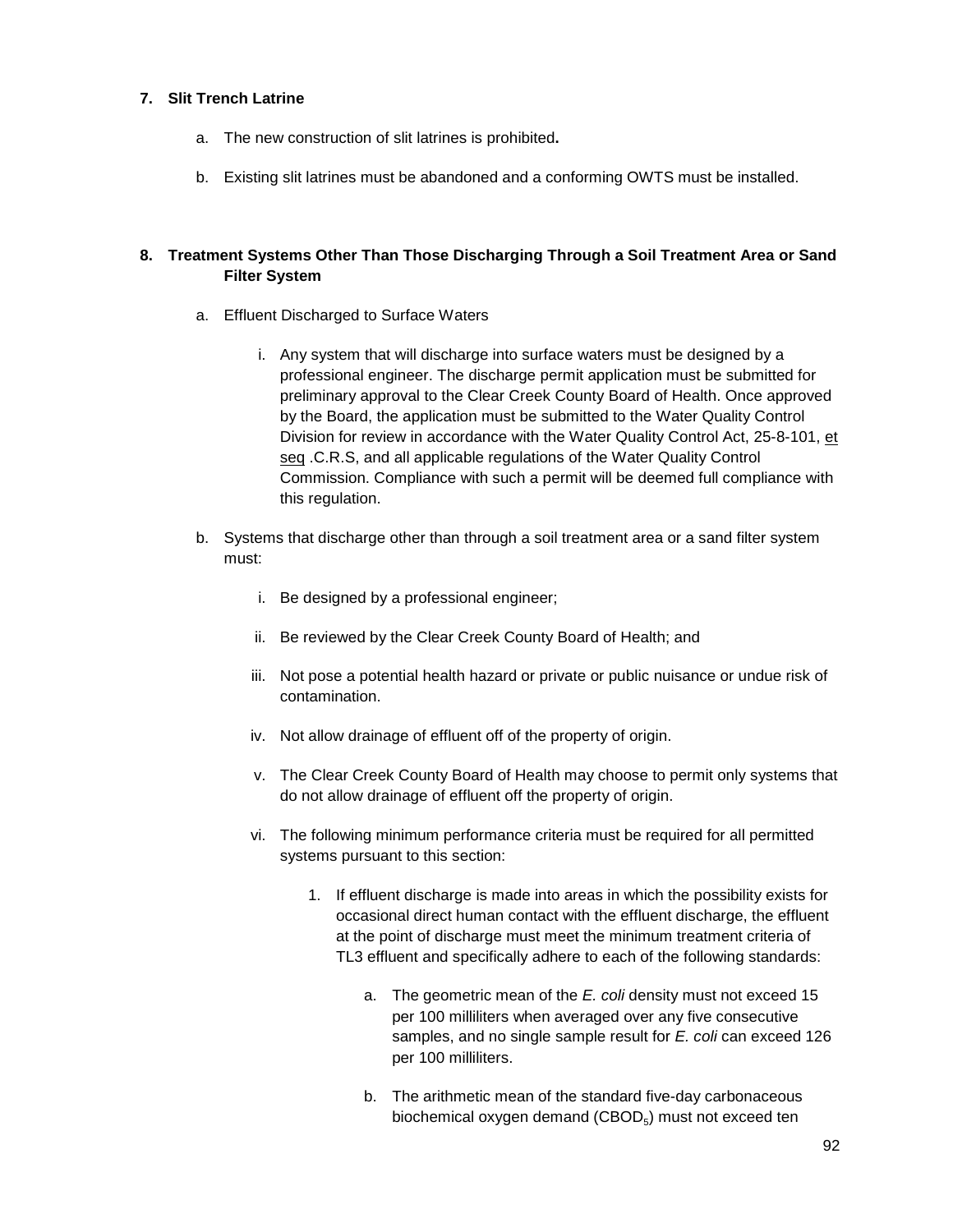### 7. Slit Trench Latrine

a. The new construction of slit latrines is prohibited**.**

b. Existing slit latrines must be abandoned and a conforming OWTS must be installed.

### 8. Treatment Systems Other Than Those Discharging Through a Soil Treatment Area or Sand Filter System

a. Effluent Discharged to Surface Waters

i. Any system that will discharge into surface waters must be designed by a professional engineer. The discharge permit application must be submitted for preliminary approval to the Clear Creek County Board of Health. Once approved by the Board, the application must be submitted to the Water Quality Control Division for review in accordance with the Water Quality Control Act, 25-8-101, et seq .C.R.S, and all applicable regulations of the Water Quality Control Commission. Compliance with such a permit will be deemed full compliance with this regulation.

b. Systems that discharge other than through a soil treatment area or a sand filter system must:

i. Be designed by a professional engineer;

ii. Be reviewed by the Clear Creek County Board of Health; and

iii. Not pose a potential health hazard or private or public nuisance or undue risk of contamination.

iv. Not allow drainage of effluent off of the property of origin.

v. The Clear Creek County Board of Health may choose to permit only systems that do not allow drainage of effluent off the property of origin.

vi. The following minimum performance criteria must be required for all permitted systems pursuant to this section:

1. If effluent discharge is made into areas in which the possibility exists for occasional direct human contact with the effluent discharge, the effluent at the point of discharge must meet the minimum treatment criteria of TL3 effluent and specifically adhere to each of the following standards:

   a. The geometric mean of the *E. coli* density must not exceed 15 per 100 milliliters when averaged over any five consecutive samples, and no single sample result for *E. coli* can exceed 126 per 100 milliliters.

   b. The arithmetic mean of the standard five-day carbonaceous biochemical oxygen demand ($CBOD_5$) must not exceed ten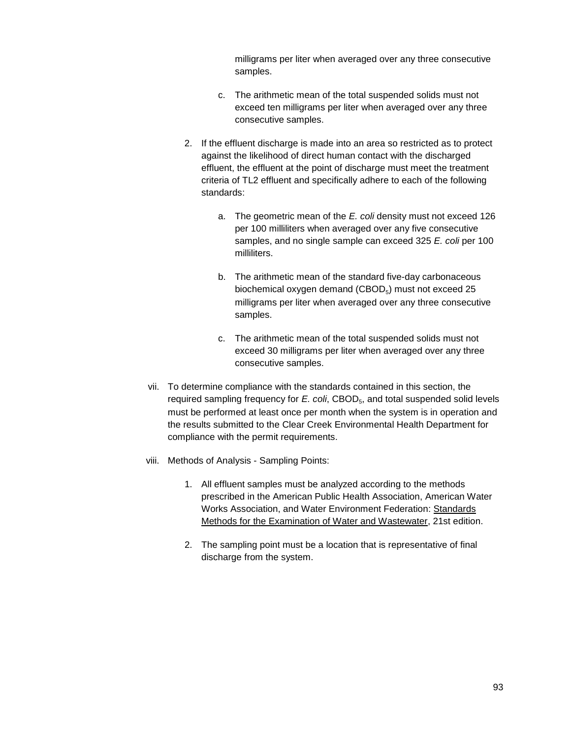milligrams per liter when averaged over any three consecutive samples.

c. The arithmetic mean of the total suspended solids must not exceed ten milligrams per liter when averaged over any three consecutive samples.

2. If the effluent discharge is made into an area so restricted as to protect against the likelihood of direct human contact with the discharged effluent, the effluent at the point of discharge must meet the treatment criteria of TL2 effluent and specifically adhere to each of the following standards:

   a. The geometric mean of the *E. coli* density must not exceed 126 per 100 milliliters when averaged over any five consecutive samples, and no single sample can exceed 325 *E. coli* per 100 milliliters.

   b. The arithmetic mean of the standard five-day carbonaceous biochemical oxygen demand ($CBOD_5$) must not exceed 25 milligrams per liter when averaged over any three consecutive samples.

   c. The arithmetic mean of the total suspended solids must not exceed 30 milligrams per liter when averaged over any three consecutive samples.

vii. To determine compliance with the standards contained in this section, the required sampling frequency for *E. coli*, $CBOD_5$, and total suspended solid levels must be performed at least once per month when the system is in operation and the results submitted to the Clear Creek Environmental Health Department for compliance with the permit requirements.

viii. Methods of Analysis - Sampling Points:

1. All effluent samples must be analyzed according to the methods prescribed in the American Public Health Association, American Water Works Association, and Water Environment Federation: Standards Methods for the Examination of Water and Wastewater, 21st edition.

2. The sampling point must be a location that is representative of final discharge from the system.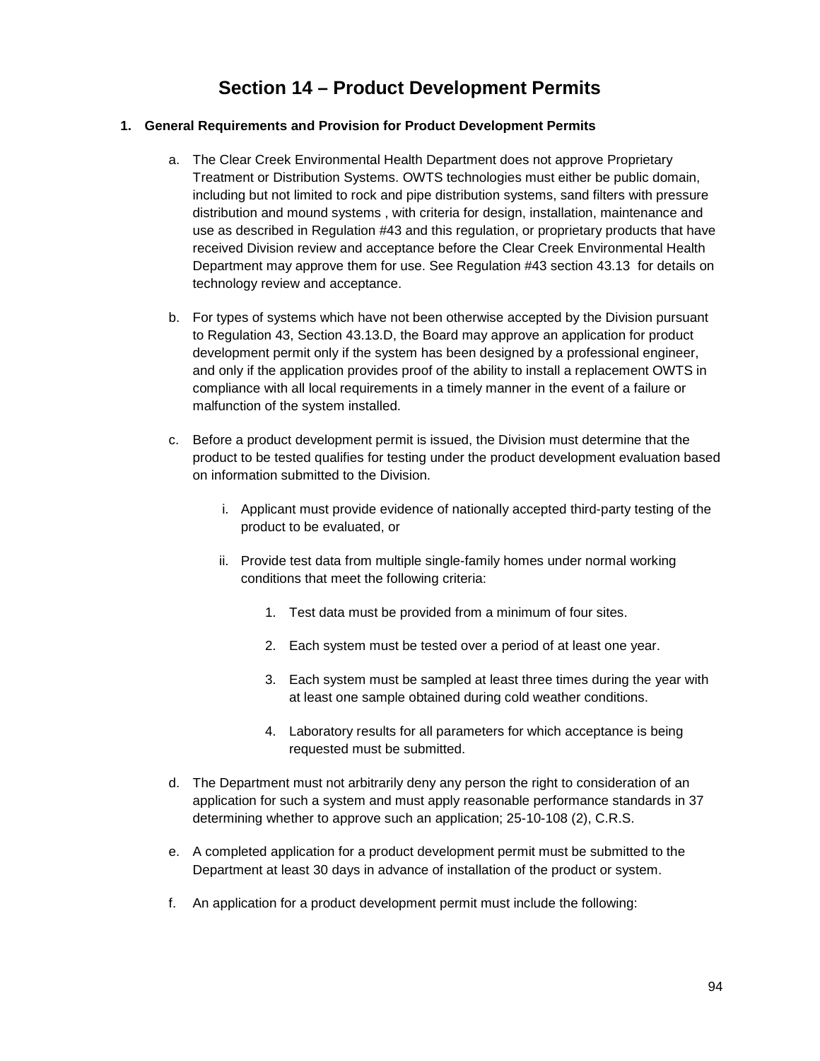# Section 14 – Product Development Permits

**1. General Requirements and Provision for Product Development Permits**

a. The Clear Creek Environmental Health Department does not approve Proprietary Treatment or Distribution Systems. OWTS technologies must either be public domain, including but not limited to rock and pipe distribution systems, sand filters with pressure distribution and mound systems , with criteria for design, installation, maintenance and use as described in Regulation #43 and this regulation, or proprietary products that have received Division review and acceptance before the Clear Creek Environmental Health Department may approve them for use. See Regulation #43 section 43.13 for details on technology review and acceptance.

b. For types of systems which have not been otherwise accepted by the Division pursuant to Regulation 43, Section 43.13.D, the Board may approve an application for product development permit only if the system has been designed by a professional engineer, and only if the application provides proof of the ability to install a replacement OWTS in compliance with all local requirements in a timely manner in the event of a failure or malfunction of the system installed.

c. Before a product development permit is issued, the Division must determine that the product to be tested qualifies for testing under the product development evaluation based on information submitted to the Division.

   i. Applicant must provide evidence of nationally accepted third-party testing of the product to be evaluated, or

   ii. Provide test data from multiple single-family homes under normal working conditions that meet the following criteria:

      1. Test data must be provided from a minimum of four sites.

      2. Each system must be tested over a period of at least one year.

      3. Each system must be sampled at least three times during the year with at least one sample obtained during cold weather conditions.

      4. Laboratory results for all parameters for which acceptance is being requested must be submitted.

d. The Department must not arbitrarily deny any person the right to consideration of an application for such a system and must apply reasonable performance standards in 37 determining whether to approve such an application; 25-10-108 (2), C.R.S.

e. A completed application for a product development permit must be submitted to the Department at least 30 days in advance of installation of the product or system.

f. An application for a product development permit must include the following: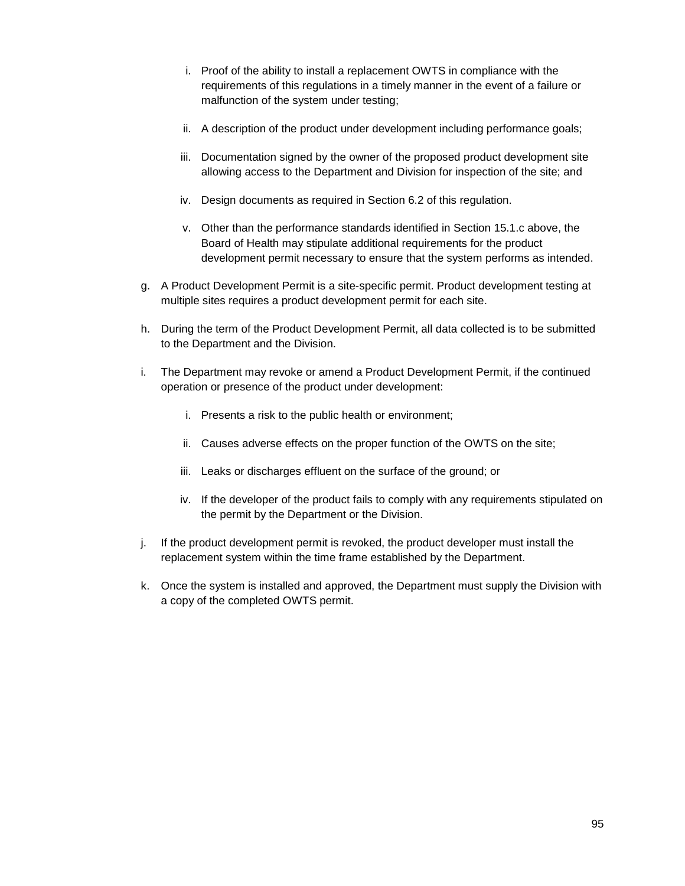i. Proof of the ability to install a replacement OWTS in compliance with the requirements of this regulations in a timely manner in the event of a failure or malfunction of the system under testing;

   ii. A description of the product under development including performance goals;

   iii. Documentation signed by the owner of the proposed product development site allowing access to the Department and Division for inspection of the site; and

   iv. Design documents as required in Section 6.2 of this regulation.

   v. Other than the performance standards identified in Section 15.1.c above, the Board of Health may stipulate additional requirements for the product development permit necessary to ensure that the system performs as intended.

g. A Product Development Permit is a site-specific permit. Product development testing at multiple sites requires a product development permit for each site.

h. During the term of the Product Development Permit, all data collected is to be submitted to the Department and the Division.

i. The Department may revoke or amend a Product Development Permit, if the continued operation or presence of the product under development:

   i. Presents a risk to the public health or environment;

   ii. Causes adverse effects on the proper function of the OWTS on the site;

   iii. Leaks or discharges effluent on the surface of the ground; or

   iv. If the developer of the product fails to comply with any requirements stipulated on the permit by the Department or the Division.

j. If the product development permit is revoked, the product developer must install the replacement system within the time frame established by the Department.

k. Once the system is installed and approved, the Department must supply the Division with a copy of the completed OWTS permit.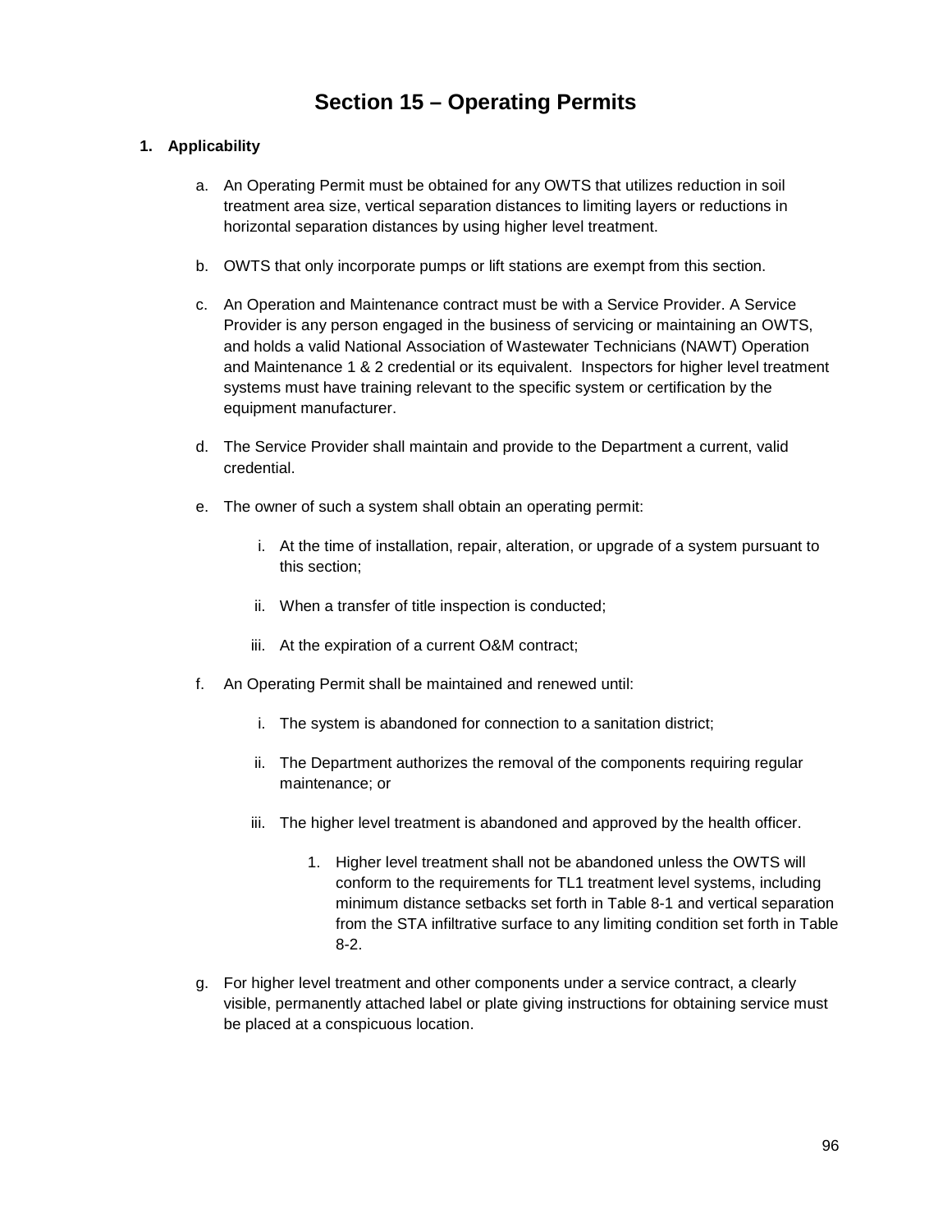# Section 15 – Operating Permits

**1. Applicability**

a. An Operating Permit must be obtained for any OWTS that utilizes reduction in soil treatment area size, vertical separation distances to limiting layers or reductions in horizontal separation distances by using higher level treatment.

b. OWTS that only incorporate pumps or lift stations are exempt from this section.

c. An Operation and Maintenance contract must be with a Service Provider. A Service Provider is any person engaged in the business of servicing or maintaining an OWTS, and holds a valid National Association of Wastewater Technicians (NAWT) Operation and Maintenance 1 & 2 credential or its equivalent. Inspectors for higher level treatment systems must have training relevant to the specific system or certification by the equipment manufacturer.

d. The Service Provider shall maintain and provide to the Department a current, valid credential.

e. The owner of such a system shall obtain an operating permit:

   i. At the time of installation, repair, alteration, or upgrade of a system pursuant to this section;

   ii. When a transfer of title inspection is conducted;

   iii. At the expiration of a current O&M contract;

f. An Operating Permit shall be maintained and renewed until:

   i. The system is abandoned for connection to a sanitation district;

   ii. The Department authorizes the removal of the components requiring regular maintenance; or

   iii. The higher level treatment is abandoned and approved by the health officer.

      1. Higher level treatment shall not be abandoned unless the OWTS will conform to the requirements for TL1 treatment level systems, including minimum distance setbacks set forth in Table 8-1 and vertical separation from the STA infiltrative surface to any limiting condition set forth in Table 8-2.

g. For higher level treatment and other components under a service contract, a clearly visible, permanently attached label or plate giving instructions for obtaining service must be placed at a conspicuous location.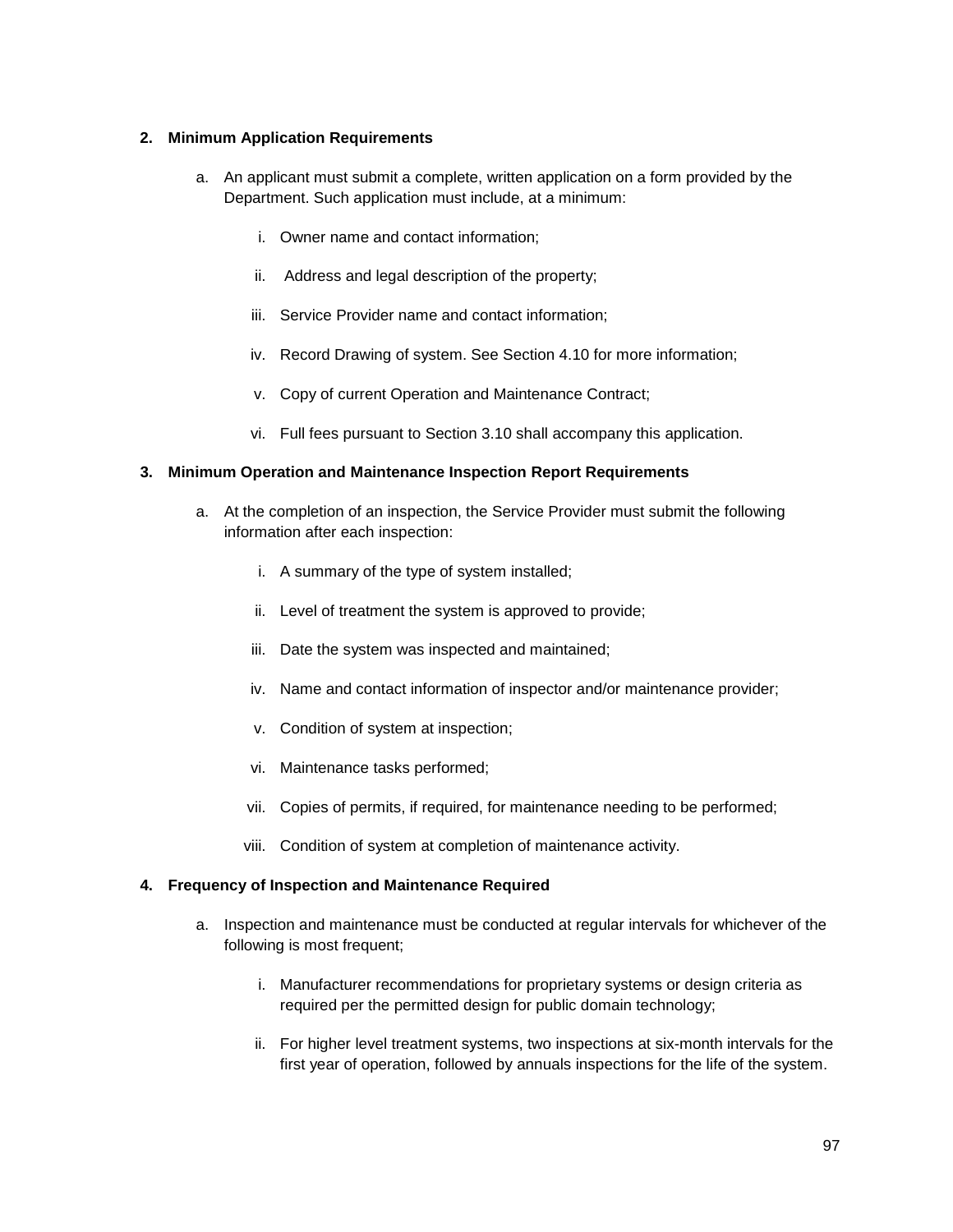**2. Minimum Application Requirements**

a. An applicant must submit a complete, written application on a form provided by the Department. Such application must include, at a minimum:

   i. Owner name and contact information;

   ii. Address and legal description of the property;

   iii. Service Provider name and contact information;

   iv. Record Drawing of system. See Section 4.10 for more information;

   v. Copy of current Operation and Maintenance Contract;

   vi. Full fees pursuant to Section 3.10 shall accompany this application.

**3. Minimum Operation and Maintenance Inspection Report Requirements**

a. At the completion of an inspection, the Service Provider must submit the following information after each inspection:

   i. A summary of the type of system installed;

   ii. Level of treatment the system is approved to provide;

   iii. Date the system was inspected and maintained;

   iv. Name and contact information of inspector and/or maintenance provider;

   v. Condition of system at inspection;

   vi. Maintenance tasks performed;

   vii. Copies of permits, if required, for maintenance needing to be performed;

   viii. Condition of system at completion of maintenance activity.

**4. Frequency of Inspection and Maintenance Required**

a. Inspection and maintenance must be conducted at regular intervals for whichever of the following is most frequent;

   i. Manufacturer recommendations for proprietary systems or design criteria as required per the permitted design for public domain technology;

   ii. For higher level treatment systems, two inspections at six-month intervals for the first year of operation, followed by annuals inspections for the life of the system.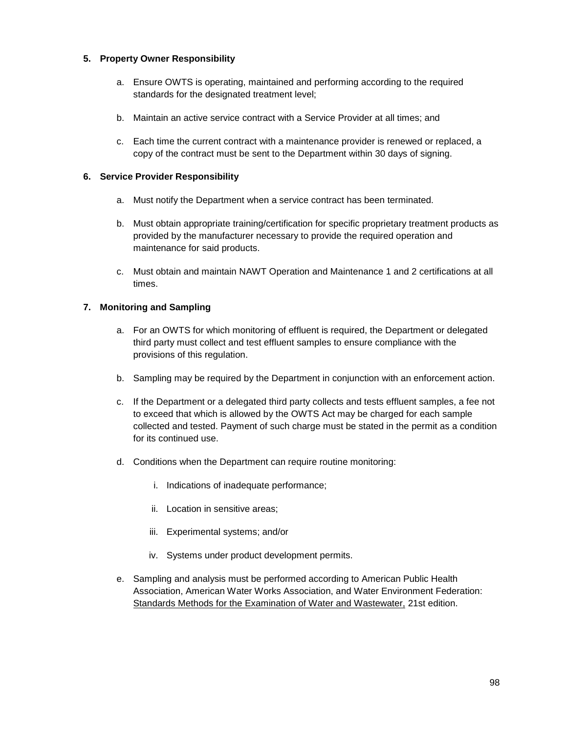### 5. Property Owner Responsibility

a. Ensure OWTS is operating, maintained and performing according to the required standards for the designated treatment level;

b. Maintain an active service contract with a Service Provider at all times; and

c. Each time the current contract with a maintenance provider is renewed or replaced, a copy of the contract must be sent to the Department within 30 days of signing.

### 6. Service Provider Responsibility

a. Must notify the Department when a service contract has been terminated.

b. Must obtain appropriate training/certification for specific proprietary treatment products as provided by the manufacturer necessary to provide the required operation and maintenance for said products.

c. Must obtain and maintain NAWT Operation and Maintenance 1 and 2 certifications at all times.

### 7. Monitoring and Sampling

a. For an OWTS for which monitoring of effluent is required, the Department or delegated third party must collect and test effluent samples to ensure compliance with the provisions of this regulation.

b. Sampling may be required by the Department in conjunction with an enforcement action.

c. If the Department or a delegated third party collects and tests effluent samples, a fee not to exceed that which is allowed by the OWTS Act may be charged for each sample collected and tested. Payment of such charge must be stated in the permit as a condition for its continued use.

d. Conditions when the Department can require routine monitoring:

   i. Indications of inadequate performance;

   ii. Location in sensitive areas;

   iii. Experimental systems; and/or

   iv. Systems under product development permits.

e. Sampling and analysis must be performed according to American Public Health Association, American Water Works Association, and Water Environment Federation: Standards Methods for the Examination of Water and Wastewater, 21st edition.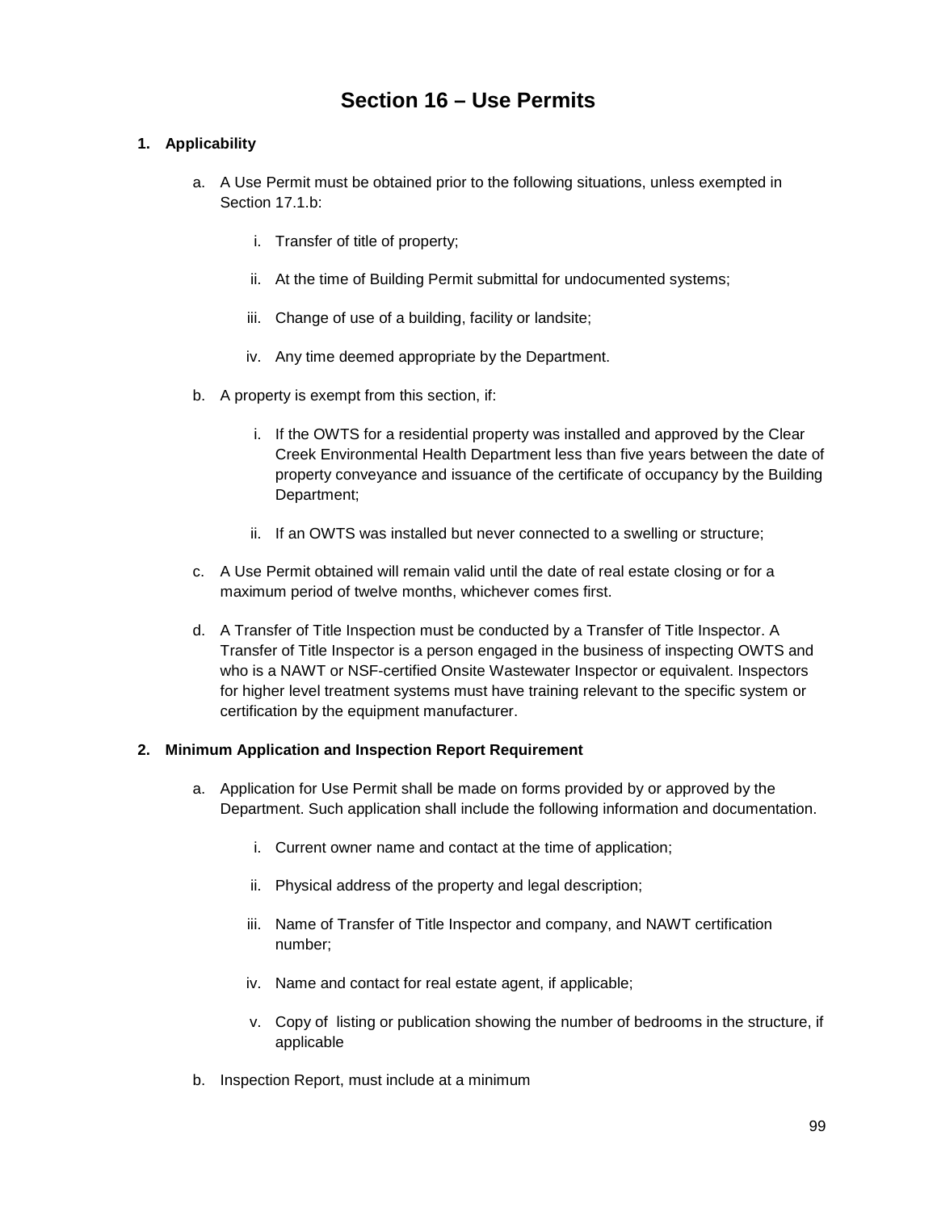# Section 16 – Use Permits

**1. Applicability**

a. A Use Permit must be obtained prior to the following situations, unless exempted in Section 17.1.b:

   i. Transfer of title of property;

   ii. At the time of Building Permit submittal for undocumented systems;

   iii. Change of use of a building, facility or landsite;

   iv. Any time deemed appropriate by the Department.

b. A property is exempt from this section, if:

   i. If the OWTS for a residential property was installed and approved by the Clear Creek Environmental Health Department less than five years between the date of property conveyance and issuance of the certificate of occupancy by the Building Department;

   ii. If an OWTS was installed but never connected to a swelling or structure;

c. A Use Permit obtained will remain valid until the date of real estate closing or for a maximum period of twelve months, whichever comes first.

d. A Transfer of Title Inspection must be conducted by a Transfer of Title Inspector. A Transfer of Title Inspector is a person engaged in the business of inspecting OWTS and who is a NAWT or NSF-certified Onsite Wastewater Inspector or equivalent. Inspectors for higher level treatment systems must have training relevant to the specific system or certification by the equipment manufacturer.

**2. Minimum Application and Inspection Report Requirement**

a. Application for Use Permit shall be made on forms provided by or approved by the Department. Such application shall include the following information and documentation.

   i. Current owner name and contact at the time of application;

   ii. Physical address of the property and legal description;

   iii. Name of Transfer of Title Inspector and company, and NAWT certification number;

   iv. Name and contact for real estate agent, if applicable;

   v. Copy of listing or publication showing the number of bedrooms in the structure, if applicable

b. Inspection Report, must include at a minimum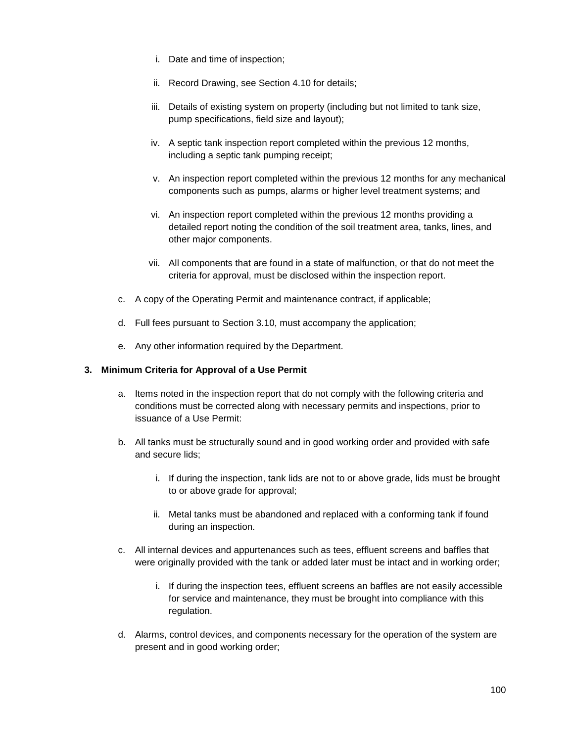i. Date and time of inspection;

ii. Record Drawing, see Section 4.10 for details;

iii. Details of existing system on property (including but not limited to tank size, pump specifications, field size and layout);

iv. A septic tank inspection report completed within the previous 12 months, including a septic tank pumping receipt;

v. An inspection report completed within the previous 12 months for any mechanical components such as pumps, alarms or higher level treatment systems; and

vi. An inspection report completed within the previous 12 months providing a detailed report noting the condition of the soil treatment area, tanks, lines, and other major components.

vii. All components that are found in a state of malfunction, or that do not meet the criteria for approval, must be disclosed within the inspection report.

c. A copy of the Operating Permit and maintenance contract, if applicable;

d. Full fees pursuant to Section 3.10, must accompany the application;

e. Any other information required by the Department.

**3. Minimum Criteria for Approval of a Use Permit**

a. Items noted in the inspection report that do not comply with the following criteria and conditions must be corrected along with necessary permits and inspections, prior to issuance of a Use Permit:

b. All tanks must be structurally sound and in good working order and provided with safe and secure lids;

   i. If during the inspection, tank lids are not to or above grade, lids must be brought to or above grade for approval;

   ii. Metal tanks must be abandoned and replaced with a conforming tank if found during an inspection.

c. All internal devices and appurtenances such as tees, effluent screens and baffles that were originally provided with the tank or added later must be intact and in working order;

   i. If during the inspection tees, effluent screens an baffles are not easily accessible for service and maintenance, they must be brought into compliance with this regulation.

d. Alarms, control devices, and components necessary for the operation of the system are present and in good working order;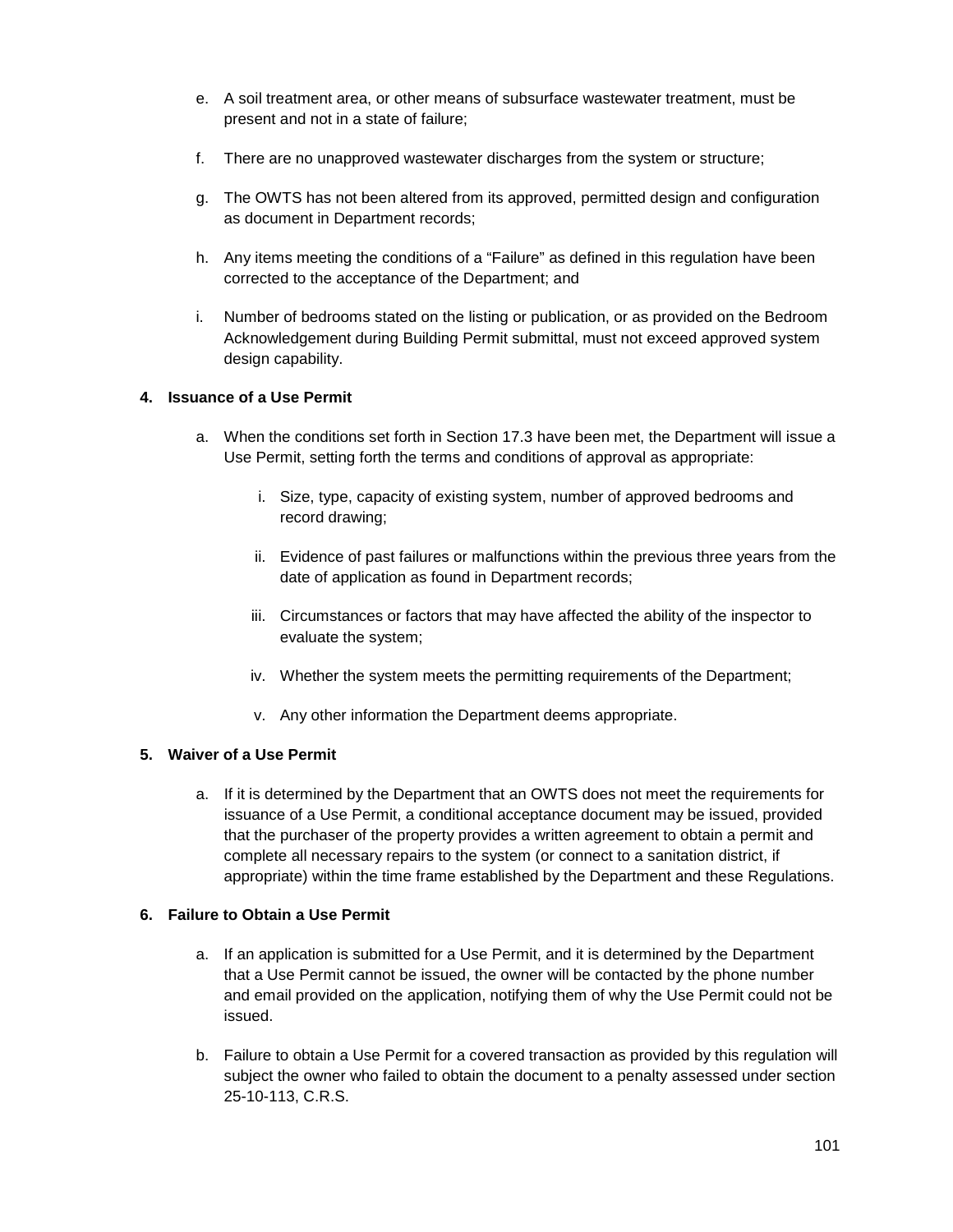e. A soil treatment area, or other means of subsurface wastewater treatment, must be present and not in a state of failure;

f. There are no unapproved wastewater discharges from the system or structure;

g. The OWTS has not been altered from its approved, permitted design and configuration as document in Department records;

h. Any items meeting the conditions of a "Failure" as defined in this regulation have been corrected to the acceptance of the Department; and

i. Number of bedrooms stated on the listing or publication, or as provided on the Bedroom Acknowledgement during Building Permit submittal, must not exceed approved system design capability.

**4. Issuance of a Use Permit**

a. When the conditions set forth in Section 17.3 have been met, the Department will issue a Use Permit, setting forth the terms and conditions of approval as appropriate:

   i. Size, type, capacity of existing system, number of approved bedrooms and record drawing;

   ii. Evidence of past failures or malfunctions within the previous three years from the date of application as found in Department records;

   iii. Circumstances or factors that may have affected the ability of the inspector to evaluate the system;

   iv. Whether the system meets the permitting requirements of the Department;

   v. Any other information the Department deems appropriate.

**5. Waiver of a Use Permit**

a. If it is determined by the Department that an OWTS does not meet the requirements for issuance of a Use Permit, a conditional acceptance document may be issued, provided that the purchaser of the property provides a written agreement to obtain a permit and complete all necessary repairs to the system (or connect to a sanitation district, if appropriate) within the time frame established by the Department and these Regulations.

**6. Failure to Obtain a Use Permit**

a. If an application is submitted for a Use Permit, and it is determined by the Department that a Use Permit cannot be issued, the owner will be contacted by the phone number and email provided on the application, notifying them of why the Use Permit could not be issued.

b. Failure to obtain a Use Permit for a covered transaction as provided by this regulation will subject the owner who failed to obtain the document to a penalty assessed under section 25-10-113, C.R.S.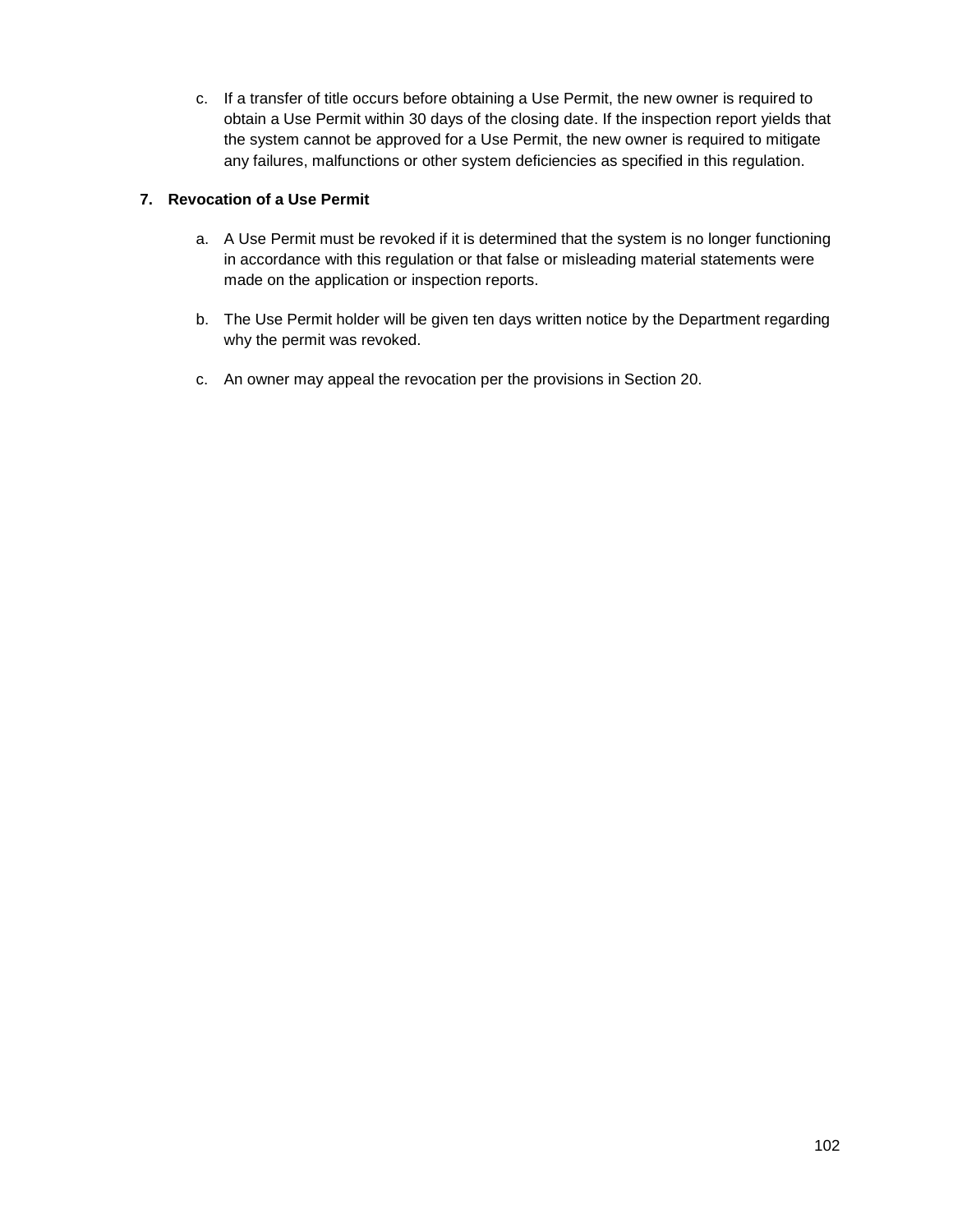c. If a transfer of title occurs before obtaining a Use Permit, the new owner is required to obtain a Use Permit within 30 days of the closing date. If the inspection report yields that the system cannot be approved for a Use Permit, the new owner is required to mitigate any failures, malfunctions or other system deficiencies as specified in this regulation.

**7. Revocation of a Use Permit**

a. A Use Permit must be revoked if it is determined that the system is no longer functioning in accordance with this regulation or that false or misleading material statements were made on the application or inspection reports.

b. The Use Permit holder will be given ten days written notice by the Department regarding why the permit was revoked.

c. An owner may appeal the revocation per the provisions in Section 20.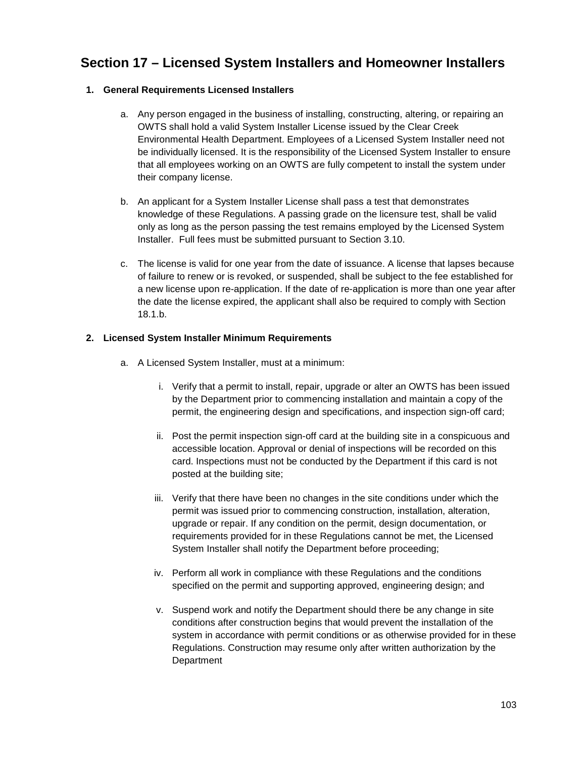## Section 17 – Licensed System Installers and Homeowner Installers

### 1. General Requirements Licensed Installers

a. Any person engaged in the business of installing, constructing, altering, or repairing an OWTS shall hold a valid System Installer License issued by the Clear Creek Environmental Health Department. Employees of a Licensed System Installer need not be individually licensed. It is the responsibility of the Licensed System Installer to ensure that all employees working on an OWTS are fully competent to install the system under their company license.

b. An applicant for a System Installer License shall pass a test that demonstrates knowledge of these Regulations. A passing grade on the licensure test, shall be valid only as long as the person passing the test remains employed by the Licensed System Installer. Full fees must be submitted pursuant to Section 3.10.

c. The license is valid for one year from the date of issuance. A license that lapses because of failure to renew or is revoked, or suspended, shall be subject to the fee established for a new license upon re-application. If the date of re-application is more than one year after the date the license expired, the applicant shall also be required to comply with Section 18.1.b.

### 2. Licensed System Installer Minimum Requirements

a. A Licensed System Installer, must at a minimum:

   i. Verify that a permit to install, repair, upgrade or alter an OWTS has been issued by the Department prior to commencing installation and maintain a copy of the permit, the engineering design and specifications, and inspection sign-off card;

   ii. Post the permit inspection sign-off card at the building site in a conspicuous and accessible location. Approval or denial of inspections will be recorded on this card. Inspections must not be conducted by the Department if this card is not posted at the building site;

   iii. Verify that there have been no changes in the site conditions under which the permit was issued prior to commencing construction, installation, alteration, upgrade or repair. If any condition on the permit, design documentation, or requirements provided for in these Regulations cannot be met, the Licensed System Installer shall notify the Department before proceeding;

   iv. Perform all work in compliance with these Regulations and the conditions specified on the permit and supporting approved, engineering design; and

   v. Suspend work and notify the Department should there be any change in site conditions after construction begins that would prevent the installation of the system in accordance with permit conditions or as otherwise provided for in these Regulations. Construction may resume only after written authorization by the Department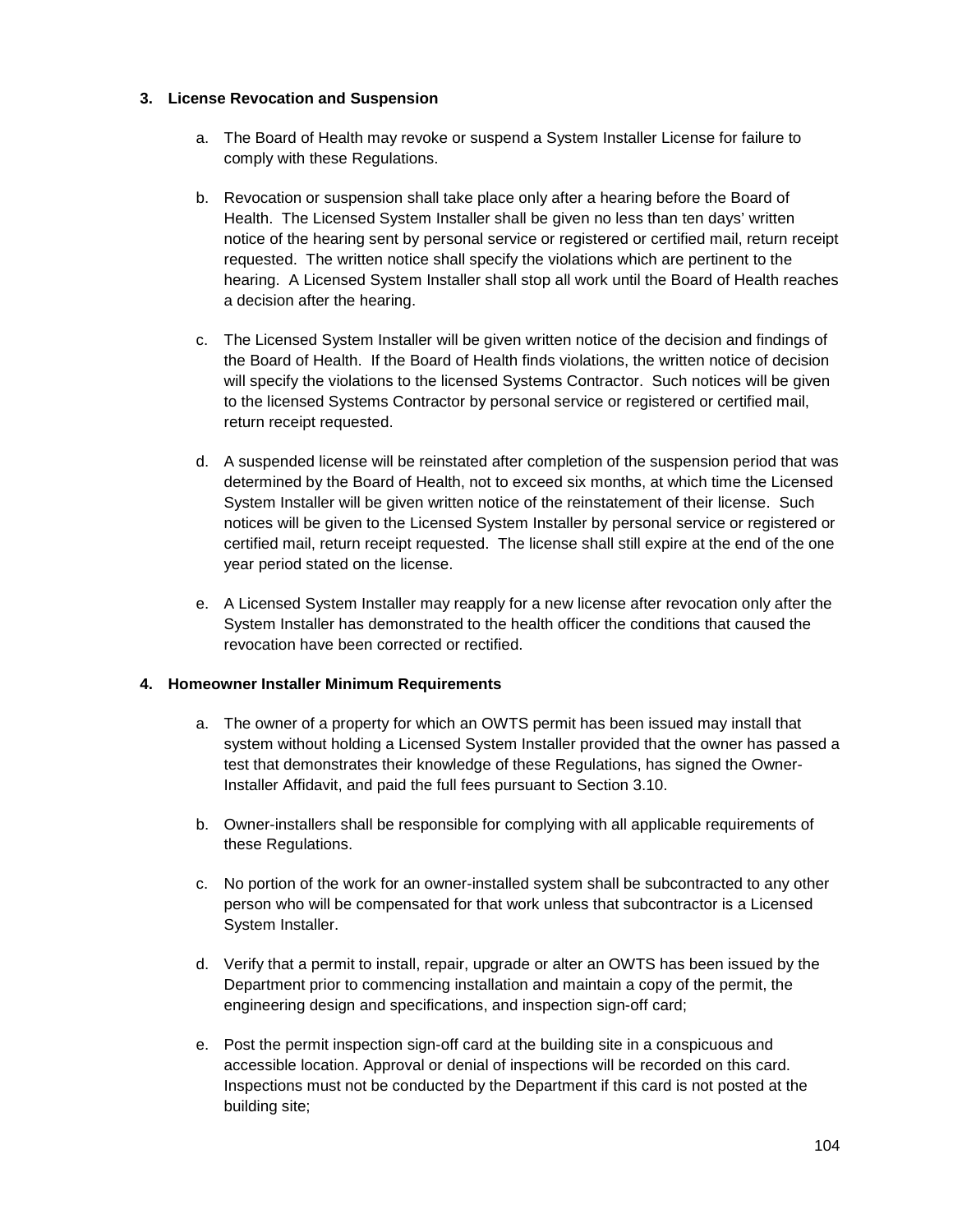### 3. License Revocation and Suspension

a. The Board of Health may revoke or suspend a System Installer License for failure to comply with these Regulations.

b. Revocation or suspension shall take place only after a hearing before the Board of Health. The Licensed System Installer shall be given no less than ten days' written notice of the hearing sent by personal service or registered or certified mail, return receipt requested. The written notice shall specify the violations which are pertinent to the hearing. A Licensed System Installer shall stop all work until the Board of Health reaches a decision after the hearing.

c. The Licensed System Installer will be given written notice of the decision and findings of the Board of Health. If the Board of Health finds violations, the written notice of decision will specify the violations to the licensed Systems Contractor. Such notices will be given to the licensed Systems Contractor by personal service or registered or certified mail, return receipt requested.

d. A suspended license will be reinstated after completion of the suspension period that was determined by the Board of Health, not to exceed six months, at which time the Licensed System Installer will be given written notice of the reinstatement of their license. Such notices will be given to the Licensed System Installer by personal service or registered or certified mail, return receipt requested. The license shall still expire at the end of the one year period stated on the license.

e. A Licensed System Installer may reapply for a new license after revocation only after the System Installer has demonstrated to the health officer the conditions that caused the revocation have been corrected or rectified.

### 4. Homeowner Installer Minimum Requirements

a. The owner of a property for which an OWTS permit has been issued may install that system without holding a Licensed System Installer provided that the owner has passed a test that demonstrates their knowledge of these Regulations, has signed the Owner-Installer Affidavit, and paid the full fees pursuant to Section 3.10.

b. Owner-installers shall be responsible for complying with all applicable requirements of these Regulations.

c. No portion of the work for an owner-installed system shall be subcontracted to any other person who will be compensated for that work unless that subcontractor is a Licensed System Installer.

d. Verify that a permit to install, repair, upgrade or alter an OWTS has been issued by the Department prior to commencing installation and maintain a copy of the permit, the engineering design and specifications, and inspection sign-off card;

e. Post the permit inspection sign-off card at the building site in a conspicuous and accessible location. Approval or denial of inspections will be recorded on this card. Inspections must not be conducted by the Department if this card is not posted at the building site;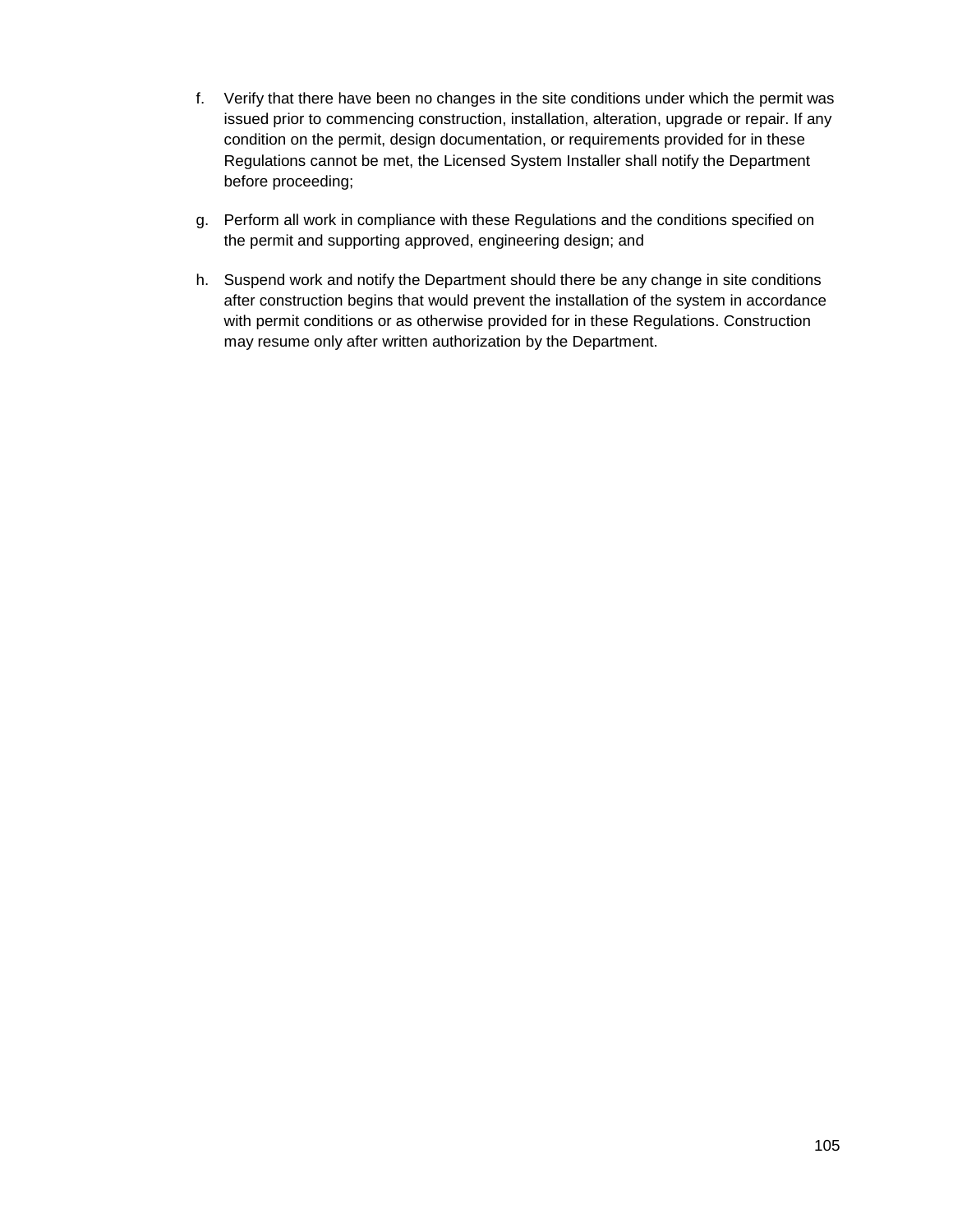f. Verify that there have been no changes in the site conditions under which the permit was issued prior to commencing construction, installation, alteration, upgrade or repair. If any condition on the permit, design documentation, or requirements provided for in these Regulations cannot be met, the Licensed System Installer shall notify the Department before proceeding;

g. Perform all work in compliance with these Regulations and the conditions specified on the permit and supporting approved, engineering design; and

h. Suspend work and notify the Department should there be any change in site conditions after construction begins that would prevent the installation of the system in accordance with permit conditions or as otherwise provided for in these Regulations. Construction may resume only after written authorization by the Department.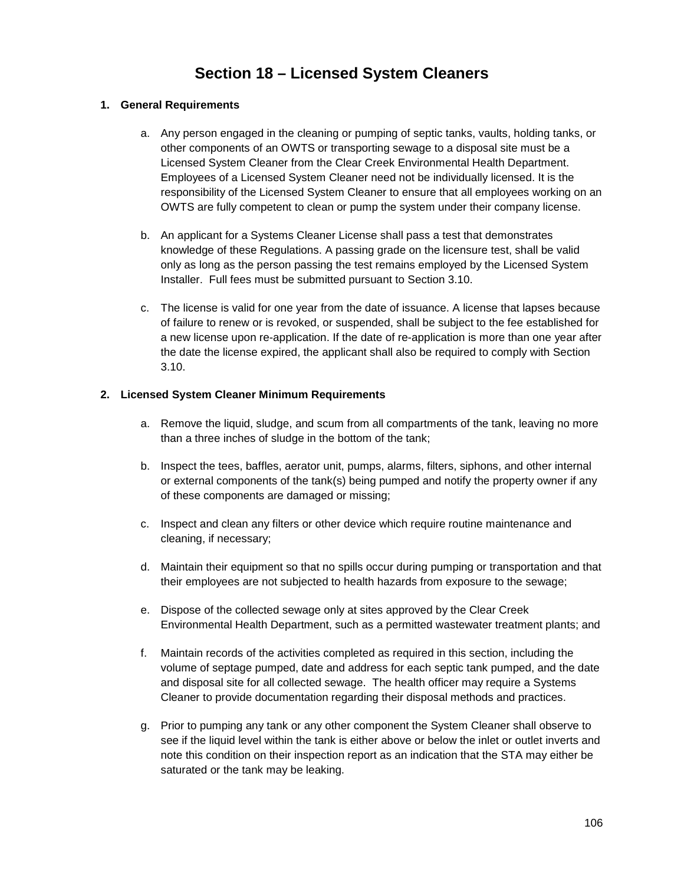# Section 18 – Licensed System Cleaners

## 1. General Requirements

a. Any person engaged in the cleaning or pumping of septic tanks, vaults, holding tanks, or other components of an OWTS or transporting sewage to a disposal site must be a Licensed System Cleaner from the Clear Creek Environmental Health Department. Employees of a Licensed System Cleaner need not be individually licensed. It is the responsibility of the Licensed System Cleaner to ensure that all employees working on an OWTS are fully competent to clean or pump the system under their company license.

b. An applicant for a Systems Cleaner License shall pass a test that demonstrates knowledge of these Regulations. A passing grade on the licensure test, shall be valid only as long as the person passing the test remains employed by the Licensed System Installer. Full fees must be submitted pursuant to Section 3.10.

c. The license is valid for one year from the date of issuance. A license that lapses because of failure to renew or is revoked, or suspended, shall be subject to the fee established for a new license upon re-application. If the date of re-application is more than one year after the date the license expired, the applicant shall also be required to comply with Section 3.10.

## 2. Licensed System Cleaner Minimum Requirements

a. Remove the liquid, sludge, and scum from all compartments of the tank, leaving no more than a three inches of sludge in the bottom of the tank;

b. Inspect the tees, baffles, aerator unit, pumps, alarms, filters, siphons, and other internal or external components of the tank(s) being pumped and notify the property owner if any of these components are damaged or missing;

c. Inspect and clean any filters or other device which require routine maintenance and cleaning, if necessary;

d. Maintain their equipment so that no spills occur during pumping or transportation and that their employees are not subjected to health hazards from exposure to the sewage;

e. Dispose of the collected sewage only at sites approved by the Clear Creek Environmental Health Department, such as a permitted wastewater treatment plants; and

f. Maintain records of the activities completed as required in this section, including the volume of septage pumped, date and address for each septic tank pumped, and the date and disposal site for all collected sewage. The health officer may require a Systems Cleaner to provide documentation regarding their disposal methods and practices.

g. Prior to pumping any tank or any other component the System Cleaner shall observe to see if the liquid level within the tank is either above or below the inlet or outlet inverts and note this condition on their inspection report as an indication that the STA may either be saturated or the tank may be leaking.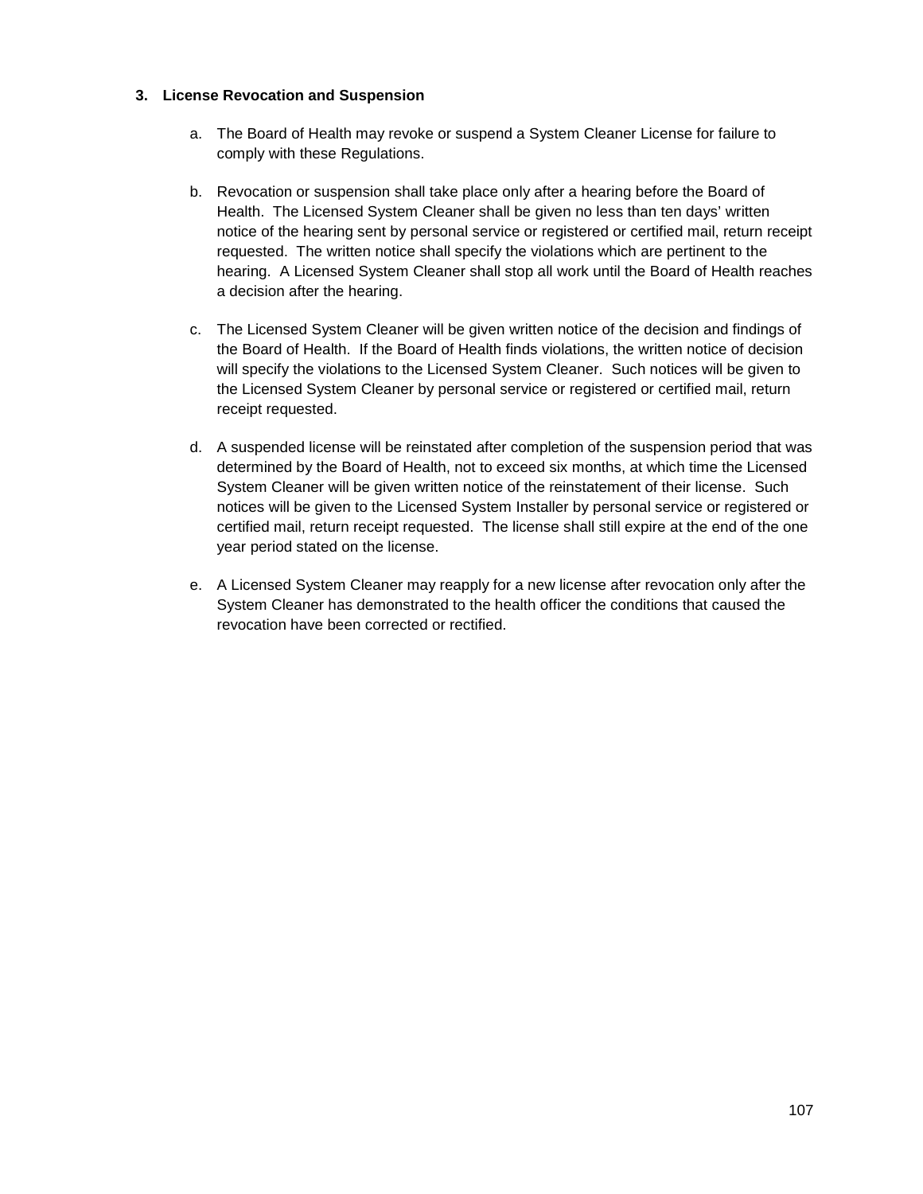### 3. License Revocation and Suspension

a. The Board of Health may revoke or suspend a System Cleaner License for failure to comply with these Regulations.

b. Revocation or suspension shall take place only after a hearing before the Board of Health. The Licensed System Cleaner shall be given no less than ten days' written notice of the hearing sent by personal service or registered or certified mail, return receipt requested. The written notice shall specify the violations which are pertinent to the hearing. A Licensed System Cleaner shall stop all work until the Board of Health reaches a decision after the hearing.

c. The Licensed System Cleaner will be given written notice of the decision and findings of the Board of Health. If the Board of Health finds violations, the written notice of decision will specify the violations to the Licensed System Cleaner. Such notices will be given to the Licensed System Cleaner by personal service or registered or certified mail, return receipt requested.

d. A suspended license will be reinstated after completion of the suspension period that was determined by the Board of Health, not to exceed six months, at which time the Licensed System Cleaner will be given written notice of the reinstatement of their license. Such notices will be given to the Licensed System Installer by personal service or registered or certified mail, return receipt requested. The license shall still expire at the end of the one year period stated on the license.

e. A Licensed System Cleaner may reapply for a new license after revocation only after the System Cleaner has demonstrated to the health officer the conditions that caused the revocation have been corrected or rectified.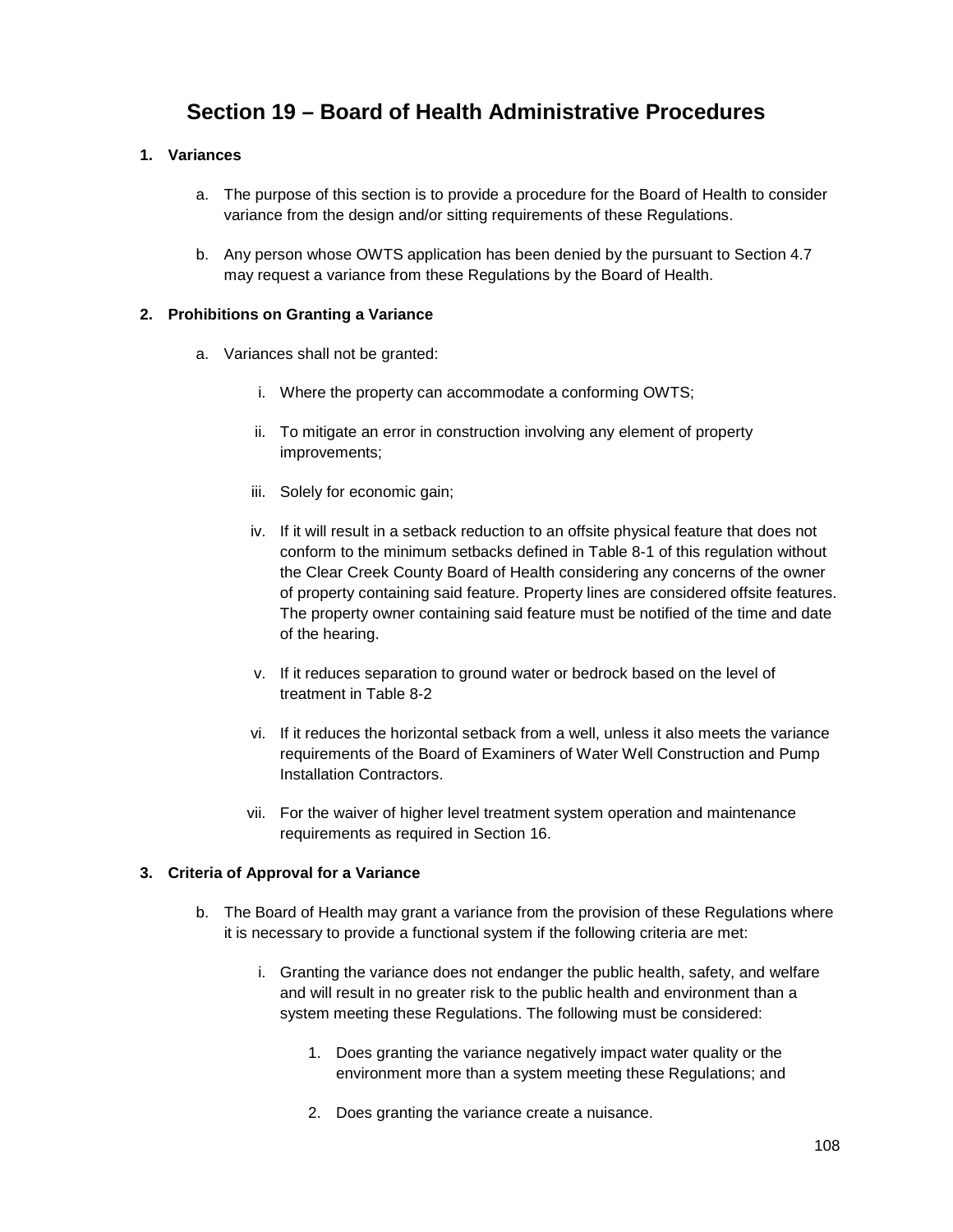# Section 19 – Board of Health Administrative Procedures

**1. Variances**

a. The purpose of this section is to provide a procedure for the Board of Health to consider variance from the design and/or sitting requirements of these Regulations.

b. Any person whose OWTS application has been denied by the pursuant to Section 4.7 may request a variance from these Regulations by the Board of Health.

**2. Prohibitions on Granting a Variance**

a. Variances shall not be granted:

i. Where the property can accommodate a conforming OWTS;

ii. To mitigate an error in construction involving any element of property improvements;

iii. Solely for economic gain;

iv. If it will result in a setback reduction to an offsite physical feature that does not conform to the minimum setbacks defined in Table 8-1 of this regulation without the Clear Creek County Board of Health considering any concerns of the owner of property containing said feature. Property lines are considered offsite features. The property owner containing said feature must be notified of the time and date of the hearing.

v. If it reduces separation to ground water or bedrock based on the level of treatment in Table 8-2

vi. If it reduces the horizontal setback from a well, unless it also meets the variance requirements of the Board of Examiners of Water Well Construction and Pump Installation Contractors.

vii. For the waiver of higher level treatment system operation and maintenance requirements as required in Section 16.

**3. Criteria of Approval for a Variance**

b. The Board of Health may grant a variance from the provision of these Regulations where it is necessary to provide a functional system if the following criteria are met:

i. Granting the variance does not endanger the public health, safety, and welfare and will result in no greater risk to the public health and environment than a system meeting these Regulations. The following must be considered:

1. Does granting the variance negatively impact water quality or the environment more than a system meeting these Regulations; and

2. Does granting the variance create a nuisance.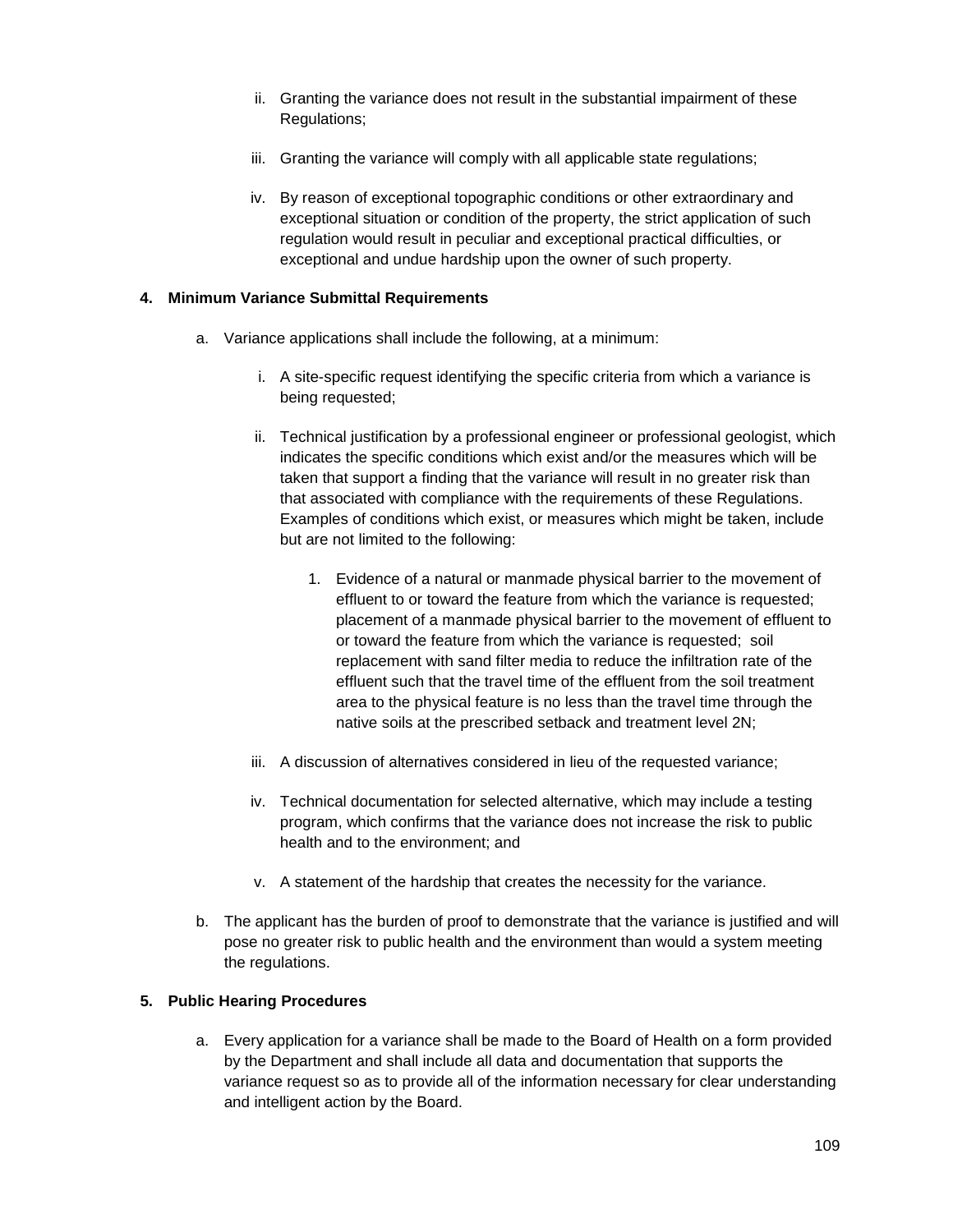ii. Granting the variance does not result in the substantial impairment of these Regulations;

iii. Granting the variance will comply with all applicable state regulations;

iv. By reason of exceptional topographic conditions or other extraordinary and exceptional situation or condition of the property, the strict application of such regulation would result in peculiar and exceptional practical difficulties, or exceptional and undue hardship upon the owner of such property.

**4. Minimum Variance Submittal Requirements**

a. Variance applications shall include the following, at a minimum:

i. A site-specific request identifying the specific criteria from which a variance is being requested;

ii. Technical justification by a professional engineer or professional geologist, which indicates the specific conditions which exist and/or the measures which will be taken that support a finding that the variance will result in no greater risk than that associated with compliance with the requirements of these Regulations. Examples of conditions which exist, or measures which might be taken, include but are not limited to the following:

1. Evidence of a natural or manmade physical barrier to the movement of effluent to or toward the feature from which the variance is requested; placement of a manmade physical barrier to the movement of effluent to or toward the feature from which the variance is requested; soil replacement with sand filter media to reduce the infiltration rate of the effluent such that the travel time of the effluent from the soil treatment area to the physical feature is no less than the travel time through the native soils at the prescribed setback and treatment level 2N;

iii. A discussion of alternatives considered in lieu of the requested variance;

iv. Technical documentation for selected alternative, which may include a testing program, which confirms that the variance does not increase the risk to public health and to the environment; and

v. A statement of the hardship that creates the necessity for the variance.

b. The applicant has the burden of proof to demonstrate that the variance is justified and will pose no greater risk to public health and the environment than would a system meeting the regulations.

**5. Public Hearing Procedures**

a. Every application for a variance shall be made to the Board of Health on a form provided by the Department and shall include all data and documentation that supports the variance request so as to provide all of the information necessary for clear understanding and intelligent action by the Board.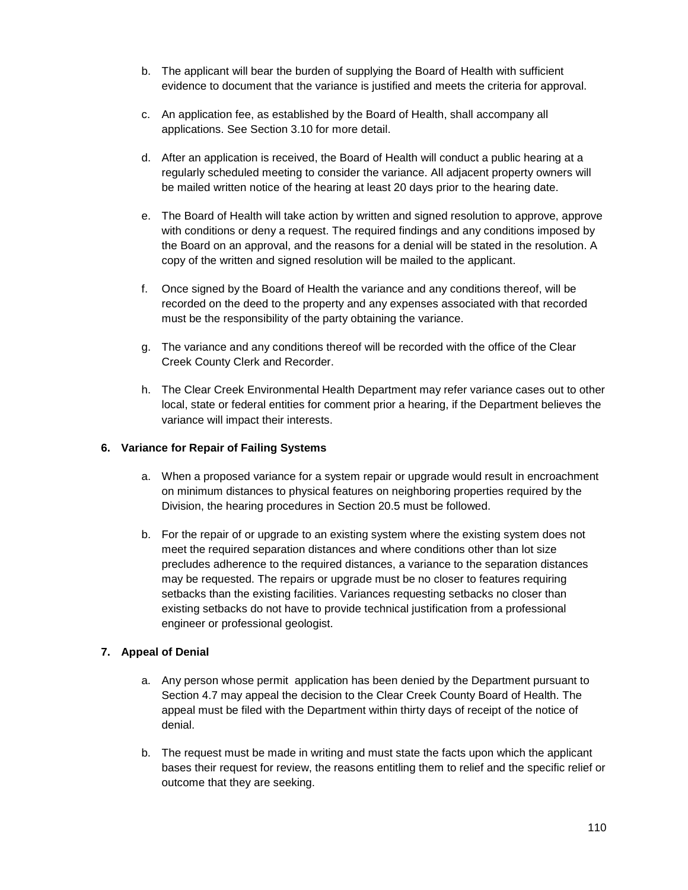b. The applicant will bear the burden of supplying the Board of Health with sufficient evidence to document that the variance is justified and meets the criteria for approval.

c. An application fee, as established by the Board of Health, shall accompany all applications. See Section 3.10 for more detail.

d. After an application is received, the Board of Health will conduct a public hearing at a regularly scheduled meeting to consider the variance. All adjacent property owners will be mailed written notice of the hearing at least 20 days prior to the hearing date.

e. The Board of Health will take action by written and signed resolution to approve, approve with conditions or deny a request. The required findings and any conditions imposed by the Board on an approval, and the reasons for a denial will be stated in the resolution. A copy of the written and signed resolution will be mailed to the applicant.

f. Once signed by the Board of Health the variance and any conditions thereof, will be recorded on the deed to the property and any expenses associated with that recorded must be the responsibility of the party obtaining the variance.

g. The variance and any conditions thereof will be recorded with the office of the Clear Creek County Clerk and Recorder.

h. The Clear Creek Environmental Health Department may refer variance cases out to other local, state or federal entities for comment prior a hearing, if the Department believes the variance will impact their interests.

**6. Variance for Repair of Failing Systems**

a. When a proposed variance for a system repair or upgrade would result in encroachment on minimum distances to physical features on neighboring properties required by the Division, the hearing procedures in Section 20.5 must be followed.

b. For the repair of or upgrade to an existing system where the existing system does not meet the required separation distances and where conditions other than lot size precludes adherence to the required distances, a variance to the separation distances may be requested. The repairs or upgrade must be no closer to features requiring setbacks than the existing facilities. Variances requesting setbacks no closer than existing setbacks do not have to provide technical justification from a professional engineer or professional geologist.

**7. Appeal of Denial**

a. Any person whose permit application has been denied by the Department pursuant to Section 4.7 may appeal the decision to the Clear Creek County Board of Health. The appeal must be filed with the Department within thirty days of receipt of the notice of denial.

b. The request must be made in writing and must state the facts upon which the applicant bases their request for review, the reasons entitling them to relief and the specific relief or outcome that they are seeking.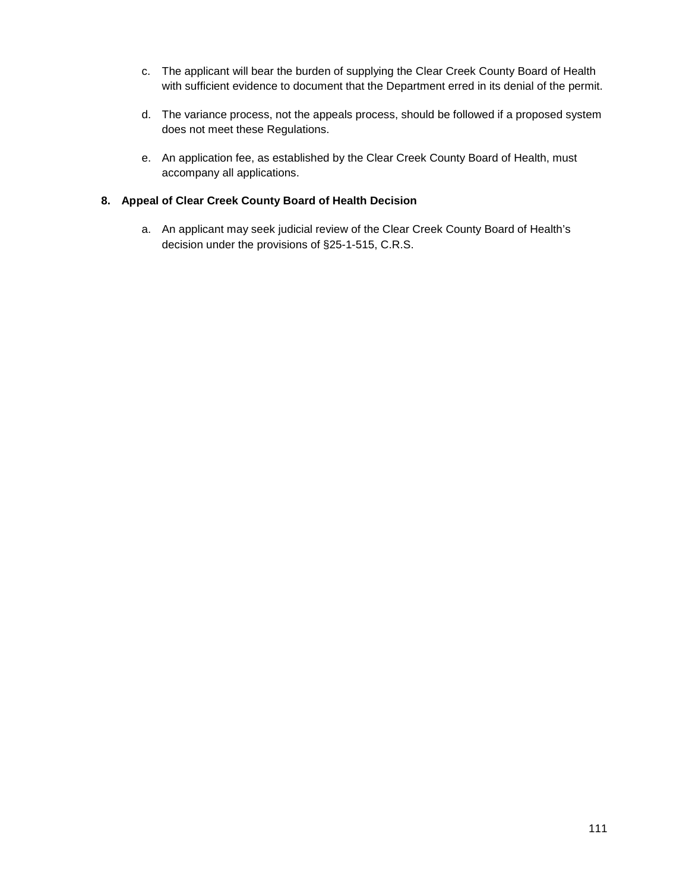c. The applicant will bear the burden of supplying the Clear Creek County Board of Health with sufficient evidence to document that the Department erred in its denial of the permit.

d. The variance process, not the appeals process, should be followed if a proposed system does not meet these Regulations.

e. An application fee, as established by the Clear Creek County Board of Health, must accompany all applications.

**8. Appeal of Clear Creek County Board of Health Decision**

a. An applicant may seek judicial review of the Clear Creek County Board of Health's decision under the provisions of §25-1-515, C.R.S.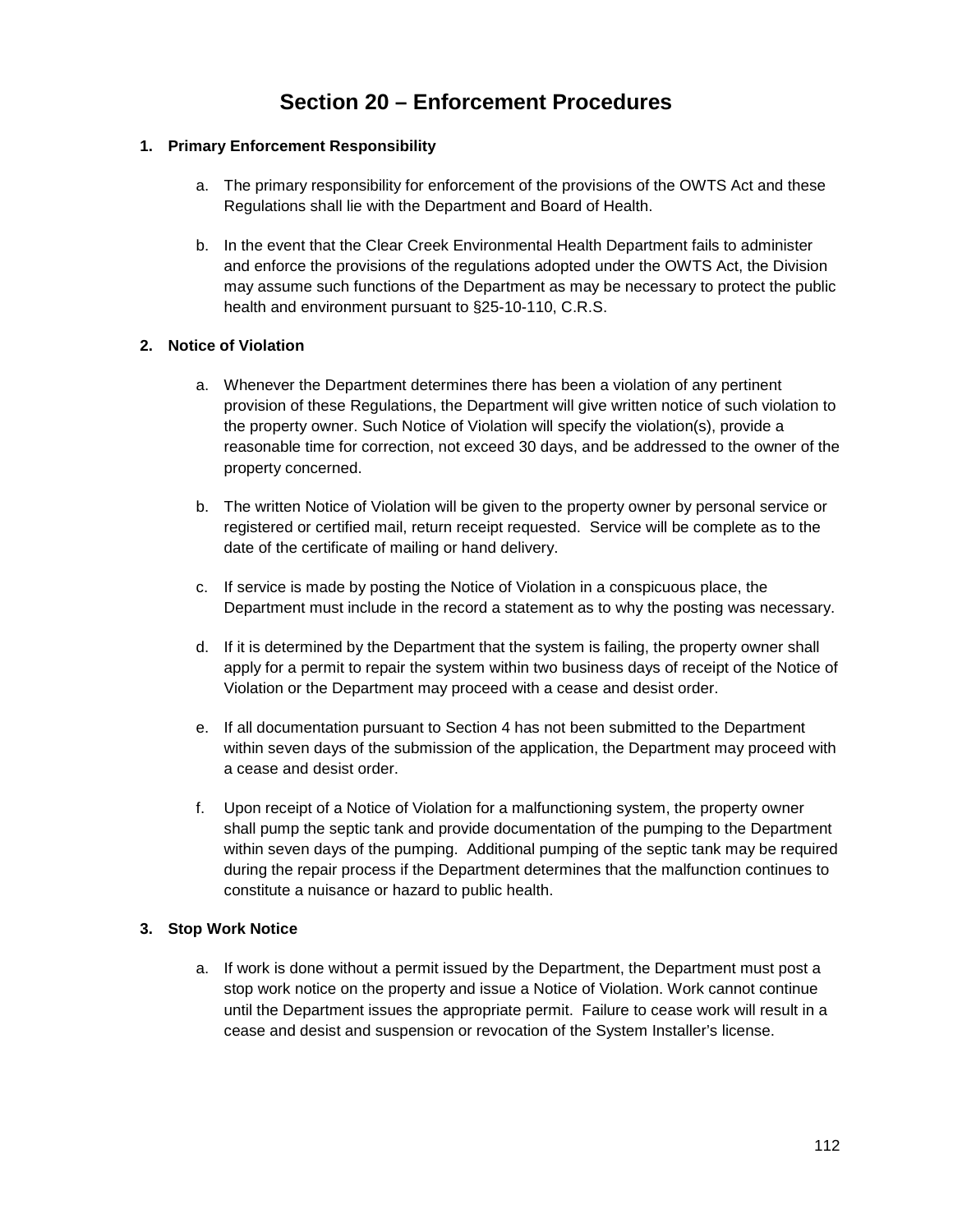# Section 20 – Enforcement Procedures

**1. Primary Enforcement Responsibility**

a. The primary responsibility for enforcement of the provisions of the OWTS Act and these Regulations shall lie with the Department and Board of Health.

b. In the event that the Clear Creek Environmental Health Department fails to administer and enforce the provisions of the regulations adopted under the OWTS Act, the Division may assume such functions of the Department as may be necessary to protect the public health and environment pursuant to §25-10-110, C.R.S.

**2. Notice of Violation**

a. Whenever the Department determines there has been a violation of any pertinent provision of these Regulations, the Department will give written notice of such violation to the property owner. Such Notice of Violation will specify the violation(s), provide a reasonable time for correction, not exceed 30 days, and be addressed to the owner of the property concerned.

b. The written Notice of Violation will be given to the property owner by personal service or registered or certified mail, return receipt requested. Service will be complete as to the date of the certificate of mailing or hand delivery.

c. If service is made by posting the Notice of Violation in a conspicuous place, the Department must include in the record a statement as to why the posting was necessary.

d. If it is determined by the Department that the system is failing, the property owner shall apply for a permit to repair the system within two business days of receipt of the Notice of Violation or the Department may proceed with a cease and desist order.

e. If all documentation pursuant to Section 4 has not been submitted to the Department within seven days of the submission of the application, the Department may proceed with a cease and desist order.

f. Upon receipt of a Notice of Violation for a malfunctioning system, the property owner shall pump the septic tank and provide documentation of the pumping to the Department within seven days of the pumping. Additional pumping of the septic tank may be required during the repair process if the Department determines that the malfunction continues to constitute a nuisance or hazard to public health.

**3. Stop Work Notice**

a. If work is done without a permit issued by the Department, the Department must post a stop work notice on the property and issue a Notice of Violation. Work cannot continue until the Department issues the appropriate permit. Failure to cease work will result in a cease and desist and suspension or revocation of the System Installer's license.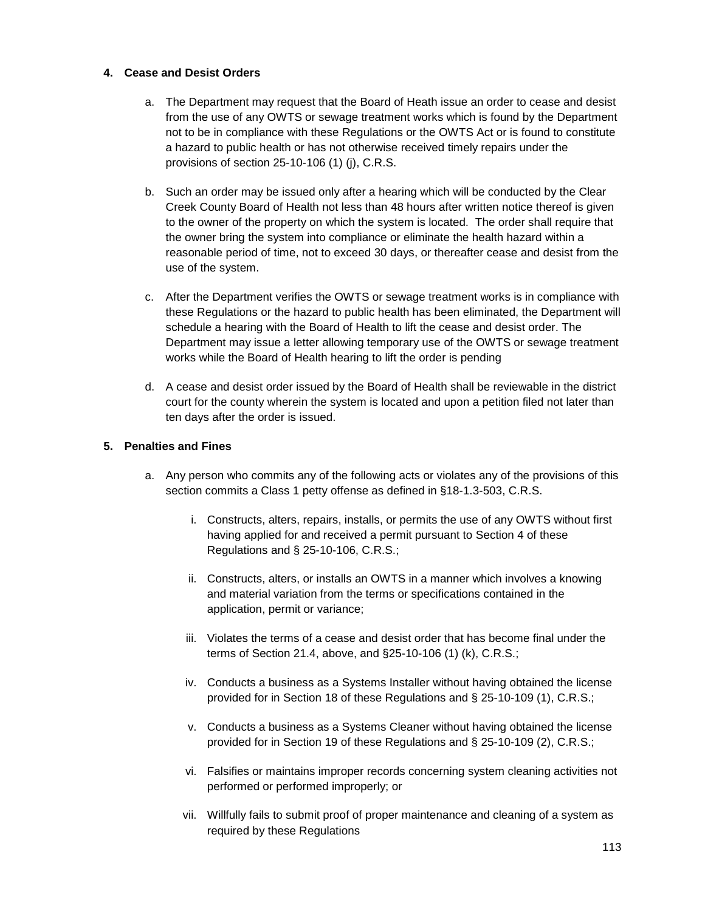**4. Cease and Desist Orders**

a. The Department may request that the Board of Heath issue an order to cease and desist from the use of any OWTS or sewage treatment works which is found by the Department not to be in compliance with these Regulations or the OWTS Act or is found to constitute a hazard to public health or has not otherwise received timely repairs under the provisions of section 25-10-106 (1) (j), C.R.S.

b. Such an order may be issued only after a hearing which will be conducted by the Clear Creek County Board of Health not less than 48 hours after written notice thereof is given to the owner of the property on which the system is located. The order shall require that the owner bring the system into compliance or eliminate the health hazard within a reasonable period of time, not to exceed 30 days, or thereafter cease and desist from the use of the system.

c. After the Department verifies the OWTS or sewage treatment works is in compliance with these Regulations or the hazard to public health has been eliminated, the Department will schedule a hearing with the Board of Health to lift the cease and desist order. The Department may issue a letter allowing temporary use of the OWTS or sewage treatment works while the Board of Health hearing to lift the order is pending

d. A cease and desist order issued by the Board of Health shall be reviewable in the district court for the county wherein the system is located and upon a petition filed not later than ten days after the order is issued.

**5. Penalties and Fines**

a. Any person who commits any of the following acts or violates any of the provisions of this section commits a Class 1 petty offense as defined in §18-1.3-503, C.R.S.

   i. Constructs, alters, repairs, installs, or permits the use of any OWTS without first having applied for and received a permit pursuant to Section 4 of these Regulations and § 25-10-106, C.R.S.;

   ii. Constructs, alters, or installs an OWTS in a manner which involves a knowing and material variation from the terms or specifications contained in the application, permit or variance;

   iii. Violates the terms of a cease and desist order that has become final under the terms of Section 21.4, above, and §25-10-106 (1) (k), C.R.S.;

   iv. Conducts a business as a Systems Installer without having obtained the license provided for in Section 18 of these Regulations and § 25-10-109 (1), C.R.S.;

   v. Conducts a business as a Systems Cleaner without having obtained the license provided for in Section 19 of these Regulations and § 25-10-109 (2), C.R.S.;

   vi. Falsifies or maintains improper records concerning system cleaning activities not performed or performed improperly; or

   vii. Willfully fails to submit proof of proper maintenance and cleaning of a system as required by these Regulations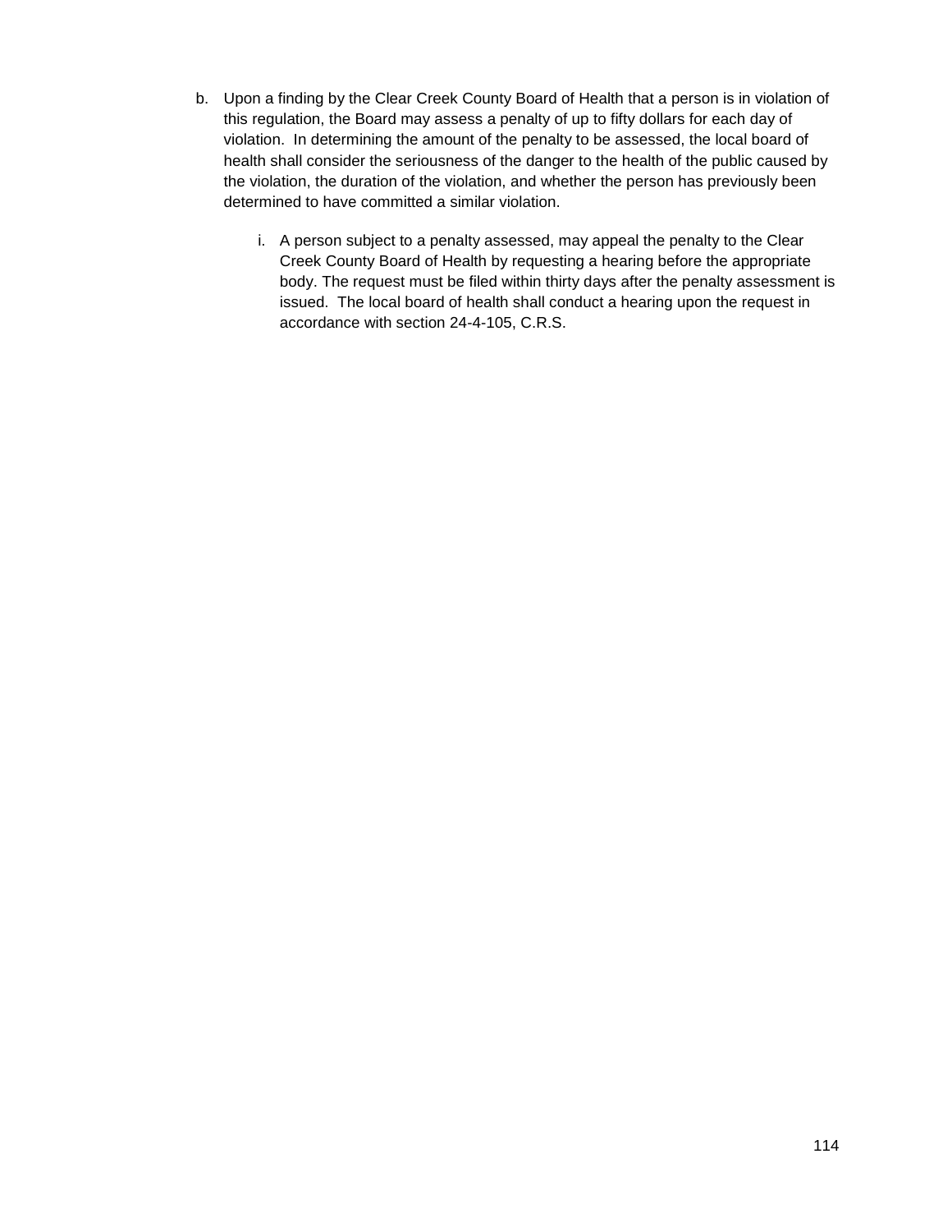b. Upon a finding by the Clear Creek County Board of Health that a person is in violation of this regulation, the Board may assess a penalty of up to fifty dollars for each day of violation. In determining the amount of the penalty to be assessed, the local board of health shall consider the seriousness of the danger to the health of the public caused by the violation, the duration of the violation, and whether the person has previously been determined to have committed a similar violation.

    i. A person subject to a penalty assessed, may appeal the penalty to the Clear Creek County Board of Health by requesting a hearing before the appropriate body. The request must be filed within thirty days after the penalty assessment is issued. The local board of health shall conduct a hearing upon the request in accordance with section 24-4-105, C.R.S.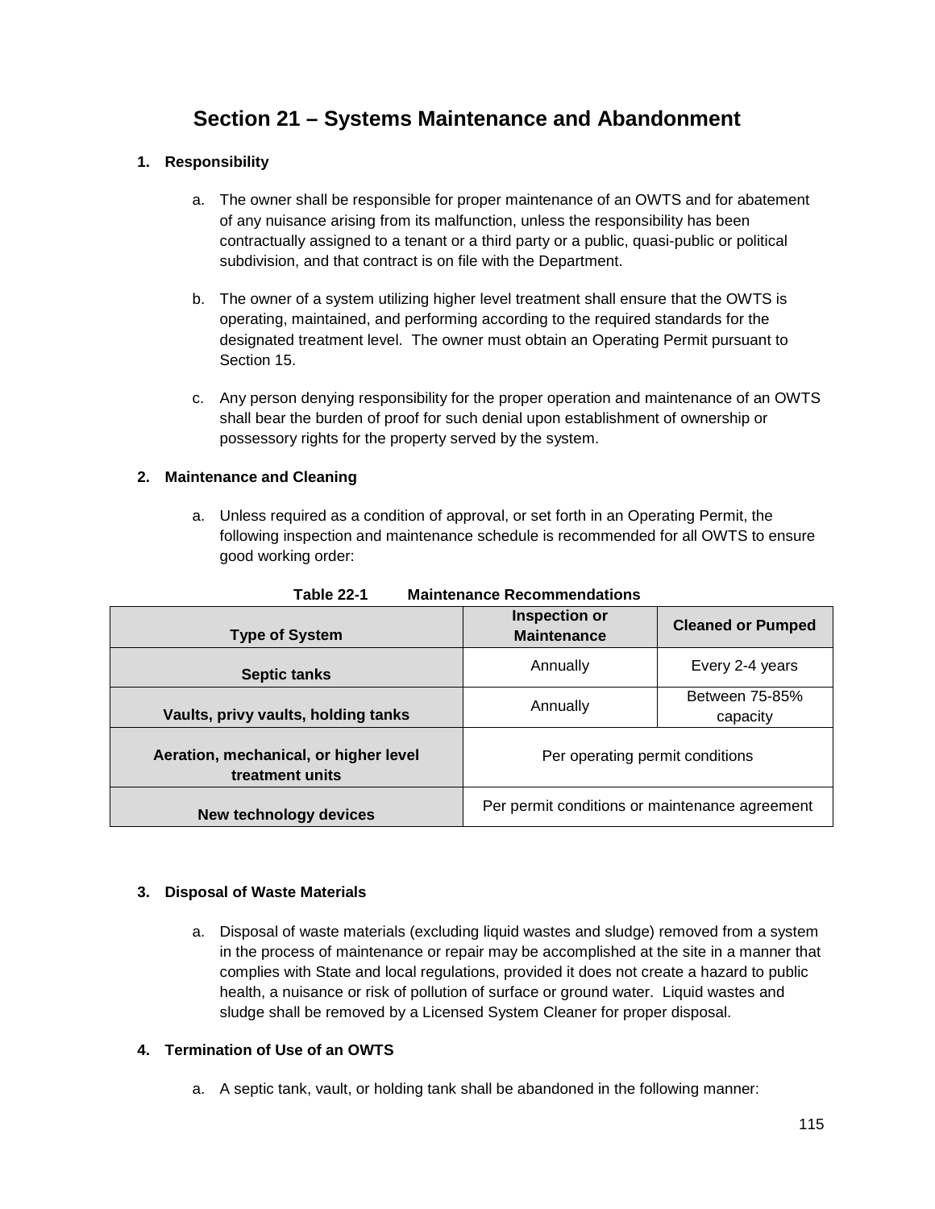# Section 21 – Systems Maintenance and Abandonment

**1. Responsibility**

a. The owner shall be responsible for proper maintenance of an OWTS and for abatement of any nuisance arising from its malfunction, unless the responsibility has been contractually assigned to a tenant or a third party or a public, quasi-public or political subdivision, and that contract is on file with the Department.

b. The owner of a system utilizing higher level treatment shall ensure that the OWTS is operating, maintained, and performing according to the required standards for the designated treatment level. The owner must obtain an Operating Permit pursuant to Section 15.

c. Any person denying responsibility for the proper operation and maintenance of an OWTS shall bear the burden of proof for such denial upon establishment of ownership or possessory rights for the property served by the system.

**2. Maintenance and Cleaning**

a. Unless required as a condition of approval, or set forth in an Operating Permit, the following inspection and maintenance schedule is recommended for all OWTS to ensure good working order:

**Table 22-1 Maintenance Recommendations**

| Type of System | Inspection or Maintenance | Cleaned or Pumped |
|---|---|---|
| **Septic tanks** | Annually | Every 2-4 years |
| **Vaults, privy vaults, holding tanks** | Annually | Between 75-85% capacity |
| **Aeration, mechanical, or higher level treatment units** | Per operating permit conditions | |
| **New technology devices** | Per permit conditions or maintenance agreement | |

**3. Disposal of Waste Materials**

a. Disposal of waste materials (excluding liquid wastes and sludge) removed from a system in the process of maintenance or repair may be accomplished at the site in a manner that complies with State and local regulations, provided it does not create a hazard to public health, a nuisance or risk of pollution of surface or ground water. Liquid wastes and sludge shall be removed by a Licensed System Cleaner for proper disposal.

**4. Termination of Use of an OWTS**

a. A septic tank, vault, or holding tank shall be abandoned in the following manner: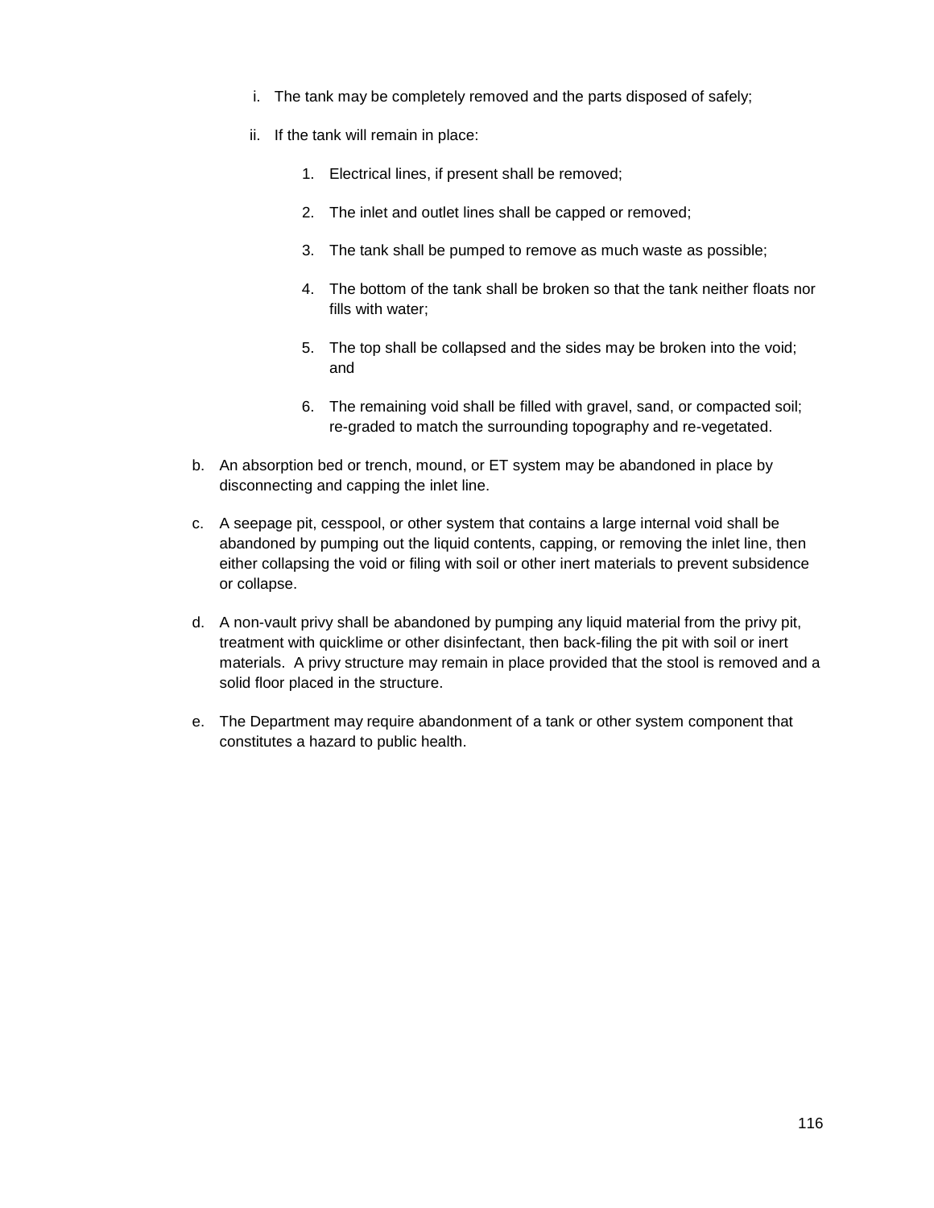i. The tank may be completely removed and the parts disposed of safely;

ii. If the tank will remain in place:

   1. Electrical lines, if present shall be removed;

   2. The inlet and outlet lines shall be capped or removed;

   3. The tank shall be pumped to remove as much waste as possible;

   4. The bottom of the tank shall be broken so that the tank neither floats nor fills with water;

   5. The top shall be collapsed and the sides may be broken into the void; and

   6. The remaining void shall be filled with gravel, sand, or compacted soil; re-graded to match the surrounding topography and re-vegetated.

b. An absorption bed or trench, mound, or ET system may be abandoned in place by disconnecting and capping the inlet line.

c. A seepage pit, cesspool, or other system that contains a large internal void shall be abandoned by pumping out the liquid contents, capping, or removing the inlet line, then either collapsing the void or filing with soil or other inert materials to prevent subsidence or collapse.

d. A non-vault privy shall be abandoned by pumping any liquid material from the privy pit, treatment with quicklime or other disinfectant, then back-filing the pit with soil or inert materials. A privy structure may remain in place provided that the stool is removed and a solid floor placed in the structure.

e. The Department may require abandonment of a tank or other system component that constitutes a hazard to public health.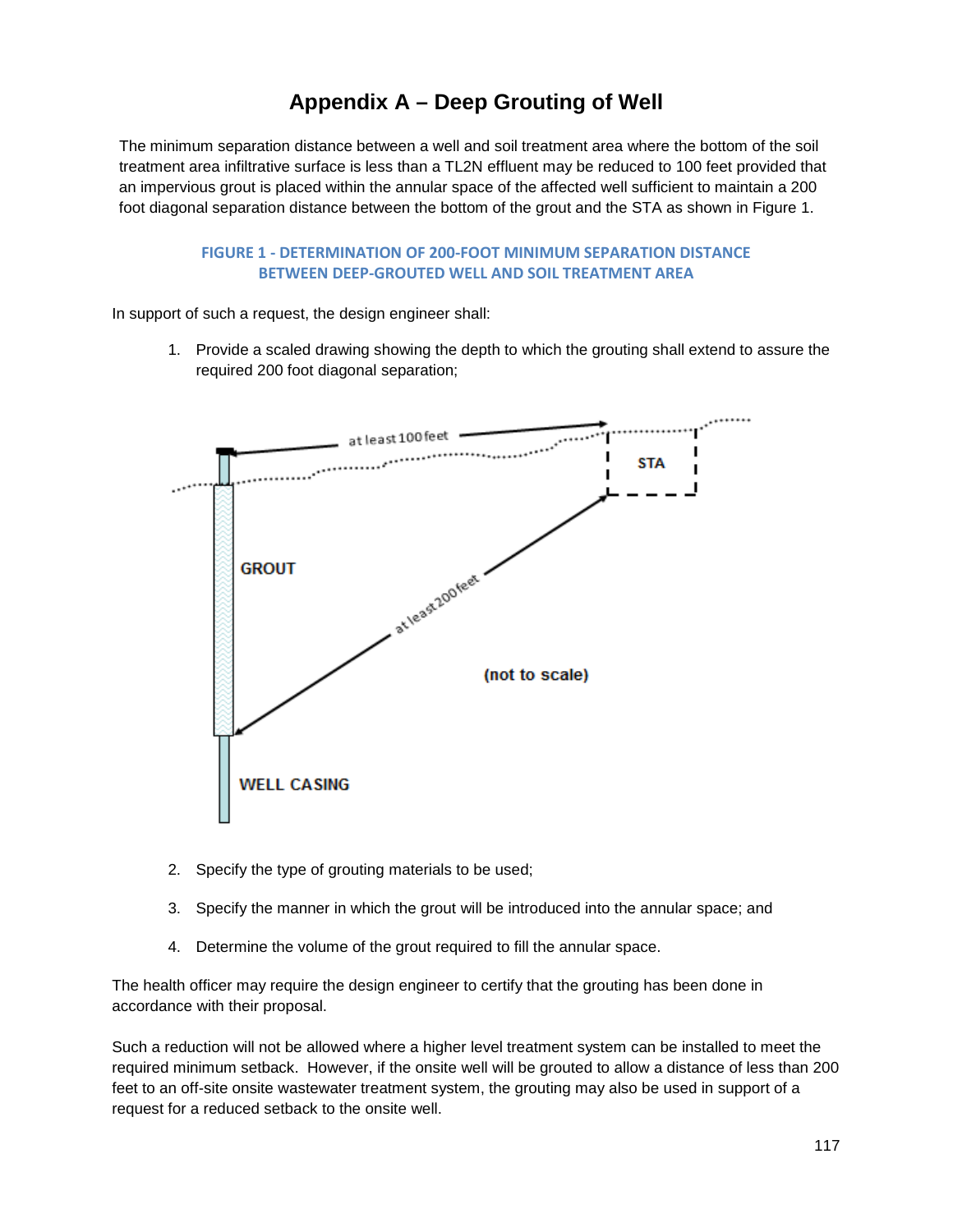# Appendix A – Deep Grouting of Well

The minimum separation distance between a well and soil treatment area where the bottom of the soil treatment area infiltrative surface is less than a TL2N effluent may be reduced to 100 feet provided that an impervious grout is placed within the annular space of the affected well sufficient to maintain a 200 foot diagonal separation distance between the bottom of the grout and the STA as shown in Figure 1.

FIGURE 1 - DETERMINATION OF 200-FOOT MINIMUM SEPARATION DISTANCE BETWEEN DEEP-GROUTED WELL AND SOIL TREATMENT AREA

In support of such a request, the design engineer shall:

1. Provide a scaled drawing showing the depth to which the grouting shall extend to assure the required 200 foot diagonal separation;

at least 100 feet

STA

GROUT

at least 200 feet

(not to scale)

WELL CASING

2. Specify the type of grouting materials to be used;
3. Specify the manner in which the grout will be introduced into the annular space; and
4. Determine the volume of the grout required to fill the annular space.

The health officer may require the design engineer to certify that the grouting has been done in accordance with their proposal.

Such a reduction will not be allowed where a higher level treatment system can be installed to meet the required minimum setback. However, if the onsite well will be grouted to allow a distance of less than 200 feet to an off-site onsite wastewater treatment system, the grouting may also be used in support of a request for a reduced setback to the onsite well.